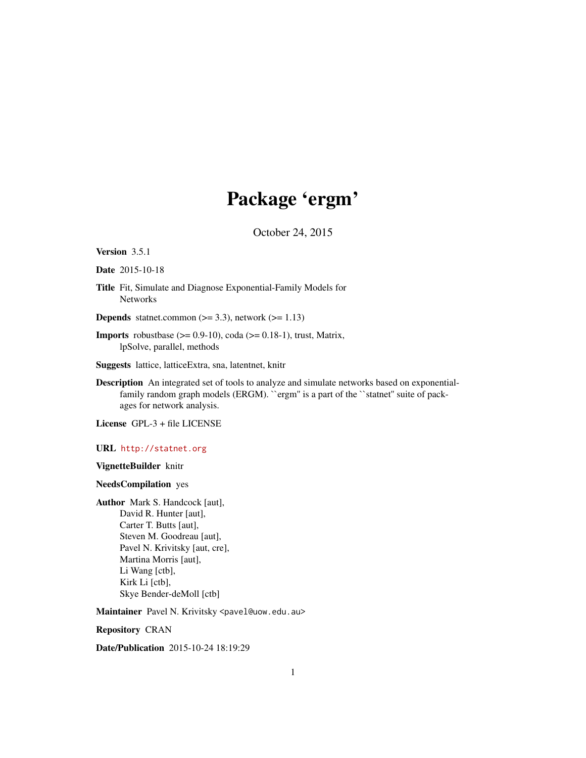# Package 'ergm'

October 24, 2015

**Version** 3.5.1

**Date** 2015-10-18

**Title** Fit, Simulate and Diagnose Exponential-Family Models for Networks

**Depends** statnet.common (>= 3.3), network (>= 1.13)

**Imports** robustbase (>= 0.9-10), coda (>= 0.18-1), trust, Matrix, lpSolve, parallel, methods

**Suggests** lattice, latticeExtra, sna, latentnet, knitr

**Description** An integrated set of tools to analyze and simulate networks based on exponential-family random graph models (ERGM). ``ergm'' is a part of the ``statnet'' suite of packages for network analysis.

**License** GPL-3 + file LICENSE

**URL** http://statnet.org

**VignetteBuilder** knitr

**NeedsCompilation** yes

**Author** Mark S. Handcock [aut],
David R. Hunter [aut],
Carter T. Butts [aut],
Steven M. Goodreau [aut],
Pavel N. Krivitsky [aut, cre],
Martina Morris [aut],
Li Wang [ctb],
Kirk Li [ctb],
Skye Bender-deMoll [ctb]

**Maintainer** Pavel N. Krivitsky <pavel@uow.edu.au>

**Repository** CRAN

**Date/Publication** 2015-10-24 18:19:29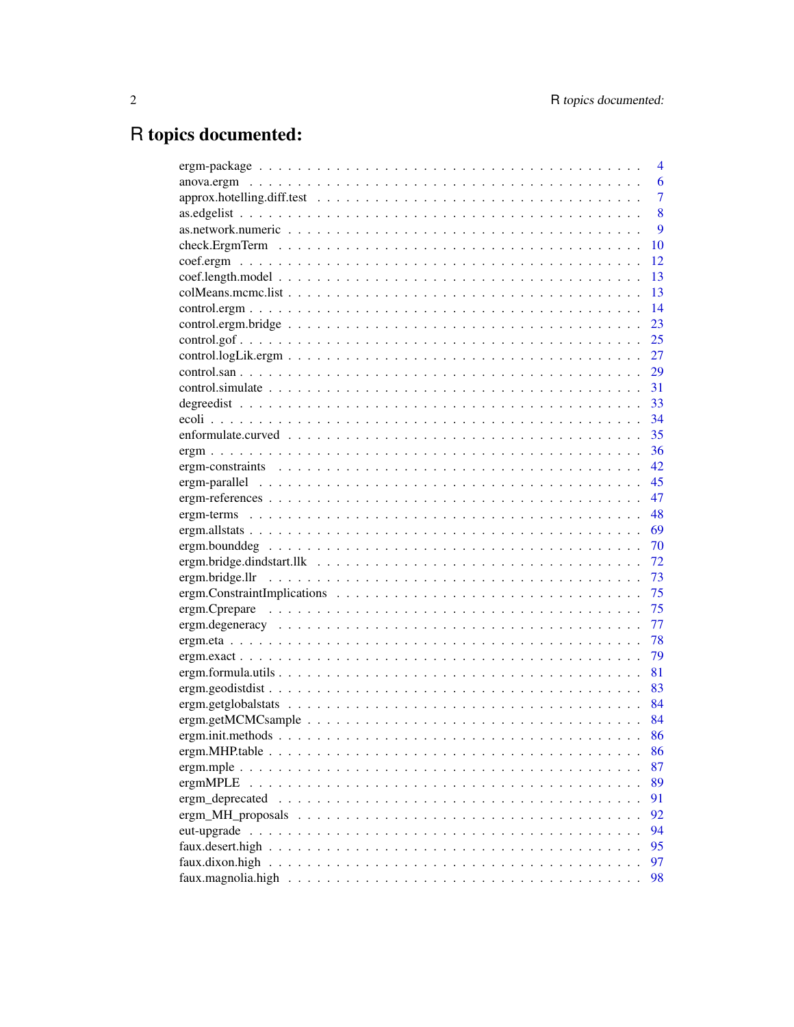# R topics documented:

| | |
|---|---|
| ergm-package | 4 |
| anova.ergm | 6 |
| approx.hotelling.diff.test | 7 |
| as.edgelist | 8 |
| as.network.numeric | 9 |
| check.ErgmTerm | 10 |
| coef.ergm | 12 |
| coef.length.model | 13 |
| colMeans.mcmc.list | 13 |
| control.ergm | 14 |
| control.ergm.bridge | 23 |
| control.gof | 25 |
| control.logLik.ergm | 27 |
| control.san | 29 |
| control.simulate | 31 |
| degreedist | 33 |
| ecoli | 34 |
| enformulate.curved | 35 |
| ergm | 36 |
| ergm-constraints | 42 |
| ergm-parallel | 45 |
| ergm-references | 47 |
| ergm-terms | 48 |
| ergm.allstats | 69 |
| ergm.bounddeg | 70 |
| ergm.bridge.dindstart.llk | 72 |
| ergm.bridge.llr | 73 |
| ergm.ConstraintImplications | 75 |
| ergm.Cprepare | 75 |
| ergm.degeneracy | 77 |
| ergm.eta | 78 |
| ergm.exact | 79 |
| ergm.formula.utils | 81 |
| ergm.geodistdist | 83 |
| ergm.getglobalstats | 84 |
| ergm.getMCMCsample | 84 |
| ergm.init.methods | 86 |
| ergm.MHP.table | 86 |
| ergm.mple | 87 |
| ergmMPLE | 89 |
| ergm_deprecated | 91 |
| ergm_MH_proposals | 92 |
| eut-upgrade | 94 |
| faux.desert.high | 95 |
| faux.dixon.high | 97 |
| faux.magnolia.high | 98 |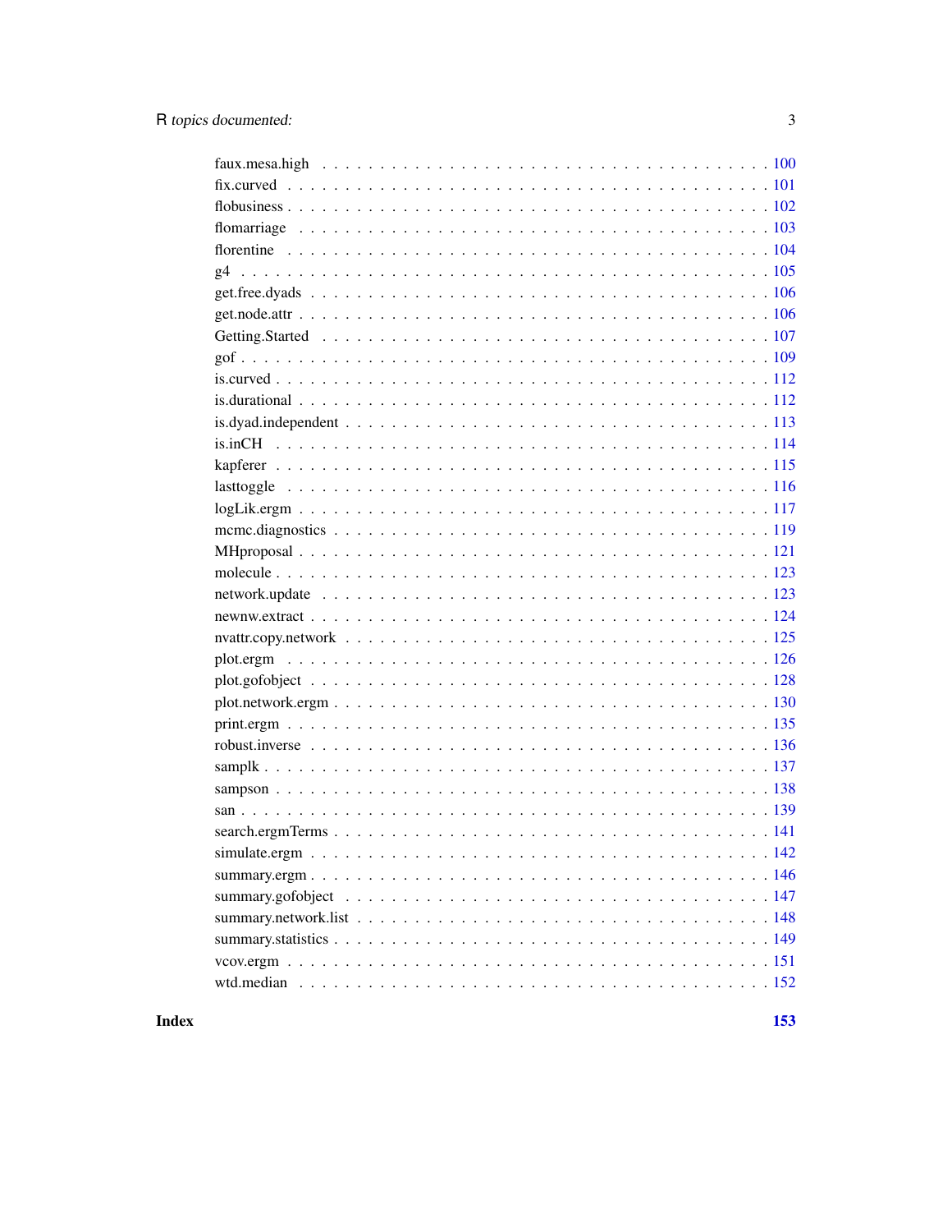faux.mesa.high . . . . . . . . . . . . . . . . . . . . . . . . . . . . . . . . . . . . . 100
fix.curved . . . . . . . . . . . . . . . . . . . . . . . . . . . . . . . . . . . . . . . 101
flobusiness . . . . . . . . . . . . . . . . . . . . . . . . . . . . . . . . . . . . . . . 102
flomarriage . . . . . . . . . . . . . . . . . . . . . . . . . . . . . . . . . . . . . . . 103
florentine . . . . . . . . . . . . . . . . . . . . . . . . . . . . . . . . . . . . . . . 104
g4 . . . . . . . . . . . . . . . . . . . . . . . . . . . . . . . . . . . . . . . . . . 105
get.free.dyads . . . . . . . . . . . . . . . . . . . . . . . . . . . . . . . . . . . . . 106
get.node.attr . . . . . . . . . . . . . . . . . . . . . . . . . . . . . . . . . . . . . 106
Getting.Started . . . . . . . . . . . . . . . . . . . . . . . . . . . . . . . . . . . . 107
gof . . . . . . . . . . . . . . . . . . . . . . . . . . . . . . . . . . . . . . . . . . 109
is.curved . . . . . . . . . . . . . . . . . . . . . . . . . . . . . . . . . . . . . . . 112
is.durational . . . . . . . . . . . . . . . . . . . . . . . . . . . . . . . . . . . . . 112
is.dyad.independent . . . . . . . . . . . . . . . . . . . . . . . . . . . . . . . . . . 113
is.inCH . . . . . . . . . . . . . . . . . . . . . . . . . . . . . . . . . . . . . . . . 114
kapferer . . . . . . . . . . . . . . . . . . . . . . . . . . . . . . . . . . . . . . . 115
lasttoggle . . . . . . . . . . . . . . . . . . . . . . . . . . . . . . . . . . . . . . 116
logLik.ergm . . . . . . . . . . . . . . . . . . . . . . . . . . . . . . . . . . . . . . 117
mcmc.diagnostics . . . . . . . . . . . . . . . . . . . . . . . . . . . . . . . . . . . 119
MHproposal . . . . . . . . . . . . . . . . . . . . . . . . . . . . . . . . . . . . . . 121
molecule . . . . . . . . . . . . . . . . . . . . . . . . . . . . . . . . . . . . . . . 123
network.update . . . . . . . . . . . . . . . . . . . . . . . . . . . . . . . . . . . . 123
newnw.extract . . . . . . . . . . . . . . . . . . . . . . . . . . . . . . . . . . . . . 124
nvattr.copy.network . . . . . . . . . . . . . . . . . . . . . . . . . . . . . . . . . . 125
plot.ergm . . . . . . . . . . . . . . . . . . . . . . . . . . . . . . . . . . . . . . . 126
plot.gofobject . . . . . . . . . . . . . . . . . . . . . . . . . . . . . . . . . . . . . 128
plot.network.ergm . . . . . . . . . . . . . . . . . . . . . . . . . . . . . . . . . . . 130
print.ergm . . . . . . . . . . . . . . . . . . . . . . . . . . . . . . . . . . . . . . 135
robust.inverse . . . . . . . . . . . . . . . . . . . . . . . . . . . . . . . . . . . . 136
samplk . . . . . . . . . . . . . . . . . . . . . . . . . . . . . . . . . . . . . . . . 137
sampson . . . . . . . . . . . . . . . . . . . . . . . . . . . . . . . . . . . . . . . 138
san . . . . . . . . . . . . . . . . . . . . . . . . . . . . . . . . . . . . . . . . . 139
search.ergmTerms . . . . . . . . . . . . . . . . . . . . . . . . . . . . . . . . . . . 141
simulate.ergm . . . . . . . . . . . . . . . . . . . . . . . . . . . . . . . . . . . . . 142
summary.ergm . . . . . . . . . . . . . . . . . . . . . . . . . . . . . . . . . . . . . 146
summary.gofobject . . . . . . . . . . . . . . . . . . . . . . . . . . . . . . . . . . . 147
summary.network.list . . . . . . . . . . . . . . . . . . . . . . . . . . . . . . . . . 148
summary.statistics . . . . . . . . . . . . . . . . . . . . . . . . . . . . . . . . . . . 149
vcov.ergm . . . . . . . . . . . . . . . . . . . . . . . . . . . . . . . . . . . . . . . 151
wtd.median . . . . . . . . . . . . . . . . . . . . . . . . . . . . . . . . . . . . . . 152

**Index** **153**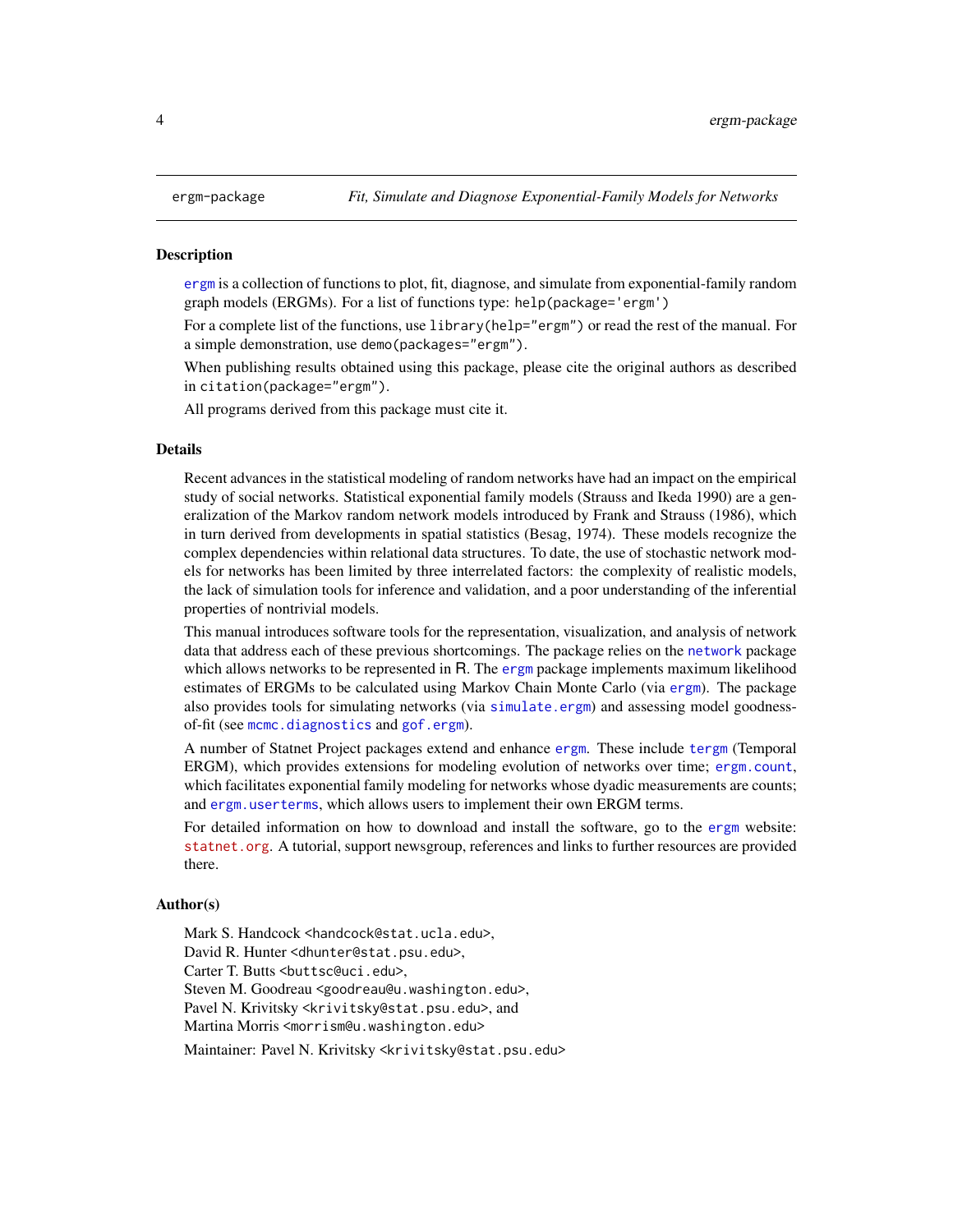ergm-package *Fit, Simulate and Diagnose Exponential-Family Models for Networks*

## Description

ergm is a collection of functions to plot, fit, diagnose, and simulate from exponential-family random graph models (ERGMs). For a list of functions type: `help(package='ergm')`

For a complete list of the functions, use `library(help="ergm")` or read the rest of the manual. For a simple demonstration, use `demo(packages="ergm")`.

When publishing results obtained using this package, please cite the original authors as described in `citation(package="ergm")`.

All programs derived from this package must cite it.

## Details

Recent advances in the statistical modeling of random networks have had an impact on the empirical study of social networks. Statistical exponential family models (Strauss and Ikeda 1990) are a generalization of the Markov random network models introduced by Frank and Strauss (1986), which in turn derived from developments in spatial statistics (Besag, 1974). These models recognize the complex dependencies within relational data structures. To date, the use of stochastic network models for networks has been limited by three interrelated factors: the complexity of realistic models, the lack of simulation tools for inference and validation, and a poor understanding of the inferential properties of nontrivial models.

This manual introduces software tools for the representation, visualization, and analysis of network data that address each of these previous shortcomings. The package relies on the `network` package which allows networks to be represented in R. The `ergm` package implements maximum likelihood estimates of ERGMs to be calculated using Markov Chain Monte Carlo (via `ergm`). The package also provides tools for simulating networks (via `simulate.ergm`) and assessing model goodness-of-fit (see `mcmc.diagnostics` and `gof.ergm`).

A number of Statnet Project packages extend and enhance `ergm`. These include `tergm` (Temporal ERGM), which provides extensions for modeling evolution of networks over time; `ergm.count`, which facilitates exponential family modeling for networks whose dyadic measurements are counts; and `ergm.userterms`, which allows users to implement their own ERGM terms.

For detailed information on how to download and install the software, go to the `ergm` website: `statnet.org`. A tutorial, support newsgroup, references and links to further resources are provided there.

## Author(s)

Mark S. Handcock <handcock@stat.ucla.edu>,
David R. Hunter <dhunter@stat.psu.edu>,
Carter T. Butts <buttsc@uci.edu>,
Steven M. Goodreau <goodreau@u.washington.edu>,
Pavel N. Krivitsky <krivitsky@stat.psu.edu>, and
Martina Morris <morrism@u.washington.edu>

Maintainer: Pavel N. Krivitsky <krivitsky@stat.psu.edu>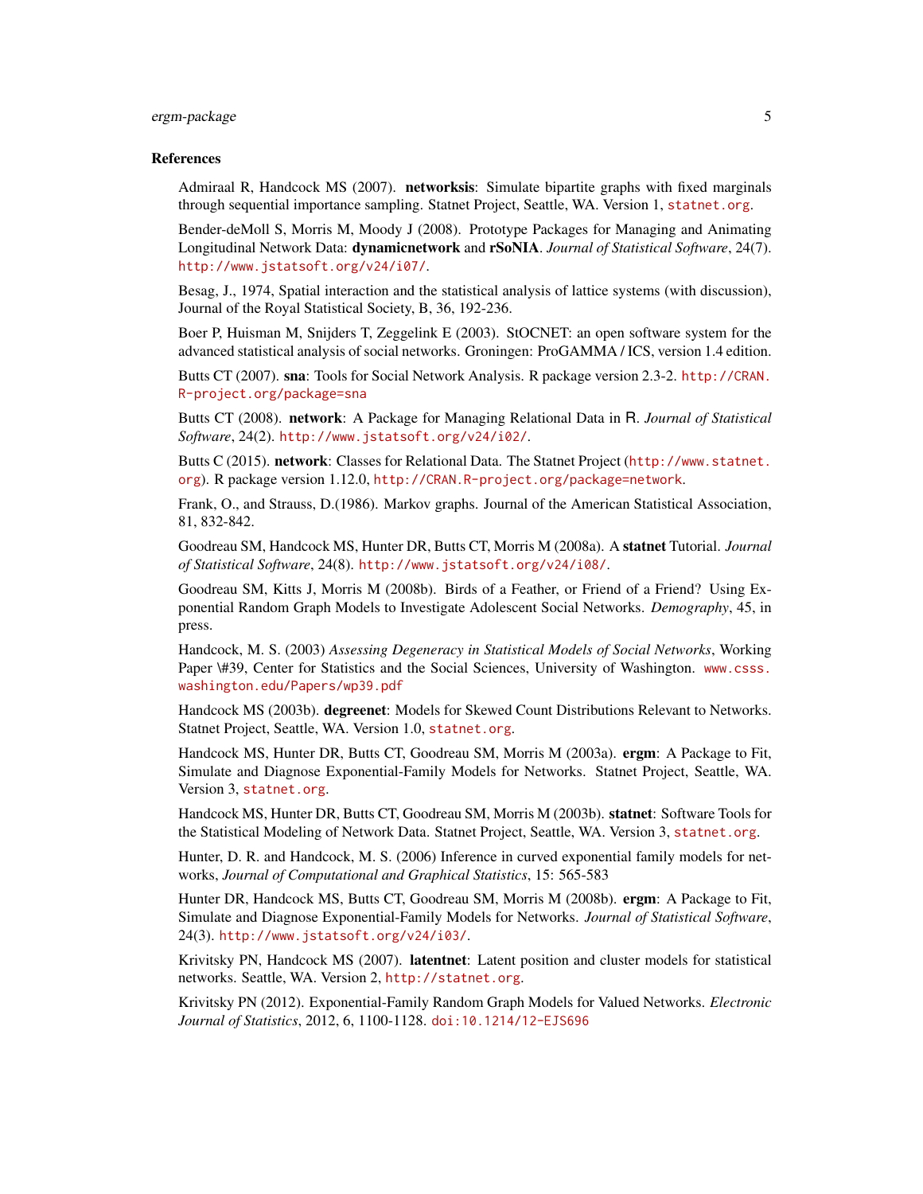### References

Admiraal R, Handcock MS (2007). **networksis**: Simulate bipartite graphs with fixed marginals through sequential importance sampling. Statnet Project, Seattle, WA. Version 1, statnet.org.

Bender-deMoll S, Morris M, Moody J (2008). Prototype Packages for Managing and Animating Longitudinal Network Data: **dynamicnetwork** and **rSoNIA**. *Journal of Statistical Software*, 24(7). http://www.jstatsoft.org/v24/i07/.

Besag, J., 1974, Spatial interaction and the statistical analysis of lattice systems (with discussion), Journal of the Royal Statistical Society, B, 36, 192-236.

Boer P, Huisman M, Snijders T, Zeggelink E (2003). StOCNET: an open software system for the advanced statistical analysis of social networks. Groningen: ProGAMMA / ICS, version 1.4 edition.

Butts CT (2007). **sna**: Tools for Social Network Analysis. R package version 2.3-2. http://CRAN.R-project.org/package=sna

Butts CT (2008). **network**: A Package for Managing Relational Data in R. *Journal of Statistical Software*, 24(2). http://www.jstatsoft.org/v24/i02/.

Butts C (2015). **network**: Classes for Relational Data. The Statnet Project (http://www.statnet.org). R package version 1.12.0, http://CRAN.R-project.org/package=network.

Frank, O., and Strauss, D.(1986). Markov graphs. Journal of the American Statistical Association, 81, 832-842.

Goodreau SM, Handcock MS, Hunter DR, Butts CT, Morris M (2008a). A **statnet** Tutorial. *Journal of Statistical Software*, 24(8). http://www.jstatsoft.org/v24/i08/.

Goodreau SM, Kitts J, Morris M (2008b). Birds of a Feather, or Friend of a Friend? Using Exponential Random Graph Models to Investigate Adolescent Social Networks. *Demography*, 45, in press.

Handcock, M. S. (2003) *Assessing Degeneracy in Statistical Models of Social Networks*, Working Paper \#39, Center for Statistics and the Social Sciences, University of Washington. www.csss.washington.edu/Papers/wp39.pdf

Handcock MS (2003b). **degreenet**: Models for Skewed Count Distributions Relevant to Networks. Statnet Project, Seattle, WA. Version 1.0, statnet.org.

Handcock MS, Hunter DR, Butts CT, Goodreau SM, Morris M (2003a). **ergm**: A Package to Fit, Simulate and Diagnose Exponential-Family Models for Networks. Statnet Project, Seattle, WA. Version 3, statnet.org.

Handcock MS, Hunter DR, Butts CT, Goodreau SM, Morris M (2003b). **statnet**: Software Tools for the Statistical Modeling of Network Data. Statnet Project, Seattle, WA. Version 3, statnet.org.

Hunter, D. R. and Handcock, M. S. (2006) Inference in curved exponential family models for networks, *Journal of Computational and Graphical Statistics*, 15: 565-583

Hunter DR, Handcock MS, Butts CT, Goodreau SM, Morris M (2008b). **ergm**: A Package to Fit, Simulate and Diagnose Exponential-Family Models for Networks. *Journal of Statistical Software*, 24(3). http://www.jstatsoft.org/v24/i03/.

Krivitsky PN, Handcock MS (2007). **latentnet**: Latent position and cluster models for statistical networks. Seattle, WA. Version 2, http://statnet.org.

Krivitsky PN (2012). Exponential-Family Random Graph Models for Valued Networks. *Electronic Journal of Statistics*, 2012, 6, 1100-1128. doi:10.1214/12-EJS696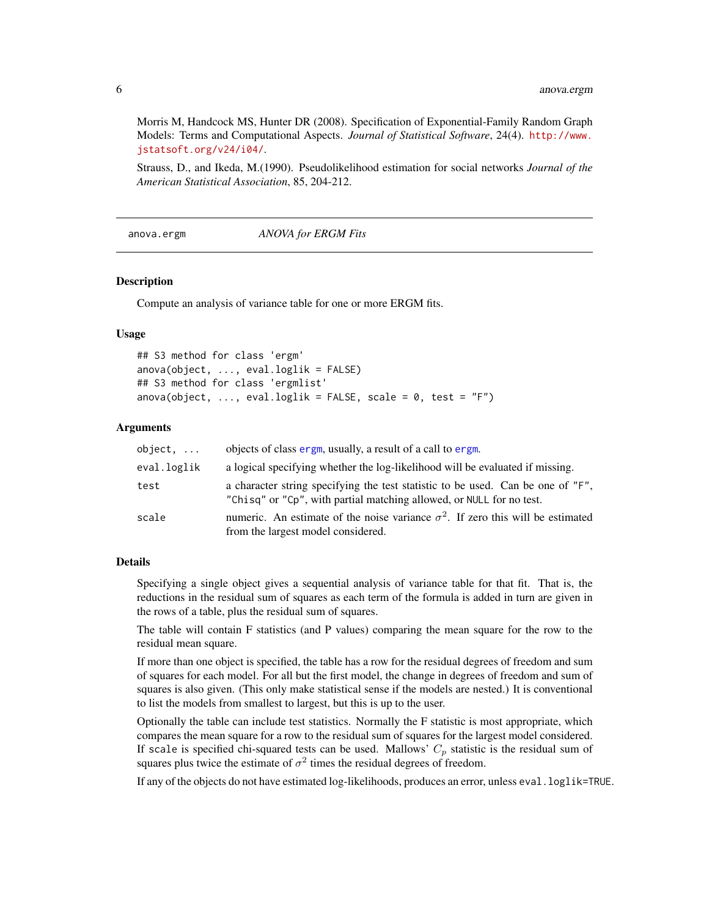Morris M, Handcock MS, Hunter DR (2008). Specification of Exponential-Family Random Graph Models: Terms and Computational Aspects. *Journal of Statistical Software*, 24(4). http://www.jstatsoft.org/v24/i04/.

Strauss, D., and Ikeda, M.(1990). Pseudolikelihood estimation for social networks *Journal of the American Statistical Association*, 85, 204-212.

---

## anova.ergm — *ANOVA for ERGM Fits*

### Description

Compute an analysis of variance table for one or more ERGM fits.

### Usage

```
## S3 method for class 'ergm'
anova(object, ..., eval.loglik = FALSE)
## S3 method for class 'ergmlist'
anova(object, ..., eval.loglik = FALSE, scale = 0, test = "F")
```

### Arguments

| | |
|---|---|
| `object, ...` | objects of class ergm, usually, a result of a call to ergm. |
| `eval.loglik` | a logical specifying whether the log-likelihood will be evaluated if missing. |
| `test` | a character string specifying the test statistic to be used. Can be one of `"F"`, `"Chisq"` or `"Cp"`, with partial matching allowed, or `NULL` for no test. |
| `scale` | numeric. An estimate of the noise variance $\sigma^2$. If zero this will be estimated from the largest model considered. |

### Details

Specifying a single object gives a sequential analysis of variance table for that fit. That is, the reductions in the residual sum of squares as each term of the formula is added in turn are given in the rows of a table, plus the residual sum of squares.

The table will contain F statistics (and P values) comparing the mean square for the row to the residual mean square.

If more than one object is specified, the table has a row for the residual degrees of freedom and sum of squares for each model. For all but the first model, the change in degrees of freedom and sum of squares is also given. (This only make statistical sense if the models are nested.) It is conventional to list the models from smallest to largest, but this is up to the user.

Optionally the table can include test statistics. Normally the F statistic is most appropriate, which compares the mean square for a row to the residual sum of squares for the largest model considered. If `scale` is specified chi-squared tests can be used. Mallows' $C_p$ statistic is the residual sum of squares plus twice the estimate of $\sigma^2$ times the residual degrees of freedom.

If any of the objects do not have estimated log-likelihoods, produces an error, unless `eval.loglik=TRUE`.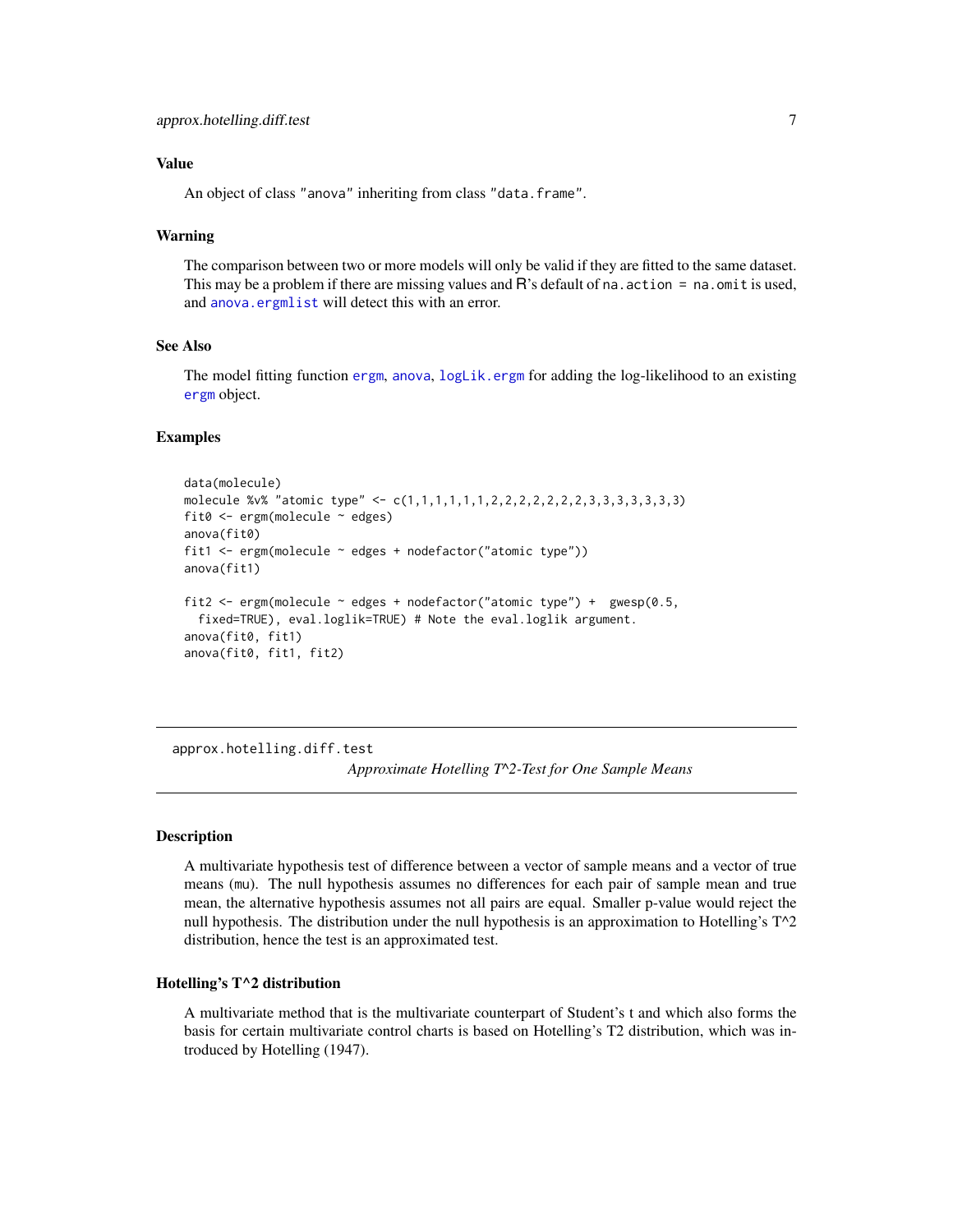### Value

An object of class "anova" inheriting from class "data.frame".

### Warning

The comparison between two or more models will only be valid if they are fitted to the same dataset. This may be a problem if there are missing values and R's default of `na.action = na.omit` is used, and `anova.ergmlist` will detect this with an error.

### See Also

The model fitting function `ergm`, `anova`, `logLik.ergm` for adding the log-likelihood to an existing `ergm` object.

### Examples

```
data(molecule)
molecule %v% "atomic type" <- c(1,1,1,1,1,1,2,2,2,2,2,2,2,3,3,3,3,3,3,3)
fit0 <- ergm(molecule ~ edges)
anova(fit0)
fit1 <- ergm(molecule ~ edges + nodefactor("atomic type"))
anova(fit1)

fit2 <- ergm(molecule ~ edges + nodefactor("atomic type") +  gwesp(0.5,
  fixed=TRUE), eval.loglik=TRUE) # Note the eval.loglik argument.
anova(fit0, fit1)
anova(fit0, fit1, fit2)
```

---

## approx.hotelling.diff.test — *Approximate Hotelling T^2-Test for One Sample Means*

### Description

A multivariate hypothesis test of difference between a vector of sample means and a vector of true means (mu). The null hypothesis assumes no differences for each pair of sample mean and true mean, the alternative hypothesis assumes not all pairs are equal. Smaller p-value would reject the null hypothesis. The distribution under the null hypothesis is an approximation to Hotelling's T^2 distribution, hence the test is an approximated test.

### Hotelling's T^2 distribution

A multivariate method that is the multivariate counterpart of Student's t and which also forms the basis for certain multivariate control charts is based on Hotelling's T2 distribution, which was introduced by Hotelling (1947).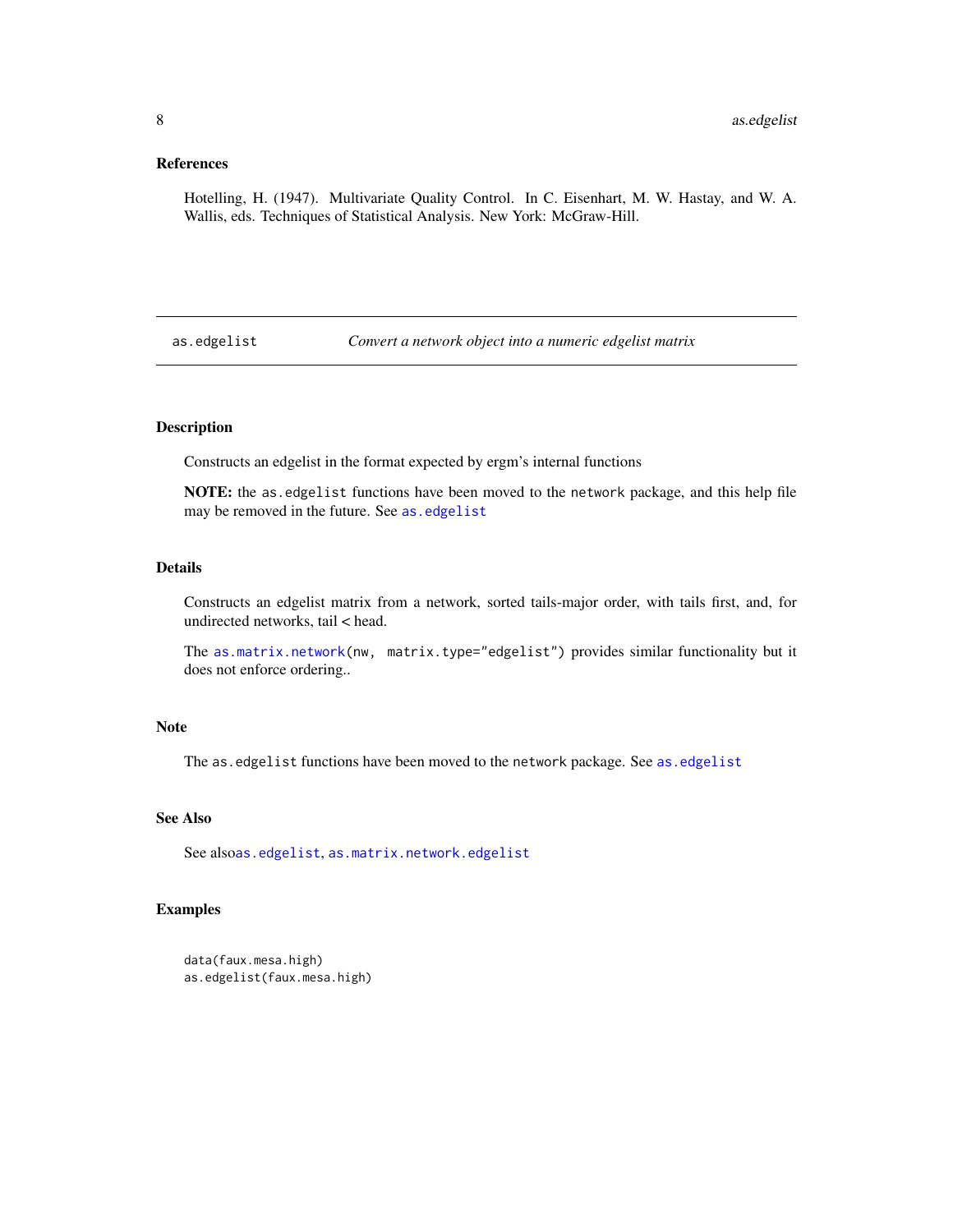## References

Hotelling, H. (1947). Multivariate Quality Control. In C. Eisenhart, M. W. Hastay, and W. A. Wallis, eds. Techniques of Statistical Analysis. New York: McGraw-Hill.

---

as.edgelist — *Convert a network object into a numeric edgelist matrix*

---

## Description

Constructs an edgelist in the format expected by ergm's internal functions

**NOTE:** the `as.edgelist` functions have been moved to the `network` package, and this help file may be removed in the future. See `as.edgelist`

## Details

Constructs an edgelist matrix from a network, sorted tails-major order, with tails first, and, for undirected networks, tail < head.

The `as.matrix.network(nw, matrix.type="edgelist")` provides similar functionality but it does not enforce ordering..

## Note

The `as.edgelist` functions have been moved to the `network` package. See `as.edgelist`

## See Also

See also`as.edgelist`, `as.matrix.network.edgelist`

## Examples

```
data(faux.mesa.high)
as.edgelist(faux.mesa.high)
```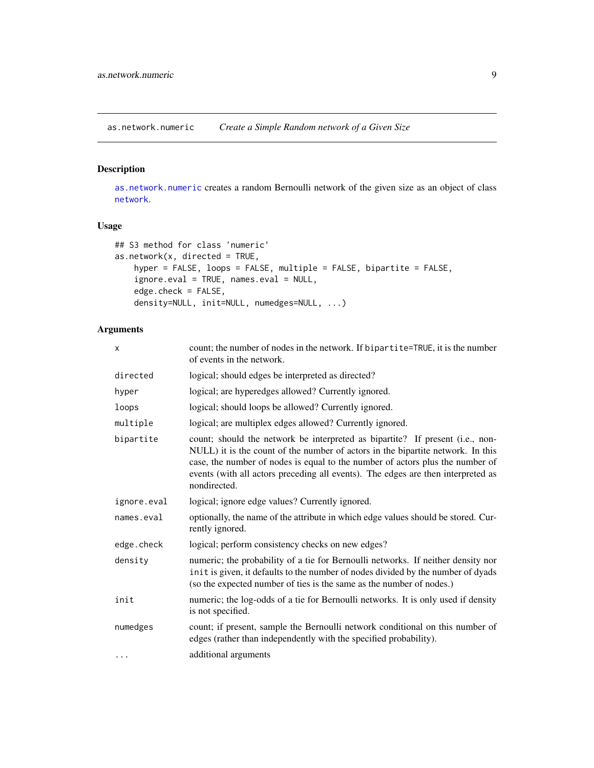## as.network.numeric *Create a Simple Random network of a Given Size*

### Description

as.network.numeric creates a random Bernoulli network of the given size as an object of class network.

### Usage

```
## S3 method for class 'numeric'
as.network(x, directed = TRUE,
    hyper = FALSE, loops = FALSE, multiple = FALSE, bipartite = FALSE,
    ignore.eval = TRUE, names.eval = NULL,
    edge.check = FALSE,
    density=NULL, init=NULL, numedges=NULL, ...)
```

### Arguments

| | |
|---|---|
| x | count; the number of nodes in the network. If bipartite=TRUE, it is the number of events in the network. |
| directed | logical; should edges be interpreted as directed? |
| hyper | logical; are hyperedges allowed? Currently ignored. |
| loops | logical; should loops be allowed? Currently ignored. |
| multiple | logical; are multiplex edges allowed? Currently ignored. |
| bipartite | count; should the network be interpreted as bipartite? If present (i.e., non-NULL) it is the count of the number of actors in the bipartite network. In this case, the number of nodes is equal to the number of actors plus the number of events (with all actors preceding all events). The edges are then interpreted as nondirected. |
| ignore.eval | logical; ignore edge values? Currently ignored. |
| names.eval | optionally, the name of the attribute in which edge values should be stored. Currently ignored. |
| edge.check | logical; perform consistency checks on new edges? |
| density | numeric; the probability of a tie for Bernoulli networks. If neither density nor init is given, it defaults to the number of nodes divided by the number of dyads (so the expected number of ties is the same as the number of nodes.) |
| init | numeric; the log-odds of a tie for Bernoulli networks. It is only used if density is not specified. |
| numedges | count; if present, sample the Bernoulli network conditional on this number of edges (rather than independently with the specified probability). |
| ... | additional arguments |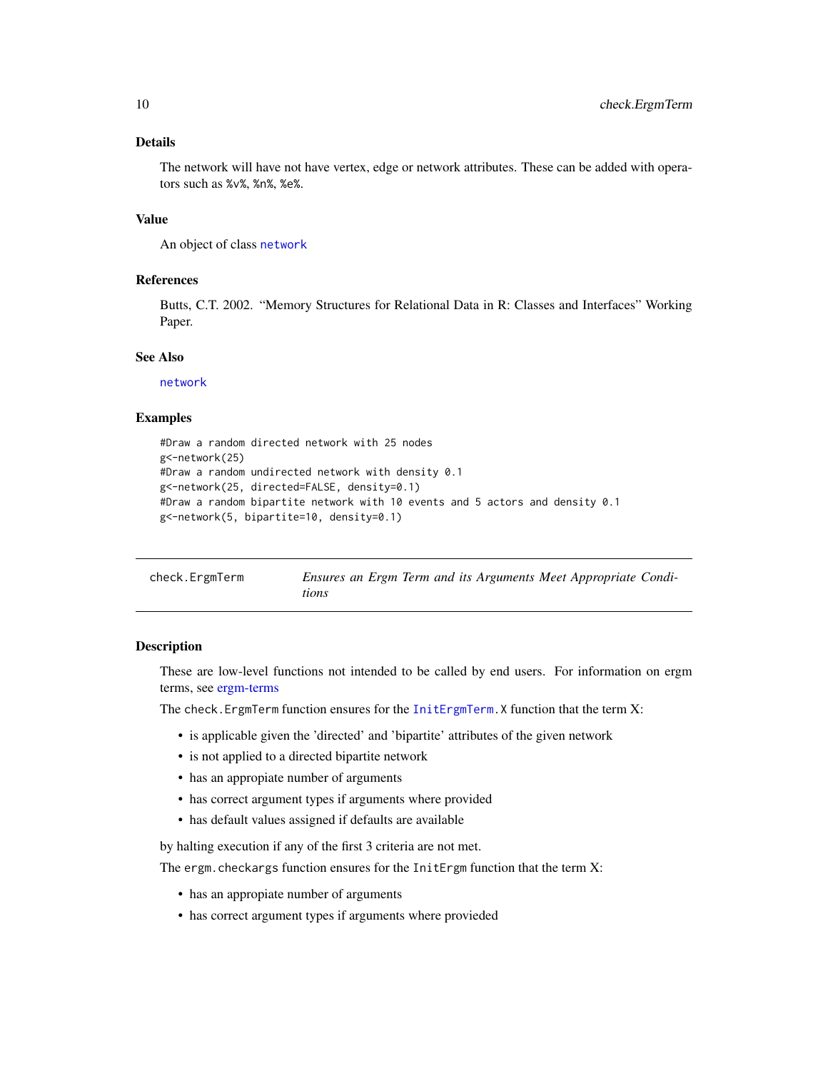## Details

The network will have not have vertex, edge or network attributes. These can be added with operators such as %v%, %n%, %e%.

## Value

An object of class `network`

## References

Butts, C.T. 2002. "Memory Structures for Relational Data in R: Classes and Interfaces" Working Paper.

## See Also

`network`

## Examples

```
#Draw a random directed network with 25 nodes
g<-network(25)
#Draw a random undirected network with density 0.1
g<-network(25, directed=FALSE, density=0.1)
#Draw a random bipartite network with 10 events and 5 actors and density 0.1
g<-network(5, bipartite=10, density=0.1)
```

---

# check.ErgmTerm — *Ensures an Ergm Term and its Arguments Meet Appropriate Conditions*

---

## Description

These are low-level functions not intended to be called by end users. For information on ergm terms, see ergm-terms

The `check.ErgmTerm` function ensures for the `InitErgmTerm.X` function that the term X:

- is applicable given the 'directed' and 'bipartite' attributes of the given network
- is not applied to a directed bipartite network
- has an appropiate number of arguments
- has correct argument types if arguments where provided
- has default values assigned if defaults are available

by halting execution if any of the first 3 criteria are not met.

The `ergm.checkargs` function ensures for the `InitErgm` function that the term X:

- has an appropiate number of arguments
- has correct argument types if arguments where provieded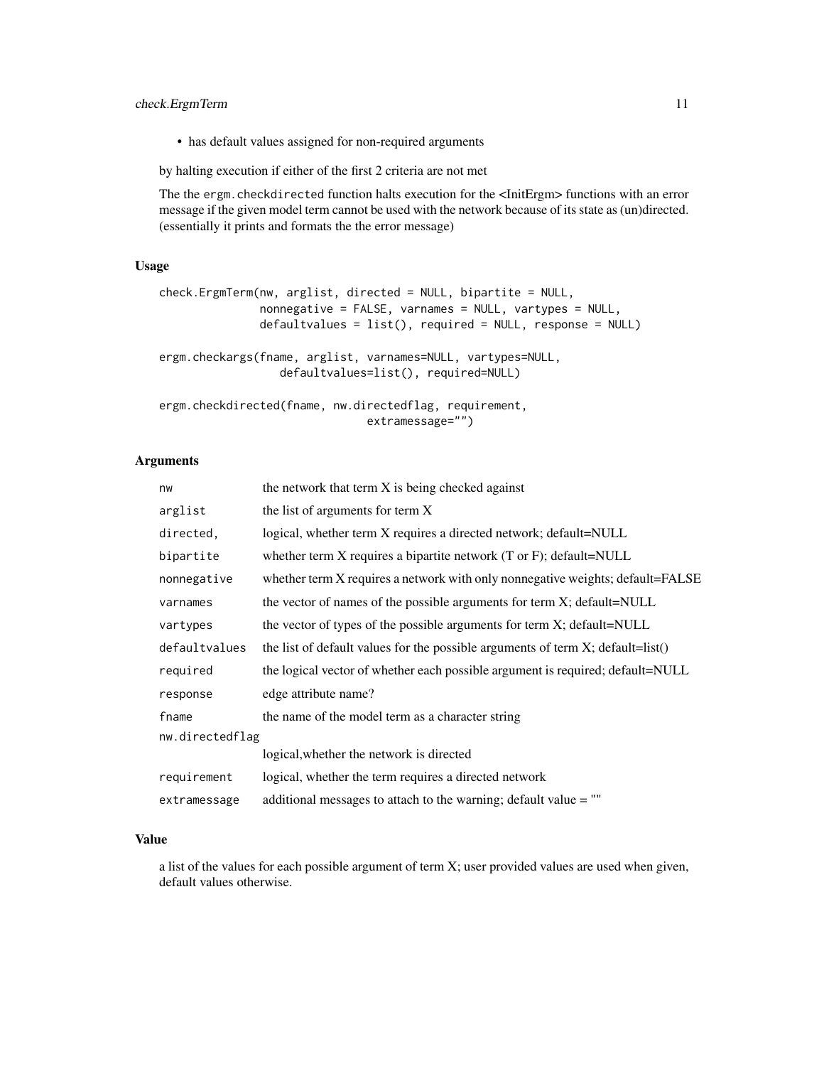- has default values assigned for non-required arguments

by halting execution if either of the first 2 criteria are not met

The the `ergm.checkdirected` function halts execution for the <InitErgm> functions with an error message if the given model term cannot be used with the network because of its state as (un)directed. (essentially it prints and formats the the error message)

### Usage

```
check.ErgmTerm(nw, arglist, directed = NULL, bipartite = NULL,
               nonnegative = FALSE, varnames = NULL, vartypes = NULL,
               defaultvalues = list(), required = NULL, response = NULL)

ergm.checkargs(fname, arglist, varnames=NULL, vartypes=NULL,
                  defaultvalues=list(), required=NULL)

ergm.checkdirected(fname, nw.directedflag, requirement,
                               extramessage="")
```

### Arguments

| | |
|---|---|
| `nw` | the network that term X is being checked against |
| `arglist` | the list of arguments for term X |
| `directed,` | logical, whether term X requires a directed network; default=NULL |
| `bipartite` | whether term X requires a bipartite network (T or F); default=NULL |
| `nonnegative` | whether term X requires a network with only nonnegative weights; default=FALSE |
| `varnames` | the vector of names of the possible arguments for term X; default=NULL |
| `vartypes` | the vector of types of the possible arguments for term X; default=NULL |
| `defaultvalues` | the list of default values for the possible arguments of term X; default=list() |
| `required` | the logical vector of whether each possible argument is required; default=NULL |
| `response` | edge attribute name? |
| `fname` | the name of the model term as a character string |
| `nw.directedflag` | logical,whether the network is directed |
| `requirement` | logical, whether the term requires a directed network |
| `extramessage` | additional messages to attach to the warning; default value = "" |

### Value

a list of the values for each possible argument of term X; user provided values are used when given, default values otherwise.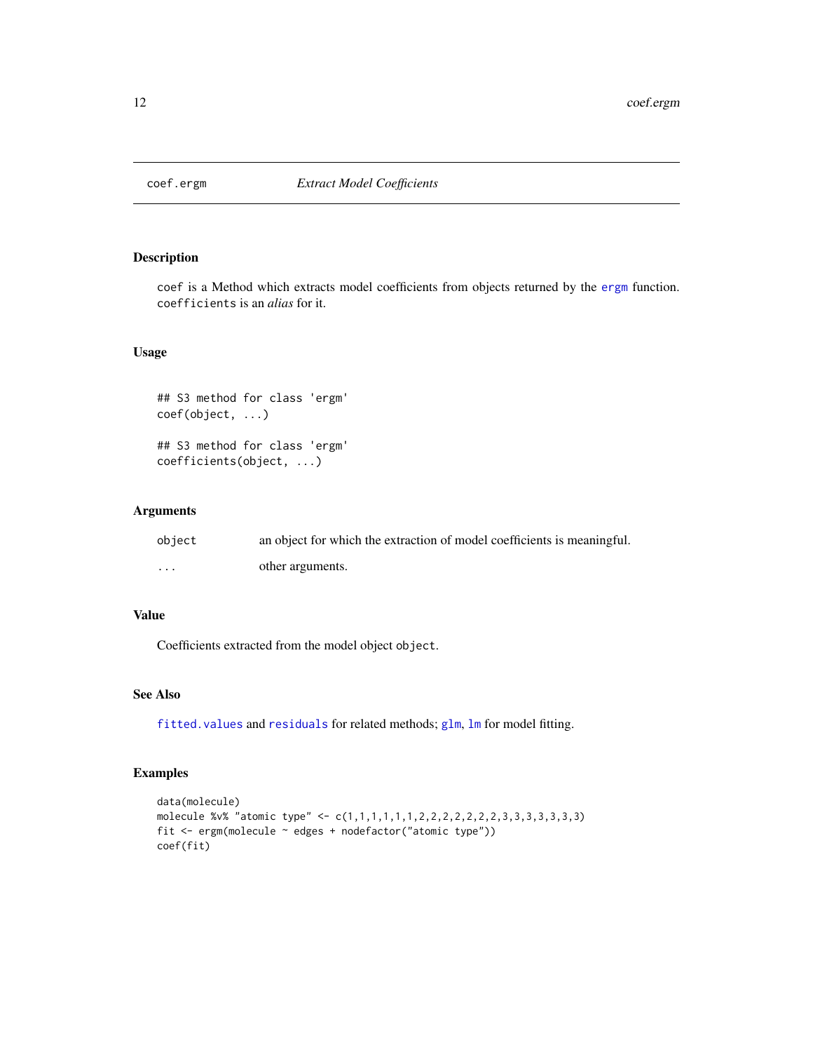# coef.ergm — *Extract Model Coefficients*

## Description

`coef` is a Method which extracts model coefficients from objects returned by the `ergm` function. `coefficients` is an *alias* for it.

## Usage

```
## S3 method for class 'ergm'
coef(object, ...)

## S3 method for class 'ergm'
coefficients(object, ...)
```

## Arguments

| | |
|---|---|
| `object` | an object for which the extraction of model coefficients is meaningful. |
| `...` | other arguments. |

## Value

Coefficients extracted from the model object `object`.

## See Also

`fitted.values` and `residuals` for related methods; `glm`, `lm` for model fitting.

## Examples

```
data(molecule)
molecule %v% "atomic type" <- c(1,1,1,1,1,1,2,2,2,2,2,2,2,3,3,3,3,3,3,3)
fit <- ergm(molecule ~ edges + nodefactor("atomic type"))
coef(fit)
```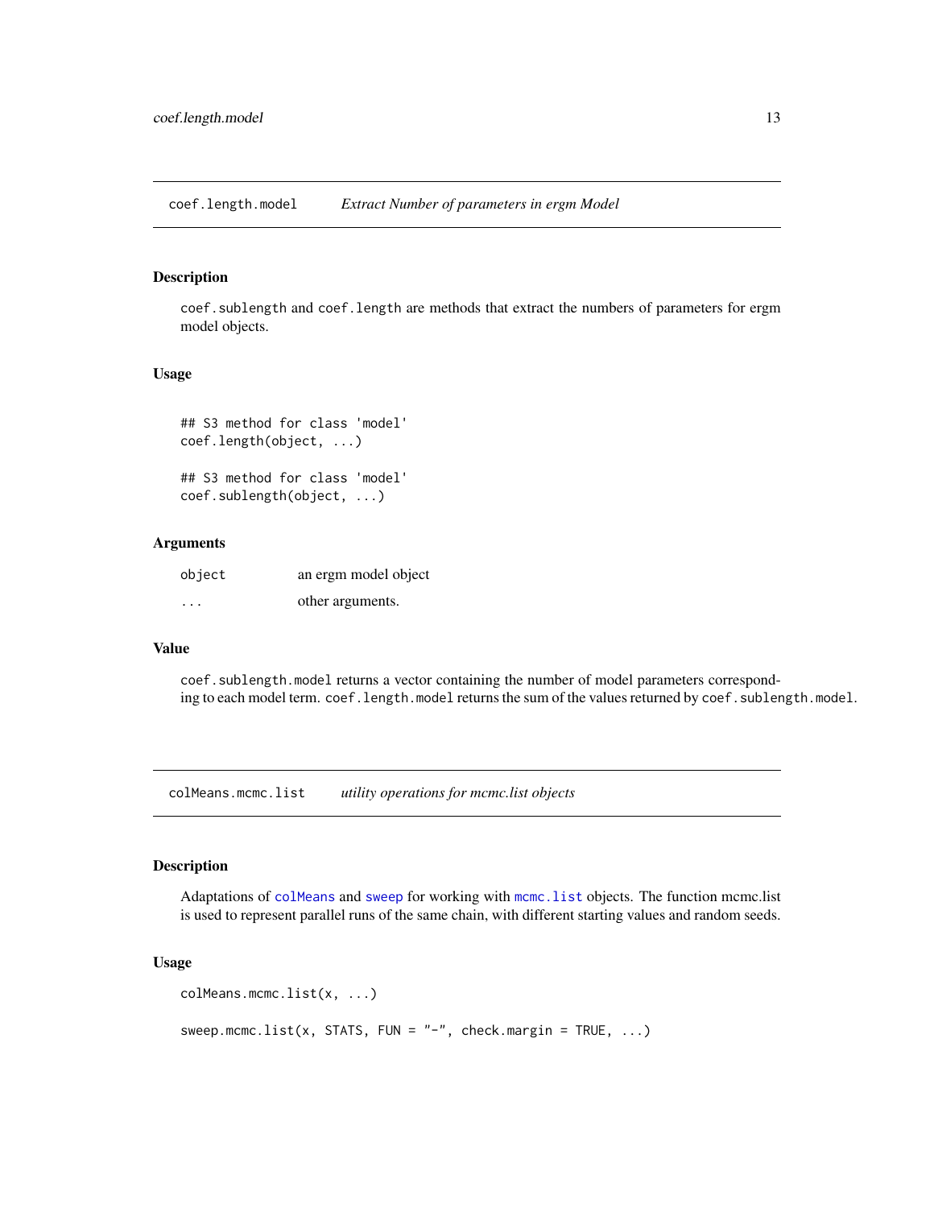## coef.length.model *Extract Number of parameters in ergm Model*

### Description

coef.sublength and coef.length are methods that extract the numbers of parameters for ergm model objects.

### Usage

```
## S3 method for class 'model'
coef.length(object, ...)

## S3 method for class 'model'
coef.sublength(object, ...)
```

### Arguments

| | |
|---|---|
| object | an ergm model object |
| ... | other arguments. |

### Value

coef.sublength.model returns a vector containing the number of model parameters corresponding to each model term. coef.length.model returns the sum of the values returned by coef.sublength.model.

## colMeans.mcmc.list *utility operations for mcmc.list objects*

### Description

Adaptations of colMeans and sweep for working with mcmc.list objects. The function mcmc.list is used to represent parallel runs of the same chain, with different starting values and random seeds.

### Usage

```
colMeans.mcmc.list(x, ...)

sweep.mcmc.list(x, STATS, FUN = "-", check.margin = TRUE, ...)
```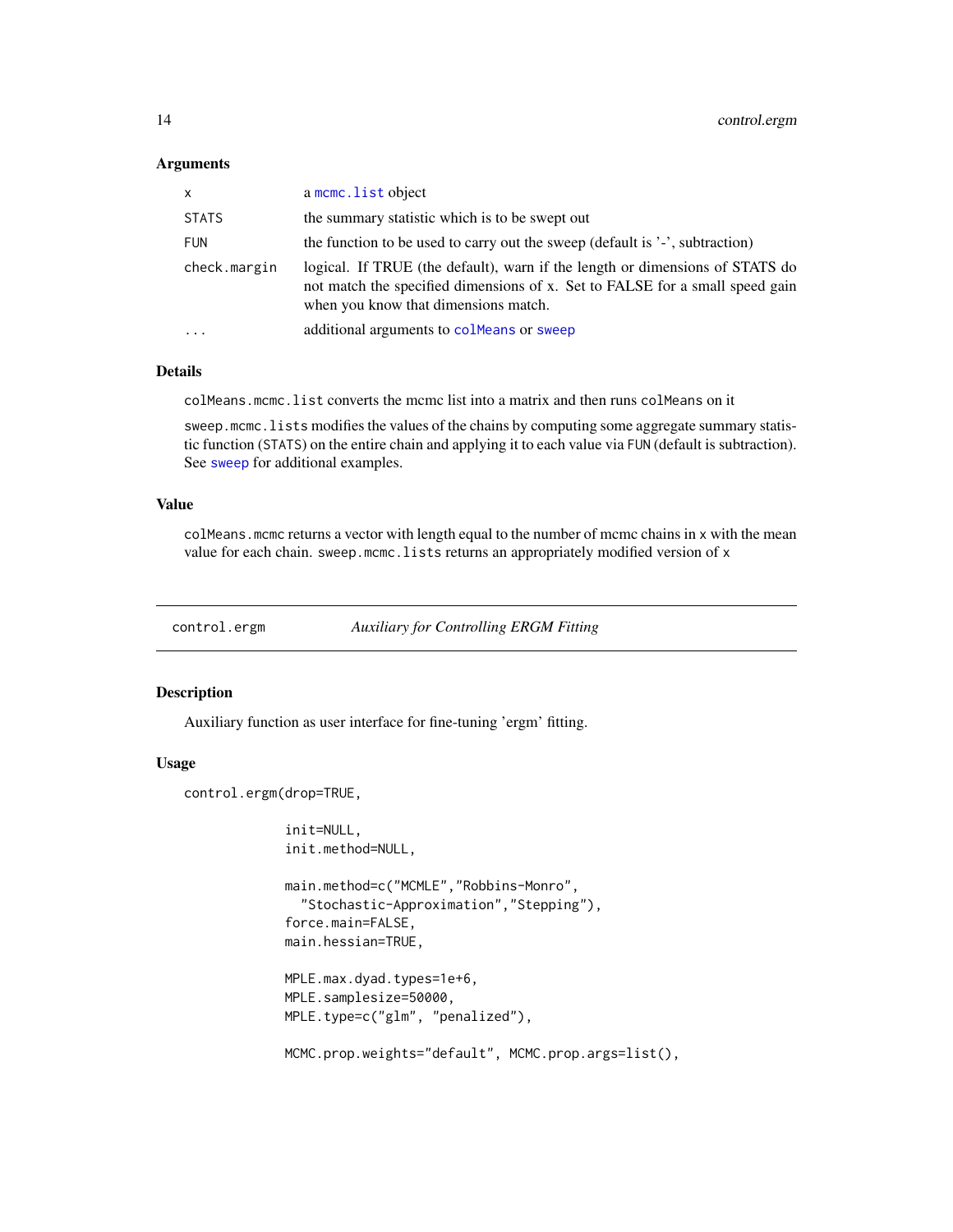### Arguments

| | |
|---|---|
| x | a `mcmc.list` object |
| STATS | the summary statistic which is to be swept out |
| FUN | the function to be used to carry out the sweep (default is '-', subtraction) |
| check.margin | logical. If TRUE (the default), warn if the length or dimensions of STATS do not match the specified dimensions of x. Set to FALSE for a small speed gain when you know that dimensions match. |
| ... | additional arguments to `colMeans` or `sweep` |

### Details

`colMeans.mcmc.list` converts the mcmc list into a matrix and then runs `colMeans` on it

`sweep.mcmc.lists` modifies the values of the chains by computing some aggregate summary statistic function (`STATS`) on the entire chain and applying it to each value via `FUN` (default is subtraction). See `sweep` for additional examples.

### Value

`colMeans.mcmc` returns a vector with length equal to the number of mcmc chains in `x` with the mean value for each chain. `sweep.mcmc.lists` returns an appropriately modified version of `x`

---

## control.ergm — *Auxiliary for Controlling ERGM Fitting*

---

### Description

Auxiliary function as user interface for fine-tuning 'ergm' fitting.

### Usage

```
control.ergm(drop=TRUE,

             init=NULL,
             init.method=NULL,

             main.method=c("MCMLE","Robbins-Monro",
               "Stochastic-Approximation","Stepping"),
             force.main=FALSE,
             main.hessian=TRUE,

             MPLE.max.dyad.types=1e+6,
             MPLE.samplesize=50000,
             MPLE.type=c("glm", "penalized"),

             MCMC.prop.weights="default", MCMC.prop.args=list(),
```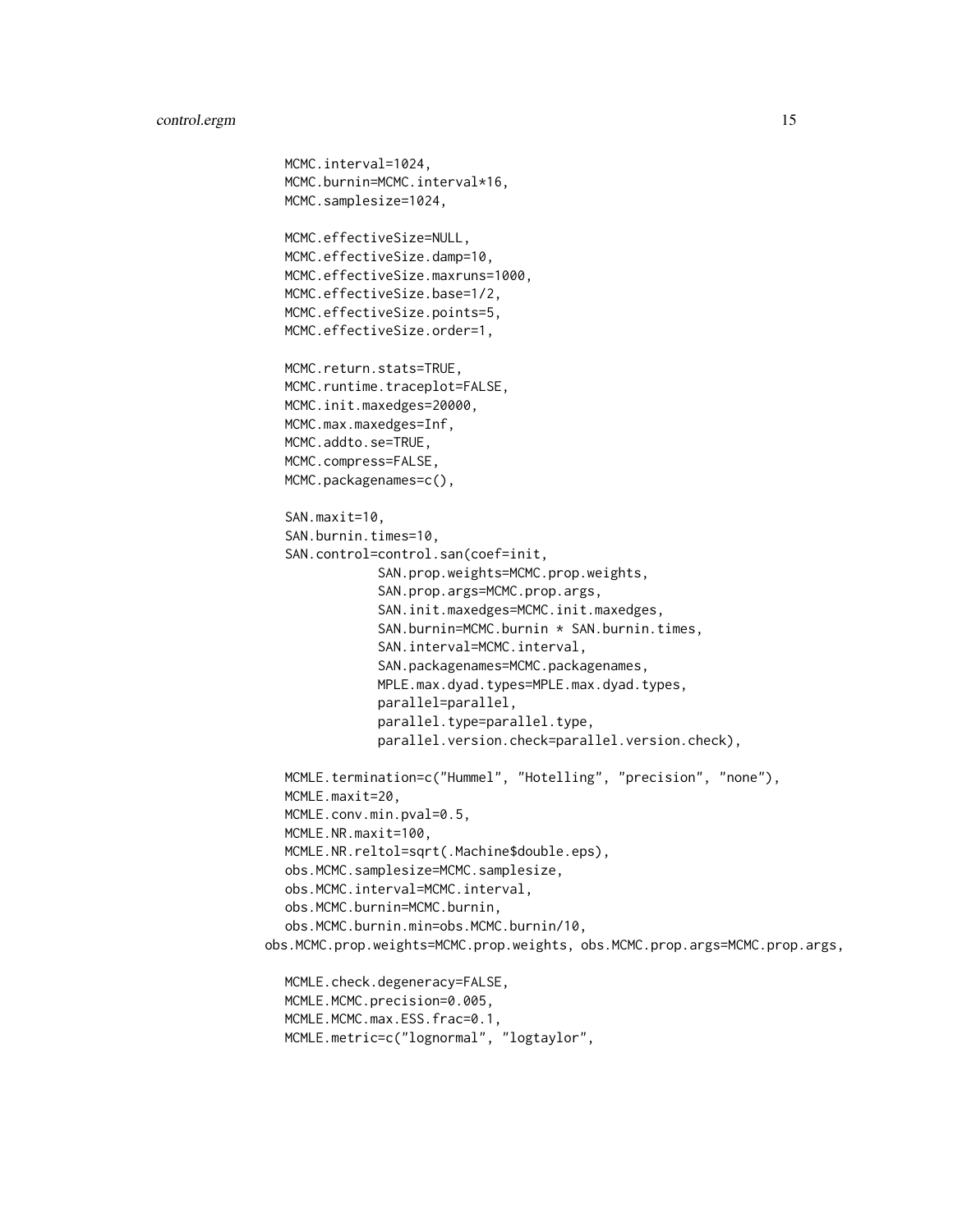```
  MCMC.interval=1024,
  MCMC.burnin=MCMC.interval*16,
  MCMC.samplesize=1024,

  MCMC.effectiveSize=NULL,
  MCMC.effectiveSize.damp=10,
  MCMC.effectiveSize.maxruns=1000,
  MCMC.effectiveSize.base=1/2,
  MCMC.effectiveSize.points=5,
  MCMC.effectiveSize.order=1,

  MCMC.return.stats=TRUE,
  MCMC.runtime.traceplot=FALSE,
  MCMC.init.maxedges=20000,
  MCMC.max.maxedges=Inf,
  MCMC.addto.se=TRUE,
  MCMC.compress=FALSE,
  MCMC.packagenames=c(),

  SAN.maxit=10,
  SAN.burnin.times=10,
  SAN.control=control.san(coef=init,
             SAN.prop.weights=MCMC.prop.weights,
             SAN.prop.args=MCMC.prop.args,
             SAN.init.maxedges=MCMC.init.maxedges,
             SAN.burnin=MCMC.burnin * SAN.burnin.times,
             SAN.interval=MCMC.interval,
             SAN.packagenames=MCMC.packagenames,
             MPLE.max.dyad.types=MPLE.max.dyad.types,
             parallel=parallel,
             parallel.type=parallel.type,
             parallel.version.check=parallel.version.check),

  MCMLE.termination=c("Hummel", "Hotelling", "precision", "none"),
  MCMLE.maxit=20,
  MCMLE.conv.min.pval=0.5,
  MCMLE.NR.maxit=100,
  MCMLE.NR.reltol=sqrt(.Machine$double.eps),
  obs.MCMC.samplesize=MCMC.samplesize,
  obs.MCMC.interval=MCMC.interval,
  obs.MCMC.burnin=MCMC.burnin,
  obs.MCMC.burnin.min=obs.MCMC.burnin/10,
obs.MCMC.prop.weights=MCMC.prop.weights, obs.MCMC.prop.args=MCMC.prop.args,

  MCMLE.check.degeneracy=FALSE,
  MCMLE.MCMC.precision=0.005,
  MCMLE.MCMC.max.ESS.frac=0.1,
  MCMLE.metric=c("lognormal", "logtaylor",
```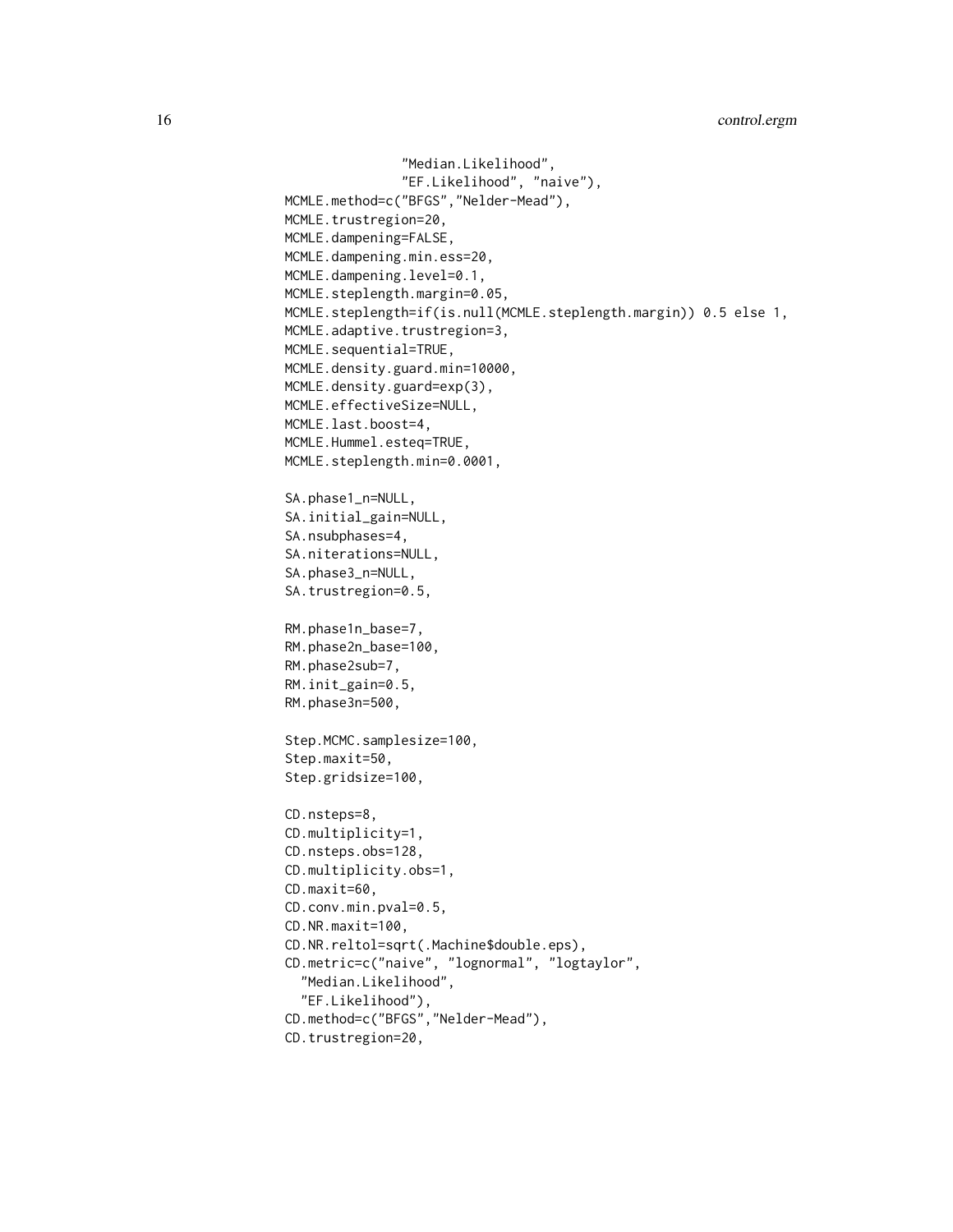```
                "Median.Likelihood",
                "EF.Likelihood", "naive"),
  MCMLE.method=c("BFGS","Nelder-Mead"),
  MCMLE.trustregion=20,
  MCMLE.dampening=FALSE,
  MCMLE.dampening.min.ess=20,
  MCMLE.dampening.level=0.1,
  MCMLE.steplength.margin=0.05,
  MCMLE.steplength=if(is.null(MCMLE.steplength.margin)) 0.5 else 1,
  MCMLE.adaptive.trustregion=3,
  MCMLE.sequential=TRUE,
  MCMLE.density.guard.min=10000,
  MCMLE.density.guard=exp(3),
  MCMLE.effectiveSize=NULL,
  MCMLE.last.boost=4,
  MCMLE.Hummel.esteq=TRUE,
  MCMLE.steplength.min=0.0001,

  SA.phase1_n=NULL,
  SA.initial_gain=NULL,
  SA.nsubphases=4,
  SA.niterations=NULL,
  SA.phase3_n=NULL,
  SA.trustregion=0.5,

  RM.phase1n_base=7,
  RM.phase2n_base=100,
  RM.phase2sub=7,
  RM.init_gain=0.5,
  RM.phase3n=500,

  Step.MCMC.samplesize=100,
  Step.maxit=50,
  Step.gridsize=100,

  CD.nsteps=8,
  CD.multiplicity=1,
  CD.nsteps.obs=128,
  CD.multiplicity.obs=1,
  CD.maxit=60,
  CD.conv.min.pval=0.5,
  CD.NR.maxit=100,
  CD.NR.reltol=sqrt(.Machine$double.eps),
  CD.metric=c("naive", "lognormal", "logtaylor",
    "Median.Likelihood",
    "EF.Likelihood"),
  CD.method=c("BFGS","Nelder-Mead"),
  CD.trustregion=20,
```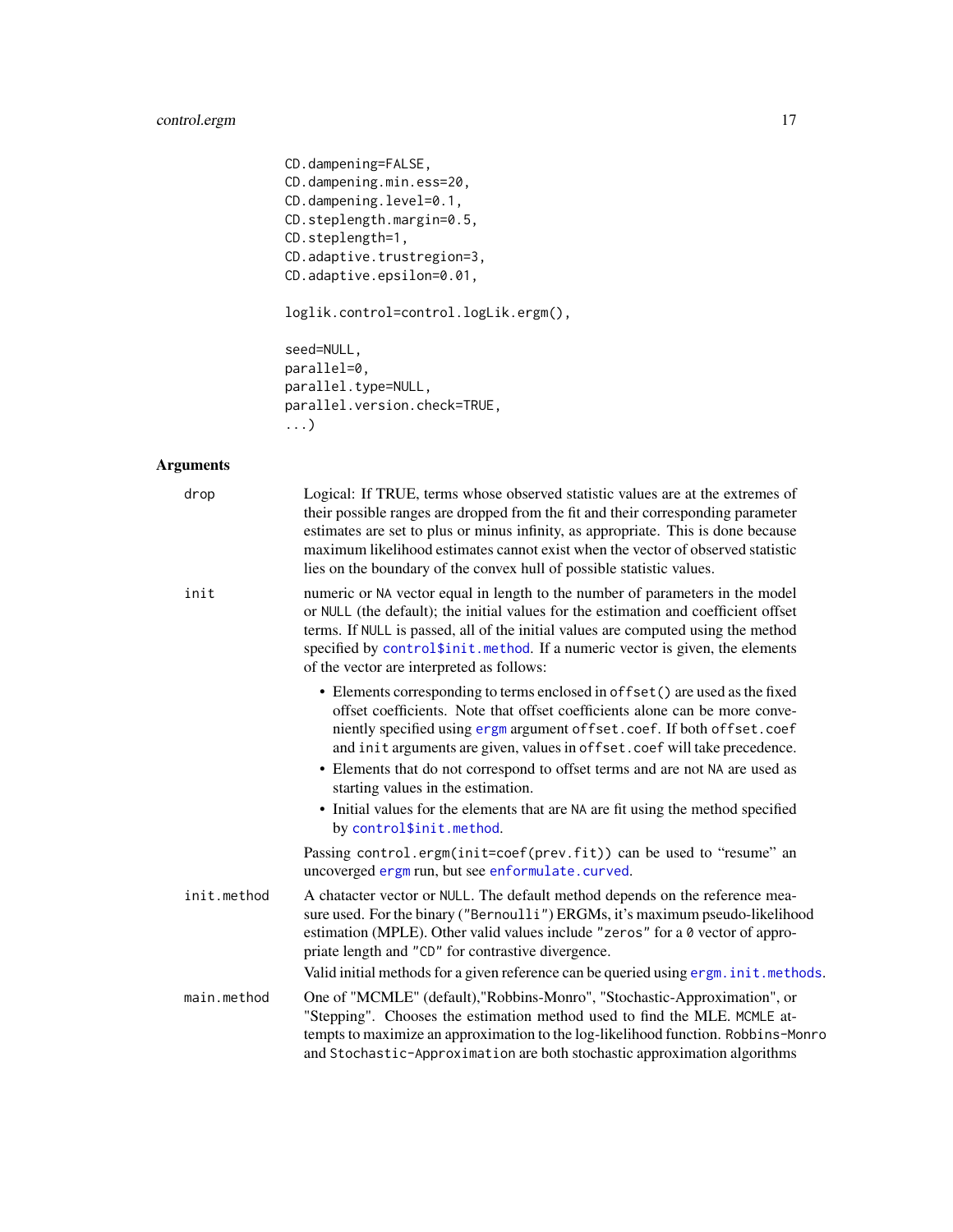```
CD.dampening=FALSE,
CD.dampening.min.ess=20,
CD.dampening.level=0.1,
CD.steplength.margin=0.5,
CD.steplength=1,
CD.adaptive.trustregion=3,
CD.adaptive.epsilon=0.01,

loglik.control=control.logLik.ergm(),

seed=NULL,
parallel=0,
parallel.type=NULL,
parallel.version.check=TRUE,
...)
```

## Arguments

`drop` — Logical: If TRUE, terms whose observed statistic values are at the extremes of their possible ranges are dropped from the fit and their corresponding parameter estimates are set to plus or minus infinity, as appropriate. This is done because maximum likelihood estimates cannot exist when the vector of observed statistic lies on the boundary of the convex hull of possible statistic values.

`init` — numeric or `NA` vector equal in length to the number of parameters in the model or `NULL` (the default); the initial values for the estimation and coefficient offset terms. If `NULL` is passed, all of the initial values are computed using the method specified by `control$init.method`. If a numeric vector is given, the elements of the vector are interpreted as follows:

- Elements corresponding to terms enclosed in `offset()` are used as the fixed offset coefficients. Note that offset coefficients alone can be more conveniently specified using `ergm` argument `offset.coef`. If both `offset.coef` and `init` arguments are given, values in `offset.coef` will take precedence.
- Elements that do not correspond to offset terms and are not `NA` are used as starting values in the estimation.
- Initial values for the elements that are `NA` are fit using the method specified by `control$init.method`.

Passing `control.ergm(init=coef(prev.fit))` can be used to "resume" an uncoverged `ergm` run, but see `enformulate.curved`.

`init.method` — A chatacter vector or `NULL`. The default method depends on the reference measure used. For the binary (`"Bernoulli"`) ERGMs, it's maximum pseudo-likelihood estimation (MPLE). Other valid values include `"zeros"` for a `0` vector of appropriate length and `"CD"` for contrastive divergence.

Valid initial methods for a given reference can be queried using `ergm.init.methods`.

`main.method` — One of "MCMLE" (default),"Robbins-Monro", "Stochastic-Approximation", or "Stepping". Chooses the estimation method used to find the MLE. `MCMLE` attempts to maximize an approximation to the log-likelihood function. `Robbins-Monro` and `Stochastic-Approximation` are both stochastic approximation algorithms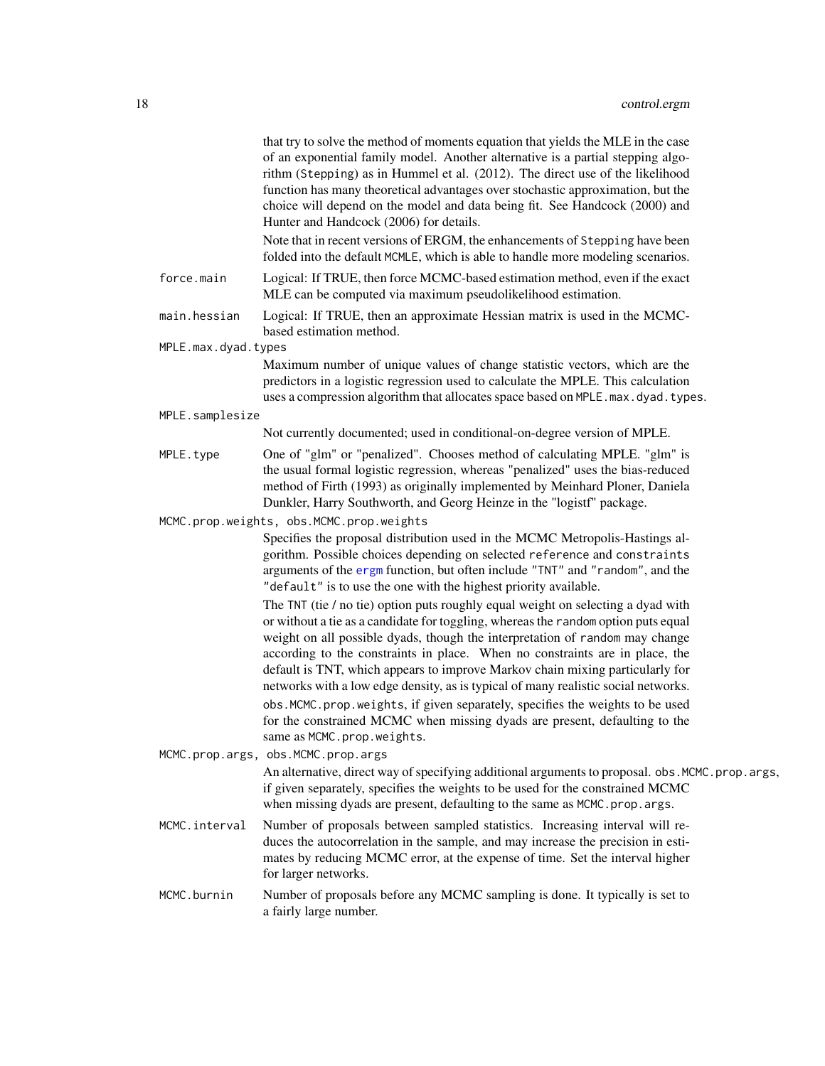that try to solve the method of moments equation that yields the MLE in the case of an exponential family model. Another alternative is a partial stepping algorithm (`Stepping`) as in Hummel et al. (2012). The direct use of the likelihood function has many theoretical advantages over stochastic approximation, but the choice will depend on the model and data being fit. See Handcock (2000) and Hunter and Handcock (2006) for details.

Note that in recent versions of ERGM, the enhancements of `Stepping` have been folded into the default `MCMLE`, which is able to handle more modeling scenarios.

`force.main`
: Logical: If TRUE, then force MCMC-based estimation method, even if the exact MLE can be computed via maximum pseudolikelihood estimation.

`main.hessian`
: Logical: If TRUE, then an approximate Hessian matrix is used in the MCMC-based estimation method.

`MPLE.max.dyad.types`
: Maximum number of unique values of change statistic vectors, which are the predictors in a logistic regression used to calculate the MPLE. This calculation uses a compression algorithm that allocates space based on `MPLE.max.dyad.types`.

`MPLE.samplesize`
: Not currently documented; used in conditional-on-degree version of MPLE.

`MPLE.type`
: One of "glm" or "penalized". Chooses method of calculating MPLE. "glm" is the usual formal logistic regression, whereas "penalized" uses the bias-reduced method of Firth (1993) as originally implemented by Meinhard Ploner, Daniela Dunkler, Harry Southworth, and Georg Heinze in the "logistf" package.

`MCMC.prop.weights, obs.MCMC.prop.weights`
: Specifies the proposal distribution used in the MCMC Metropolis-Hastings algorithm. Possible choices depending on selected `reference` and `constraints` arguments of the `ergm` function, but often include `"TNT"` and `"random"`, and the `"default"` is to use the one with the highest priority available.

  The `TNT` (tie / no tie) option puts roughly equal weight on selecting a dyad with or without a tie as a candidate for toggling, whereas the `random` option puts equal weight on all possible dyads, though the interpretation of `random` may change according to the constraints in place. When no constraints are in place, the default is TNT, which appears to improve Markov chain mixing particularly for networks with a low edge density, as is typical of many realistic social networks.

  `obs.MCMC.prop.weights`, if given separately, specifies the weights to be used for the constrained MCMC when missing dyads are present, defaulting to the same as `MCMC.prop.weights`.

`MCMC.prop.args, obs.MCMC.prop.args`
: An alternative, direct way of specifying additional arguments to proposal. `obs.MCMC.prop.args`, if given separately, specifies the weights to be used for the constrained MCMC when missing dyads are present, defaulting to the same as `MCMC.prop.args`.

`MCMC.interval`
: Number of proposals between sampled statistics. Increasing interval will reduces the autocorrelation in the sample, and may increase the precision in estimates by reducing MCMC error, at the expense of time. Set the interval higher for larger networks.

`MCMC.burnin`
: Number of proposals before any MCMC sampling is done. It typically is set to a fairly large number.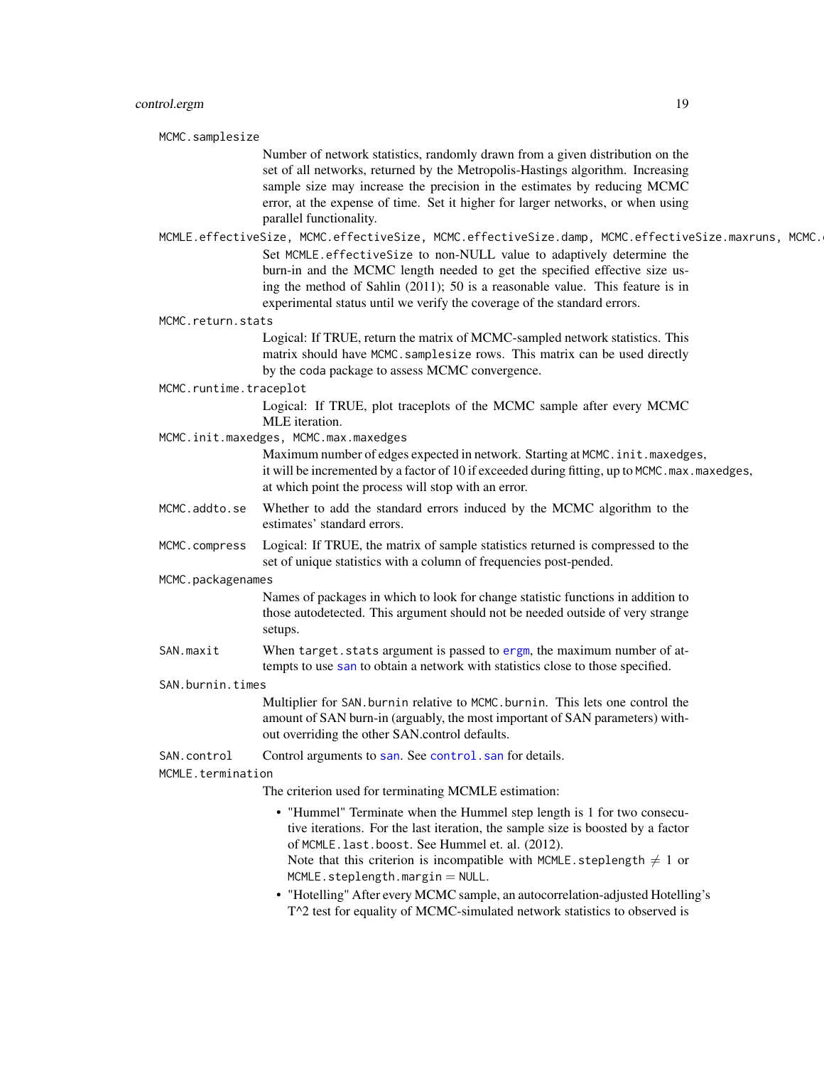`MCMC.samplesize`
: Number of network statistics, randomly drawn from a given distribution on the set of all networks, returned by the Metropolis-Hastings algorithm. Increasing sample size may increase the precision in the estimates by reducing MCMC error, at the expense of time. Set it higher for larger networks, or when using parallel functionality.

`MCMLE.effectiveSize, MCMC.effectiveSize, MCMC.effectiveSize.damp, MCMC.effectiveSize.maxruns, MCMC.`
: Set `MCMLE.effectiveSize` to non-NULL value to adaptively determine the burn-in and the MCMC length needed to get the specified effective size using the method of Sahlin (2011); 50 is a reasonable value. This feature is in experimental status until we verify the coverage of the standard errors.

`MCMC.return.stats`
: Logical: If TRUE, return the matrix of MCMC-sampled network statistics. This matrix should have `MCMC.samplesize` rows. This matrix can be used directly by the coda package to assess MCMC convergence.

`MCMC.runtime.traceplot`
: Logical: If TRUE, plot traceplots of the MCMC sample after every MCMC MLE iteration.

`MCMC.init.maxedges, MCMC.max.maxedges`
: Maximum number of edges expected in network. Starting at `MCMC.init.maxedges`, it will be incremented by a factor of 10 if exceeded during fitting, up to `MCMC.max.maxedges`, at which point the process will stop with an error.

`MCMC.addto.se`
: Whether to add the standard errors induced by the MCMC algorithm to the estimates' standard errors.

`MCMC.compress`
: Logical: If TRUE, the matrix of sample statistics returned is compressed to the set of unique statistics with a column of frequencies post-pended.

`MCMC.packagenames`
: Names of packages in which to look for change statistic functions in addition to those autodetected. This argument should not be needed outside of very strange setups.

`SAN.maxit`
: When `target.stats` argument is passed to `ergm`, the maximum number of attempts to use `san` to obtain a network with statistics close to those specified.

`SAN.burnin.times`
: Multiplier for `SAN.burnin` relative to `MCMC.burnin`. This lets one control the amount of SAN burn-in (arguably, the most important of SAN parameters) without overriding the other SAN.control defaults.

`SAN.control`
: Control arguments to `san`. See `control.san` for details.

`MCMLE.termination`
: The criterion used for terminating MCMLE estimation:

  - "Hummel" Terminate when the Hummel step length is 1 for two consecutive iterations. For the last iteration, the sample size is boosted by a factor of `MCMLE.last.boost`. See Hummel et. al. (2012).
    Note that this criterion is incompatible with `MCMLE.steplength` $\neq 1$ or `MCMLE.steplength.margin` = `NULL`.
  - "Hotelling" After every MCMC sample, an autocorrelation-adjusted Hotelling's T^2 test for equality of MCMC-simulated network statistics to observed is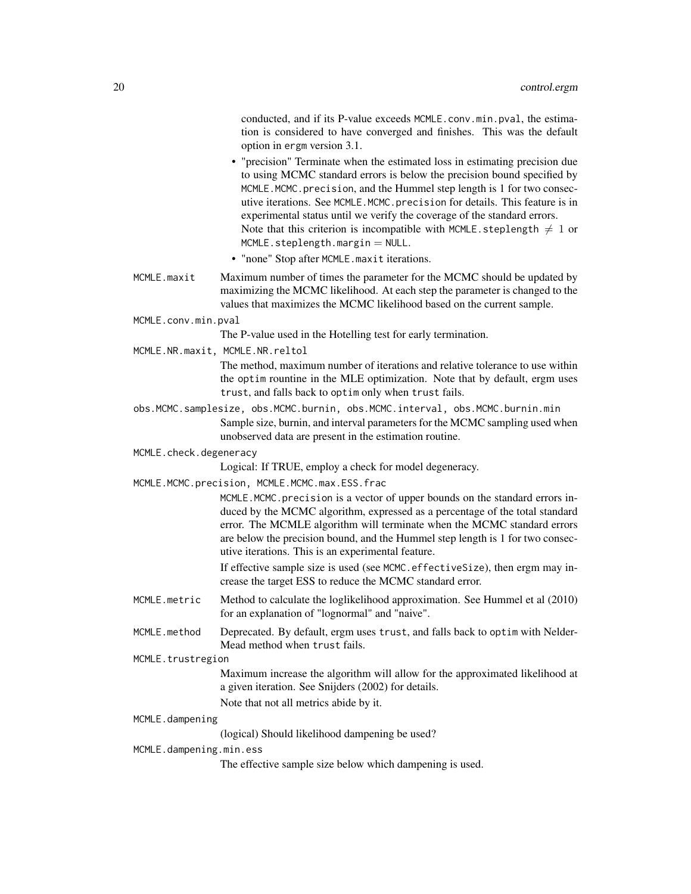conducted, and if its P-value exceeds `MCMLE.conv.min.pval`, the estimation is considered to have converged and finishes. This was the default option in ergm version 3.1.

- "precision" Terminate when the estimated loss in estimating precision due to using MCMC standard errors is below the precision bound specified by `MCMLE.MCMC.precision`, and the Hummel step length is 1 for two consecutive iterations. See `MCMLE.MCMC.precision` for details. This feature is in experimental status until we verify the coverage of the standard errors. Note that this criterion is incompatible with `MCMLE.steplength` $\neq 1$ or `MCMLE.steplength.margin` = `NULL`.
- "none" Stop after `MCMLE.maxit` iterations.

`MCMLE.maxit`
: Maximum number of times the parameter for the MCMC should be updated by maximizing the MCMC likelihood. At each step the parameter is changed to the values that maximizes the MCMC likelihood based on the current sample.

`MCMLE.conv.min.pval`
: The P-value used in the Hotelling test for early termination.

`MCMLE.NR.maxit, MCMLE.NR.reltol`
: The method, maximum number of iterations and relative tolerance to use within the `optim` rountine in the MLE optimization. Note that by default, ergm uses `trust`, and falls back to `optim` only when `trust` fails.

`obs.MCMC.samplesize, obs.MCMC.burnin, obs.MCMC.interval, obs.MCMC.burnin.min`
: Sample size, burnin, and interval parameters for the MCMC sampling used when unobserved data are present in the estimation routine.

`MCMLE.check.degeneracy`
: Logical: If TRUE, employ a check for model degeneracy.

`MCMLE.MCMC.precision, MCMLE.MCMC.max.ESS.frac`
: `MCMLE.MCMC.precision` is a vector of upper bounds on the standard errors induced by the MCMC algorithm, expressed as a percentage of the total standard error. The MCMLE algorithm will terminate when the MCMC standard errors are below the precision bound, and the Hummel step length is 1 for two consecutive iterations. This is an experimental feature.

  If effective sample size is used (see `MCMC.effectiveSize`), then ergm may increase the target ESS to reduce the MCMC standard error.

`MCMLE.metric`
: Method to calculate the loglikelihood approximation. See Hummel et al (2010) for an explanation of "lognormal" and "naive".

`MCMLE.method`
: Deprecated. By default, ergm uses `trust`, and falls back to `optim` with Nelder-Mead method when `trust` fails.

`MCMLE.trustregion`
: Maximum increase the algorithm will allow for the approximated likelihood at a given iteration. See Snijders (2002) for details.

  Note that not all metrics abide by it.

`MCMLE.dampening`
: (logical) Should likelihood dampening be used?

`MCMLE.dampening.min.ess`
: The effective sample size below which dampening is used.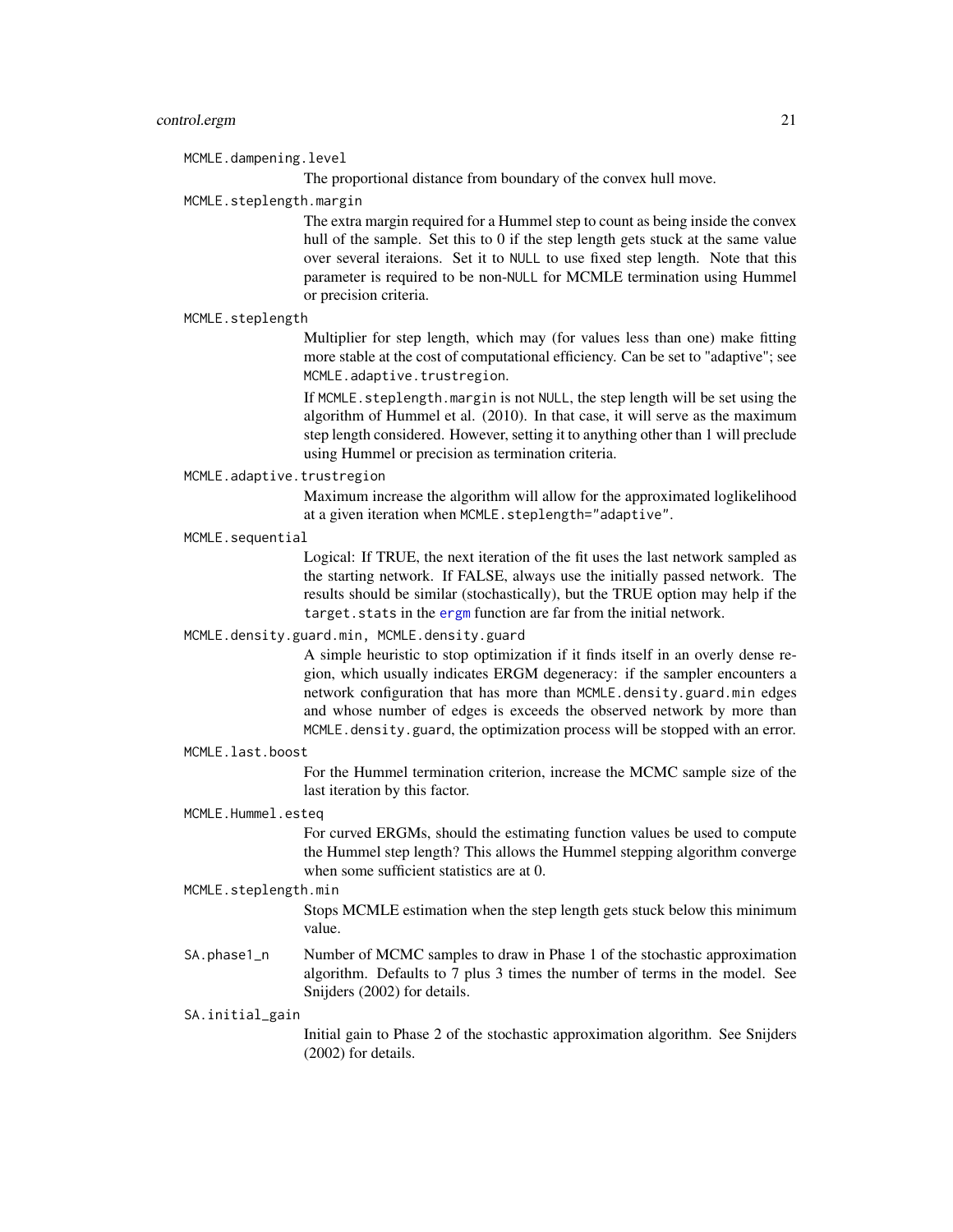`MCMLE.dampening.level`
: The proportional distance from boundary of the convex hull move.

`MCMLE.steplength.margin`
: The extra margin required for a Hummel step to count as being inside the convex hull of the sample. Set this to 0 if the step length gets stuck at the same value over several iteraions. Set it to `NULL` to use fixed step length. Note that this parameter is required to be non-`NULL` for MCMLE termination using Hummel or precision criteria.

`MCMLE.steplength`
: Multiplier for step length, which may (for values less than one) make fitting more stable at the cost of computational efficiency. Can be set to "adaptive"; see `MCMLE.adaptive.trustregion`.

  If `MCMLE.steplength.margin` is not `NULL`, the step length will be set using the algorithm of Hummel et al. (2010). In that case, it will serve as the maximum step length considered. However, setting it to anything other than 1 will preclude using Hummel or precision as termination criteria.

`MCMLE.adaptive.trustregion`
: Maximum increase the algorithm will allow for the approximated loglikelihood at a given iteration when `MCMLE.steplength="adaptive"`.

`MCMLE.sequential`
: Logical: If TRUE, the next iteration of the fit uses the last network sampled as the starting network. If FALSE, always use the initially passed network. The results should be similar (stochastically), but the TRUE option may help if the `target.stats` in the `ergm` function are far from the initial network.

`MCMLE.density.guard.min, MCMLE.density.guard`
: A simple heuristic to stop optimization if it finds itself in an overly dense region, which usually indicates ERGM degeneracy: if the sampler encounters a network configuration that has more than `MCMLE.density.guard.min` edges and whose number of edges is exceeds the observed network by more than `MCMLE.density.guard`, the optimization process will be stopped with an error.

`MCMLE.last.boost`
: For the Hummel termination criterion, increase the MCMC sample size of the last iteration by this factor.

`MCMLE.Hummel.esteq`
: For curved ERGMs, should the estimating function values be used to compute the Hummel step length? This allows the Hummel stepping algorithm converge when some sufficient statistics are at 0.

`MCMLE.steplength.min`
: Stops MCMLE estimation when the step length gets stuck below this minimum value.

`SA.phase1_n`
: Number of MCMC samples to draw in Phase 1 of the stochastic approximation algorithm. Defaults to 7 plus 3 times the number of terms in the model. See Snijders (2002) for details.

`SA.initial_gain`
: Initial gain to Phase 2 of the stochastic approximation algorithm. See Snijders (2002) for details.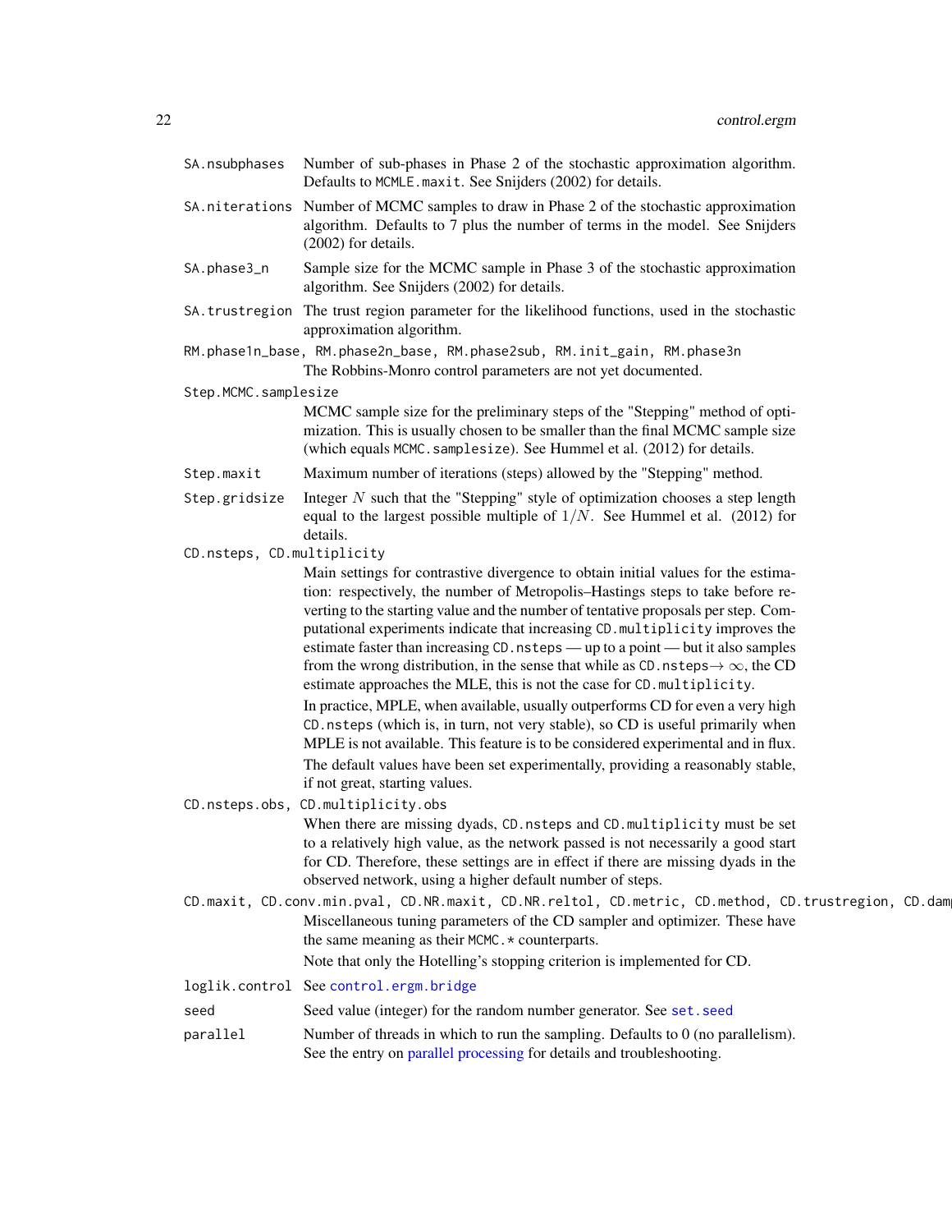`SA.nsubphases` Number of sub-phases in Phase 2 of the stochastic approximation algorithm. Defaults to `MCMLE.maxit`. See Snijders (2002) for details.

`SA.niterations` Number of MCMC samples to draw in Phase 2 of the stochastic approximation algorithm. Defaults to 7 plus the number of terms in the model. See Snijders (2002) for details.

`SA.phase3_n` Sample size for the MCMC sample in Phase 3 of the stochastic approximation algorithm. See Snijders (2002) for details.

`SA.trustregion` The trust region parameter for the likelihood functions, used in the stochastic approximation algorithm.

`RM.phase1n_base, RM.phase2n_base, RM.phase2sub, RM.init_gain, RM.phase3n`
The Robbins-Monro control parameters are not yet documented.

`Step.MCMC.samplesize`
MCMC sample size for the preliminary steps of the "Stepping" method of optimization. This is usually chosen to be smaller than the final MCMC sample size (which equals `MCMC.samplesize`). See Hummel et al. (2012) for details.

`Step.maxit` Maximum number of iterations (steps) allowed by the "Stepping" method.

`Step.gridsize` Integer $N$ such that the "Stepping" style of optimization chooses a step length equal to the largest possible multiple of $1/N$. See Hummel et al. (2012) for details.

`CD.nsteps, CD.multiplicity`
Main settings for contrastive divergence to obtain initial values for the estimation: respectively, the number of Metropolis–Hastings steps to take before reverting to the starting value and the number of tentative proposals per step. Computational experiments indicate that increasing `CD.multiplicity` improves the estimate faster than increasing `CD.nsteps` — up to a point — but it also samples from the wrong distribution, in the sense that while as `CD.nsteps`$\rightarrow \infty$, the CD estimate approaches the MLE, this is not the case for `CD.multiplicity`.

In practice, MPLE, when available, usually outperforms CD for even a very high `CD.nsteps` (which is, in turn, not very stable), so CD is useful primarily when MPLE is not available. This feature is to be considered experimental and in flux.

The default values have been set experimentally, providing a reasonably stable, if not great, starting values.

`CD.nsteps.obs, CD.multiplicity.obs`
When there are missing dyads, `CD.nsteps` and `CD.multiplicity` must be set to a relatively high value, as the network passed is not necessarily a good start for CD. Therefore, these settings are in effect if there are missing dyads in the observed network, using a higher default number of steps.

`CD.maxit, CD.conv.min.pval, CD.NR.maxit, CD.NR.reltol, CD.metric, CD.method, CD.trustregion, CD.dam`
Miscellaneous tuning parameters of the CD sampler and optimizer. These have the same meaning as their `MCMC.*` counterparts.

Note that only the Hotelling's stopping criterion is implemented for CD.

`loglik.control` See `control.ergm.bridge`

`seed` Seed value (integer) for the random number generator. See `set.seed`

`parallel` Number of threads in which to run the sampling. Defaults to 0 (no parallelism). See the entry on parallel processing for details and troubleshooting.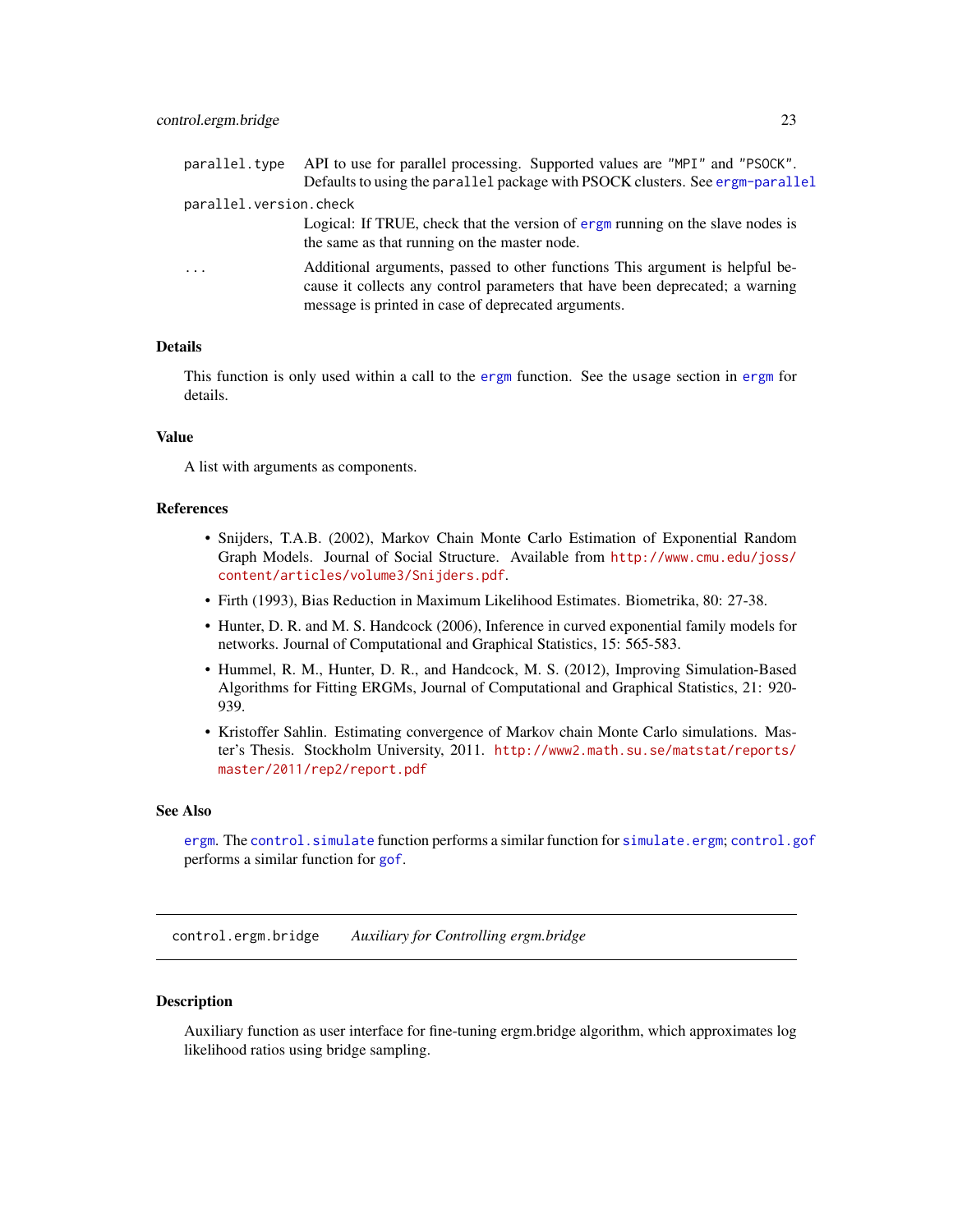parallel.type
: API to use for parallel processing. Supported values are "MPI" and "PSOCK". Defaults to using the parallel package with PSOCK clusters. See ergm-parallel

parallel.version.check
: Logical: If TRUE, check that the version of ergm running on the slave nodes is the same as that running on the master node.

...
: Additional arguments, passed to other functions This argument is helpful because it collects any control parameters that have been deprecated; a warning message is printed in case of deprecated arguments.

### Details

This function is only used within a call to the ergm function. See the usage section in ergm for details.

### Value

A list with arguments as components.

### References

- Snijders, T.A.B. (2002), Markov Chain Monte Carlo Estimation of Exponential Random Graph Models. Journal of Social Structure. Available from http://www.cmu.edu/joss/content/articles/volume3/Snijders.pdf.
- Firth (1993), Bias Reduction in Maximum Likelihood Estimates. Biometrika, 80: 27-38.
- Hunter, D. R. and M. S. Handcock (2006), Inference in curved exponential family models for networks. Journal of Computational and Graphical Statistics, 15: 565-583.
- Hummel, R. M., Hunter, D. R., and Handcock, M. S. (2012), Improving Simulation-Based Algorithms for Fitting ERGMs, Journal of Computational and Graphical Statistics, 21: 920-939.
- Kristoffer Sahlin. Estimating convergence of Markov chain Monte Carlo simulations. Master's Thesis. Stockholm University, 2011. http://www2.math.su.se/matstat/reports/master/2011/rep2/report.pdf

### See Also

ergm. The control.simulate function performs a similar function for simulate.ergm; control.gof performs a similar function for gof.

---

## control.ergm.bridge *Auxiliary for Controlling ergm.bridge*

### Description

Auxiliary function as user interface for fine-tuning ergm.bridge algorithm, which approximates log likelihood ratios using bridge sampling.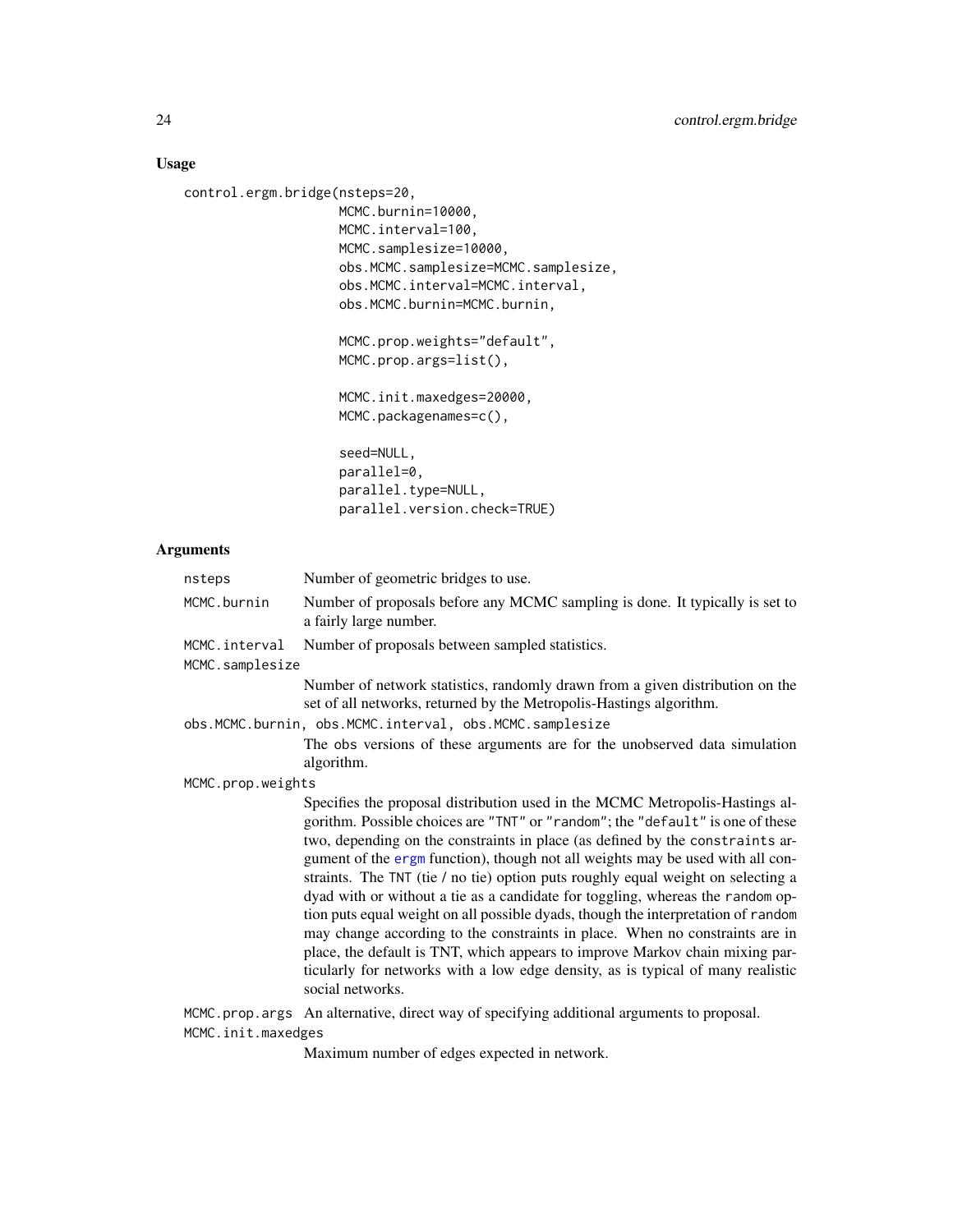### Usage

```
control.ergm.bridge(nsteps=20,
                    MCMC.burnin=10000,
                    MCMC.interval=100,
                    MCMC.samplesize=10000,
                    obs.MCMC.samplesize=MCMC.samplesize,
                    obs.MCMC.interval=MCMC.interval,
                    obs.MCMC.burnin=MCMC.burnin,

                    MCMC.prop.weights="default",
                    MCMC.prop.args=list(),

                    MCMC.init.maxedges=20000,
                    MCMC.packagenames=c(),

                    seed=NULL,
                    parallel=0,
                    parallel.type=NULL,
                    parallel.version.check=TRUE)
```

### Arguments

`nsteps` Number of geometric bridges to use.

`MCMC.burnin` Number of proposals before any MCMC sampling is done. It typically is set to a fairly large number.

`MCMC.interval` Number of proposals between sampled statistics.

`MCMC.samplesize`
Number of network statistics, randomly drawn from a given distribution on the set of all networks, returned by the Metropolis-Hastings algorithm.

`obs.MCMC.burnin, obs.MCMC.interval, obs.MCMC.samplesize`
The obs versions of these arguments are for the unobserved data simulation algorithm.

`MCMC.prop.weights`
Specifies the proposal distribution used in the MCMC Metropolis-Hastings algorithm. Possible choices are "TNT" or "random"; the "default" is one of these two, depending on the constraints in place (as defined by the constraints argument of the ergm function), though not all weights may be used with all constraints. The TNT (tie / no tie) option puts roughly equal weight on selecting a dyad with or without a tie as a candidate for toggling, whereas the random option puts equal weight on all possible dyads, though the interpretation of random may change according to the constraints in place. When no constraints are in place, the default is TNT, which appears to improve Markov chain mixing particularly for networks with a low edge density, as is typical of many realistic social networks.

`MCMC.prop.args` An alternative, direct way of specifying additional arguments to proposal.

`MCMC.init.maxedges`
Maximum number of edges expected in network.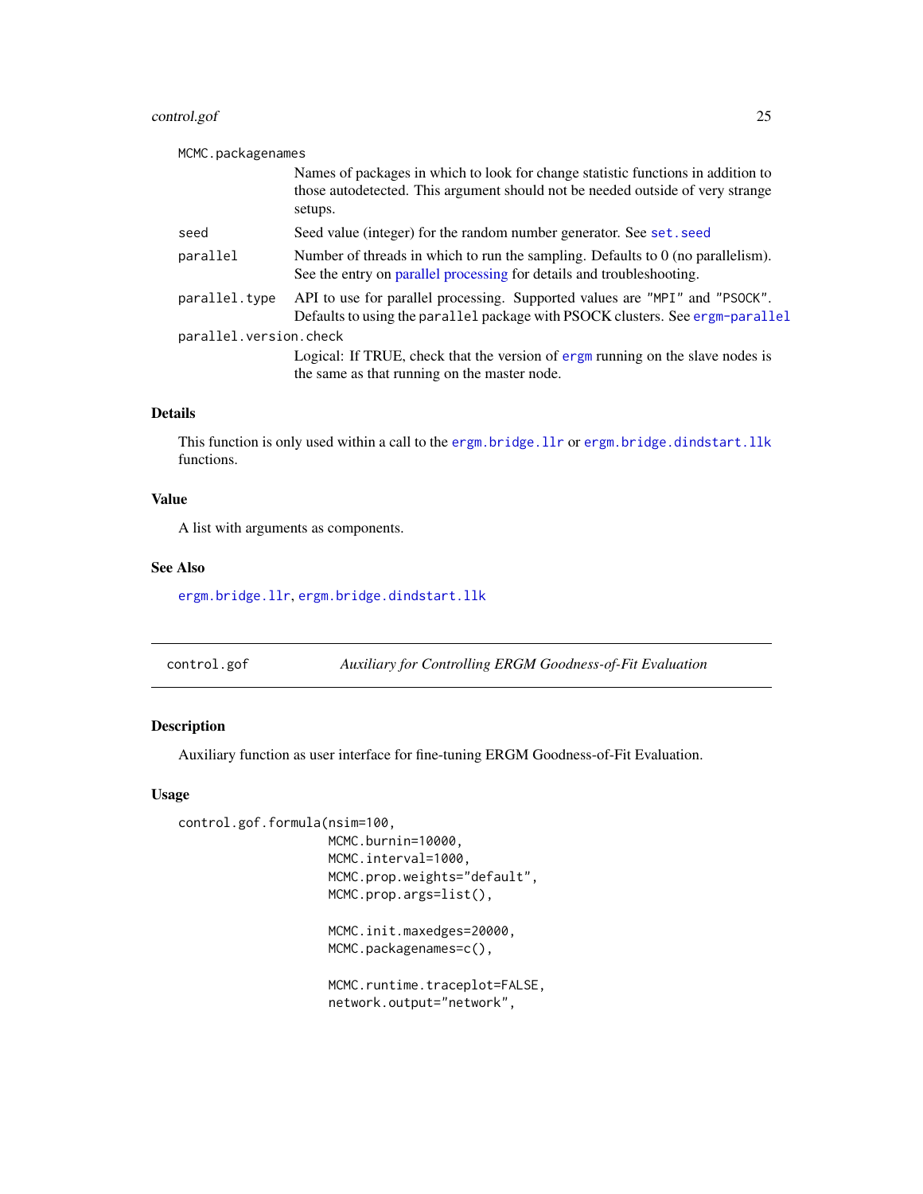`MCMC.packagenames`
: Names of packages in which to look for change statistic functions in addition to those autodetected. This argument should not be needed outside of very strange setups.

`seed`
: Seed value (integer) for the random number generator. See `set.seed`

`parallel`
: Number of threads in which to run the sampling. Defaults to 0 (no parallelism). See the entry on parallel processing for details and troubleshooting.

`parallel.type`
: API to use for parallel processing. Supported values are `"MPI"` and `"PSOCK"`. Defaults to using the `parallel` package with PSOCK clusters. See `ergm-parallel`

`parallel.version.check`
: Logical: If TRUE, check that the version of `ergm` running on the slave nodes is the same as that running on the master node.

### Details

This function is only used within a call to the `ergm.bridge.llr` or `ergm.bridge.dindstart.llk` functions.

### Value

A list with arguments as components.

### See Also

`ergm.bridge.llr`, `ergm.bridge.dindstart.llk`

---

## control.gof — *Auxiliary for Controlling ERGM Goodness-of-Fit Evaluation*

---

### Description

Auxiliary function as user interface for fine-tuning ERGM Goodness-of-Fit Evaluation.

### Usage

```
control.gof.formula(nsim=100,
                    MCMC.burnin=10000,
                    MCMC.interval=1000,
                    MCMC.prop.weights="default",
                    MCMC.prop.args=list(),

                    MCMC.init.maxedges=20000,
                    MCMC.packagenames=c(),

                    MCMC.runtime.traceplot=FALSE,
                    network.output="network",
```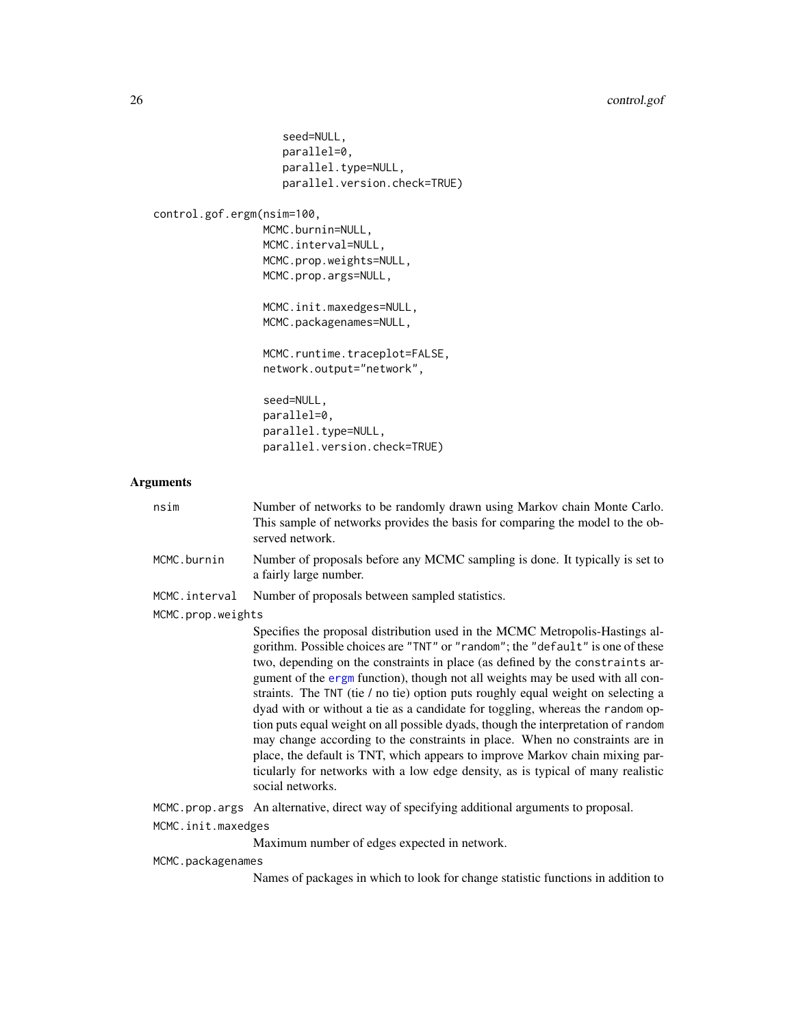```
                  seed=NULL,
                  parallel=0,
                  parallel.type=NULL,
                  parallel.version.check=TRUE)

control.gof.ergm(nsim=100,
                 MCMC.burnin=NULL,
                 MCMC.interval=NULL,
                 MCMC.prop.weights=NULL,
                 MCMC.prop.args=NULL,

                 MCMC.init.maxedges=NULL,
                 MCMC.packagenames=NULL,

                 MCMC.runtime.traceplot=FALSE,
                 network.output="network",

                 seed=NULL,
                 parallel=0,
                 parallel.type=NULL,
                 parallel.version.check=TRUE)
```

## Arguments

`nsim` Number of networks to be randomly drawn using Markov chain Monte Carlo. This sample of networks provides the basis for comparing the model to the observed network.

`MCMC.burnin` Number of proposals before any MCMC sampling is done. It typically is set to a fairly large number.

`MCMC.interval` Number of proposals between sampled statistics.

`MCMC.prop.weights` Specifies the proposal distribution used in the MCMC Metropolis-Hastings algorithm. Possible choices are `"TNT"` or `"random"`; the `"default"` is one of these two, depending on the constraints in place (as defined by the `constraints` argument of the `ergm` function), though not all weights may be used with all constraints. The `TNT` (tie / no tie) option puts roughly equal weight on selecting a dyad with or without a tie as a candidate for toggling, whereas the `random` option puts equal weight on all possible dyads, though the interpretation of `random` may change according to the constraints in place. When no constraints are in place, the default is TNT, which appears to improve Markov chain mixing particularly for networks with a low edge density, as is typical of many realistic social networks.

`MCMC.prop.args` An alternative, direct way of specifying additional arguments to proposal.

`MCMC.init.maxedges` Maximum number of edges expected in network.

`MCMC.packagenames` Names of packages in which to look for change statistic functions in addition to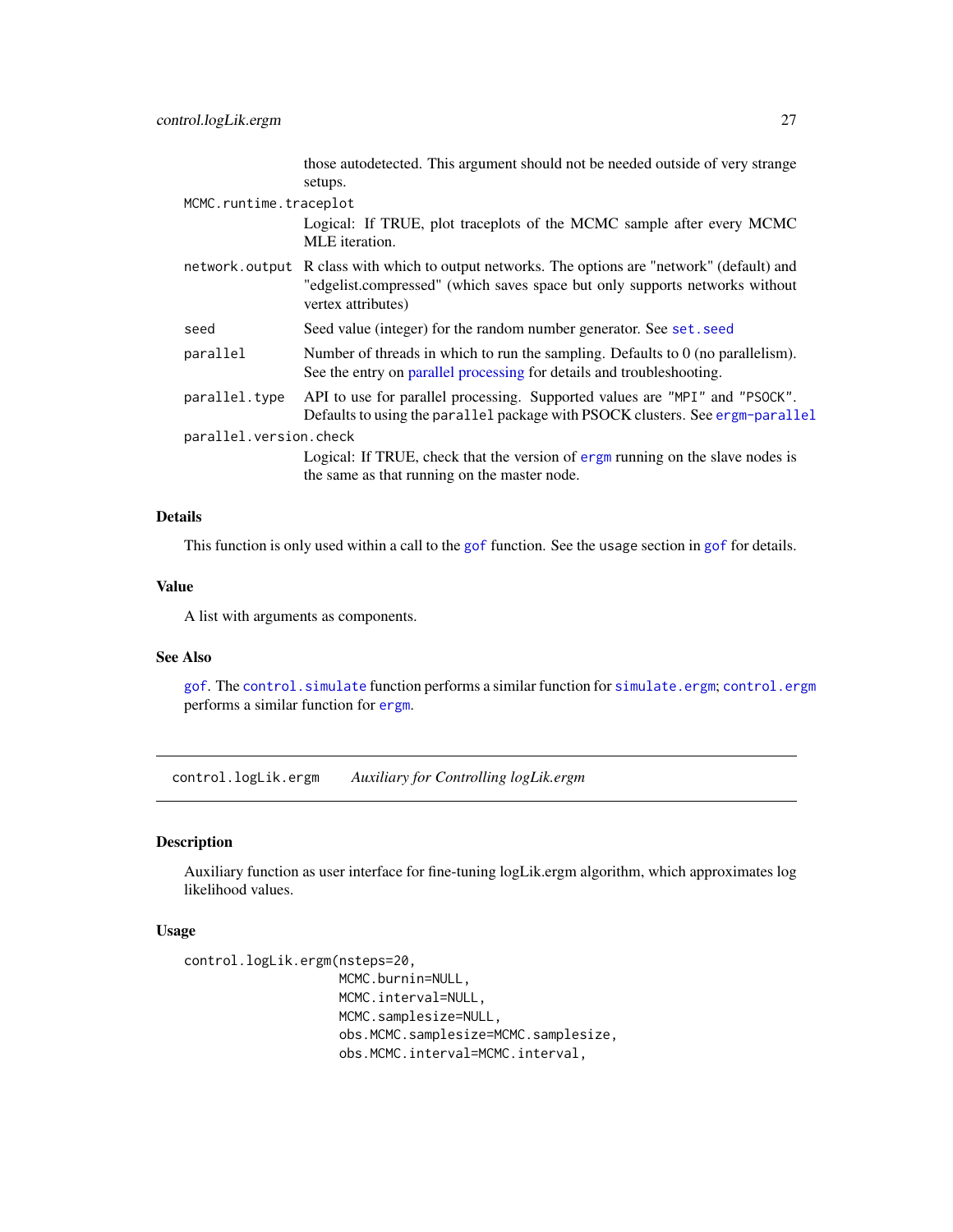those autodetected. This argument should not be needed outside of very strange setups.

`MCMC.runtime.traceplot`
: Logical: If TRUE, plot traceplots of the MCMC sample after every MCMC MLE iteration.

`network.output`
: R class with which to output networks. The options are "network" (default) and "edgelist.compressed" (which saves space but only supports networks without vertex attributes)

`seed`
: Seed value (integer) for the random number generator. See `set.seed`

`parallel`
: Number of threads in which to run the sampling. Defaults to 0 (no parallelism). See the entry on parallel processing for details and troubleshooting.

`parallel.type`
: API to use for parallel processing. Supported values are "MPI" and "PSOCK". Defaults to using the `parallel` package with PSOCK clusters. See `ergm-parallel`

`parallel.version.check`
: Logical: If TRUE, check that the version of `ergm` running on the slave nodes is the same as that running on the master node.

### Details

This function is only used within a call to the `gof` function. See the usage section in `gof` for details.

### Value

A list with arguments as components.

### See Also

`gof`. The `control.simulate` function performs a similar function for `simulate.ergm`; `control.ergm` performs a similar function for `ergm`.

---

## control.logLik.ergm &nbsp;&nbsp;&nbsp; *Auxiliary for Controlling logLik.ergm*

---

### Description

Auxiliary function as user interface for fine-tuning logLik.ergm algorithm, which approximates log likelihood values.

### Usage

```
control.logLik.ergm(nsteps=20,
                    MCMC.burnin=NULL,
                    MCMC.interval=NULL,
                    MCMC.samplesize=NULL,
                    obs.MCMC.samplesize=MCMC.samplesize,
                    obs.MCMC.interval=MCMC.interval,
```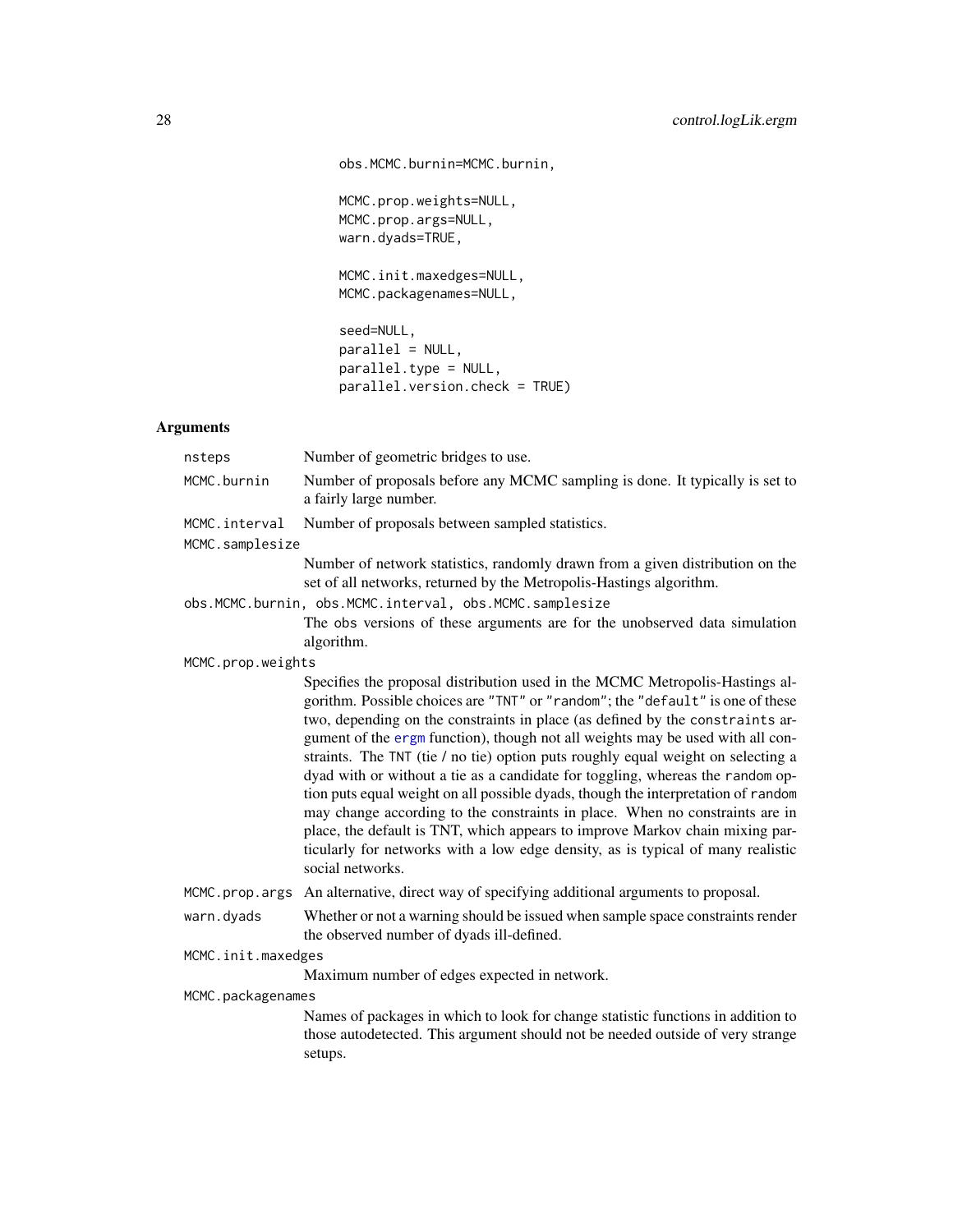```
obs.MCMC.burnin=MCMC.burnin,

MCMC.prop.weights=NULL,
MCMC.prop.args=NULL,
warn.dyads=TRUE,

MCMC.init.maxedges=NULL,
MCMC.packagenames=NULL,

seed=NULL,
parallel = NULL,
parallel.type = NULL,
parallel.version.check = TRUE)
```

## Arguments

- `nsteps` Number of geometric bridges to use.
- `MCMC.burnin` Number of proposals before any MCMC sampling is done. It typically is set to a fairly large number.
- `MCMC.interval` Number of proposals between sampled statistics.
- `MCMC.samplesize` Number of network statistics, randomly drawn from a given distribution on the set of all networks, returned by the Metropolis-Hastings algorithm.
- `obs.MCMC.burnin, obs.MCMC.interval, obs.MCMC.samplesize` The obs versions of these arguments are for the unobserved data simulation algorithm.
- `MCMC.prop.weights` Specifies the proposal distribution used in the MCMC Metropolis-Hastings algorithm. Possible choices are "TNT" or "random"; the "default" is one of these two, depending on the constraints in place (as defined by the `constraints` argument of the ergm function), though not all weights may be used with all constraints. The TNT (tie / no tie) option puts roughly equal weight on selecting a dyad with or without a tie as a candidate for toggling, whereas the random option puts equal weight on all possible dyads, though the interpretation of random may change according to the constraints in place. When no constraints are in place, the default is TNT, which appears to improve Markov chain mixing particularly for networks with a low edge density, as is typical of many realistic social networks.
- `MCMC.prop.args` An alternative, direct way of specifying additional arguments to proposal.
- `warn.dyads` Whether or not a warning should be issued when sample space constraints render the observed number of dyads ill-defined.
- `MCMC.init.maxedges` Maximum number of edges expected in network.
- `MCMC.packagenames` Names of packages in which to look for change statistic functions in addition to those autodetected. This argument should not be needed outside of very strange setups.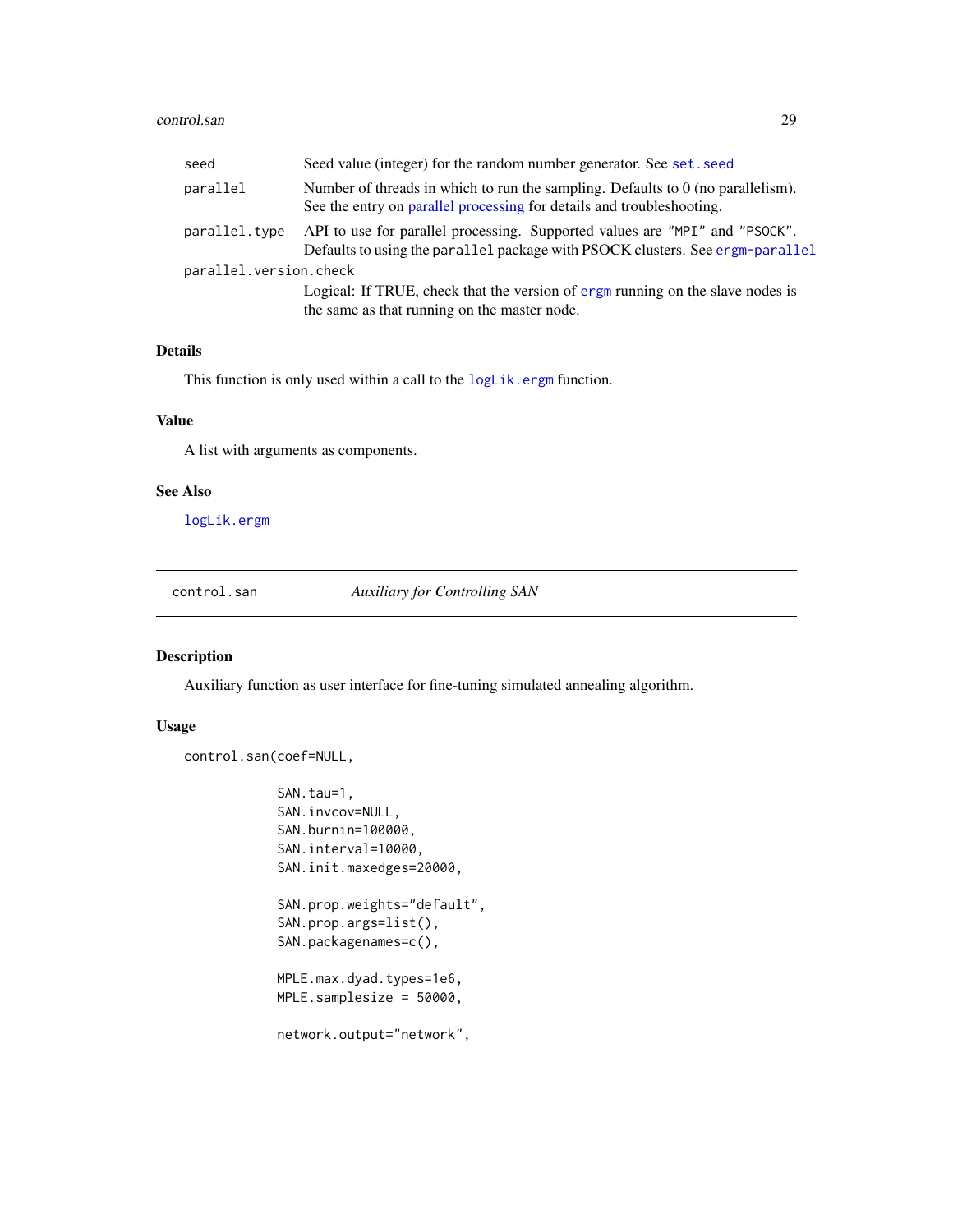| | |
|---|---|
| seed | Seed value (integer) for the random number generator. See set.seed |
| parallel | Number of threads in which to run the sampling. Defaults to 0 (no parallelism). See the entry on parallel processing for details and troubleshooting. |
| parallel.type | API to use for parallel processing. Supported values are "MPI" and "PSOCK". Defaults to using the parallel package with PSOCK clusters. See ergm-parallel |
| parallel.version.check | Logical: If TRUE, check that the version of ergm running on the slave nodes is the same as that running on the master node. |

### Details

This function is only used within a call to the logLik.ergm function.

### Value

A list with arguments as components.

### See Also

logLik.ergm

---

## control.san — *Auxiliary for Controlling SAN*

### Description

Auxiliary function as user interface for fine-tuning simulated annealing algorithm.

### Usage

```
control.san(coef=NULL,

            SAN.tau=1,
            SAN.invcov=NULL,
            SAN.burnin=100000,
            SAN.interval=10000,
            SAN.init.maxedges=20000,

            SAN.prop.weights="default",
            SAN.prop.args=list(),
            SAN.packagenames=c(),

            MPLE.max.dyad.types=1e6,
            MPLE.samplesize = 50000,

            network.output="network",
```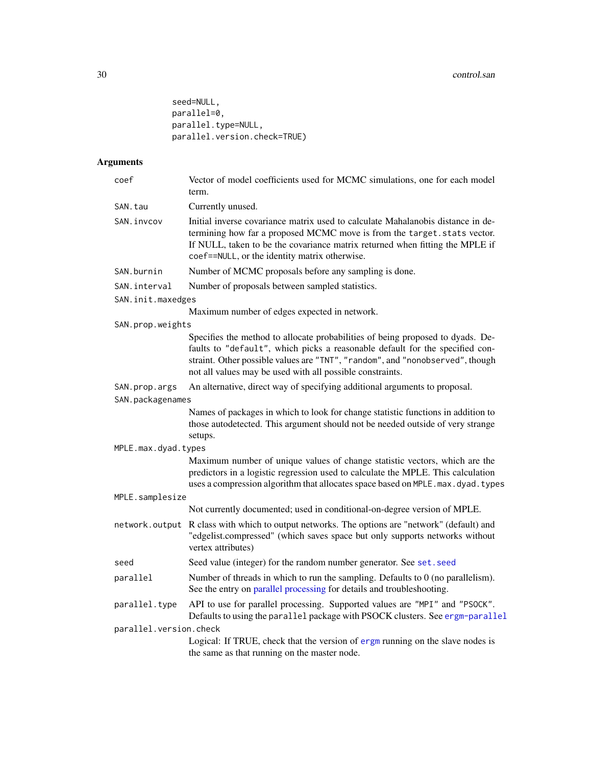```
         seed=NULL,
         parallel=0,
         parallel.type=NULL,
         parallel.version.check=TRUE)
```

### Arguments

| | |
|---|---|
| coef | Vector of model coefficients used for MCMC simulations, one for each model term. |
| SAN.tau | Currently unused. |
| SAN.invcov | Initial inverse covariance matrix used to calculate Mahalanobis distance in determining how far a proposed MCMC move is from the target.stats vector. If NULL, taken to be the covariance matrix returned when fitting the MPLE if coef==NULL, or the identity matrix otherwise. |
| SAN.burnin | Number of MCMC proposals before any sampling is done. |
| SAN.interval | Number of proposals between sampled statistics. |
| SAN.init.maxedges | Maximum number of edges expected in network. |
| SAN.prop.weights | Specifies the method to allocate probabilities of being proposed to dyads. Defaults to "default", which picks a reasonable default for the specified constraint. Other possible values are "TNT", "random", and "nonobserved", though not all values may be used with all possible constraints. |
| SAN.prop.args | An alternative, direct way of specifying additional arguments to proposal. |
| SAN.packagenames | Names of packages in which to look for change statistic functions in addition to those autodetected. This argument should not be needed outside of very strange setups. |
| MPLE.max.dyad.types | Maximum number of unique values of change statistic vectors, which are the predictors in a logistic regression used to calculate the MPLE. This calculation uses a compression algorithm that allocates space based on MPLE.max.dyad.types |
| MPLE.samplesize | Not currently documented; used in conditional-on-degree version of MPLE. |
| network.output | R class with which to output networks. The options are "network" (default) and "edgelist.compressed" (which saves space but only supports networks without vertex attributes) |
| seed | Seed value (integer) for the random number generator. See set.seed |
| parallel | Number of threads in which to run the sampling. Defaults to 0 (no parallelism). See the entry on parallel processing for details and troubleshooting. |
| parallel.type | API to use for parallel processing. Supported values are "MPI" and "PSOCK". Defaults to using the parallel package with PSOCK clusters. See ergm-parallel |
| parallel.version.check | Logical: If TRUE, check that the version of ergm running on the slave nodes is the same as that running on the master node. |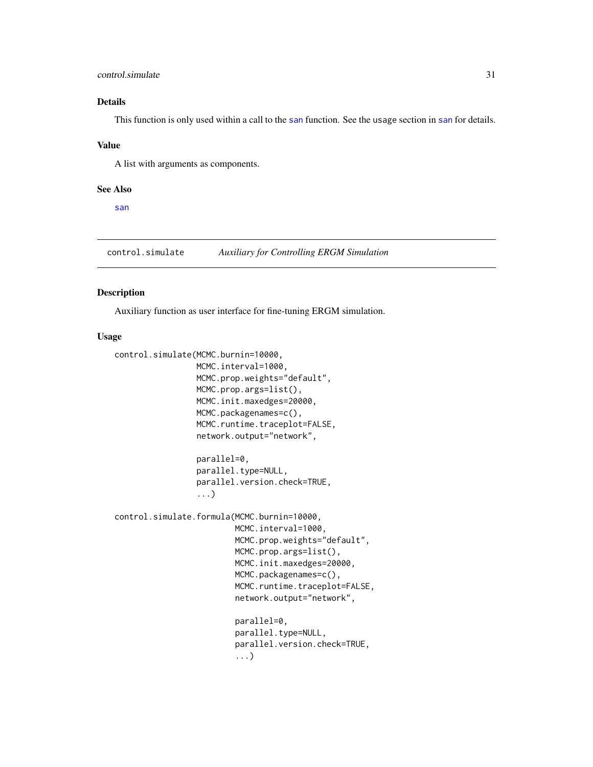### Details

This function is only used within a call to the `san` function. See the usage section in `san` for details.

### Value

A list with arguments as components.

### See Also

`san`

---

## control.simulate — *Auxiliary for Controlling ERGM Simulation*

### Description

Auxiliary function as user interface for fine-tuning ERGM simulation.

### Usage

```
control.simulate(MCMC.burnin=10000,
                 MCMC.interval=1000,
                 MCMC.prop.weights="default",
                 MCMC.prop.args=list(),
                 MCMC.init.maxedges=20000,
                 MCMC.packagenames=c(),
                 MCMC.runtime.traceplot=FALSE,
                 network.output="network",

                 parallel=0,
                 parallel.type=NULL,
                 parallel.version.check=TRUE,
                 ...)

control.simulate.formula(MCMC.burnin=10000,
                         MCMC.interval=1000,
                         MCMC.prop.weights="default",
                         MCMC.prop.args=list(),
                         MCMC.init.maxedges=20000,
                         MCMC.packagenames=c(),
                         MCMC.runtime.traceplot=FALSE,
                         network.output="network",

                         parallel=0,
                         parallel.type=NULL,
                         parallel.version.check=TRUE,
                         ...)
```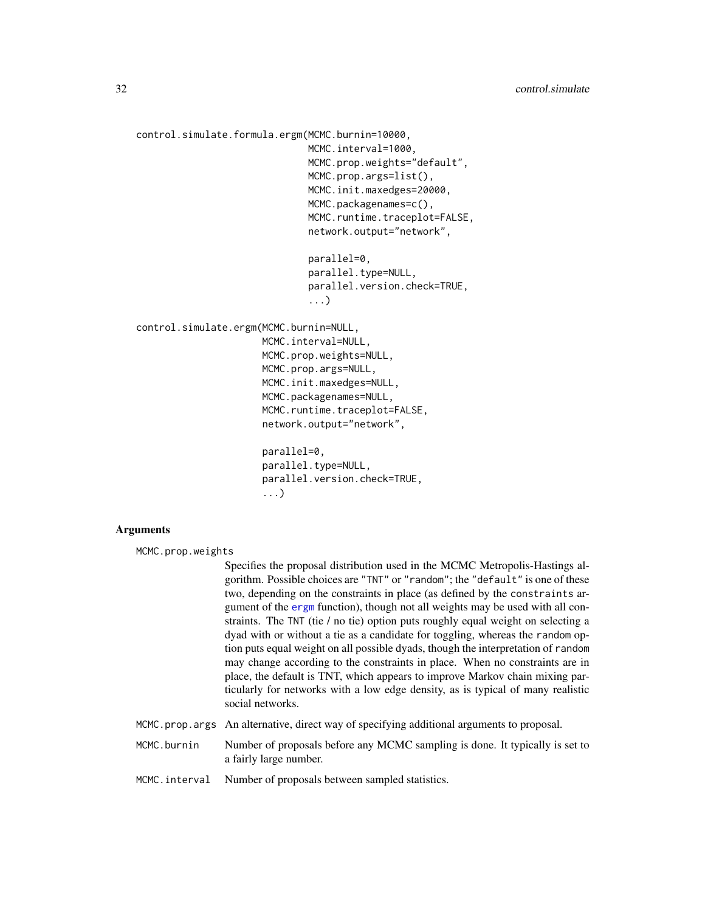```
control.simulate.formula.ergm(MCMC.burnin=10000,
                              MCMC.interval=1000,
                              MCMC.prop.weights="default",
                              MCMC.prop.args=list(),
                              MCMC.init.maxedges=20000,
                              MCMC.packagenames=c(),
                              MCMC.runtime.traceplot=FALSE,
                              network.output="network",

                              parallel=0,
                              parallel.type=NULL,
                              parallel.version.check=TRUE,
                              ...)

control.simulate.ergm(MCMC.burnin=NULL,
                      MCMC.interval=NULL,
                      MCMC.prop.weights=NULL,
                      MCMC.prop.args=NULL,
                      MCMC.init.maxedges=NULL,
                      MCMC.packagenames=NULL,
                      MCMC.runtime.traceplot=FALSE,
                      network.output="network",

                      parallel=0,
                      parallel.type=NULL,
                      parallel.version.check=TRUE,
                      ...)
```

### Arguments

`MCMC.prop.weights`
: Specifies the proposal distribution used in the MCMC Metropolis-Hastings algorithm. Possible choices are "TNT" or "random"; the "default" is one of these two, depending on the constraints in place (as defined by the constraints argument of the ergm function), though not all weights may be used with all constraints. The TNT (tie / no tie) option puts roughly equal weight on selecting a dyad with or without a tie as a candidate for toggling, whereas the random option puts equal weight on all possible dyads, though the interpretation of random may change according to the constraints in place. When no constraints are in place, the default is TNT, which appears to improve Markov chain mixing particularly for networks with a low edge density, as is typical of many realistic social networks.

`MCMC.prop.args`
: An alternative, direct way of specifying additional arguments to proposal.

`MCMC.burnin`
: Number of proposals before any MCMC sampling is done. It typically is set to a fairly large number.

`MCMC.interval`
: Number of proposals between sampled statistics.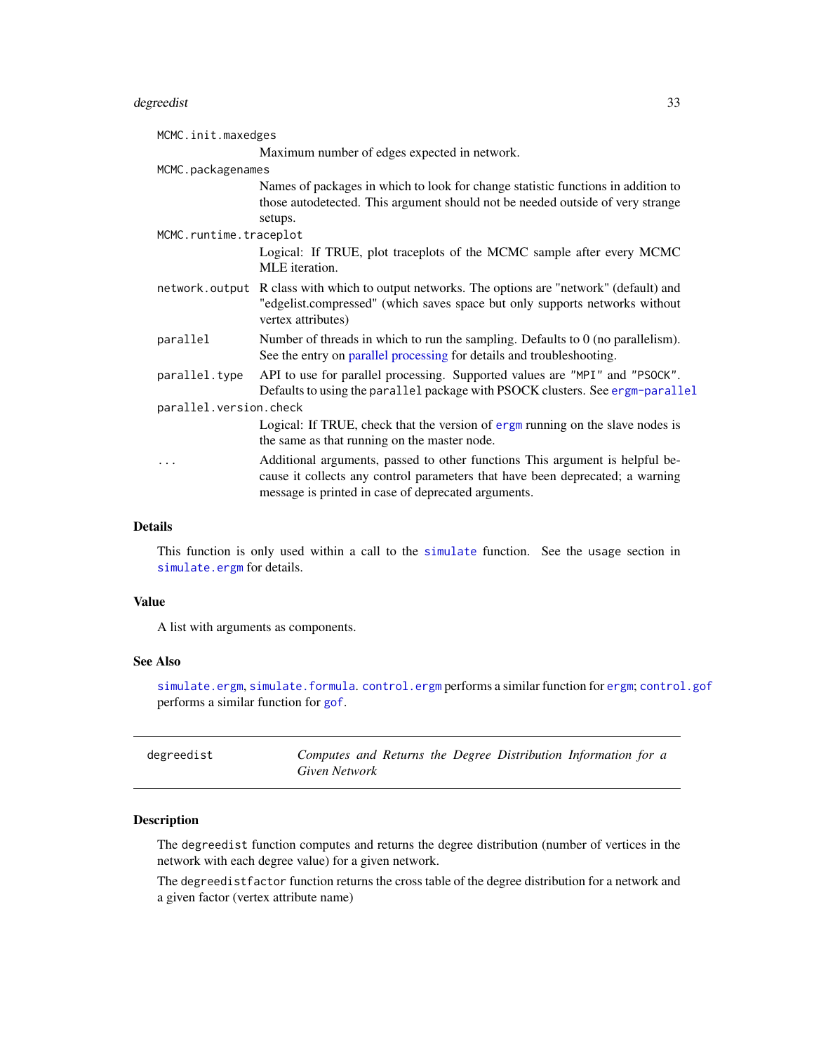MCMC.init.maxedges
: Maximum number of edges expected in network.

MCMC.packagenames
: Names of packages in which to look for change statistic functions in addition to those autodetected. This argument should not be needed outside of very strange setups.

MCMC.runtime.traceplot
: Logical: If TRUE, plot traceplots of the MCMC sample after every MCMC MLE iteration.

network.output
: R class with which to output networks. The options are "network" (default) and "edgelist.compressed" (which saves space but only supports networks without vertex attributes)

parallel
: Number of threads in which to run the sampling. Defaults to 0 (no parallelism). See the entry on parallel processing for details and troubleshooting.

parallel.type
: API to use for parallel processing. Supported values are `"MPI"` and `"PSOCK"`. Defaults to using the `parallel` package with PSOCK clusters. See `ergm-parallel`

parallel.version.check
: Logical: If TRUE, check that the version of `ergm` running on the slave nodes is the same as that running on the master node.

...
: Additional arguments, passed to other functions This argument is helpful because it collects any control parameters that have been deprecated; a warning message is printed in case of deprecated arguments.

### Details

This function is only used within a call to the `simulate` function. See the usage section in `simulate.ergm` for details.

### Value

A list with arguments as components.

### See Also

`simulate.ergm`, `simulate.formula`. `control.ergm` performs a similar function for `ergm`; `control.gof` performs a similar function for `gof`.

---

## degreedist — *Computes and Returns the Degree Distribution Information for a Given Network*

---

### Description

The `degreedist` function computes and returns the degree distribution (number of vertices in the network with each degree value) for a given network.

The `degreedistfactor` function returns the cross table of the degree distribution for a network and a given factor (vertex attribute name)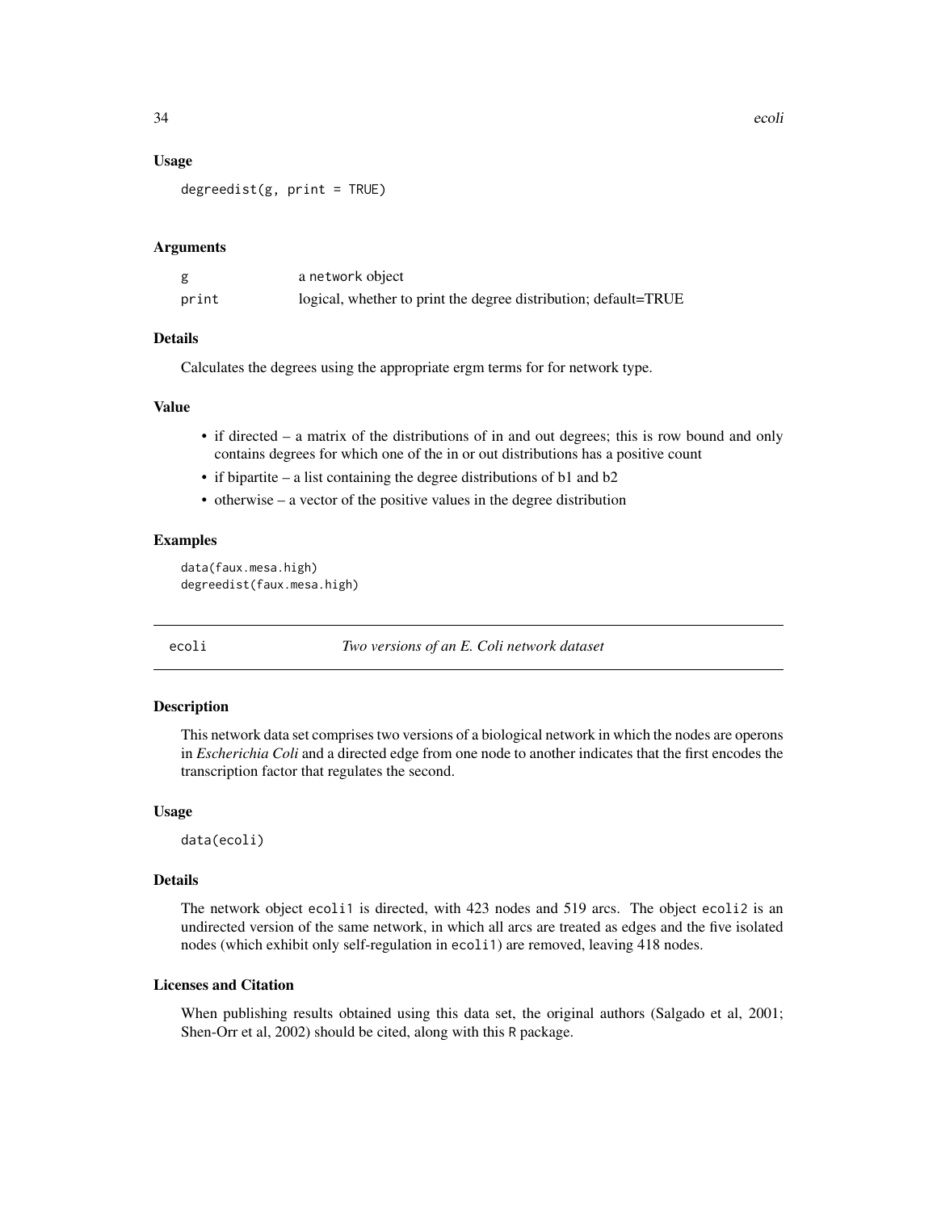### Usage

```
degreedist(g, print = TRUE)
```

### Arguments

| | |
|---|---|
| g | a network object |
| print | logical, whether to print the degree distribution; default=TRUE |

### Details

Calculates the degrees using the appropriate ergm terms for for network type.

### Value

- if directed – a matrix of the distributions of in and out degrees; this is row bound and only contains degrees for which one of the in or out distributions has a positive count
- if bipartite – a list containing the degree distributions of b1 and b2
- otherwise – a vector of the positive values in the degree distribution

### Examples

```
data(faux.mesa.high)
degreedist(faux.mesa.high)
```

---

## ecoli — *Two versions of an E. Coli network dataset*

### Description

This network data set comprises two versions of a biological network in which the nodes are operons in *Escherichia Coli* and a directed edge from one node to another indicates that the first encodes the transcription factor that regulates the second.

### Usage

```
data(ecoli)
```

### Details

The network object `ecoli1` is directed, with 423 nodes and 519 arcs. The object `ecoli2` is an undirected version of the same network, in which all arcs are treated as edges and the five isolated nodes (which exhibit only self-regulation in `ecoli1`) are removed, leaving 418 nodes.

### Licenses and Citation

When publishing results obtained using this data set, the original authors (Salgado et al, 2001; Shen-Orr et al, 2002) should be cited, along with this R package.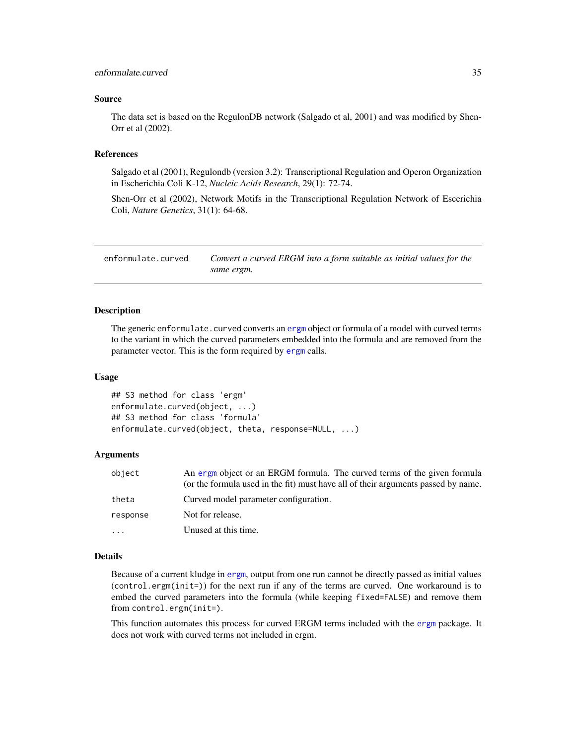### Source

The data set is based on the RegulonDB network (Salgado et al, 2001) and was modified by Shen-Orr et al (2002).

### References

Salgado et al (2001), Regulondb (version 3.2): Transcriptional Regulation and Operon Organization in Escherichia Coli K-12, *Nucleic Acids Research*, 29(1): 72-74.

Shen-Orr et al (2002), Network Motifs in the Transcriptional Regulation Network of Escerichia Coli, *Nature Genetics*, 31(1): 64-68.

---

## enformulate.curved — *Convert a curved ERGM into a form suitable as initial values for the same ergm.*

---

### Description

The generic `enformulate.curved` converts an `ergm` object or formula of a model with curved terms to the variant in which the curved parameters embedded into the formula and are removed from the parameter vector. This is the form required by `ergm` calls.

### Usage

```
## S3 method for class 'ergm'
enformulate.curved(object, ...)
## S3 method for class 'formula'
enformulate.curved(object, theta, response=NULL, ...)
```

### Arguments

| | |
|---|---|
| `object` | An `ergm` object or an ERGM formula. The curved terms of the given formula (or the formula used in the fit) must have all of their arguments passed by name. |
| `theta` | Curved model parameter configuration. |
| `response` | Not for release. |
| `...` | Unused at this time. |

### Details

Because of a current kludge in `ergm`, output from one run cannot be directly passed as initial values (`control.ergm(init=)`) for the next run if any of the terms are curved. One workaround is to embed the curved parameters into the formula (while keeping `fixed=FALSE`) and remove them from `control.ergm(init=)`.

This function automates this process for curved ERGM terms included with the `ergm` package. It does not work with curved terms not included in ergm.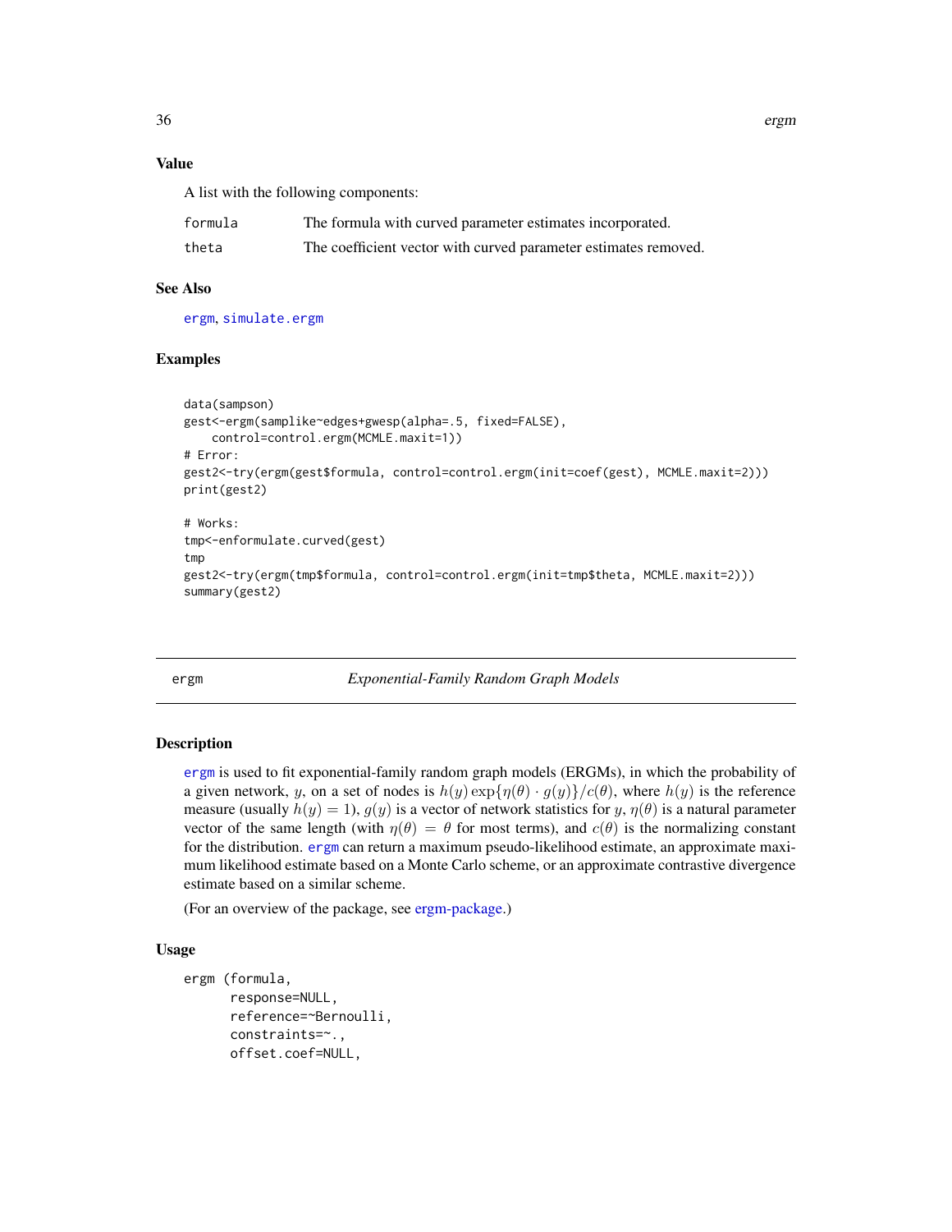## Value

A list with the following components:

| | |
|---|---|
| formula | The formula with curved parameter estimates incorporated. |
| theta | The coefficient vector with curved parameter estimates removed. |

## See Also

ergm, simulate.ergm

## Examples

```
data(sampson)
gest<-ergm(samplike~edges+gwesp(alpha=.5, fixed=FALSE),
    control=control.ergm(MCMLE.maxit=1))
# Error:
gest2<-try(ergm(gest$formula, control=control.ergm(init=coef(gest), MCMLE.maxit=2)))
print(gest2)

# Works:
tmp<-enformulate.curved(gest)
tmp
gest2<-try(ergm(tmp$formula, control=control.ergm(init=tmp$theta, MCMLE.maxit=2)))
summary(gest2)
```

---

# ergm — *Exponential-Family Random Graph Models*

## Description

ergm is used to fit exponential-family random graph models (ERGMs), in which the probability of a given network, $y$, on a set of nodes is $h(y)\exp\{\eta(\theta)\cdot g(y)\}/c(\theta)$, where $h(y)$ is the reference measure (usually $h(y) = 1$), $g(y)$ is a vector of network statistics for $y$, $\eta(\theta)$ is a natural parameter vector of the same length (with $\eta(\theta) = \theta$ for most terms), and $c(\theta)$ is the normalizing constant for the distribution. ergm can return a maximum pseudo-likelihood estimate, an approximate maximum likelihood estimate based on a Monte Carlo scheme, or an approximate contrastive divergence estimate based on a similar scheme.

(For an overview of the package, see ergm-package.)

## Usage

```
ergm (formula,
      response=NULL,
      reference=~Bernoulli,
      constraints=~.,
      offset.coef=NULL,
```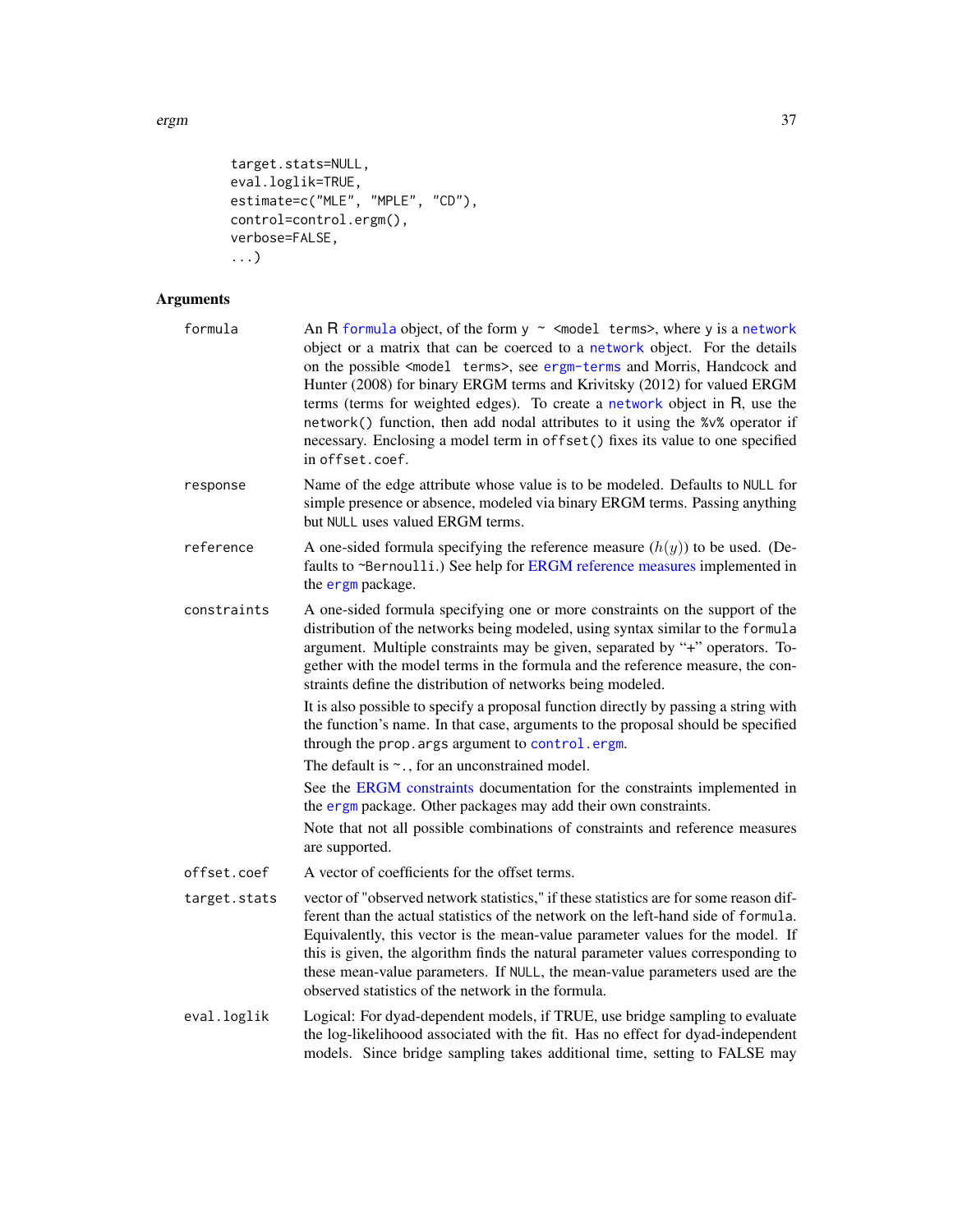```
        target.stats=NULL,
        eval.loglik=TRUE,
        estimate=c("MLE", "MPLE", "CD"),
        control=control.ergm(),
        verbose=FALSE,
        ...)
```

## Arguments

**formula**
An R formula object, of the form `y ~ <model terms>`, where y is a network object or a matrix that can be coerced to a network object. For the details on the possible `<model terms>`, see ergm-terms and Morris, Handcock and Hunter (2008) for binary ERGM terms and Krivitsky (2012) for valued ERGM terms (terms for weighted edges). To create a network object in R, use the `network()` function, then add nodal attributes to it using the `%v%` operator if necessary. Enclosing a model term in `offset()` fixes its value to one specified in `offset.coef`.

**response**
Name of the edge attribute whose value is to be modeled. Defaults to `NULL` for simple presence or absence, modeled via binary ERGM terms. Passing anything but `NULL` uses valued ERGM terms.

**reference**
A one-sided formula specifying the reference measure ($h(y)$) to be used. (Defaults to `~Bernoulli`.) See help for ERGM reference measures implemented in the ergm package.

**constraints**
A one-sided formula specifying one or more constraints on the support of the distribution of the networks being modeled, using syntax similar to the `formula` argument. Multiple constraints may be given, separated by "+" operators. Together with the model terms in the formula and the reference measure, the constraints define the distribution of networks being modeled.

It is also possible to specify a proposal function directly by passing a string with the function's name. In that case, arguments to the proposal should be specified through the `prop.args` argument to `control.ergm`.

The default is `~.`, for an unconstrained model.

See the ERGM constraints documentation for the constraints implemented in the ergm package. Other packages may add their own constraints.

Note that not all possible combinations of constraints and reference measures are supported.

**offset.coef**
A vector of coefficients for the offset terms.

**target.stats**
vector of "observed network statistics," if these statistics are for some reason different than the actual statistics of the network on the left-hand side of `formula`. Equivalently, this vector is the mean-value parameter values for the model. If this is given, the algorithm finds the natural parameter values corresponding to these mean-value parameters. If `NULL`, the mean-value parameters used are the observed statistics of the network in the formula.

**eval.loglik**
Logical: For dyad-dependent models, if TRUE, use bridge sampling to evaluate the log-likelihoood associated with the fit. Has no effect for dyad-independent models. Since bridge sampling takes additional time, setting to FALSE may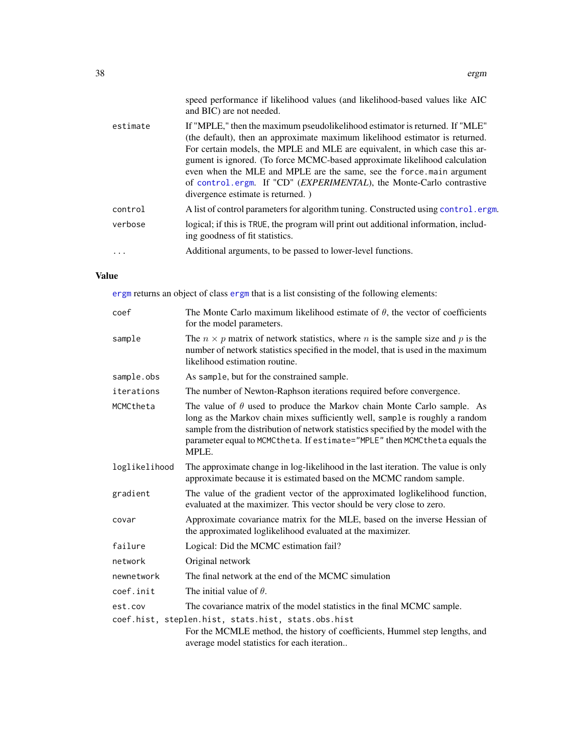speed performance if likelihood values (and likelihood-based values like AIC and BIC) are not needed.

| | |
|---|---|
| `estimate` | If "MPLE," then the maximum pseudolikelihood estimator is returned. If "MLE" (the default), then an approximate maximum likelihood estimator is returned. For certain models, the MPLE and MLE are equivalent, in which case this argument is ignored. (To force MCMC-based approximate likelihood calculation even when the MLE and MPLE are the same, see the `force.main` argument of `control.ergm`. If "CD" (*EXPERIMENTAL*), the Monte-Carlo contrastive divergence estimate is returned. ) |
| `control` | A list of control parameters for algorithm tuning. Constructed using `control.ergm`. |
| `verbose` | logical; if this is `TRUE`, the program will print out additional information, including goodness of fit statistics. |
| `...` | Additional arguments, to be passed to lower-level functions. |

## Value

`ergm` returns an object of class `ergm` that is a list consisting of the following elements:

| | |
|---|---|
| `coef` | The Monte Carlo maximum likelihood estimate of $\theta$, the vector of coefficients for the model parameters. |
| `sample` | The $n \times p$ matrix of network statistics, where $n$ is the sample size and $p$ is the number of network statistics specified in the model, that is used in the maximum likelihood estimation routine. |
| `sample.obs` | As `sample`, but for the constrained sample. |
| `iterations` | The number of Newton-Raphson iterations required before convergence. |
| `MCMCtheta` | The value of $\theta$ used to produce the Markov chain Monte Carlo sample. As long as the Markov chain mixes sufficiently well, `sample` is roughly a random sample from the distribution of network statistics specified by the model with the parameter equal to `MCMCtheta`. If `estimate="MPLE"` then `MCMCtheta` equals the MPLE. |
| `loglikelihood` | The approximate change in log-likelihood in the last iteration. The value is only approximate because it is estimated based on the MCMC random sample. |
| `gradient` | The value of the gradient vector of the approximated loglikelihood function, evaluated at the maximizer. This vector should be very close to zero. |
| `covar` | Approximate covariance matrix for the MLE, based on the inverse Hessian of the approximated loglikelihood evaluated at the maximizer. |
| `failure` | Logical: Did the MCMC estimation fail? |
| `network` | Original network |
| `newnetwork` | The final network at the end of the MCMC simulation |
| `coef.init` | The initial value of $\theta$. |
| `est.cov` | The covariance matrix of the model statistics in the final MCMC sample. |
| `coef.hist, steplen.hist, stats.hist, stats.obs.hist` | For the MCMLE method, the history of coefficients, Hummel step lengths, and average model statistics for each iteration.. |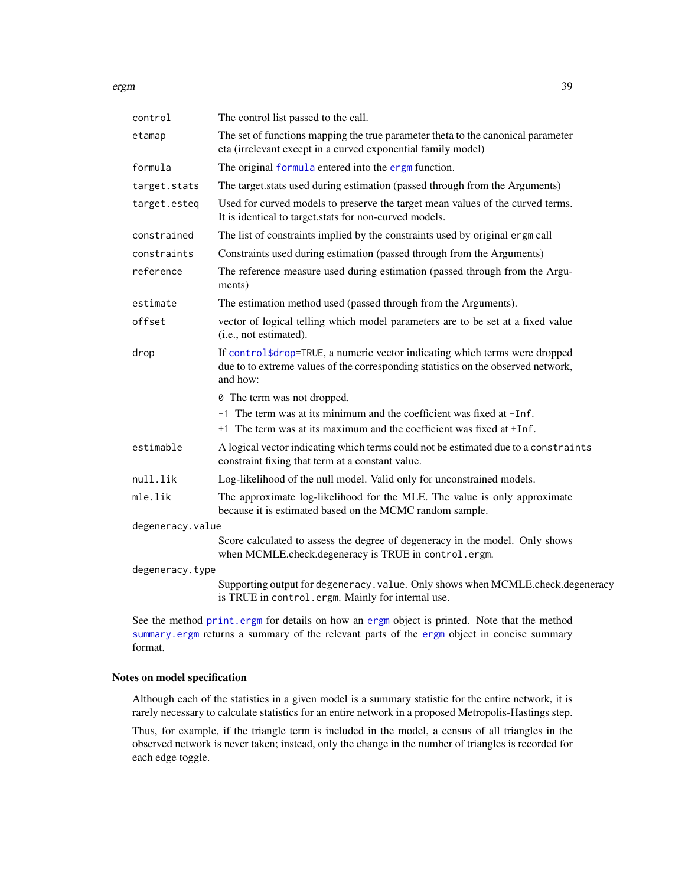| | |
|---|---|
| `control` | The control list passed to the call. |
| `etamap` | The set of functions mapping the true parameter theta to the canonical parameter eta (irrelevant except in a curved exponential family model) |
| `formula` | The original `formula` entered into the `ergm` function. |
| `target.stats` | The target.stats used during estimation (passed through from the Arguments) |
| `target.esteq` | Used for curved models to preserve the target mean values of the curved terms. It is identical to target.stats for non-curved models. |
| `constrained` | The list of constraints implied by the constraints used by original `ergm` call |
| `constraints` | Constraints used during estimation (passed through from the Arguments) |
| `reference` | The reference measure used during estimation (passed through from the Arguments) |
| `estimate` | The estimation method used (passed through from the Arguments). |
| `offset` | vector of logical telling which model parameters are to be set at a fixed value (i.e., not estimated). |
| `drop` | If `control$drop=TRUE`, a numeric vector indicating which terms were dropped due to to extreme values of the corresponding statistics on the observed network, and how:<br>`0` The term was not dropped.<br>`-1` The term was at its minimum and the coefficient was fixed at `-Inf`.<br>`+1` The term was at its maximum and the coefficient was fixed at `+Inf`. |
| `estimable` | A logical vector indicating which terms could not be estimated due to a `constraints` constraint fixing that term at a constant value. |
| `null.lik` | Log-likelihood of the null model. Valid only for unconstrained models. |
| `mle.lik` | The approximate log-likelihood for the MLE. The value is only approximate because it is estimated based on the MCMC random sample. |
| `degeneracy.value` | Score calculated to assess the degree of degeneracy in the model. Only shows when MCMLE.check.degeneracy is TRUE in `control.ergm`. |
| `degeneracy.type` | Supporting output for `degeneracy.value`. Only shows when MCMLE.check.degeneracy is TRUE in `control.ergm`. Mainly for internal use. |

See the method `print.ergm` for details on how an `ergm` object is printed. Note that the method `summary.ergm` returns a summary of the relevant parts of the `ergm` object in concise summary format.

## Notes on model specification

Although each of the statistics in a given model is a summary statistic for the entire network, it is rarely necessary to calculate statistics for an entire network in a proposed Metropolis-Hastings step.

Thus, for example, if the triangle term is included in the model, a census of all triangles in the observed network is never taken; instead, only the change in the number of triangles is recorded for each edge toggle.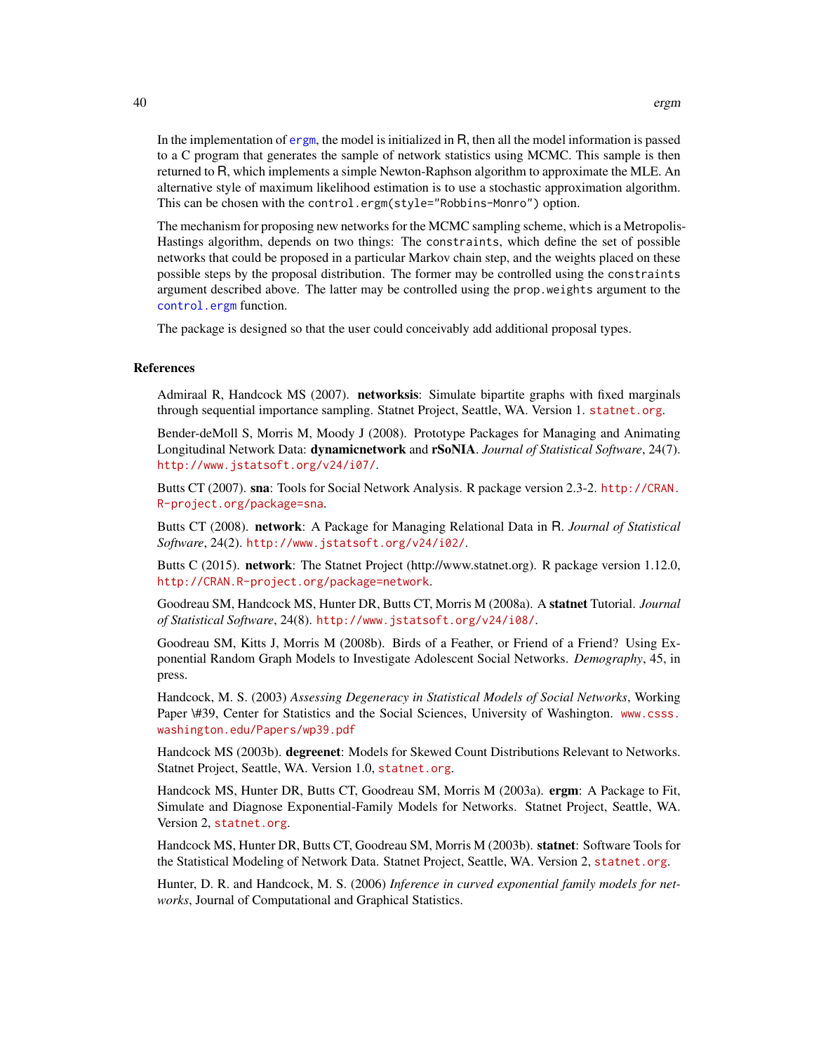In the implementation of `ergm`, the model is initialized in R, then all the model information is passed to a C program that generates the sample of network statistics using MCMC. This sample is then returned to R, which implements a simple Newton-Raphson algorithm to approximate the MLE. An alternative style of maximum likelihood estimation is to use a stochastic approximation algorithm. This can be chosen with the `control.ergm(style="Robbins-Monro")` option.

The mechanism for proposing new networks for the MCMC sampling scheme, which is a Metropolis-Hastings algorithm, depends on two things: The `constraints`, which define the set of possible networks that could be proposed in a particular Markov chain step, and the weights placed on these possible steps by the proposal distribution. The former may be controlled using the `constraints` argument described above. The latter may be controlled using the `prop.weights` argument to the `control.ergm` function.

The package is designed so that the user could conceivably add additional proposal types.

## References

Admiraal R, Handcock MS (2007). **networksis**: Simulate bipartite graphs with fixed marginals through sequential importance sampling. Statnet Project, Seattle, WA. Version 1. statnet.org.

Bender-deMoll S, Morris M, Moody J (2008). Prototype Packages for Managing and Animating Longitudinal Network Data: **dynamicnetwork** and **rSoNIA**. *Journal of Statistical Software*, 24(7). http://www.jstatsoft.org/v24/i07/.

Butts CT (2007). **sna**: Tools for Social Network Analysis. R package version 2.3-2. http://CRAN.R-project.org/package=sna.

Butts CT (2008). **network**: A Package for Managing Relational Data in R. *Journal of Statistical Software*, 24(2). http://www.jstatsoft.org/v24/i02/.

Butts C (2015). **network**: The Statnet Project (http://www.statnet.org). R package version 1.12.0, http://CRAN.R-project.org/package=network.

Goodreau SM, Handcock MS, Hunter DR, Butts CT, Morris M (2008a). A **statnet** Tutorial. *Journal of Statistical Software*, 24(8). http://www.jstatsoft.org/v24/i08/.

Goodreau SM, Kitts J, Morris M (2008b). Birds of a Feather, or Friend of a Friend? Using Exponential Random Graph Models to Investigate Adolescent Social Networks. *Demography*, 45, in press.

Handcock, M. S. (2003) *Assessing Degeneracy in Statistical Models of Social Networks*, Working Paper \#39, Center for Statistics and the Social Sciences, University of Washington. www.csss.washington.edu/Papers/wp39.pdf

Handcock MS (2003b). **degreenet**: Models for Skewed Count Distributions Relevant to Networks. Statnet Project, Seattle, WA. Version 1.0, statnet.org.

Handcock MS, Hunter DR, Butts CT, Goodreau SM, Morris M (2003a). **ergm**: A Package to Fit, Simulate and Diagnose Exponential-Family Models for Networks. Statnet Project, Seattle, WA. Version 2, statnet.org.

Handcock MS, Hunter DR, Butts CT, Goodreau SM, Morris M (2003b). **statnet**: Software Tools for the Statistical Modeling of Network Data. Statnet Project, Seattle, WA. Version 2, statnet.org.

Hunter, D. R. and Handcock, M. S. (2006) *Inference in curved exponential family models for networks*, Journal of Computational and Graphical Statistics.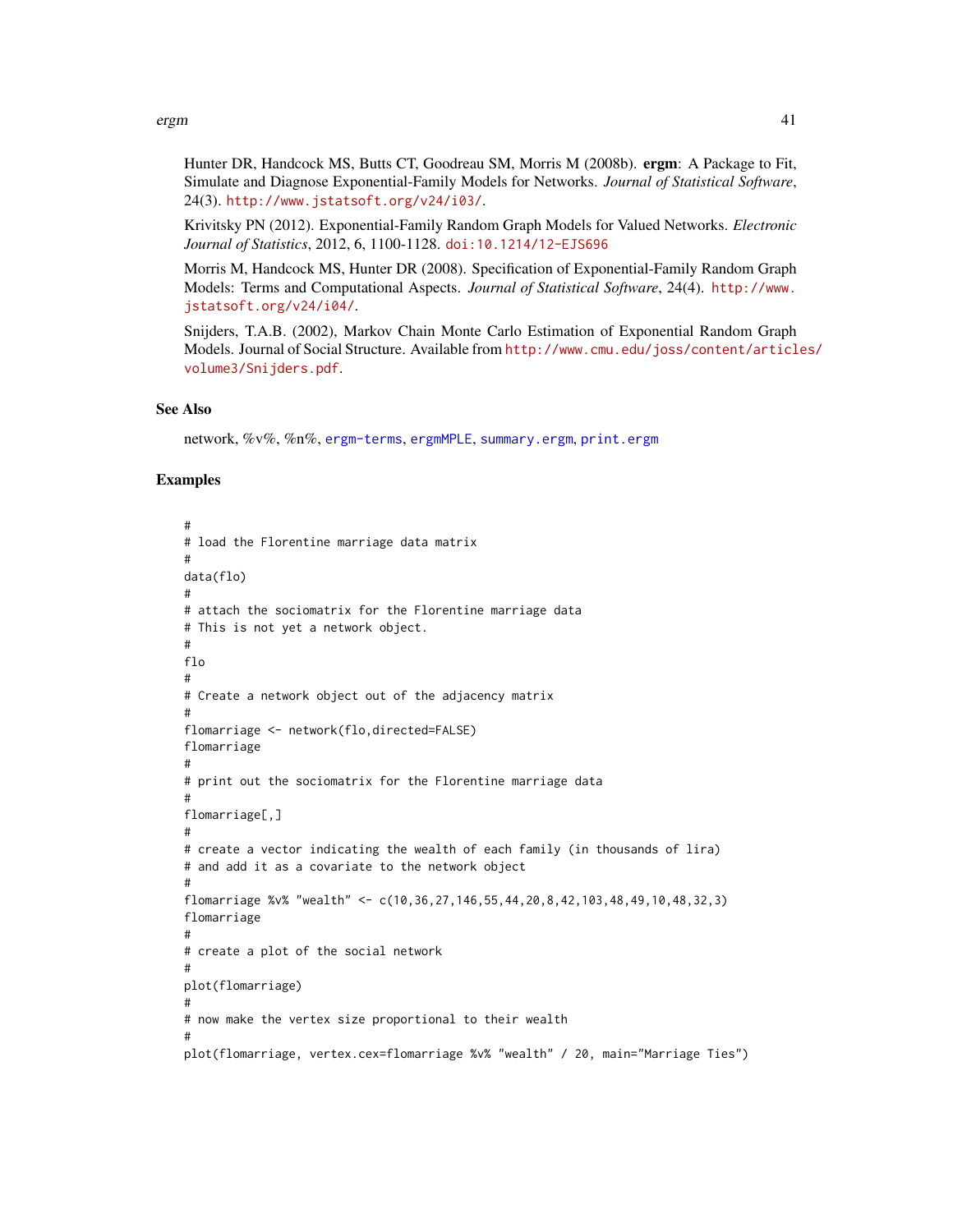Hunter DR, Handcock MS, Butts CT, Goodreau SM, Morris M (2008b). **ergm**: A Package to Fit, Simulate and Diagnose Exponential-Family Models for Networks. *Journal of Statistical Software*, 24(3). http://www.jstatsoft.org/v24/i03/.

Krivitsky PN (2012). Exponential-Family Random Graph Models for Valued Networks. *Electronic Journal of Statistics*, 2012, 6, 1100-1128. doi:10.1214/12-EJS696

Morris M, Handcock MS, Hunter DR (2008). Specification of Exponential-Family Random Graph Models: Terms and Computational Aspects. *Journal of Statistical Software*, 24(4). http://www.jstatsoft.org/v24/i04/.

Snijders, T.A.B. (2002), Markov Chain Monte Carlo Estimation of Exponential Random Graph Models. Journal of Social Structure. Available from http://www.cmu.edu/joss/content/articles/volume3/Snijders.pdf.

## See Also

network, %v%, %n%, ergm-terms, ergmMPLE, summary.ergm, print.ergm

## Examples

```
#
# load the Florentine marriage data matrix
#
data(flo)
#
# attach the sociomatrix for the Florentine marriage data
# This is not yet a network object.
#
flo
#
# Create a network object out of the adjacency matrix
#
flomarriage <- network(flo,directed=FALSE)
flomarriage
#
# print out the sociomatrix for the Florentine marriage data
#
flomarriage[,]
#
# create a vector indicating the wealth of each family (in thousands of lira)
# and add it as a covariate to the network object
#
flomarriage %v% "wealth" <- c(10,36,27,146,55,44,20,8,42,103,48,49,10,48,32,3)
flomarriage
#
# create a plot of the social network
#
plot(flomarriage)
#
# now make the vertex size proportional to their wealth
#
plot(flomarriage, vertex.cex=flomarriage %v% "wealth" / 20, main="Marriage Ties")
```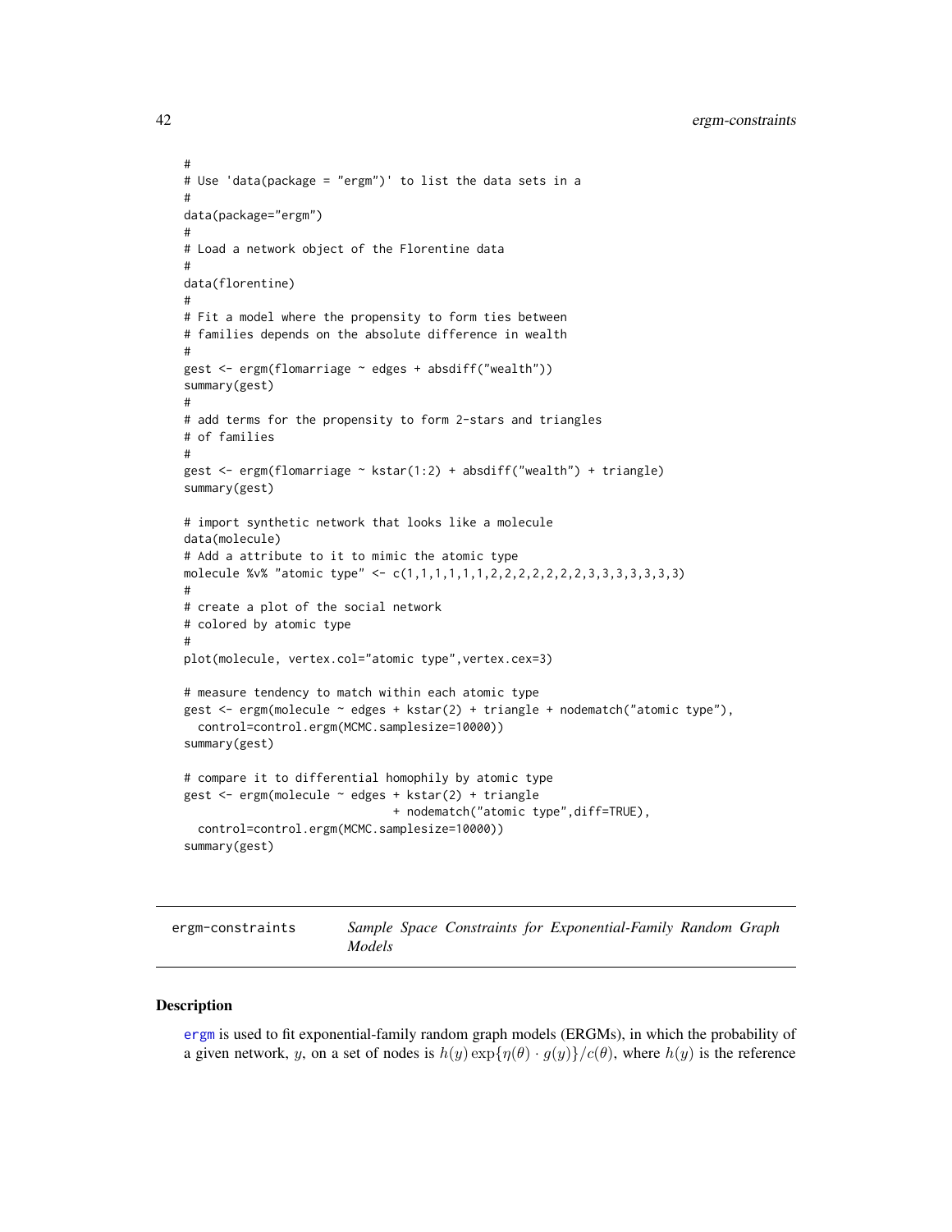```
#
# Use 'data(package = "ergm")' to list the data sets in a
#
data(package="ergm")
#
# Load a network object of the Florentine data
#
data(florentine)
#
# Fit a model where the propensity to form ties between
# families depends on the absolute difference in wealth
#
gest <- ergm(flomarriage ~ edges + absdiff("wealth"))
summary(gest)
#
# add terms for the propensity to form 2-stars and triangles
# of families
#
gest <- ergm(flomarriage ~ kstar(1:2) + absdiff("wealth") + triangle)
summary(gest)

# import synthetic network that looks like a molecule
data(molecule)
# Add a attribute to it to mimic the atomic type
molecule %v% "atomic type" <- c(1,1,1,1,1,1,2,2,2,2,2,2,2,3,3,3,3,3,3,3)
#
# create a plot of the social network
# colored by atomic type
#
plot(molecule, vertex.col="atomic type",vertex.cex=3)

# measure tendency to match within each atomic type
gest <- ergm(molecule ~ edges + kstar(2) + triangle + nodematch("atomic type"),
  control=control.ergm(MCMC.samplesize=10000))
summary(gest)

# compare it to differential homophily by atomic type
gest <- ergm(molecule ~ edges + kstar(2) + triangle
                              + nodematch("atomic type",diff=TRUE),
  control=control.ergm(MCMC.samplesize=10000))
summary(gest)
```

## ergm-constraints — *Sample Space Constraints for Exponential-Family Random Graph Models*

### Description

ergm is used to fit exponential-family random graph models (ERGMs), in which the probability of a given network, $y$, on a set of nodes is $h(y)\exp\{\eta(\theta) \cdot g(y)\}/c(\theta)$, where $h(y)$ is the reference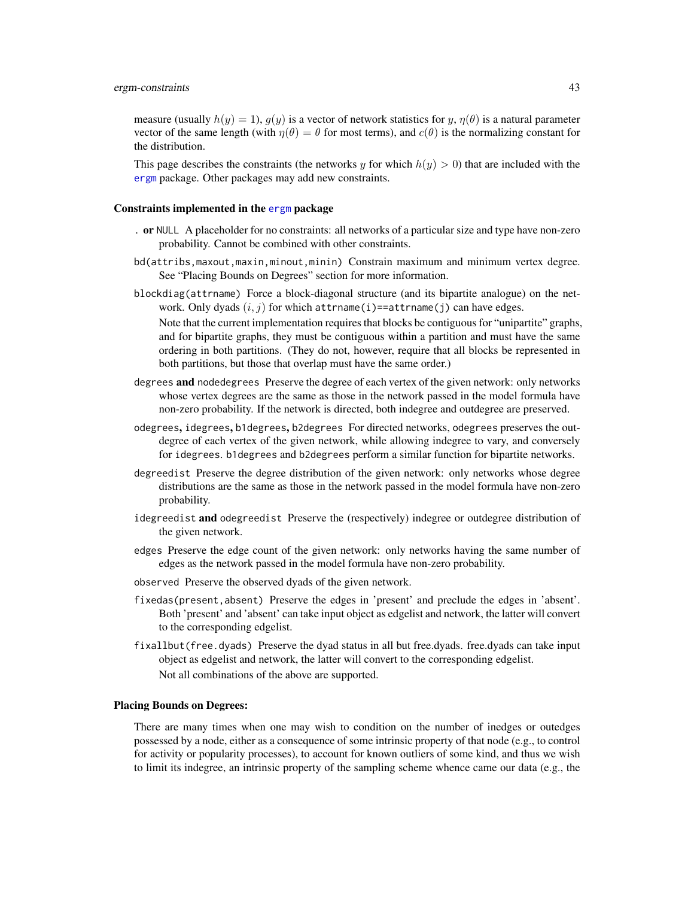measure (usually $h(y) = 1$), $g(y)$ is a vector of network statistics for $y$, $\eta(\theta)$ is a natural parameter vector of the same length (with $\eta(\theta) = \theta$ for most terms), and $c(\theta)$ is the normalizing constant for the distribution.

This page describes the constraints (the networks $y$ for which $h(y) > 0$) that are included with the ergm package. Other packages may add new constraints.

### Constraints implemented in the ergm package

`.` **or** `NULL` A placeholder for no constraints: all networks of a particular size and type have non-zero probability. Cannot be combined with other constraints.

`bd(attribs,maxout,maxin,minout,minin)` Constrain maximum and minimum vertex degree. See "Placing Bounds on Degrees" section for more information.

`blockdiag(attrname)` Force a block-diagonal structure (and its bipartite analogue) on the network. Only dyads $(i, j)$ for which `attrname(i)==attrname(j)` can have edges.

Note that the current implementation requires that blocks be contiguous for "unipartite" graphs, and for bipartite graphs, they must be contiguous within a partition and must have the same ordering in both partitions. (They do not, however, require that all blocks be represented in both partitions, but those that overlap must have the same order.)

`degrees` **and** `nodedegrees` Preserve the degree of each vertex of the given network: only networks whose vertex degrees are the same as those in the network passed in the model formula have non-zero probability. If the network is directed, both indegree and outdegree are preserved.

`odegrees`**,** `idegrees`**,** `b1degrees`**,** `b2degrees` For directed networks, `odegrees` preserves the outdegree of each vertex of the given network, while allowing indegree to vary, and conversely for `idegrees`. `b1degrees` and `b2degrees` perform a similar function for bipartite networks.

`degreedist` Preserve the degree distribution of the given network: only networks whose degree distributions are the same as those in the network passed in the model formula have non-zero probability.

`idegreedist` **and** `odegreedist` Preserve the (respectively) indegree or outdegree distribution of the given network.

`edges` Preserve the edge count of the given network: only networks having the same number of edges as the network passed in the model formula have non-zero probability.

`observed` Preserve the observed dyads of the given network.

`fixedas(present,absent)` Preserve the edges in 'present' and preclude the edges in 'absent'. Both 'present' and 'absent' can take input object as edgelist and network, the latter will convert to the corresponding edgelist.

`fixallbut(free.dyads)` Preserve the dyad status in all but free.dyads. free.dyads can take input object as edgelist and network, the latter will convert to the corresponding edgelist.

Not all combinations of the above are supported.

### Placing Bounds on Degrees:

There are many times when one may wish to condition on the number of inedges or outedges possessed by a node, either as a consequence of some intrinsic property of that node (e.g., to control for activity or popularity processes), to account for known outliers of some kind, and thus we wish to limit its indegree, an intrinsic property of the sampling scheme whence came our data (e.g., the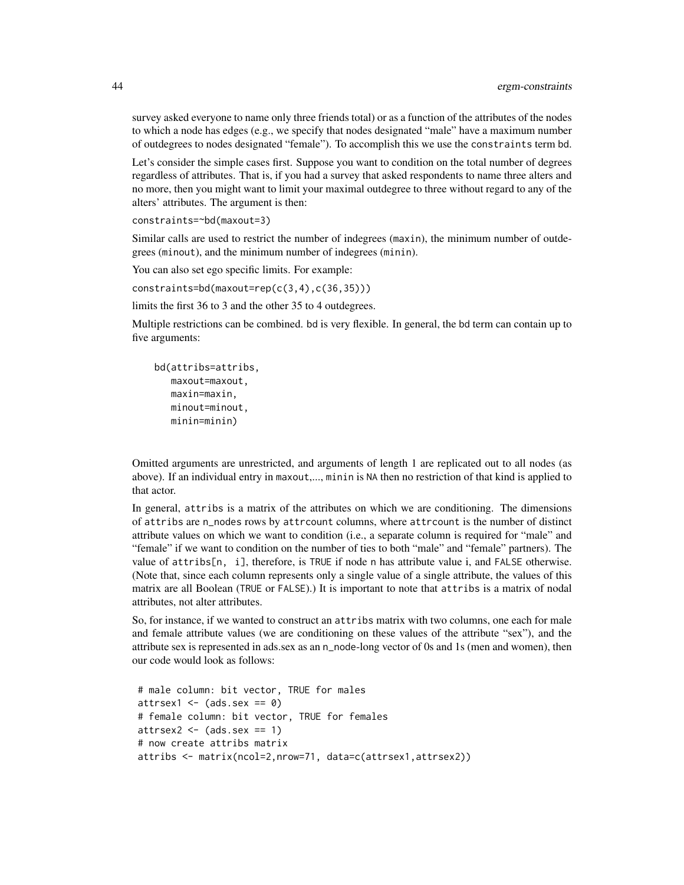survey asked everyone to name only three friends total) or as a function of the attributes of the nodes to which a node has edges (e.g., we specify that nodes designated "male" have a maximum number of outdegrees to nodes designated "female"). To accomplish this we use the `constraints` term bd.

Let's consider the simple cases first. Suppose you want to condition on the total number of degrees regardless of attributes. That is, if you had a survey that asked respondents to name three alters and no more, then you might want to limit your maximal outdegree to three without regard to any of the alters' attributes. The argument is then:

`constraints=~bd(maxout=3)`

Similar calls are used to restrict the number of indegrees (`maxin`), the minimum number of outdegrees (`minout`), and the minimum number of indegrees (`minin`).

You can also set ego specific limits. For example:

`constraints=bd(maxout=rep(c(3,4),c(36,35)))`

limits the first 36 to 3 and the other 35 to 4 outdegrees.

Multiple restrictions can be combined. bd is very flexible. In general, the bd term can contain up to five arguments:

```
bd(attribs=attribs,
   maxout=maxout,
   maxin=maxin,
   minout=minout,
   minin=minin)
```

Omitted arguments are unrestricted, and arguments of length 1 are replicated out to all nodes (as above). If an individual entry in `maxout`,..., `minin` is `NA` then no restriction of that kind is applied to that actor.

In general, `attribs` is a matrix of the attributes on which we are conditioning. The dimensions of `attribs` are `n_nodes` rows by `attrcount` columns, where `attrcount` is the number of distinct attribute values on which we want to condition (i.e., a separate column is required for "male" and "female" if we want to condition on the number of ties to both "male" and "female" partners). The value of `attribs[n, i]`, therefore, is `TRUE` if node n has attribute value i, and `FALSE` otherwise. (Note that, since each column represents only a single value of a single attribute, the values of this matrix are all Boolean (`TRUE` or `FALSE`).) It is important to note that `attribs` is a matrix of nodal attributes, not alter attributes.

So, for instance, if we wanted to construct an `attribs` matrix with two columns, one each for male and female attribute values (we are conditioning on these values of the attribute "sex"), and the attribute sex is represented in ads.sex as an `n_node`-long vector of 0s and 1s (men and women), then our code would look as follows:

```
# male column: bit vector, TRUE for males
attrsex1 <- (ads.sex == 0)
# female column: bit vector, TRUE for females
attrsex2 <- (ads.sex == 1)
# now create attribs matrix
attribs <- matrix(ncol=2,nrow=71, data=c(attrsex1,attrsex2))
```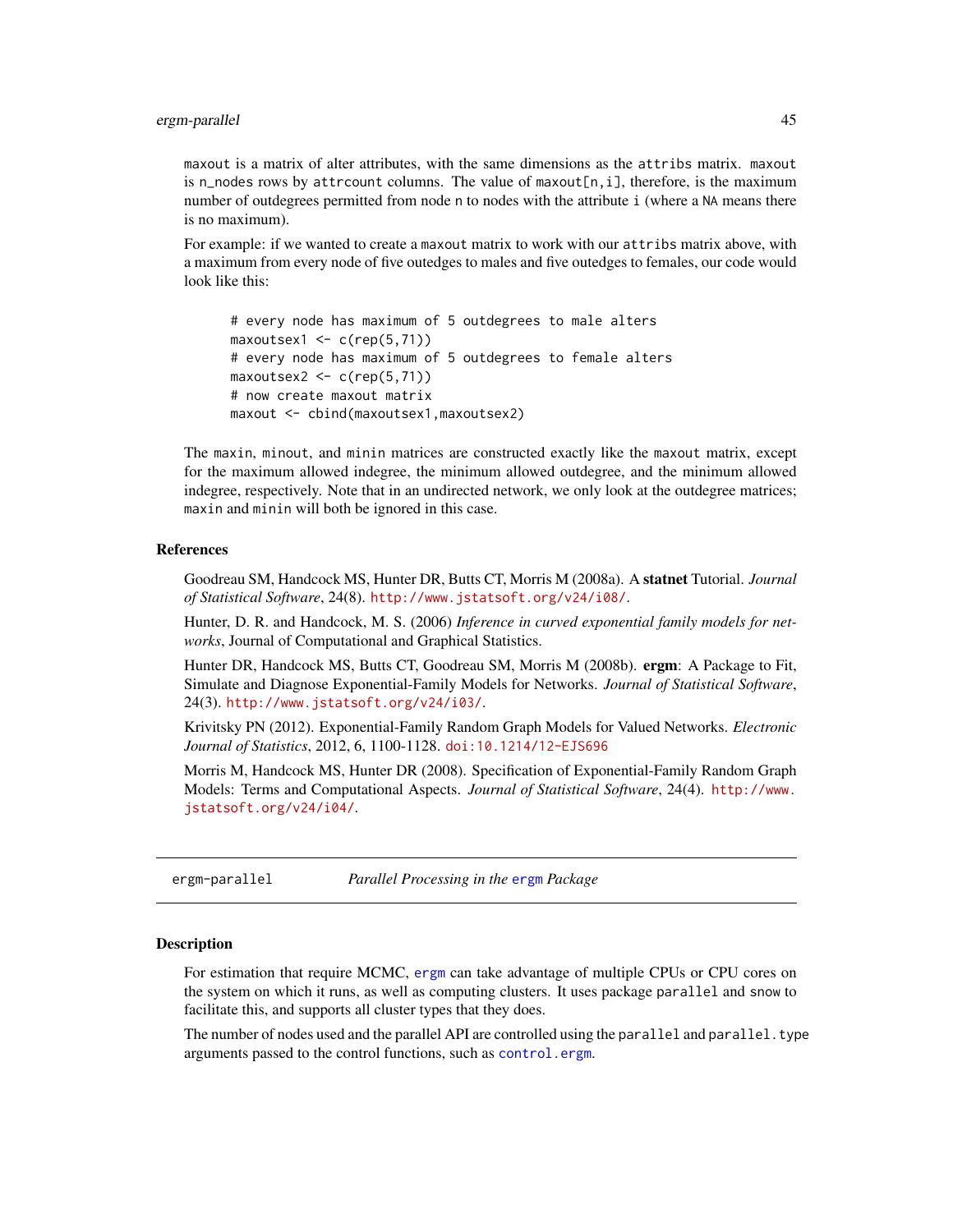maxout is a matrix of alter attributes, with the same dimensions as the attribs matrix. maxout is n_nodes rows by attrcount columns. The value of maxout[n,i], therefore, is the maximum number of outdegrees permitted from node n to nodes with the attribute i (where a NA means there is no maximum).

For example: if we wanted to create a maxout matrix to work with our attribs matrix above, with a maximum from every node of five outedges to males and five outedges to females, our code would look like this:

```
# every node has maximum of 5 outdegrees to male alters
maxoutsex1 <- c(rep(5,71))
# every node has maximum of 5 outdegrees to female alters
maxoutsex2 <- c(rep(5,71))
# now create maxout matrix
maxout <- cbind(maxoutsex1,maxoutsex2)
```

The maxin, minout, and minin matrices are constructed exactly like the maxout matrix, except for the maximum allowed indegree, the minimum allowed outdegree, and the minimum allowed indegree, respectively. Note that in an undirected network, we only look at the outdegree matrices; maxin and minin will both be ignored in this case.

### References

Goodreau SM, Handcock MS, Hunter DR, Butts CT, Morris M (2008a). A **statnet** Tutorial. *Journal of Statistical Software*, 24(8). http://www.jstatsoft.org/v24/i08/.

Hunter, D. R. and Handcock, M. S. (2006) *Inference in curved exponential family models for networks*, Journal of Computational and Graphical Statistics.

Hunter DR, Handcock MS, Butts CT, Goodreau SM, Morris M (2008b). **ergm**: A Package to Fit, Simulate and Diagnose Exponential-Family Models for Networks. *Journal of Statistical Software*, 24(3). http://www.jstatsoft.org/v24/i03/.

Krivitsky PN (2012). Exponential-Family Random Graph Models for Valued Networks. *Electronic Journal of Statistics*, 2012, 6, 1100-1128. doi:10.1214/12-EJS696

Morris M, Handcock MS, Hunter DR (2008). Specification of Exponential-Family Random Graph Models: Terms and Computational Aspects. *Journal of Statistical Software*, 24(4). http://www.jstatsoft.org/v24/i04/.

---

## ergm-parallel — *Parallel Processing in the* ergm *Package*

### Description

For estimation that require MCMC, ergm can take advantage of multiple CPUs or CPU cores on the system on which it runs, as well as computing clusters. It uses package parallel and snow to facilitate this, and supports all cluster types that they does.

The number of nodes used and the parallel API are controlled using the parallel and parallel.type arguments passed to the control functions, such as control.ergm.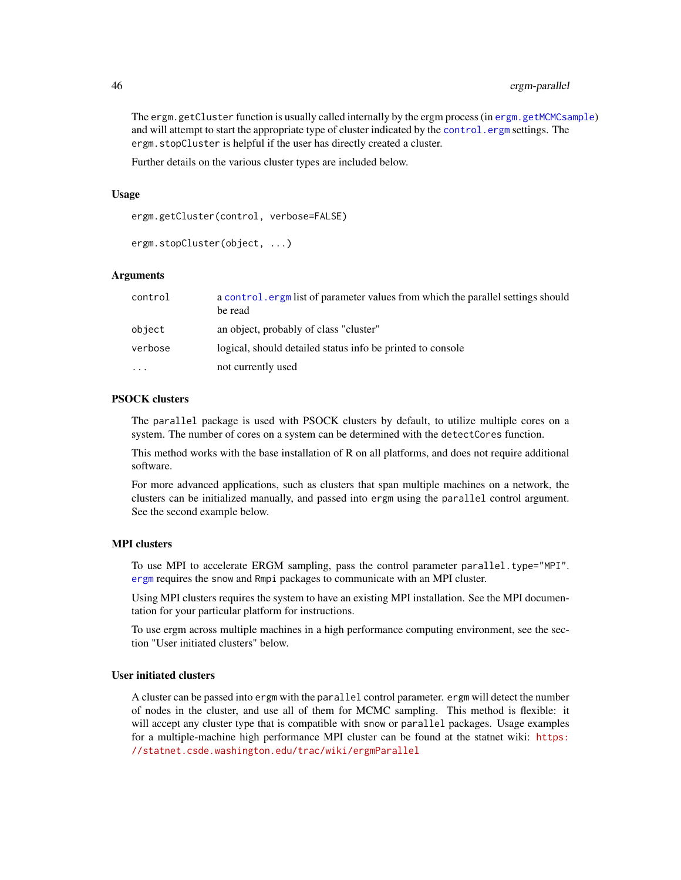The `ergm.getCluster` function is usually called internally by the ergm process (in `ergm.getMCMCsample`) and will attempt to start the appropriate type of cluster indicated by the `control.ergm` settings. The `ergm.stopCluster` is helpful if the user has directly created a cluster.

Further details on the various cluster types are included below.

### Usage

```
ergm.getCluster(control, verbose=FALSE)

ergm.stopCluster(object, ...)
```

### Arguments

| | |
|---|---|
| control | a `control.ergm` list of parameter values from which the parallel settings should be read |
| object | an object, probably of class "cluster" |
| verbose | logical, should detailed status info be printed to console |
| ... | not currently used |

### PSOCK clusters

The `parallel` package is used with PSOCK clusters by default, to utilize multiple cores on a system. The number of cores on a system can be determined with the `detectCores` function.

This method works with the base installation of R on all platforms, and does not require additional software.

For more advanced applications, such as clusters that span multiple machines on a network, the clusters can be initialized manually, and passed into `ergm` using the `parallel` control argument. See the second example below.

### MPI clusters

To use MPI to accelerate ERGM sampling, pass the control parameter `parallel.type="MPI"`. `ergm` requires the `snow` and `Rmpi` packages to communicate with an MPI cluster.

Using MPI clusters requires the system to have an existing MPI installation. See the MPI documentation for your particular platform for instructions.

To use ergm across multiple machines in a high performance computing environment, see the section "User initiated clusters" below.

### User initiated clusters

A cluster can be passed into `ergm` with the `parallel` control parameter. `ergm` will detect the number of nodes in the cluster, and use all of them for MCMC sampling. This method is flexible: it will accept any cluster type that is compatible with `snow` or `parallel` packages. Usage examples for a multiple-machine high performance MPI cluster can be found at the statnet wiki: https://statnet.csde.washington.edu/trac/wiki/ergmParallel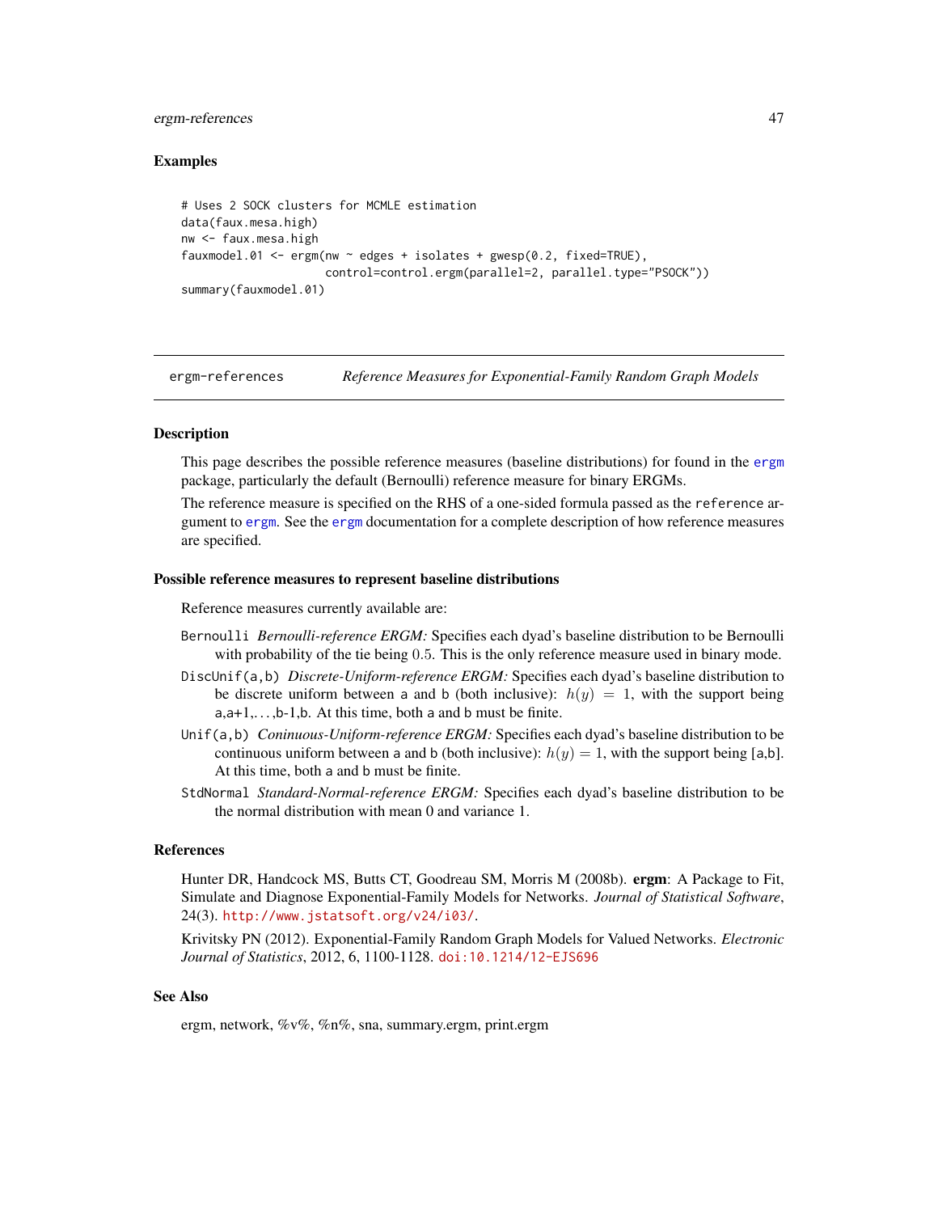### Examples

```
# Uses 2 SOCK clusters for MCMLE estimation
data(faux.mesa.high)
nw <- faux.mesa.high
fauxmodel.01 <- ergm(nw ~ edges + isolates + gwesp(0.2, fixed=TRUE),
                     control=control.ergm(parallel=2, parallel.type="PSOCK"))
summary(fauxmodel.01)
```

---

## ergm-references — *Reference Measures for Exponential-Family Random Graph Models*

---

### Description

This page describes the possible reference measures (baseline distributions) for found in the ergm package, particularly the default (Bernoulli) reference measure for binary ERGMs.

The reference measure is specified on the RHS of a one-sided formula passed as the `reference` argument to ergm. See the ergm documentation for a complete description of how reference measures are specified.

### Possible reference measures to represent baseline distributions

Reference measures currently available are:

- `Bernoulli` *Bernoulli-reference ERGM:* Specifies each dyad's baseline distribution to be Bernoulli with probability of the tie being $0.5$. This is the only reference measure used in binary mode.
- `DiscUnif(a,b)` *Discrete-Uniform-reference ERGM:* Specifies each dyad's baseline distribution to be discrete uniform between `a` and `b` (both inclusive): $h(y) = 1$, with the support being a,a+1,. . . ,b-1,b. At this time, both `a` and `b` must be finite.
- `Unif(a,b)` *Coninuous-Uniform-reference ERGM:* Specifies each dyad's baseline distribution to be continuous uniform between `a` and `b` (both inclusive): $h(y) = 1$, with the support being [a,b]. At this time, both `a` and `b` must be finite.
- `StdNormal` *Standard-Normal-reference ERGM:* Specifies each dyad's baseline distribution to be the normal distribution with mean 0 and variance 1.

### References

Hunter DR, Handcock MS, Butts CT, Goodreau SM, Morris M (2008b). **ergm**: A Package to Fit, Simulate and Diagnose Exponential-Family Models for Networks. *Journal of Statistical Software*, 24(3). http://www.jstatsoft.org/v24/i03/.

Krivitsky PN (2012). Exponential-Family Random Graph Models for Valued Networks. *Electronic Journal of Statistics*, 2012, 6, 1100-1128. doi:10.1214/12-EJS696

### See Also

ergm, network, %v%, %n%, sna, summary.ergm, print.ergm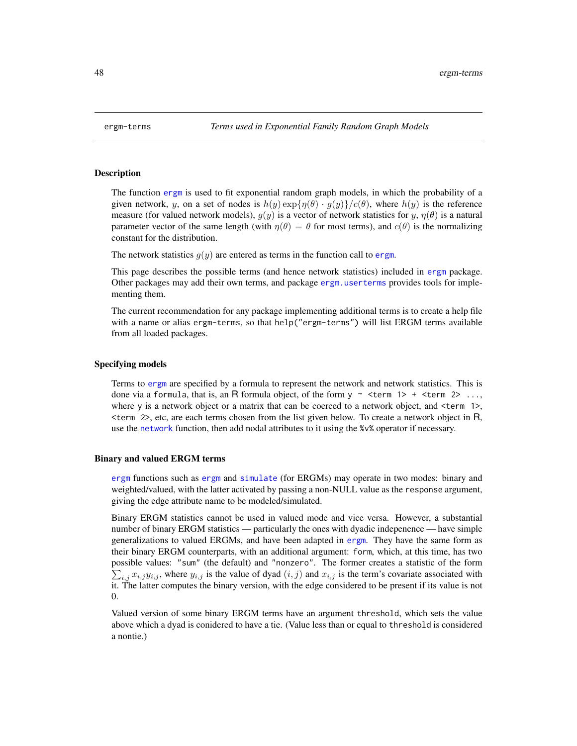ergm-terms *Terms used in Exponential Family Random Graph Models*

## Description

The function `ergm` is used to fit exponential random graph models, in which the probability of a given network, $y$, on a set of nodes is $h(y)\exp\{\eta(\theta)\cdot g(y)\}/c(\theta)$, where $h(y)$ is the reference measure (for valued network models), $g(y)$ is a vector of network statistics for $y$, $\eta(\theta)$ is a natural parameter vector of the same length (with $\eta(\theta)=\theta$ for most terms), and $c(\theta)$ is the normalizing constant for the distribution.

The network statistics $g(y)$ are entered as terms in the function call to `ergm`.

This page describes the possible terms (and hence network statistics) included in `ergm` package. Other packages may add their own terms, and package `ergm.userterms` provides tools for implementing them.

The current recommendation for any package implementing additional terms is to create a help file with a name or alias `ergm-terms`, so that `help("ergm-terms")` will list ERGM terms available from all loaded packages.

## Specifying models

Terms to `ergm` are specified by a formula to represent the network and network statistics. This is done via a `formula`, that is, an R formula object, of the form `y ~ <term 1> + <term 2> ...`, where `y` is a network object or a matrix that can be coerced to a network object, and `<term 1>`, `<term 2>`, etc, are each terms chosen from the list given below. To create a network object in R, use the `network` function, then add nodal attributes to it using the `%v%` operator if necessary.

## Binary and valued ERGM terms

`ergm` functions such as `ergm` and `simulate` (for ERGMs) may operate in two modes: binary and weighted/valued, with the latter activated by passing a non-NULL value as the `response` argument, giving the edge attribute name to be modeled/simulated.

Binary ERGM statistics cannot be used in valued mode and vice versa. However, a substantial number of binary ERGM statistics — particularly the ones with dyadic indepenence — have simple generalizations to valued ERGMs, and have been adapted in `ergm`. They have the same form as their binary ERGM counterparts, with an additional argument: `form`, which, at this time, has two possible values: `"sum"` (the default) and `"nonzero"`. The former creates a statistic of the form $\sum_{i,j} x_{i,j} y_{i,j}$, where $y_{i,j}$ is the value of dyad $(i,j)$ and $x_{i,j}$ is the term's covariate associated with it. The latter computes the binary version, with the edge considered to be present if its value is not 0.

Valued version of some binary ERGM terms have an argument `threshold`, which sets the value above which a dyad is conidered to have a tie. (Value less than or equal to `threshold` is considered a nontie.)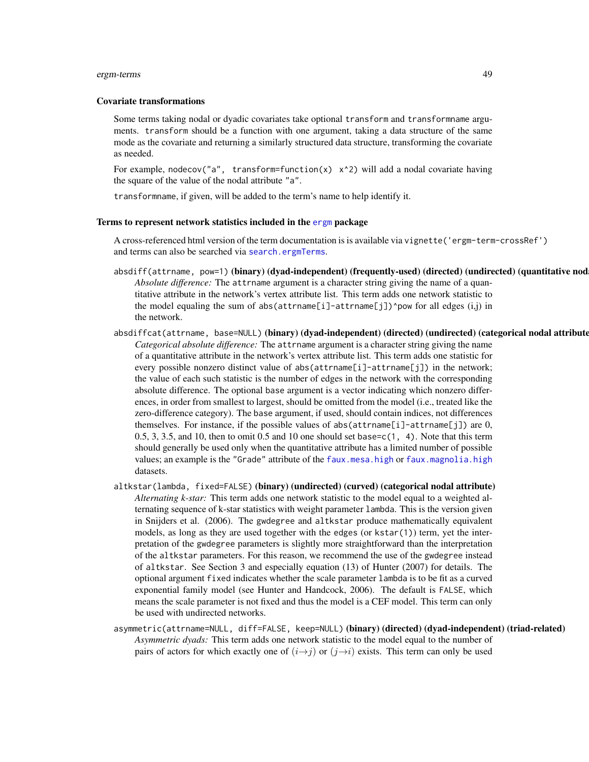### Covariate transformations

Some terms taking nodal or dyadic covariates take optional `transform` and `transformname` arguments. `transform` should be a function with one argument, taking a data structure of the same mode as the covariate and returning a similarly structured data structure, transforming the covariate as needed.

For example, `nodecov("a", transform=function(x) x^2)` will add a nodal covariate having the square of the value of the nodal attribute `"a"`.

`transformname`, if given, will be added to the term's name to help identify it.

### Terms to represent network statistics included in the ergm package

A cross-referenced html version of the term documentation is is available via `vignette('ergm-term-crossRef')` and terms can also be searched via `search.ergmTerms`.

`absdiff(attrname, pow=1)` **(binary) (dyad-independent) (frequently-used) (directed) (undirected) (quantitative nod**
: *Absolute difference:* The `attrname` argument is a character string giving the name of a quantitative attribute in the network's vertex attribute list. This term adds one network statistic to the model equaling the sum of `abs(attrname[i]-attrname[j])^pow` for all edges (i,j) in the network.

`absdiffcat(attrname, base=NULL)` **(binary) (dyad-independent) (directed) (undirected) (categorical nodal attribute**
: *Categorical absolute difference:* The `attrname` argument is a character string giving the name of a quantitative attribute in the network's vertex attribute list. This term adds one statistic for every possible nonzero distinct value of `abs(attrname[i]-attrname[j])` in the network; the value of each such statistic is the number of edges in the network with the corresponding absolute difference. The optional `base` argument is a vector indicating which nonzero differences, in order from smallest to largest, should be omitted from the model (i.e., treated like the zero-difference category). The `base` argument, if used, should contain indices, not differences themselves. For instance, if the possible values of `abs(attrname[i]-attrname[j])` are 0, 0.5, 3, 3.5, and 10, then to omit 0.5 and 10 one should set `base=c(1, 4)`. Note that this term should generally be used only when the quantitative attribute has a limited number of possible values; an example is the `"Grade"` attribute of the `faux.mesa.high` or `faux.magnolia.high` datasets.

`altkstar(lambda, fixed=FALSE)` **(binary) (undirected) (curved) (categorical nodal attribute)**
: *Alternating k-star:* This term adds one network statistic to the model equal to a weighted alternating sequence of k-star statistics with weight parameter `lambda`. This is the version given in Snijders et al. (2006). The `gwdegree` and `altkstar` produce mathematically equivalent models, as long as they are used together with the `edges` (or `kstar(1)`) term, yet the interpretation of the `gwdegree` parameters is slightly more straightforward than the interpretation of the `altkstar` parameters. For this reason, we recommend the use of the `gwdegree` instead of `altkstar`. See Section 3 and especially equation (13) of Hunter (2007) for details. The optional argument `fixed` indicates whether the scale parameter `lambda` is to be fit as a curved exponential family model (see Hunter and Handcock, 2006). The default is `FALSE`, which means the scale parameter is not fixed and thus the model is a CEF model. This term can only be used with undirected networks.

`asymmetric(attrname=NULL, diff=FALSE, keep=NULL)` **(binary) (directed) (dyad-independent) (triad-related)**
: *Asymmetric dyads:* This term adds one network statistic to the model equal to the number of pairs of actors for which exactly one of $(i{\rightarrow}j)$ or $(j{\rightarrow}i)$ exists. This term can only be used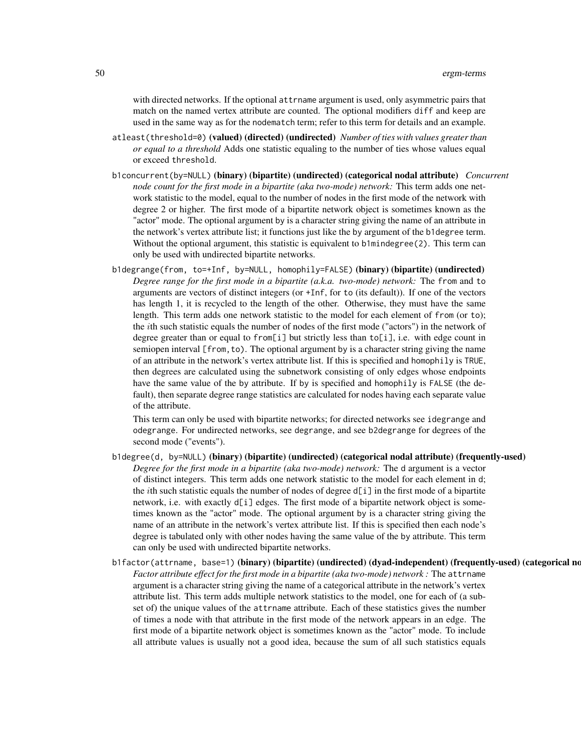with directed networks. If the optional `attrname` argument is used, only asymmetric pairs that match on the named vertex attribute are counted. The optional modifiers `diff` and `keep` are used in the same way as for the `nodematch` term; refer to this term for details and an example.

`atleast(threshold=0)` **(valued) (directed) (undirected)** *Number of ties with values greater than or equal to a threshold* Adds one statistic equaling to the number of ties whose values equal or exceed `threshold`.

`b1concurrent(by=NULL)` **(binary) (bipartite) (undirected) (categorical nodal attribute)** *Concurrent node count for the first mode in a bipartite (aka two-mode) network:* This term adds one network statistic to the model, equal to the number of nodes in the first mode of the network with degree 2 or higher. The first mode of a bipartite network object is sometimes known as the "actor" mode. The optional argument `by` is a character string giving the name of an attribute in the network's vertex attribute list; it functions just like the `by` argument of the `b1degree` term. Without the optional argument, this statistic is equivalent to `b1mindegree(2)`. This term can only be used with undirected bipartite networks.

`b1degrange(from, to=+Inf, by=NULL, homophily=FALSE)` **(binary) (bipartite) (undirected)** *Degree range for the first mode in a bipartite (a.k.a. two-mode) network:* The `from` and `to` arguments are vectors of distinct integers (or `+Inf`, for `to` (its default)). If one of the vectors has length 1, it is recycled to the length of the other. Otherwise, they must have the same length. This term adds one network statistic to the model for each element of `from` (or `to`); the $i$th such statistic equals the number of nodes of the first mode ("actors") in the network of degree greater than or equal to `from[i]` but strictly less than `to[i]`, i.e. with edge count in semiopen interval `[from,to)`. The optional argument `by` is a character string giving the name of an attribute in the network's vertex attribute list. If this is specified and `homophily` is `TRUE`, then degrees are calculated using the subnetwork consisting of only edges whose endpoints have the same value of the `by` attribute. If `by` is specified and `homophily` is `FALSE` (the default), then separate degree range statistics are calculated for nodes having each separate value of the attribute.

This term can only be used with bipartite networks; for directed networks see `idegrange` and `odegrange`. For undirected networks, see `degrange`, and see `b2degrange` for degrees of the second mode ("events").

`b1degree(d, by=NULL)` **(binary) (bipartite) (undirected) (categorical nodal attribute) (frequently-used)** *Degree for the first mode in a bipartite (aka two-mode) network:* The `d` argument is a vector of distinct integers. This term adds one network statistic to the model for each element in `d`; the $i$th such statistic equals the number of nodes of degree `d[i]` in the first mode of a bipartite network, i.e. with exactly `d[i]` edges. The first mode of a bipartite network object is sometimes known as the "actor" mode. The optional argument `by` is a character string giving the name of an attribute in the network's vertex attribute list. If this is specified then each node's degree is tabulated only with other nodes having the same value of the `by` attribute. This term can only be used with undirected bipartite networks.

`b1factor(attrname, base=1)` **(binary) (bipartite) (undirected) (dyad-independent) (frequently-used) (categorical no** *Factor attribute effect for the first mode in a bipartite (aka two-mode) network :* The `attrname` argument is a character string giving the name of a categorical attribute in the network's vertex attribute list. This term adds multiple network statistics to the model, one for each of (a subset of) the unique values of the `attrname` attribute. Each of these statistics gives the number of times a node with that attribute in the first mode of the network appears in an edge. The first mode of a bipartite network object is sometimes known as the "actor" mode. To include all attribute values is usually not a good idea, because the sum of all such statistics equals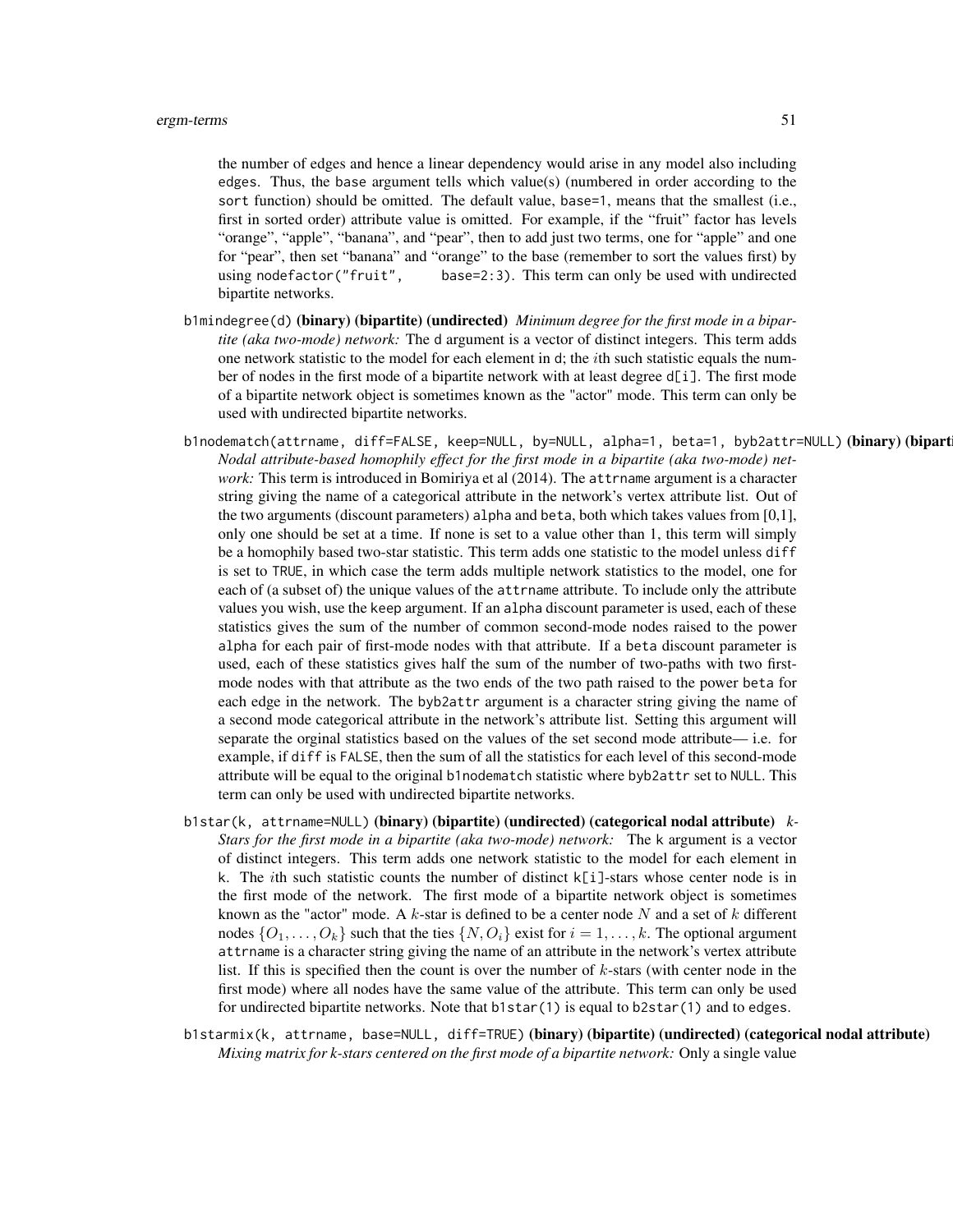the number of edges and hence a linear dependency would arise in any model also including `edges`. Thus, the `base` argument tells which value(s) (numbered in order according to the `sort` function) should be omitted. The default value, `base=1`, means that the smallest (i.e., first in sorted order) attribute value is omitted. For example, if the "fruit" factor has levels "orange", "apple", "banana", and "pear", then to add just two terms, one for "apple" and one for "pear", then set "banana" and "orange" to the base (remember to sort the values first) by using `nodefactor("fruit", base=2:3)`. This term can only be used with undirected bipartite networks.

`b1mindegree(d)` **(binary) (bipartite) (undirected)** *Minimum degree for the first mode in a bipartite (aka two-mode) network:* The `d` argument is a vector of distinct integers. This term adds one network statistic to the model for each element in `d`; the $i$th such statistic equals the number of nodes in the first mode of a bipartite network with at least degree `d[i]`. The first mode of a bipartite network object is sometimes known as the "actor" mode. This term can only be used with undirected bipartite networks.

`b1nodematch(attrname, diff=FALSE, keep=NULL, by=NULL, alpha=1, beta=1, byb2attr=NULL)` **(binary) (bipartite)** *Nodal attribute-based homophily effect for the first mode in a bipartite (aka two-mode) network:* This term is introduced in Bomiriya et al (2014). The `attrname` argument is a character string giving the name of a categorical attribute in the network's vertex attribute list. Out of the two arguments (discount parameters) `alpha` and `beta`, both which takes values from [0,1], only one should be set at a time. If none is set to a value other than 1, this term will simply be a homophily based two-star statistic. This term adds one statistic to the model unless `diff` is set to `TRUE`, in which case the term adds multiple network statistics to the model, one for each of (a subset of) the unique values of the `attrname` attribute. To include only the attribute values you wish, use the `keep` argument. If an `alpha` discount parameter is used, each of these statistics gives the sum of the number of common second-mode nodes raised to the power `alpha` for each pair of first-mode nodes with that attribute. If a `beta` discount parameter is used, each of these statistics gives half the sum of the number of two-paths with two first-mode nodes with that attribute as the two ends of the two path raised to the power `beta` for each edge in the network. The `byb2attr` argument is a character string giving the name of a second mode categorical attribute in the network's attribute list. Setting this argument will separate the orginal statistics based on the values of the set second mode attribute— i.e. for example, if `diff` is `FALSE`, then the sum of all the statistics for each level of this second-mode attribute will be equal to the original `b1nodematch` statistic where `byb2attr` set to `NULL`. This term can only be used with undirected bipartite networks.

`b1star(k, attrname=NULL)` **(binary) (bipartite) (undirected) (categorical nodal attribute)** *$k$-Stars for the first mode in a bipartite (aka two-mode) network:* The `k` argument is a vector of distinct integers. This term adds one network statistic to the model for each element in `k`. The $i$th such statistic counts the number of distinct `k[i]`-stars whose center node is in the first mode of the network. The first mode of a bipartite network object is sometimes known as the "actor" mode. A $k$-star is defined to be a center node $N$ and a set of $k$ different nodes $\{O_1, \ldots, O_k\}$ such that the ties $\{N, O_i\}$ exist for $i = 1, \ldots, k$. The optional argument `attrname` is a character string giving the name of an attribute in the network's vertex attribute list. If this is specified then the count is over the number of $k$-stars (with center node in the first mode) where all nodes have the same value of the attribute. This term can only be used for undirected bipartite networks. Note that `b1star(1)` is equal to `b2star(1)` and to `edges`.

`b1starmix(k, attrname, base=NULL, diff=TRUE)` **(binary) (bipartite) (undirected) (categorical nodal attribute)** *Mixing matrix for k-stars centered on the first mode of a bipartite network:* Only a single value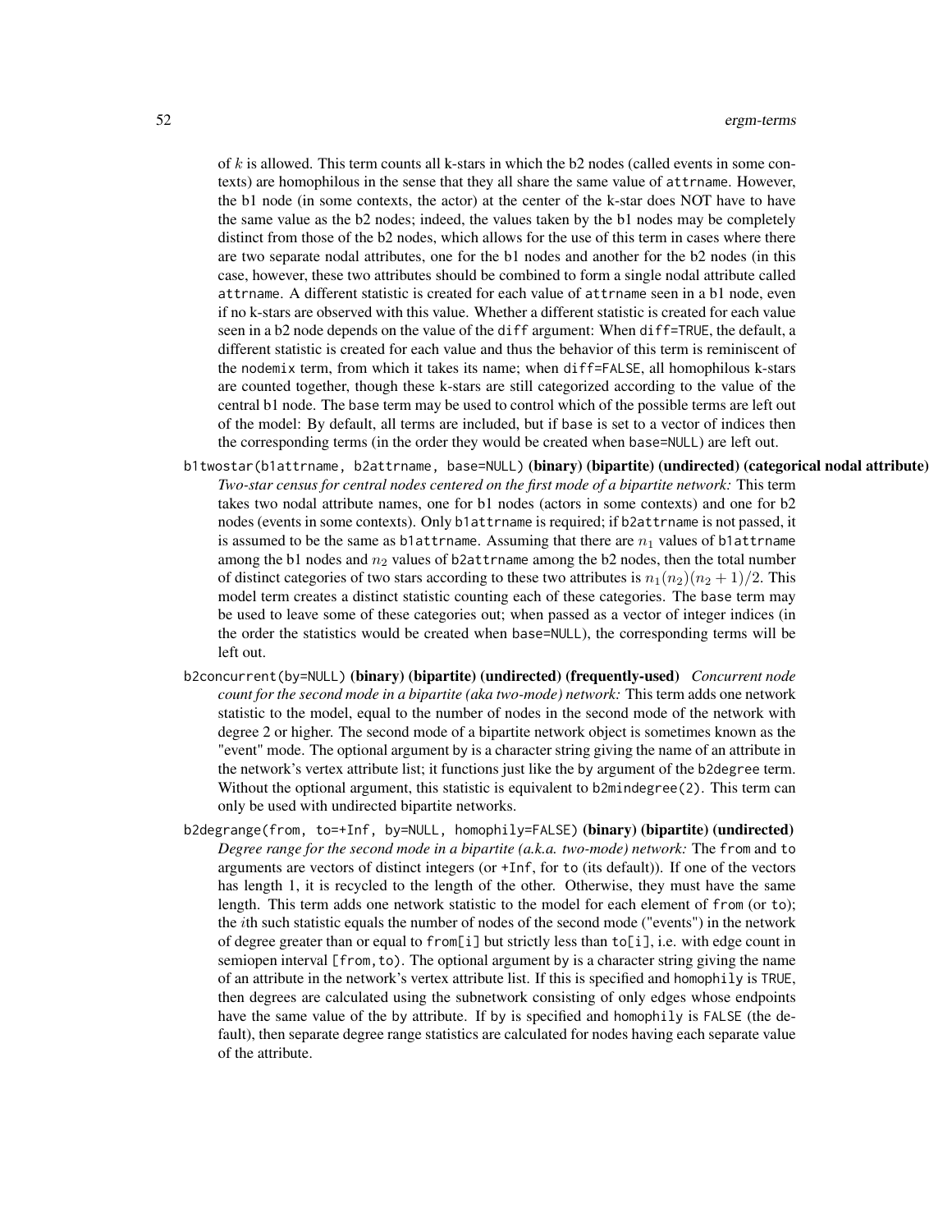of $k$ is allowed. This term counts all k-stars in which the b2 nodes (called events in some contexts) are homophilous in the sense that they all share the same value of `attrname`. However, the b1 node (in some contexts, the actor) at the center of the k-star does NOT have to have the same value as the b2 nodes; indeed, the values taken by the b1 nodes may be completely distinct from those of the b2 nodes, which allows for the use of this term in cases where there are two separate nodal attributes, one for the b1 nodes and another for the b2 nodes (in this case, however, these two attributes should be combined to form a single nodal attribute called `attrname`. A different statistic is created for each value of `attrname` seen in a b1 node, even if no k-stars are observed with this value. Whether a different statistic is created for each value seen in a b2 node depends on the value of the `diff` argument: When `diff=TRUE`, the default, a different statistic is created for each value and thus the behavior of this term is reminiscent of the `nodemix` term, from which it takes its name; when `diff=FALSE`, all homophilous k-stars are counted together, though these k-stars are still categorized according to the value of the central b1 node. The `base` term may be used to control which of the possible terms are left out of the model: By default, all terms are included, but if `base` is set to a vector of indices then the corresponding terms (in the order they would be created when `base=NULL`) are left out.

`b1twostar(b1attrname, b2attrname, base=NULL)` **(binary) (bipartite) (undirected) (categorical nodal attribute)**
: *Two-star census for central nodes centered on the first mode of a bipartite network:* This term takes two nodal attribute names, one for b1 nodes (actors in some contexts) and one for b2 nodes (events in some contexts). Only `b1attrname` is required; if `b2attrname` is not passed, it is assumed to be the same as `b1attrname`. Assuming that there are $n_1$ values of `b1attrname` among the b1 nodes and $n_2$ values of `b2attrname` among the b2 nodes, then the total number of distinct categories of two stars according to these two attributes is $n_1(n_2)(n_2+1)/2$. This model term creates a distinct statistic counting each of these categories. The `base` term may be used to leave some of these categories out; when passed as a vector of integer indices (in the order the statistics would be created when `base=NULL`), the corresponding terms will be left out.

`b2concurrent(by=NULL)` **(binary) (bipartite) (undirected) (frequently-used)** *Concurrent node count for the second mode in a bipartite (aka two-mode) network:* This term adds one network statistic to the model, equal to the number of nodes in the second mode of the network with degree 2 or higher. The second mode of a bipartite network object is sometimes known as the "event" mode. The optional argument `by` is a character string giving the name of an attribute in the network's vertex attribute list; it functions just like the `by` argument of the `b2degree` term. Without the optional argument, this statistic is equivalent to `b2mindegree(2)`. This term can only be used with undirected bipartite networks.

`b2degrange(from, to=+Inf, by=NULL, homophily=FALSE)` **(binary) (bipartite) (undirected)** *Degree range for the second mode in a bipartite (a.k.a. two-mode) network:* The `from` and `to` arguments are vectors of distinct integers (or `+Inf`, for `to` (its default)). If one of the vectors has length 1, it is recycled to the length of the other. Otherwise, they must have the same length. This term adds one network statistic to the model for each element of `from` (or `to`); the $i$th such statistic equals the number of nodes of the second mode ("events") in the network of degree greater than or equal to `from[i]` but strictly less than `to[i]`, i.e. with edge count in semiopen interval `[from,to)`. The optional argument `by` is a character string giving the name of an attribute in the network's vertex attribute list. If this is specified and `homophily` is `TRUE`, then degrees are calculated using the subnetwork consisting of only edges whose endpoints have the same value of the `by` attribute. If `by` is specified and `homophily` is `FALSE` (the default), then separate degree range statistics are calculated for nodes having each separate value of the attribute.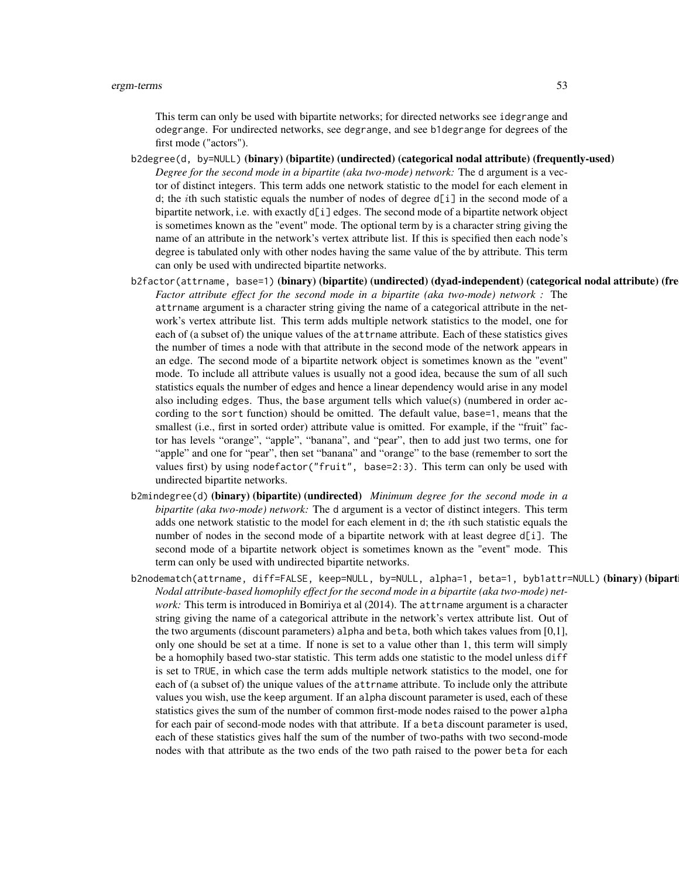This term can only be used with bipartite networks; for directed networks see `idegrange` and `odegrange`. For undirected networks, see `degrange`, and see `b1degrange` for degrees of the first mode ("actors").

`b2degree(d, by=NULL)` **(binary) (bipartite) (undirected) (categorical nodal attribute) (frequently-used)**
: *Degree for the second mode in a bipartite (aka two-mode) network:* The `d` argument is a vector of distinct integers. This term adds one network statistic to the model for each element in `d`; the $i$th such statistic equals the number of nodes of degree `d[i]` in the second mode of a bipartite network, i.e. with exactly `d[i]` edges. The second mode of a bipartite network object is sometimes known as the "event" mode. The optional term `by` is a character string giving the name of an attribute in the network's vertex attribute list. If this is specified then each node's degree is tabulated only with other nodes having the same value of the `by` attribute. This term can only be used with undirected bipartite networks.

`b2factor(attrname, base=1)` **(binary) (bipartite) (undirected) (dyad-independent) (categorical nodal attribute) (fre**
: *Factor attribute effect for the second mode in a bipartite (aka two-mode) network :* The `attrname` argument is a character string giving the name of a categorical attribute in the network's vertex attribute list. This term adds multiple network statistics to the model, one for each of (a subset of) the unique values of the `attrname` attribute. Each of these statistics gives the number of times a node with that attribute in the second mode of the network appears in an edge. The second mode of a bipartite network object is sometimes known as the "event" mode. To include all attribute values is usually not a good idea, because the sum of all such statistics equals the number of edges and hence a linear dependency would arise in any model also including `edges`. Thus, the `base` argument tells which value(s) (numbered in order according to the `sort` function) should be omitted. The default value, `base=1`, means that the smallest (i.e., first in sorted order) attribute value is omitted. For example, if the "fruit" factor has levels "orange", "apple", "banana", and "pear", then to add just two terms, one for "apple" and one for "pear", then set "banana" and "orange" to the base (remember to sort the values first) by using `nodefactor("fruit", base=2:3)`. This term can only be used with undirected bipartite networks.

`b2mindegree(d)` **(binary) (bipartite) (undirected)** *Minimum degree for the second mode in a bipartite (aka two-mode) network:* The `d` argument is a vector of distinct integers. This term adds one network statistic to the model for each element in `d`; the $i$th such statistic equals the number of nodes in the second mode of a bipartite network with at least degree `d[i]`. The second mode of a bipartite network object is sometimes known as the "event" mode. This term can only be used with undirected bipartite networks.

`b2nodematch(attrname, diff=FALSE, keep=NULL, by=NULL, alpha=1, beta=1, byb1attr=NULL)` **(binary) (biparti**
: *Nodal attribute-based homophily effect for the second mode in a bipartite (aka two-mode) network:* This term is introduced in Bomiriya et al (2014). The `attrname` argument is a character string giving the name of a categorical attribute in the network's vertex attribute list. Out of the two arguments (discount parameters) `alpha` and `beta`, both which takes values from [0,1], only one should be set at a time. If none is set to a value other than 1, this term will simply be a homophily based two-star statistic. This term adds one statistic to the model unless `diff` is set to `TRUE`, in which case the term adds multiple network statistics to the model, one for each of (a subset of) the unique values of the `attrname` attribute. To include only the attribute values you wish, use the `keep` argument. If an `alpha` discount parameter is used, each of these statistics gives the sum of the number of common first-mode nodes raised to the power `alpha` for each pair of second-mode nodes with that attribute. If a `beta` discount parameter is used, each of these statistics gives half the sum of the number of two-paths with two second-mode nodes with that attribute as the two ends of the two path raised to the power `beta` for each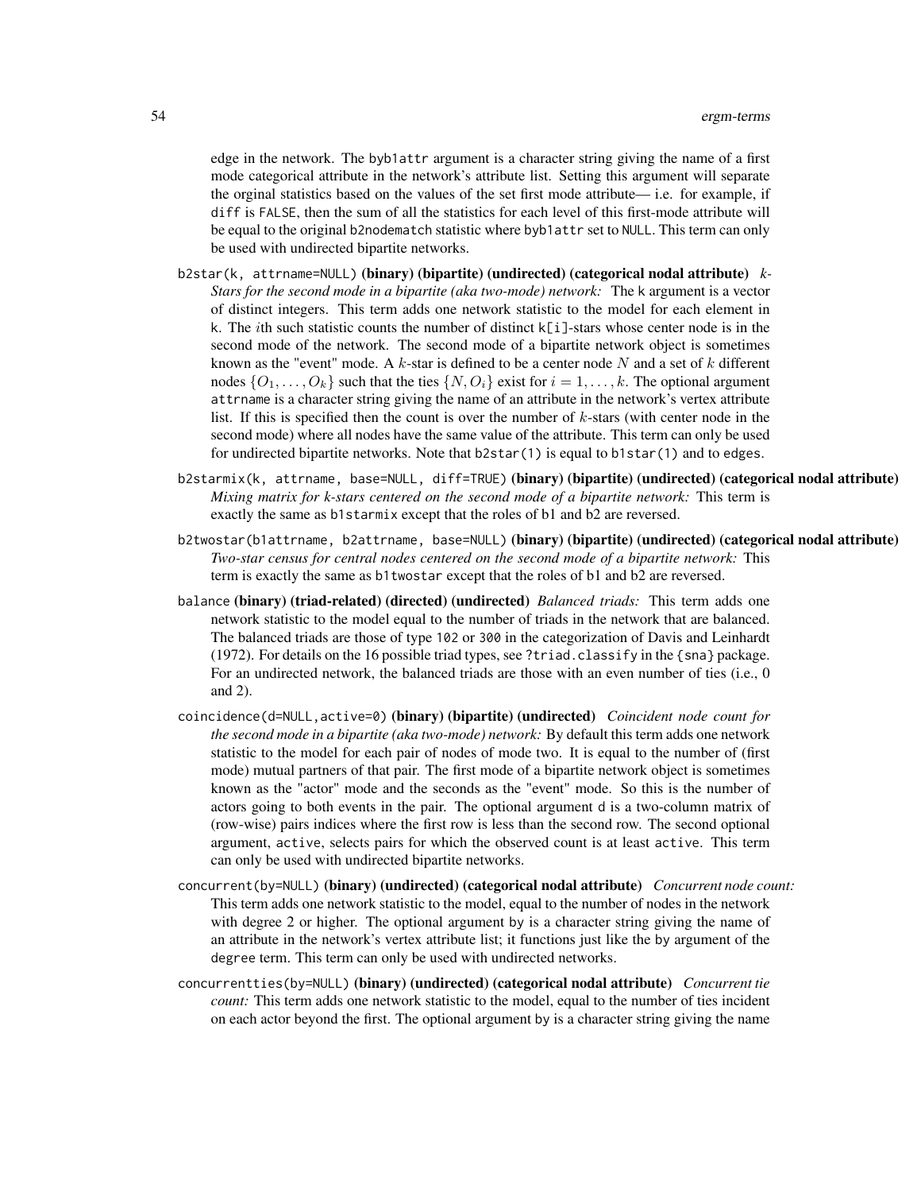edge in the network. The `byb1attr` argument is a character string giving the name of a first mode categorical attribute in the network's attribute list. Setting this argument will separate the orginal statistics based on the values of the set first mode attribute— i.e. for example, if `diff` is `FALSE`, then the sum of all the statistics for each level of this first-mode attribute will be equal to the original `b2nodematch` statistic where `byb1attr` set to `NULL`. This term can only be used with undirected bipartite networks.

`b2star(k, attrname=NULL)` **(binary) (bipartite) (undirected) (categorical nodal attribute)** *$k$-Stars for the second mode in a bipartite (aka two-mode) network:* The `k` argument is a vector of distinct integers. This term adds one network statistic to the model for each element in `k`. The $i$th such statistic counts the number of distinct `k[i]`-stars whose center node is in the second mode of the network. The second mode of a bipartite network object is sometimes known as the "event" mode. A $k$-star is defined to be a center node $N$ and a set of $k$ different nodes $\{O_1, \ldots, O_k\}$ such that the ties $\{N, O_i\}$ exist for $i = 1, \ldots, k$. The optional argument `attrname` is a character string giving the name of an attribute in the network's vertex attribute list. If this is specified then the count is over the number of $k$-stars (with center node in the second mode) where all nodes have the same value of the attribute. This term can only be used for undirected bipartite networks. Note that `b2star(1)` is equal to `b1star(1)` and to `edges`.

`b2starmix(k, attrname, base=NULL, diff=TRUE)` **(binary) (bipartite) (undirected) (categorical nodal attribute)** *Mixing matrix for k-stars centered on the second mode of a bipartite network:* This term is exactly the same as `b1starmix` except that the roles of b1 and b2 are reversed.

`b2twostar(b1attrname, b2attrname, base=NULL)` **(binary) (bipartite) (undirected) (categorical nodal attribute)** *Two-star census for central nodes centered on the second mode of a bipartite network:* This term is exactly the same as `b1twostar` except that the roles of b1 and b2 are reversed.

`balance` **(binary) (triad-related) (directed) (undirected)** *Balanced triads:* This term adds one network statistic to the model equal to the number of triads in the network that are balanced. The balanced triads are those of type `102` or `300` in the categorization of Davis and Leinhardt (1972). For details on the 16 possible triad types, see `?triad.classify` in the `{sna}` package. For an undirected network, the balanced triads are those with an even number of ties (i.e., 0 and 2).

`coincidence(d=NULL,active=0)` **(binary) (bipartite) (undirected)** *Coincident node count for the second mode in a bipartite (aka two-mode) network:* By default this term adds one network statistic to the model for each pair of nodes of mode two. It is equal to the number of (first mode) mutual partners of that pair. The first mode of a bipartite network object is sometimes known as the "actor" mode and the seconds as the "event" mode. So this is the number of actors going to both events in the pair. The optional argument `d` is a two-column matrix of (row-wise) pairs indices where the first row is less than the second row. The second optional argument, `active`, selects pairs for which the observed count is at least `active`. This term can only be used with undirected bipartite networks.

`concurrent(by=NULL)` **(binary) (undirected) (categorical nodal attribute)** *Concurrent node count:* This term adds one network statistic to the model, equal to the number of nodes in the network with degree 2 or higher. The optional argument `by` is a character string giving the name of an attribute in the network's vertex attribute list; it functions just like the `by` argument of the `degree` term. This term can only be used with undirected networks.

`concurrentties(by=NULL)` **(binary) (undirected) (categorical nodal attribute)** *Concurrent tie count:* This term adds one network statistic to the model, equal to the number of ties incident on each actor beyond the first. The optional argument `by` is a character string giving the name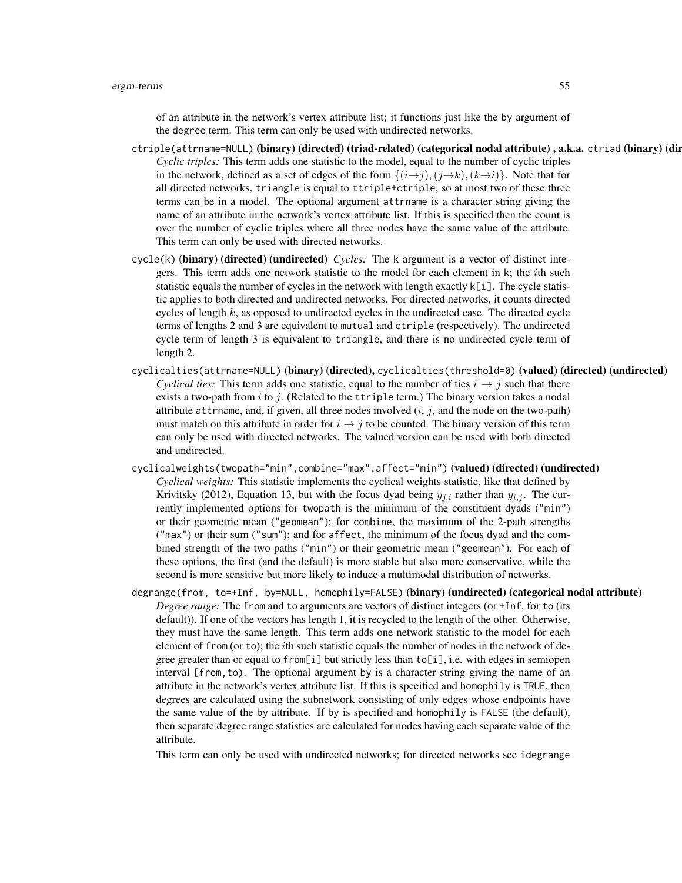of an attribute in the network's vertex attribute list; it functions just like the by argument of the degree term. This term can only be used with undirected networks.

`ctriple(attrname=NULL)` **(binary) (directed) (triad-related) (categorical nodal attribute) , a.k.a.** `ctriad` **(binary) (dir**

*Cyclic triples:* This term adds one statistic to the model, equal to the number of cyclic triples in the network, defined as a set of edges of the form $\{(i{\rightarrow}j), (j{\rightarrow}k), (k{\rightarrow}i)\}$. Note that for all directed networks, triangle is equal to ttriple+ctriple, so at most two of these three terms can be in a model. The optional argument attrname is a character string giving the name of an attribute in the network's vertex attribute list. If this is specified then the count is over the number of cyclic triples where all three nodes have the same value of the attribute. This term can only be used with directed networks.

`cycle(k)` **(binary) (directed) (undirected)** *Cycles:* The k argument is a vector of distinct integers. This term adds one network statistic to the model for each element in k; the $i$th such statistic equals the number of cycles in the network with length exactly k[i]. The cycle statistic applies to both directed and undirected networks. For directed networks, it counts directed cycles of length $k$, as opposed to undirected cycles in the undirected case. The directed cycle terms of lengths 2 and 3 are equivalent to mutual and ctriple (respectively). The undirected cycle term of length 3 is equivalent to triangle, and there is no undirected cycle term of length 2.

`cyclicalties(attrname=NULL)` **(binary) (directed),** `cyclicalties(threshold=0)` **(valued) (directed) (undirected)**

*Cyclical ties:* This term adds one statistic, equal to the number of ties $i \rightarrow j$ such that there exists a two-path from $i$ to $j$. (Related to the ttriple term.) The binary version takes a nodal attribute attrname, and, if given, all three nodes involved ($i$, $j$, and the node on the two-path) must match on this attribute in order for $i \rightarrow j$ to be counted. The binary version of this term can only be used with directed networks. The valued version can be used with both directed and undirected.

`cyclicalweights(twopath="min",combine="max",affect="min")` **(valued) (directed) (undirected)**

*Cyclical weights:* This statistic implements the cyclical weights statistic, like that defined by Krivitsky (2012), Equation 13, but with the focus dyad being $y_{j,i}$ rather than $y_{i,j}$. The currently implemented options for twopath is the minimum of the constituent dyads ("min") or their geometric mean ("geomean"); for combine, the maximum of the 2-path strengths ("max") or their sum ("sum"); and for affect, the minimum of the focus dyad and the combined strength of the two paths ("min") or their geometric mean ("geomean"). For each of these options, the first (and the default) is more stable but also more conservative, while the second is more sensitive but more likely to induce a multimodal distribution of networks.

`degrange(from, to=+Inf, by=NULL, homophily=FALSE)` **(binary) (undirected) (categorical nodal attribute)**

*Degree range:* The from and to arguments are vectors of distinct integers (or +Inf, for to (its default)). If one of the vectors has length 1, it is recycled to the length of the other. Otherwise, they must have the same length. This term adds one network statistic to the model for each element of from (or to); the $i$th such statistic equals the number of nodes in the network of degree greater than or equal to from[i] but strictly less than to[i], i.e. with edges in semiopen interval [from,to). The optional argument by is a character string giving the name of an attribute in the network's vertex attribute list. If this is specified and homophily is TRUE, then degrees are calculated using the subnetwork consisting of only edges whose endpoints have the same value of the by attribute. If by is specified and homophily is FALSE (the default), then separate degree range statistics are calculated for nodes having each separate value of the attribute.

This term can only be used with undirected networks; for directed networks see idegrange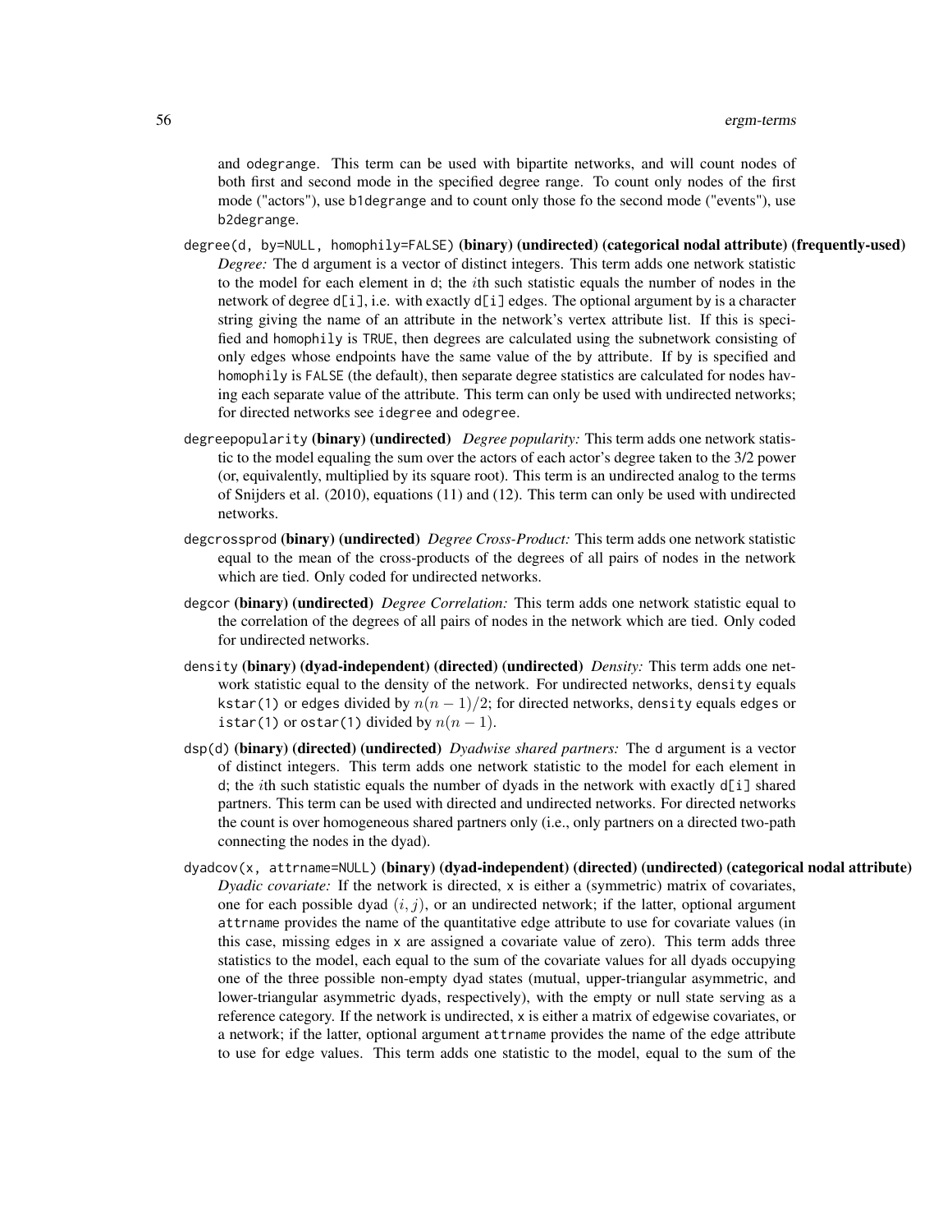and odegrange. This term can be used with bipartite networks, and will count nodes of both first and second mode in the specified degree range. To count only nodes of the first mode ("actors"), use b1degrange and to count only those fo the second mode ("events"), use b2degrange.

degree(d, by=NULL, homophily=FALSE) **(binary) (undirected) (categorical nodal attribute) (frequently-used)**
: *Degree:* The d argument is a vector of distinct integers. This term adds one network statistic to the model for each element in d; the $i$th such statistic equals the number of nodes in the network of degree d[i], i.e. with exactly d[i] edges. The optional argument by is a character string giving the name of an attribute in the network's vertex attribute list. If this is specified and homophily is TRUE, then degrees are calculated using the subnetwork consisting of only edges whose endpoints have the same value of the by attribute. If by is specified and homophily is FALSE (the default), then separate degree statistics are calculated for nodes having each separate value of the attribute. This term can only be used with undirected networks; for directed networks see idegree and odegree.

degreepopularity **(binary) (undirected)** *Degree popularity:* This term adds one network statistic to the model equaling the sum over the actors of each actor's degree taken to the 3/2 power (or, equivalently, multiplied by its square root). This term is an undirected analog to the terms of Snijders et al. (2010), equations (11) and (12). This term can only be used with undirected networks.

degcrossprod **(binary) (undirected)** *Degree Cross-Product:* This term adds one network statistic equal to the mean of the cross-products of the degrees of all pairs of nodes in the network which are tied. Only coded for undirected networks.

degcor **(binary) (undirected)** *Degree Correlation:* This term adds one network statistic equal to the correlation of the degrees of all pairs of nodes in the network which are tied. Only coded for undirected networks.

density **(binary) (dyad-independent) (directed) (undirected)** *Density:* This term adds one network statistic equal to the density of the network. For undirected networks, density equals kstar(1) or edges divided by $n(n-1)/2$; for directed networks, density equals edges or istar(1) or ostar(1) divided by $n(n-1)$.

dsp(d) **(binary) (directed) (undirected)** *Dyadwise shared partners:* The d argument is a vector of distinct integers. This term adds one network statistic to the model for each element in d; the $i$th such statistic equals the number of dyads in the network with exactly d[i] shared partners. This term can be used with directed and undirected networks. For directed networks the count is over homogeneous shared partners only (i.e., only partners on a directed two-path connecting the nodes in the dyad).

dyadcov(x, attrname=NULL) **(binary) (dyad-independent) (directed) (undirected) (categorical nodal attribute)**
: *Dyadic covariate:* If the network is directed, x is either a (symmetric) matrix of covariates, one for each possible dyad $(i, j)$, or an undirected network; if the latter, optional argument attrname provides the name of the quantitative edge attribute to use for covariate values (in this case, missing edges in x are assigned a covariate value of zero). This term adds three statistics to the model, each equal to the sum of the covariate values for all dyads occupying one of the three possible non-empty dyad states (mutual, upper-triangular asymmetric, and lower-triangular asymmetric dyads, respectively), with the empty or null state serving as a reference category. If the network is undirected, x is either a matrix of edgewise covariates, or a network; if the latter, optional argument attrname provides the name of the edge attribute to use for edge values. This term adds one statistic to the model, equal to the sum of the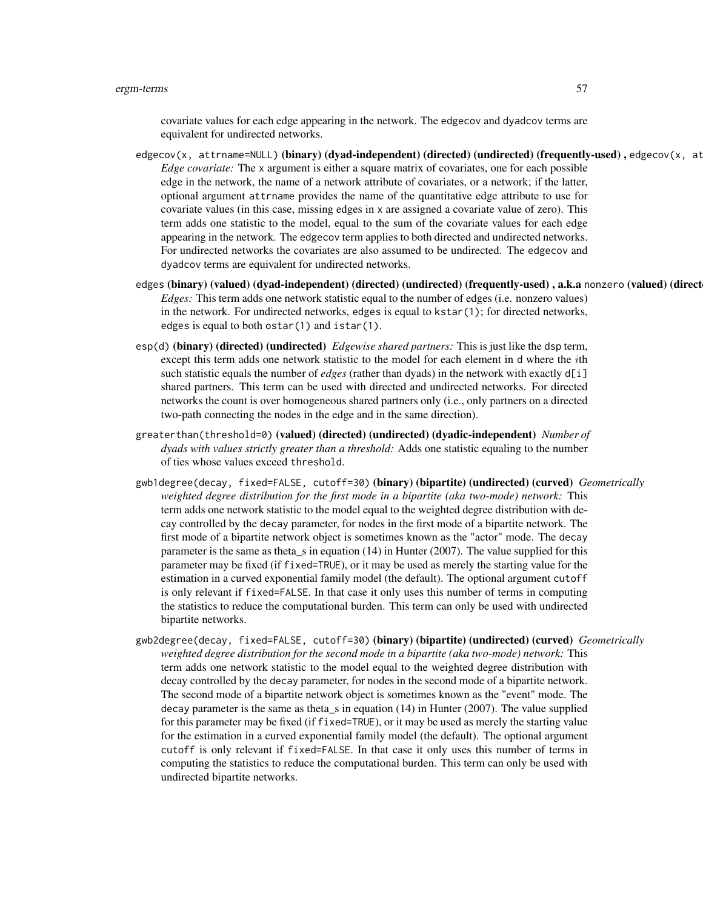covariate values for each edge appearing in the network. The edgecov and dyadcov terms are equivalent for undirected networks.

`edgecov(x, attrname=NULL)` **(binary) (dyad-independent) (directed) (undirected) (frequently-used) ,** `edgecov(x, at`
: *Edge covariate:* The x argument is either a square matrix of covariates, one for each possible edge in the network, the name of a network attribute of covariates, or a network; if the latter, optional argument attrname provides the name of the quantitative edge attribute to use for covariate values (in this case, missing edges in x are assigned a covariate value of zero). This term adds one statistic to the model, equal to the sum of the covariate values for each edge appearing in the network. The edgecov term applies to both directed and undirected networks. For undirected networks the covariates are also assumed to be undirected. The edgecov and dyadcov terms are equivalent for undirected networks.

`edges` **(binary) (valued) (dyad-independent) (directed) (undirected) (frequently-used) , a.k.a** `nonzero` **(valued) (direct**
: *Edges:* This term adds one network statistic equal to the number of edges (i.e. nonzero values) in the network. For undirected networks, edges is equal to kstar(1); for directed networks, edges is equal to both ostar(1) and istar(1).

`esp(d)` **(binary) (directed) (undirected)** *Edgewise shared partners:* This is just like the dsp term, except this term adds one network statistic to the model for each element in d where the $i$th such statistic equals the number of *edges* (rather than dyads) in the network with exactly d[i] shared partners. This term can be used with directed and undirected networks. For directed networks the count is over homogeneous shared partners only (i.e., only partners on a directed two-path connecting the nodes in the edge and in the same direction).

`greaterthan(threshold=0)` **(valued) (directed) (undirected) (dyadic-independent)** *Number of dyads with values strictly greater than a threshold:* Adds one statistic equaling to the number of ties whose values exceed threshold.

`gwb1degree(decay, fixed=FALSE, cutoff=30)` **(binary) (bipartite) (undirected) (curved)** *Geometrically weighted degree distribution for the first mode in a bipartite (aka two-mode) network:* This term adds one network statistic to the model equal to the weighted degree distribution with decay controlled by the decay parameter, for nodes in the first mode of a bipartite network. The first mode of a bipartite network object is sometimes known as the "actor" mode. The decay parameter is the same as theta_s in equation (14) in Hunter (2007). The value supplied for this parameter may be fixed (if fixed=TRUE), or it may be used as merely the starting value for the estimation in a curved exponential family model (the default). The optional argument cutoff is only relevant if fixed=FALSE. In that case it only uses this number of terms in computing the statistics to reduce the computational burden. This term can only be used with undirected bipartite networks.

`gwb2degree(decay, fixed=FALSE, cutoff=30)` **(binary) (bipartite) (undirected) (curved)** *Geometrically weighted degree distribution for the second mode in a bipartite (aka two-mode) network:* This term adds one network statistic to the model equal to the weighted degree distribution with decay controlled by the decay parameter, for nodes in the second mode of a bipartite network. The second mode of a bipartite network object is sometimes known as the "event" mode. The decay parameter is the same as theta_s in equation (14) in Hunter (2007). The value supplied for this parameter may be fixed (if fixed=TRUE), or it may be used as merely the starting value for the estimation in a curved exponential family model (the default). The optional argument cutoff is only relevant if fixed=FALSE. In that case it only uses this number of terms in computing the statistics to reduce the computational burden. This term can only be used with undirected bipartite networks.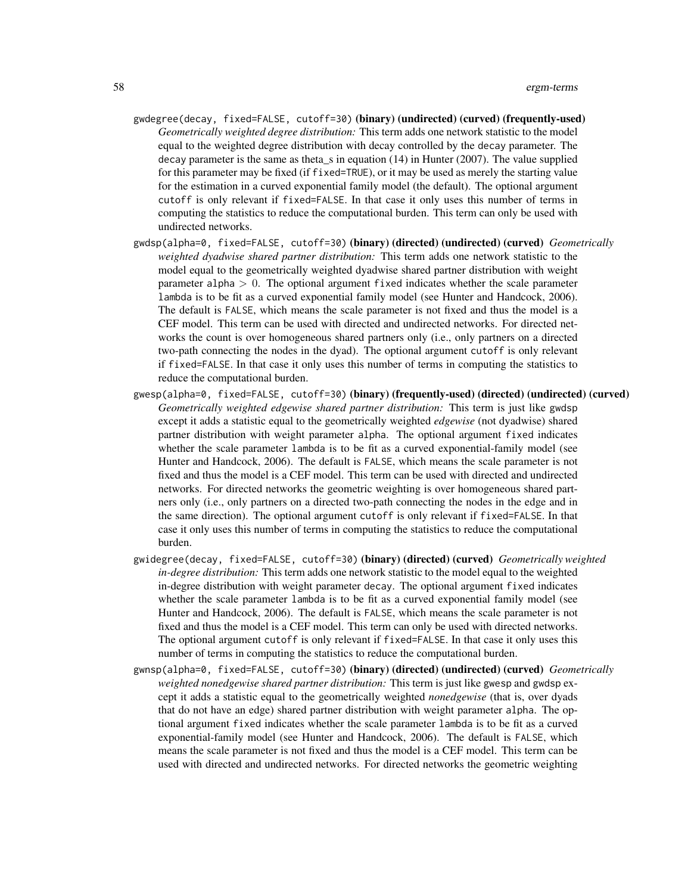`gwdegree(decay, fixed=FALSE, cutoff=30)` **(binary) (undirected) (curved) (frequently-used)**
: *Geometrically weighted degree distribution:* This term adds one network statistic to the model equal to the weighted degree distribution with decay controlled by the `decay` parameter. The `decay` parameter is the same as theta_s in equation (14) in Hunter (2007). The value supplied for this parameter may be fixed (if `fixed=TRUE`), or it may be used as merely the starting value for the estimation in a curved exponential family model (the default). The optional argument `cutoff` is only relevant if `fixed=FALSE`. In that case it only uses this number of terms in computing the statistics to reduce the computational burden. This term can only be used with undirected networks.

`gwdsp(alpha=0, fixed=FALSE, cutoff=30)` **(binary) (directed) (undirected) (curved)** *Geometrically weighted dyadwise shared partner distribution:* This term adds one network statistic to the model equal to the geometrically weighted dyadwise shared partner distribution with weight parameter `alpha` $> 0$. The optional argument `fixed` indicates whether the scale parameter `lambda` is to be fit as a curved exponential family model (see Hunter and Handcock, 2006). The default is `FALSE`, which means the scale parameter is not fixed and thus the model is a CEF model. This term can be used with directed and undirected networks. For directed networks the count is over homogeneous shared partners only (i.e., only partners on a directed two-path connecting the nodes in the dyad). The optional argument `cutoff` is only relevant if `fixed=FALSE`. In that case it only uses this number of terms in computing the statistics to reduce the computational burden.

`gwesp(alpha=0, fixed=FALSE, cutoff=30)` **(binary) (frequently-used) (directed) (undirected) (curved)**
: *Geometrically weighted edgewise shared partner distribution:* This term is just like `gwdsp` except it adds a statistic equal to the geometrically weighted *edgewise* (not dyadwise) shared partner distribution with weight parameter `alpha`. The optional argument `fixed` indicates whether the scale parameter `lambda` is to be fit as a curved exponential-family model (see Hunter and Handcock, 2006). The default is `FALSE`, which means the scale parameter is not fixed and thus the model is a CEF model. This term can be used with directed and undirected networks. For directed networks the geometric weighting is over homogeneous shared partners only (i.e., only partners on a directed two-path connecting the nodes in the edge and in the same direction). The optional argument `cutoff` is only relevant if `fixed=FALSE`. In that case it only uses this number of terms in computing the statistics to reduce the computational burden.

`gwidegree(decay, fixed=FALSE, cutoff=30)` **(binary) (directed) (curved)** *Geometrically weighted in-degree distribution:* This term adds one network statistic to the model equal to the weighted in-degree distribution with weight parameter `decay`. The optional argument `fixed` indicates whether the scale parameter `lambda` is to be fit as a curved exponential family model (see Hunter and Handcock, 2006). The default is `FALSE`, which means the scale parameter is not fixed and thus the model is a CEF model. This term can only be used with directed networks. The optional argument `cutoff` is only relevant if `fixed=FALSE`. In that case it only uses this number of terms in computing the statistics to reduce the computational burden.

`gwnsp(alpha=0, fixed=FALSE, cutoff=30)` **(binary) (directed) (undirected) (curved)** *Geometrically weighted nonedgewise shared partner distribution:* This term is just like `gwesp` and `gwdsp` except it adds a statistic equal to the geometrically weighted *nonedgewise* (that is, over dyads that do not have an edge) shared partner distribution with weight parameter `alpha`. The optional argument `fixed` indicates whether the scale parameter `lambda` is to be fit as a curved exponential-family model (see Hunter and Handcock, 2006). The default is `FALSE`, which means the scale parameter is not fixed and thus the model is a CEF model. This term can be used with directed and undirected networks. For directed networks the geometric weighting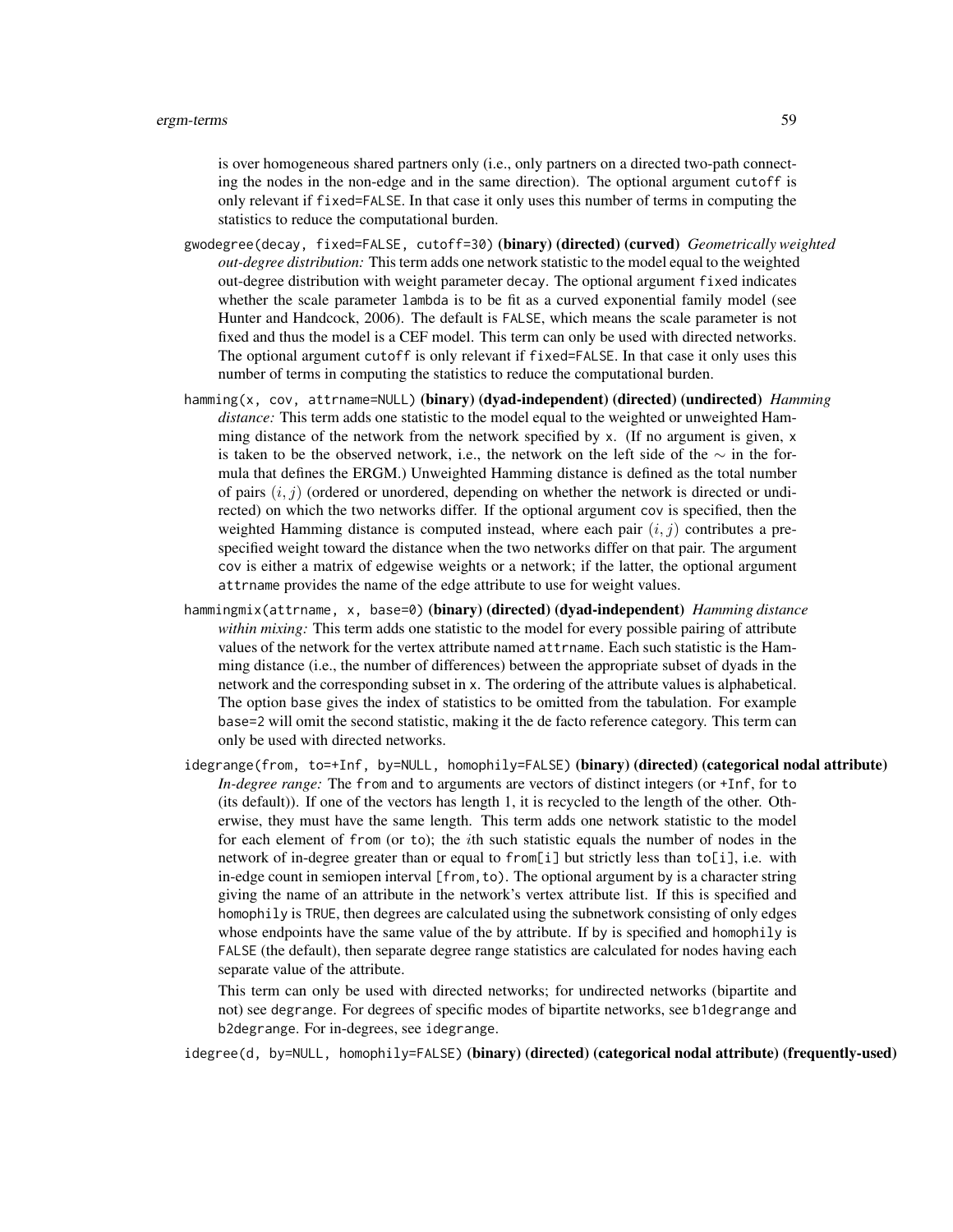is over homogeneous shared partners only (i.e., only partners on a directed two-path connecting the nodes in the non-edge and in the same direction). The optional argument `cutoff` is only relevant if `fixed=FALSE`. In that case it only uses this number of terms in computing the statistics to reduce the computational burden.

`gwodegree(decay, fixed=FALSE, cutoff=30)` **(binary) (directed) (curved)** *Geometrically weighted out-degree distribution:* This term adds one network statistic to the model equal to the weighted out-degree distribution with weight parameter `decay`. The optional argument `fixed` indicates whether the scale parameter `lambda` is to be fit as a curved exponential family model (see Hunter and Handcock, 2006). The default is `FALSE`, which means the scale parameter is not fixed and thus the model is a CEF model. This term can only be used with directed networks. The optional argument `cutoff` is only relevant if `fixed=FALSE`. In that case it only uses this number of terms in computing the statistics to reduce the computational burden.

`hamming(x, cov, attrname=NULL)` **(binary) (dyad-independent) (directed) (undirected)** *Hamming distance:* This term adds one statistic to the model equal to the weighted or unweighted Hamming distance of the network from the network specified by `x`. (If no argument is given, `x` is taken to be the observed network, i.e., the network on the left side of the $\sim$ in the formula that defines the ERGM.) Unweighted Hamming distance is defined as the total number of pairs $(i, j)$ (ordered or unordered, depending on whether the network is directed or undirected) on which the two networks differ. If the optional argument `cov` is specified, then the weighted Hamming distance is computed instead, where each pair $(i, j)$ contributes a prespecified weight toward the distance when the two networks differ on that pair. The argument `cov` is either a matrix of edgewise weights or a network; if the latter, the optional argument `attrname` provides the name of the edge attribute to use for weight values.

`hammingmix(attrname, x, base=0)` **(binary) (directed) (dyad-independent)** *Hamming distance within mixing:* This term adds one statistic to the model for every possible pairing of attribute values of the network for the vertex attribute named `attrname`. Each such statistic is the Hamming distance (i.e., the number of differences) between the appropriate subset of dyads in the network and the corresponding subset in `x`. The ordering of the attribute values is alphabetical. The option `base` gives the index of statistics to be omitted from the tabulation. For example `base=2` will omit the second statistic, making it the de facto reference category. This term can only be used with directed networks.

`idegrange(from, to=+Inf, by=NULL, homophily=FALSE)` **(binary) (directed) (categorical nodal attribute)** *In-degree range:* The `from` and `to` arguments are vectors of distinct integers (or `+Inf`, for `to` (its default)). If one of the vectors has length 1, it is recycled to the length of the other. Otherwise, they must have the same length. This term adds one network statistic to the model for each element of `from` (or `to`); the $i$th such statistic equals the number of nodes in the network of in-degree greater than or equal to `from[i]` but strictly less than `to[i]`, i.e. with in-edge count in semiopen interval `[from,to)`. The optional argument `by` is a character string giving the name of an attribute in the network's vertex attribute list. If this is specified and `homophily` is `TRUE`, then degrees are calculated using the subnetwork consisting of only edges whose endpoints have the same value of the `by` attribute. If `by` is specified and `homophily` is `FALSE` (the default), then separate degree range statistics are calculated for nodes having each separate value of the attribute.

This term can only be used with directed networks; for undirected networks (bipartite and not) see `degrange`. For degrees of specific modes of bipartite networks, see `b1degrange` and `b2degrange`. For in-degrees, see `idegrange`.

`idegree(d, by=NULL, homophily=FALSE)` **(binary) (directed) (categorical nodal attribute) (frequently-used)**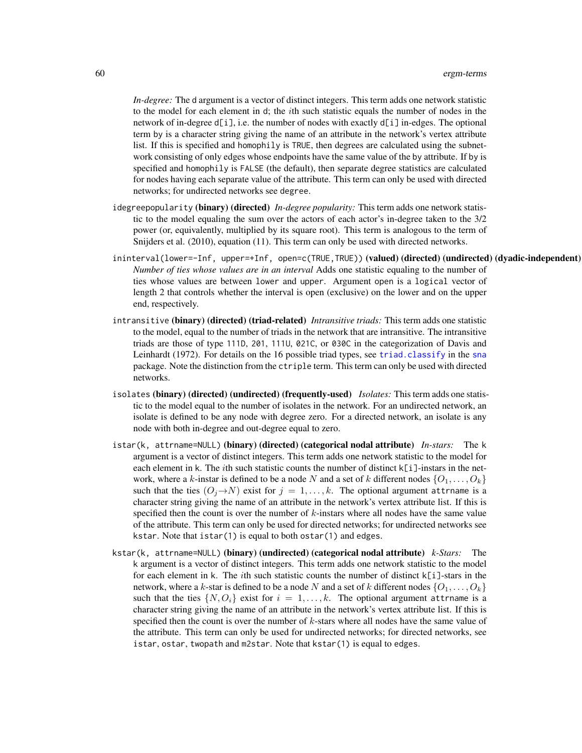*In-degree:* The `d` argument is a vector of distinct integers. This term adds one network statistic to the model for each element in `d`; the $i$th such statistic equals the number of nodes in the network of in-degree `d[i]`, i.e. the number of nodes with exactly `d[i]` in-edges. The optional term `by` is a character string giving the name of an attribute in the network's vertex attribute list. If this is specified and `homophily` is `TRUE`, then degrees are calculated using the subnetwork consisting of only edges whose endpoints have the same value of the `by` attribute. If `by` is specified and `homophily` is `FALSE` (the default), then separate degree statistics are calculated for nodes having each separate value of the attribute. This term can only be used with directed networks; for undirected networks see `degree`.

`idegreepopularity` **(binary) (directed)** *In-degree popularity:* This term adds one network statistic to the model equaling the sum over the actors of each actor's in-degree taken to the 3/2 power (or, equivalently, multiplied by its square root). This term is analogous to the term of Snijders et al. (2010), equation (11). This term can only be used with directed networks.

`ininterval(lower=-Inf, upper=+Inf, open=c(TRUE,TRUE))` **(valued) (directed) (undirected) (dyadic-independent)** *Number of ties whose values are in an interval* Adds one statistic equaling to the number of ties whose values are between `lower` and `upper`. Argument `open` is a `logical` vector of length 2 that controls whether the interval is open (exclusive) on the lower and on the upper end, respectively.

`intransitive` **(binary) (directed) (triad-related)** *Intransitive triads:* This term adds one statistic to the model, equal to the number of triads in the network that are intransitive. The intransitive triads are those of type `111D`, `201`, `111U`, `021C`, or `030C` in the categorization of Davis and Leinhardt (1972). For details on the 16 possible triad types, see `triad.classify` in the `sna` package. Note the distinction from the `ctriple` term. This term can only be used with directed networks.

`isolates` **(binary) (directed) (undirected) (frequently-used)** *Isolates:* This term adds one statistic to the model equal to the number of isolates in the network. For an undirected network, an isolate is defined to be any node with degree zero. For a directed network, an isolate is any node with both in-degree and out-degree equal to zero.

`istar(k, attrname=NULL)` **(binary) (directed) (categorical nodal attribute)** *In-stars:* The `k` argument is a vector of distinct integers. This term adds one network statistic to the model for each element in `k`. The $i$th such statistic counts the number of distinct `k[i]`-instars in the network, where a $k$-instar is defined to be a node $N$ and a set of $k$ different nodes $\{O_1, \ldots, O_k\}$ such that the ties $(O_j \rightarrow N)$ exist for $j = 1, \ldots, k$. The optional argument `attrname` is a character string giving the name of an attribute in the network's vertex attribute list. If this is specified then the count is over the number of $k$-instars where all nodes have the same value of the attribute. This term can only be used for directed networks; for undirected networks see `kstar`. Note that `istar(1)` is equal to both `ostar(1)` and `edges`.

`kstar(k, attrname=NULL)` **(binary) (undirected) (categorical nodal attribute)** *k-Stars:* The `k` argument is a vector of distinct integers. This term adds one network statistic to the model for each element in `k`. The $i$th such statistic counts the number of distinct `k[i]`-stars in the network, where a $k$-star is defined to be a node $N$ and a set of $k$ different nodes $\{O_1, \ldots, O_k\}$ such that the ties $\{N, O_i\}$ exist for $i = 1, \ldots, k$. The optional argument `attrname` is a character string giving the name of an attribute in the network's vertex attribute list. If this is specified then the count is over the number of $k$-stars where all nodes have the same value of the attribute. This term can only be used for undirected networks; for directed networks, see `istar`, `ostar`, `twopath` and `m2star`. Note that `kstar(1)` is equal to `edges`.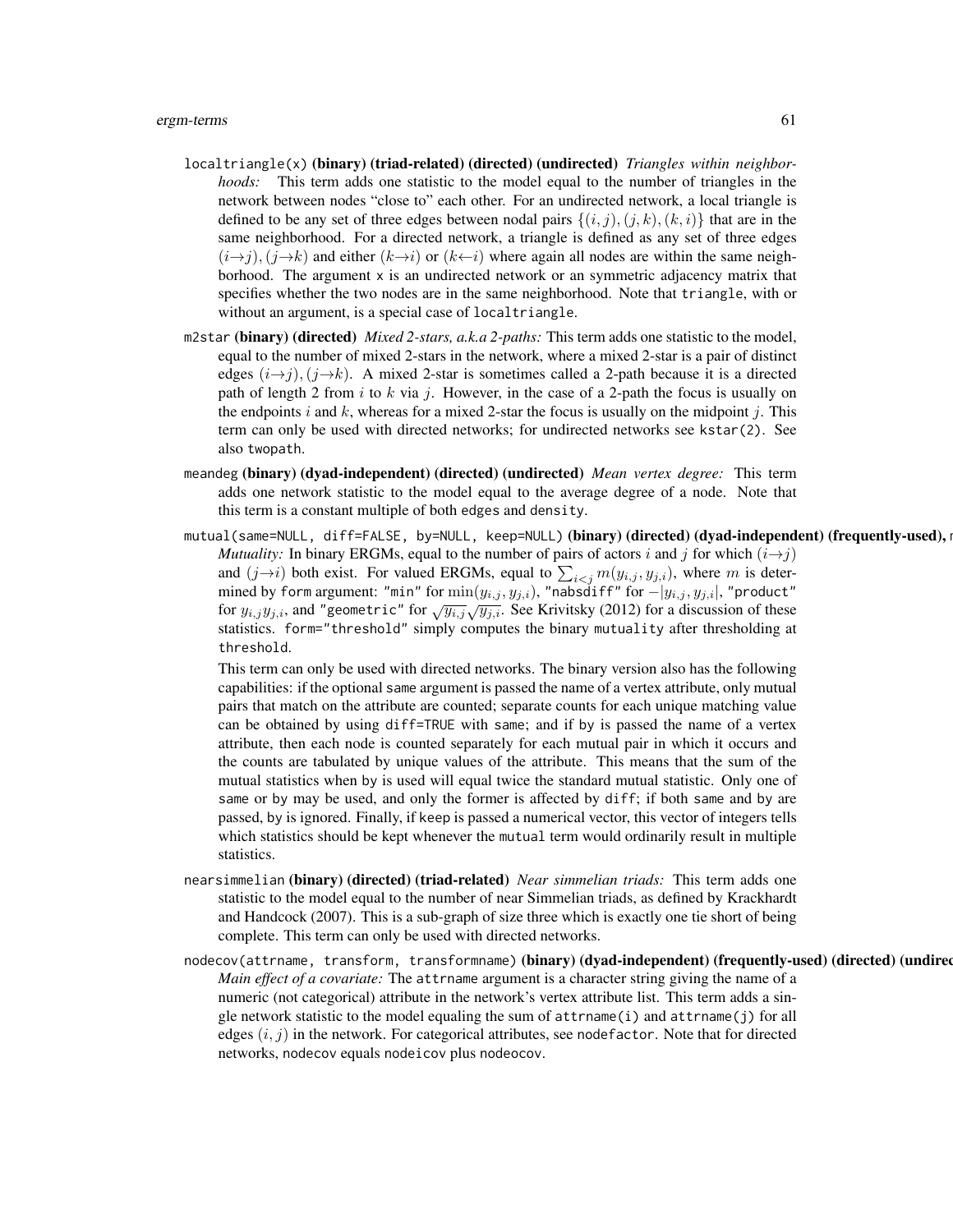`localtriangle(x)` **(binary) (triad-related) (directed) (undirected)** *Triangles within neighborhoods:* This term adds one statistic to the model equal to the number of triangles in the network between nodes "close to" each other. For an undirected network, a local triangle is defined to be any set of three edges between nodal pairs $\{(i,j),(j,k),(k,i)\}$ that are in the same neighborhood. For a directed network, a triangle is defined as any set of three edges $(i{\to}j),(j{\to}k)$ and either $(k{\to}i)$ or $(k{\leftarrow}i)$ where again all nodes are within the same neighborhood. The argument `x` is an undirected network or an symmetric adjacency matrix that specifies whether the two nodes are in the same neighborhood. Note that `triangle`, with or without an argument, is a special case of `localtriangle`.

`m2star` **(binary) (directed)** *Mixed 2-stars, a.k.a 2-paths:* This term adds one statistic to the model, equal to the number of mixed 2-stars in the network, where a mixed 2-star is a pair of distinct edges $(i{\to}j),(j{\to}k)$. A mixed 2-star is sometimes called a 2-path because it is a directed path of length 2 from $i$ to $k$ via $j$. However, in the case of a 2-path the focus is usually on the endpoints $i$ and $k$, whereas for a mixed 2-star the focus is usually on the midpoint $j$. This term can only be used with directed networks; for undirected networks see `kstar(2)`. See also `twopath`.

`meandeg` **(binary) (dyad-independent) (directed) (undirected)** *Mean vertex degree:* This term adds one network statistic to the model equal to the average degree of a node. Note that this term is a constant multiple of both `edges` and `density`.

`mutual(same=NULL, diff=FALSE, by=NULL, keep=NULL)` **(binary) (directed) (dyad-independent) (frequently-used),** *Mutuality:* In binary ERGMs, equal to the number of pairs of actors $i$ and $j$ for which $(i{\to}j)$ and $(j{\to}i)$ both exist. For valued ERGMs, equal to $\sum_{i<j} m(y_{i,j}, y_{j,i})$, where $m$ is determined by `form` argument: `"min"` for $\min(y_{i,j}, y_{j,i})$, `"nabsdiff"` for $-|y_{i,j}, y_{j,i}|$, `"product"` for $y_{i,j}y_{j,i}$, and `"geometric"` for $\sqrt{y_{i,j}}\sqrt{y_{j,i}}$. See Krivitsky (2012) for a discussion of these statistics. `form="threshold"` simply computes the binary `mutuality` after thresholding at `threshold`.

This term can only be used with directed networks. The binary version also has the following capabilities: if the optional `same` argument is passed the name of a vertex attribute, only mutual pairs that match on the attribute are counted; separate counts for each unique matching value can be obtained by using `diff=TRUE` with `same`; and if `by` is passed the name of a vertex attribute, then each node is counted separately for each mutual pair in which it occurs and the counts are tabulated by unique values of the attribute. This means that the sum of the mutual statistics when `by` is used will equal twice the standard mutual statistic. Only one of `same` or `by` may be used, and only the former is affected by `diff`; if both `same` and `by` are passed, `by` is ignored. Finally, if `keep` is passed a numerical vector, this vector of integers tells which statistics should be kept whenever the `mutual` term would ordinarily result in multiple statistics.

`nearsimmelian` **(binary) (directed) (triad-related)** *Near simmelian triads:* This term adds one statistic to the model equal to the number of near Simmelian triads, as defined by Krackhardt and Handcock (2007). This is a sub-graph of size three which is exactly one tie short of being complete. This term can only be used with directed networks.

`nodecov(attrname, transform, transformname)` **(binary) (dyad-independent) (frequently-used) (directed) (undirec** *Main effect of a covariate:* The `attrname` argument is a character string giving the name of a numeric (not categorical) attribute in the network's vertex attribute list. This term adds a single network statistic to the model equaling the sum of `attrname(i)` and `attrname(j)` for all edges $(i,j)$ in the network. For categorical attributes, see `nodefactor`. Note that for directed networks, `nodecov` equals `nodeicov` plus `nodeocov`.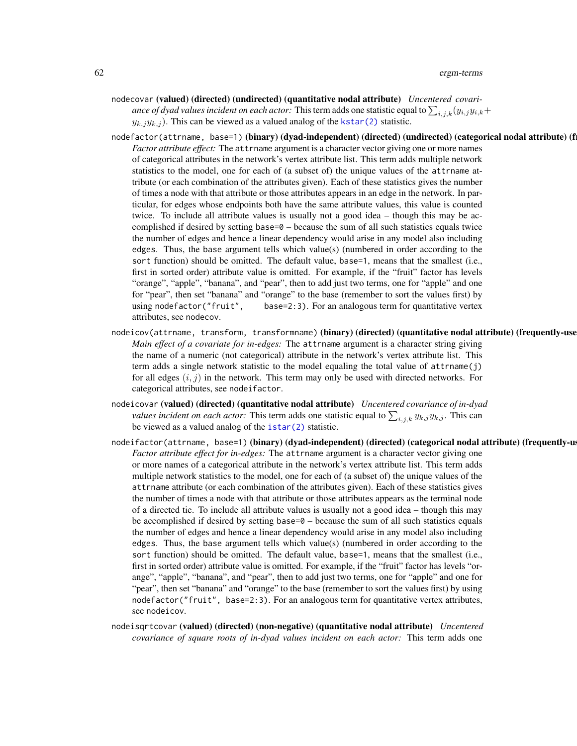`nodecovar` **(valued) (directed) (undirected) (quantitative nodal attribute)** *Uncentered covariance of dyad values incident on each actor:* This term adds one statistic equal to $\sum_{i,j,k}(y_{i,j}y_{i,k} + y_{k,j}y_{k,j})$. This can be viewed as a valued analog of the `kstar(2)` statistic.

`nodefactor(attrname, base=1)` **(binary) (dyad-independent) (directed) (undirected) (categorical nodal attribute) (fr**
*Factor attribute effect:* The `attrname` argument is a character vector giving one or more names of categorical attributes in the network's vertex attribute list. This term adds multiple network statistics to the model, one for each of (a subset of) the unique values of the `attrname` attribute (or each combination of the attributes given). Each of these statistics gives the number of times a node with that attribute or those attributes appears in an edge in the network. In particular, for edges whose endpoints both have the same attribute values, this value is counted twice. To include all attribute values is usually not a good idea – though this may be accomplished if desired by setting `base=0` – because the sum of all such statistics equals twice the number of edges and hence a linear dependency would arise in any model also including `edges`. Thus, the `base` argument tells which value(s) (numbered in order according to the `sort` function) should be omitted. The default value, `base=1`, means that the smallest (i.e., first in sorted order) attribute value is omitted. For example, if the "fruit" factor has levels "orange", "apple", "banana", and "pear", then to add just two terms, one for "apple" and one for "pear", then set "banana" and "orange" to the base (remember to sort the values first) by using `nodefactor("fruit", base=2:3)`. For an analogous term for quantitative vertex attributes, see `nodecov`.

`nodeicov(attrname, transform, transformname)` **(binary) (directed) (quantitative nodal attribute) (frequently-use**
*Main effect of a covariate for in-edges:* The `attrname` argument is a character string giving the name of a numeric (not categorical) attribute in the network's vertex attribute list. This term adds a single network statistic to the model equaling the total value of `attrname(j)` for all edges $(i, j)$ in the network. This term may only be used with directed networks. For categorical attributes, see `nodeifactor`.

`nodeicovar` **(valued) (directed) (quantitative nodal attribute)** *Uncentered covariance of in-dyad values incident on each actor:* This term adds one statistic equal to $\sum_{i,j,k} y_{k,j}y_{k,j}$. This can be viewed as a valued analog of the `istar(2)` statistic.

`nodeifactor(attrname, base=1)` **(binary) (dyad-independent) (directed) (categorical nodal attribute) (frequently-us**
*Factor attribute effect for in-edges:* The `attrname` argument is a character vector giving one or more names of a categorical attribute in the network's vertex attribute list. This term adds multiple network statistics to the model, one for each of (a subset of) the unique values of the `attrname` attribute (or each combination of the attributes given). Each of these statistics gives the number of times a node with that attribute or those attributes appears as the terminal node of a directed tie. To include all attribute values is usually not a good idea – though this may be accomplished if desired by setting `base=0` – because the sum of all such statistics equals the number of edges and hence a linear dependency would arise in any model also including `edges`. Thus, the `base` argument tells which value(s) (numbered in order according to the `sort` function) should be omitted. The default value, `base=1`, means that the smallest (i.e., first in sorted order) attribute value is omitted. For example, if the "fruit" factor has levels "orange", "apple", "banana", and "pear", then to add just two terms, one for "apple" and one for "pear", then set "banana" and "orange" to the base (remember to sort the values first) by using `nodefactor("fruit", base=2:3)`. For an analogous term for quantitative vertex attributes, see `nodeicov`.

`nodeisqrtcovar` **(valued) (directed) (non-negative) (quantitative nodal attribute)** *Uncentered covariance of square roots of in-dyad values incident on each actor:* This term adds one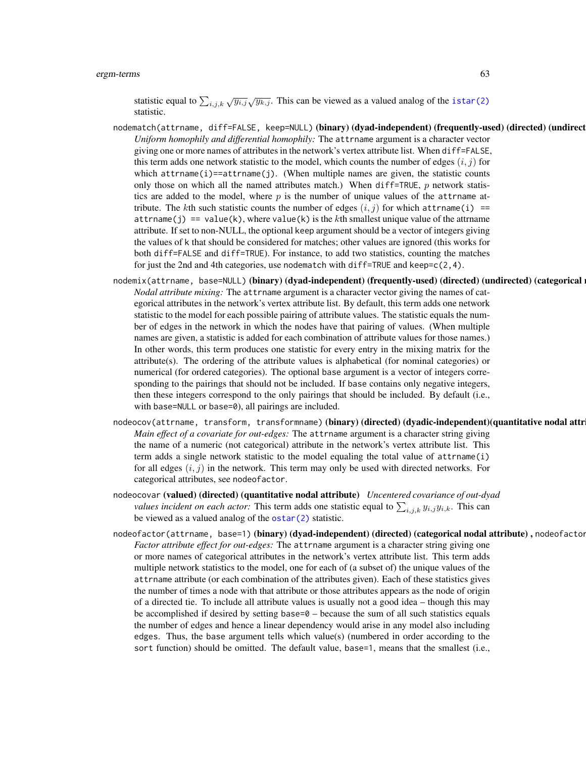statistic equal to $\sum_{i,j,k} \sqrt{y_{i,j}} \sqrt{y_{k,j}}$. This can be viewed as a valued analog of the istar(2) statistic.

`nodematch(attrname, diff=FALSE, keep=NULL)` **(binary) (dyad-independent) (frequently-used) (directed) (undirect**

*Uniform homophily and differential homophily:* The `attrname` argument is a character vector giving one or more names of attributes in the network's vertex attribute list. When `diff=FALSE`, this term adds one network statistic to the model, which counts the number of edges $(i,j)$ for which `attrname(i)==attrname(j)`. (When multiple names are given, the statistic counts only those on which all the named attributes match.) When `diff=TRUE`, $p$ network statistics are added to the model, where $p$ is the number of unique values of the `attrname` attribute. The $k$th such statistic counts the number of edges $(i,j)$ for which `attrname(i) == attrname(j) == value(k)`, where `value(k)` is the $k$th smallest unique value of the attrname attribute. If set to non-NULL, the optional `keep` argument should be a vector of integers giving the values of k that should be considered for matches; other values are ignored (this works for both `diff=FALSE` and `diff=TRUE`). For instance, to add two statistics, counting the matches for just the 2nd and 4th categories, use `nodematch` with `diff=TRUE` and `keep=c(2,4)`.

`nodemix(attrname, base=NULL)` **(binary) (dyad-independent) (frequently-used) (directed) (undirected) (categorical n**

*Nodal attribute mixing:* The `attrname` argument is a character vector giving the names of categorical attributes in the network's vertex attribute list. By default, this term adds one network statistic to the model for each possible pairing of attribute values. The statistic equals the number of edges in the network in which the nodes have that pairing of values. (When multiple names are given, a statistic is added for each combination of attribute values for those names.) In other words, this term produces one statistic for every entry in the mixing matrix for the attribute(s). The ordering of the attribute values is alphabetical (for nominal categories) or numerical (for ordered categories). The optional `base` argument is a vector of integers corresponding to the pairings that should not be included. If `base` contains only negative integers, then these integers correspond to the only pairings that should be included. By default (i.e., with `base=NULL` or `base=0`), all pairings are included.

`nodeocov(attrname, transform, transformname)` **(binary) (directed) (dyadic-independent)(quantitative nodal attri**

*Main effect of a covariate for out-edges:* The `attrname` argument is a character string giving the name of a numeric (not categorical) attribute in the network's vertex attribute list. This term adds a single network statistic to the model equaling the total value of `attrname(i)` for all edges $(i,j)$ in the network. This term may only be used with directed networks. For categorical attributes, see `nodeofactor`.

`nodeocovar` **(valued) (directed) (quantitative nodal attribute)** *Uncentered covariance of out-dyad values incident on each actor:* This term adds one statistic equal to $\sum_{i,j,k} y_{i,j} y_{i,k}$. This can be viewed as a valued analog of the ostar(2) statistic.

`nodeofactor(attrname, base=1)` **(binary) (dyad-independent) (directed) (categorical nodal attribute) ,** `nodeofactor`

*Factor attribute effect for out-edges:* The `attrname` argument is a character string giving one or more names of categorical attributes in the network's vertex attribute list. This term adds multiple network statistics to the model, one for each of (a subset of) the unique values of the `attrname` attribute (or each combination of the attributes given). Each of these statistics gives the number of times a node with that attribute or those attributes appears as the node of origin of a directed tie. To include all attribute values is usually not a good idea – though this may be accomplished if desired by setting `base=0` – because the sum of all such statistics equals the number of edges and hence a linear dependency would arise in any model also including `edges`. Thus, the `base` argument tells which value(s) (numbered in order according to the `sort` function) should be omitted. The default value, `base=1`, means that the smallest (i.e.,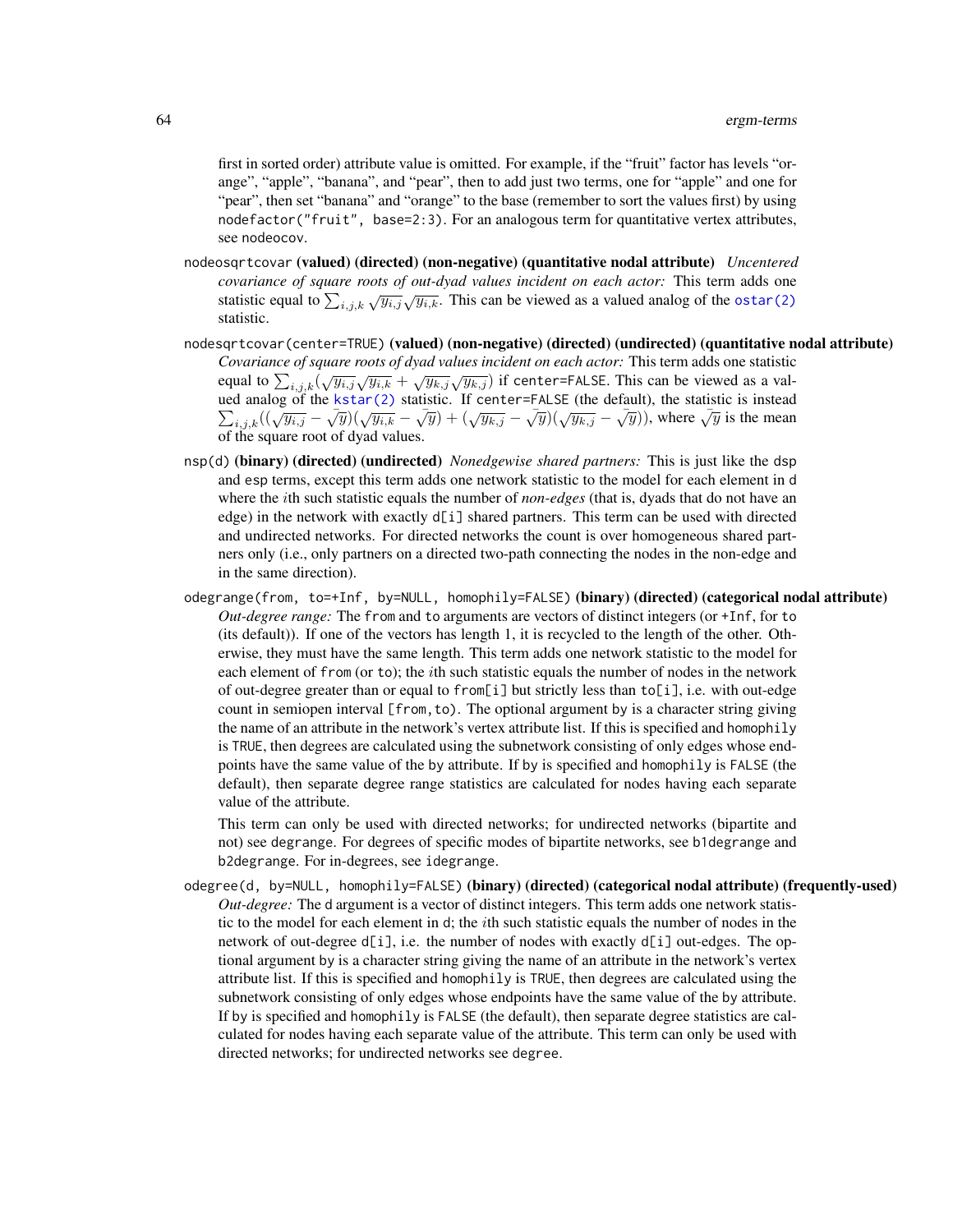first in sorted order) attribute value is omitted. For example, if the "fruit" factor has levels "orange", "apple", "banana", and "pear", then to add just two terms, one for "apple" and one for "pear", then set "banana" and "orange" to the base (remember to sort the values first) by using `nodefactor("fruit", base=2:3)`. For an analogous term for quantitative vertex attributes, see `nodeocov`.

`nodeosqrtcovar` **(valued) (directed) (non-negative) (quantitative nodal attribute)** *Uncentered covariance of square roots of out-dyad values incident on each actor:* This term adds one statistic equal to $\sum_{i,j,k} \sqrt{y_{i,j}}\sqrt{y_{i,k}}$. This can be viewed as a valued analog of the `ostar(2)` statistic.

`nodesqrtcovar(center=TRUE)` **(valued) (non-negative) (directed) (undirected) (quantitative nodal attribute)** *Covariance of square roots of dyad values incident on each actor:* This term adds one statistic equal to $\sum_{i,j,k}(\sqrt{y_{i,j}}\sqrt{y_{i,k}} + \sqrt{y_{k,j}}\sqrt{y_{k,j}})$ if `center=FALSE`. This can be viewed as a valued analog of the `kstar(2)` statistic. If `center=FALSE` (the default), the statistic is instead $\sum_{i,j,k}((\sqrt{y_{i,j}} - \bar{\sqrt{y}})(\sqrt{y_{i,k}} - \bar{\sqrt{y}}) + (\sqrt{y_{k,j}} - \bar{\sqrt{y}})(\sqrt{y_{k,j}} - \bar{\sqrt{y}}))$, where $\bar{\sqrt{y}}$ is the mean of the square root of dyad values.

`nsp(d)` **(binary) (directed) (undirected)** *Nonedgewise shared partners:* This is just like the `dsp` and `esp` terms, except this term adds one network statistic to the model for each element in `d` where the $i$th such statistic equals the number of *non-edges* (that is, dyads that do not have an edge) in the network with exactly `d[i]` shared partners. This term can be used with directed and undirected networks. For directed networks the count is over homogeneous shared partners only (i.e., only partners on a directed two-path connecting the nodes in the non-edge and in the same direction).

`odegrange(from, to=+Inf, by=NULL, homophily=FALSE)` **(binary) (directed) (categorical nodal attribute)** *Out-degree range:* The `from` and `to` arguments are vectors of distinct integers (or `+Inf`, for `to` (its default)). If one of the vectors has length 1, it is recycled to the length of the other. Otherwise, they must have the same length. This term adds one network statistic to the model for each element of `from` (or `to`); the $i$th such statistic equals the number of nodes in the network of out-degree greater than or equal to `from[i]` but strictly less than `to[i]`, i.e. with out-edge count in semiopen interval `[from,to)`. The optional argument `by` is a character string giving the name of an attribute in the network's vertex attribute list. If this is specified and `homophily` is `TRUE`, then degrees are calculated using the subnetwork consisting of only edges whose endpoints have the same value of the `by` attribute. If `by` is specified and `homophily` is `FALSE` (the default), then separate degree range statistics are calculated for nodes having each separate value of the attribute.

This term can only be used with directed networks; for undirected networks (bipartite and not) see `degrange`. For degrees of specific modes of bipartite networks, see `b1degrange` and `b2degrange`. For in-degrees, see `idegrange`.

`odegree(d, by=NULL, homophily=FALSE)` **(binary) (directed) (categorical nodal attribute) (frequently-used)** *Out-degree:* The `d` argument is a vector of distinct integers. This term adds one network statistic to the model for each element in `d`; the $i$th such statistic equals the number of nodes in the network of out-degree `d[i]`, i.e. the number of nodes with exactly `d[i]` out-edges. The optional argument `by` is a character string giving the name of an attribute in the network's vertex attribute list. If this is specified and `homophily` is `TRUE`, then degrees are calculated using the subnetwork consisting of only edges whose endpoints have the same value of the `by` attribute. If `by` is specified and `homophily` is `FALSE` (the default), then separate degree statistics are calculated for nodes having each separate value of the attribute. This term can only be used with directed networks; for undirected networks see `degree`.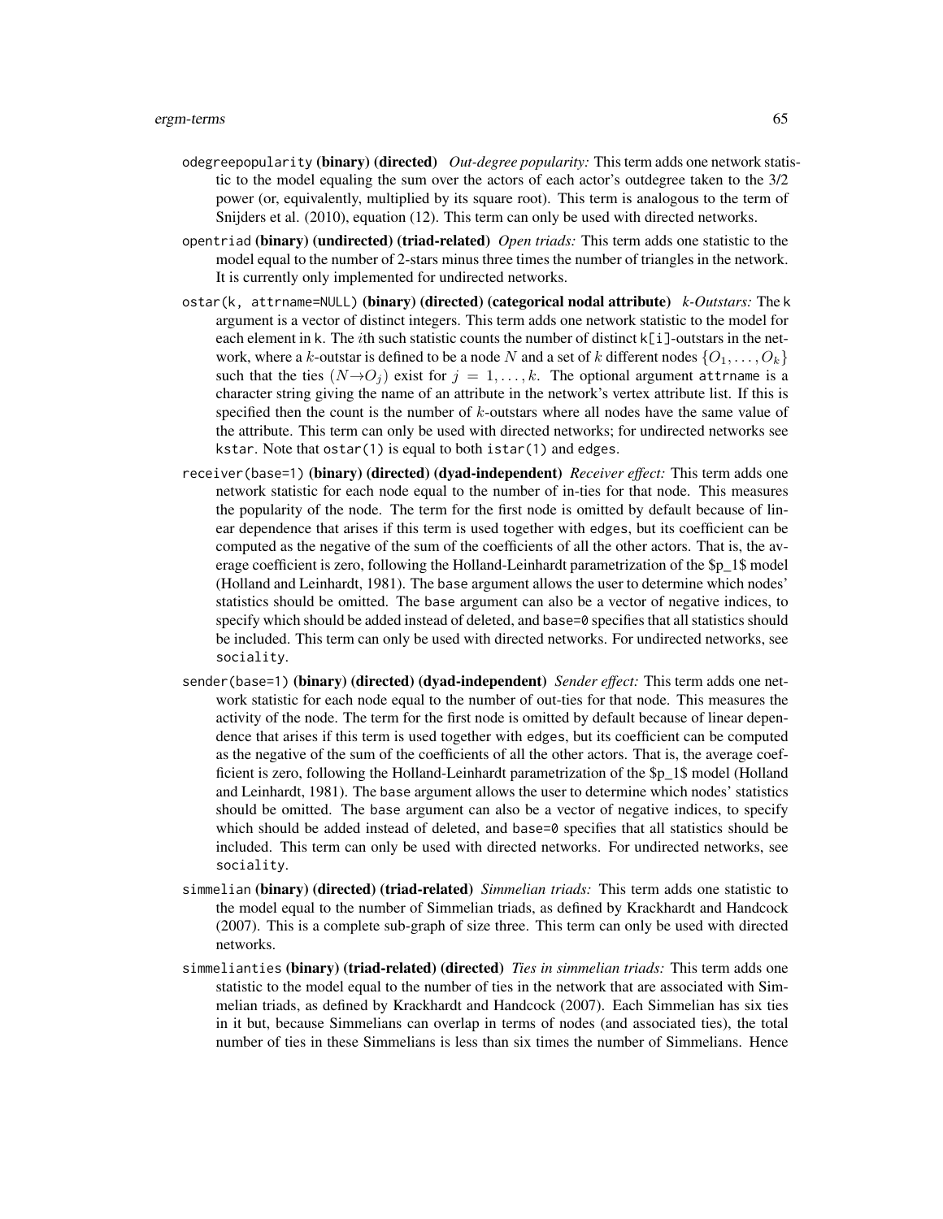`odegreepopularity` **(binary) (directed)** *Out-degree popularity:* This term adds one network statistic to the model equaling the sum over the actors of each actor's outdegree taken to the 3/2 power (or, equivalently, multiplied by its square root). This term is analogous to the term of Snijders et al. (2010), equation (12). This term can only be used with directed networks.

`opentriad` **(binary) (undirected) (triad-related)** *Open triads:* This term adds one statistic to the model equal to the number of 2-stars minus three times the number of triangles in the network. It is currently only implemented for undirected networks.

`ostar(k, attrname=NULL)` **(binary) (directed) (categorical nodal attribute)** *k-Outstars:* The `k` argument is a vector of distinct integers. This term adds one network statistic to the model for each element in `k`. The $i$th such statistic counts the number of distinct `k[i]`-outstars in the network, where a $k$-outstar is defined to be a node $N$ and a set of $k$ different nodes $\{O_1, \ldots, O_k\}$ such that the ties $(N \to O_j)$ exist for $j = 1, \ldots, k$. The optional argument `attrname` is a character string giving the name of an attribute in the network's vertex attribute list. If this is specified then the count is the number of $k$-outstars where all nodes have the same value of the attribute. This term can only be used with directed networks; for undirected networks see `kstar`. Note that `ostar(1)` is equal to both `istar(1)` and `edges`.

`receiver(base=1)` **(binary) (directed) (dyad-independent)** *Receiver effect:* This term adds one network statistic for each node equal to the number of in-ties for that node. This measures the popularity of the node. The term for the first node is omitted by default because of linear dependence that arises if this term is used together with `edges`, but its coefficient can be computed as the negative of the sum of the coefficients of all the other actors. That is, the average coefficient is zero, following the Holland-Leinhardt parametrization of the $p_1$ model (Holland and Leinhardt, 1981). The `base` argument allows the user to determine which nodes' statistics should be omitted. The `base` argument can also be a vector of negative indices, to specify which should be added instead of deleted, and `base=0` specifies that all statistics should be included. This term can only be used with directed networks. For undirected networks, see `sociality`.

`sender(base=1)` **(binary) (directed) (dyad-independent)** *Sender effect:* This term adds one network statistic for each node equal to the number of out-ties for that node. This measures the activity of the node. The term for the first node is omitted by default because of linear dependence that arises if this term is used together with `edges`, but its coefficient can be computed as the negative of the sum of the coefficients of all the other actors. That is, the average coefficient is zero, following the Holland-Leinhardt parametrization of the $p_1$ model (Holland and Leinhardt, 1981). The `base` argument allows the user to determine which nodes' statistics should be omitted. The `base` argument can also be a vector of negative indices, to specify which should be added instead of deleted, and `base=0` specifies that all statistics should be included. This term can only be used with directed networks. For undirected networks, see `sociality`.

`simmelian` **(binary) (directed) (triad-related)** *Simmelian triads:* This term adds one statistic to the model equal to the number of Simmelian triads, as defined by Krackhardt and Handcock (2007). This is a complete sub-graph of size three. This term can only be used with directed networks.

`simmelianties` **(binary) (triad-related) (directed)** *Ties in simmelian triads:* This term adds one statistic to the model equal to the number of ties in the network that are associated with Simmelian triads, as defined by Krackhardt and Handcock (2007). Each Simmelian has six ties in it but, because Simmelians can overlap in terms of nodes (and associated ties), the total number of ties in these Simmelians is less than six times the number of Simmelians. Hence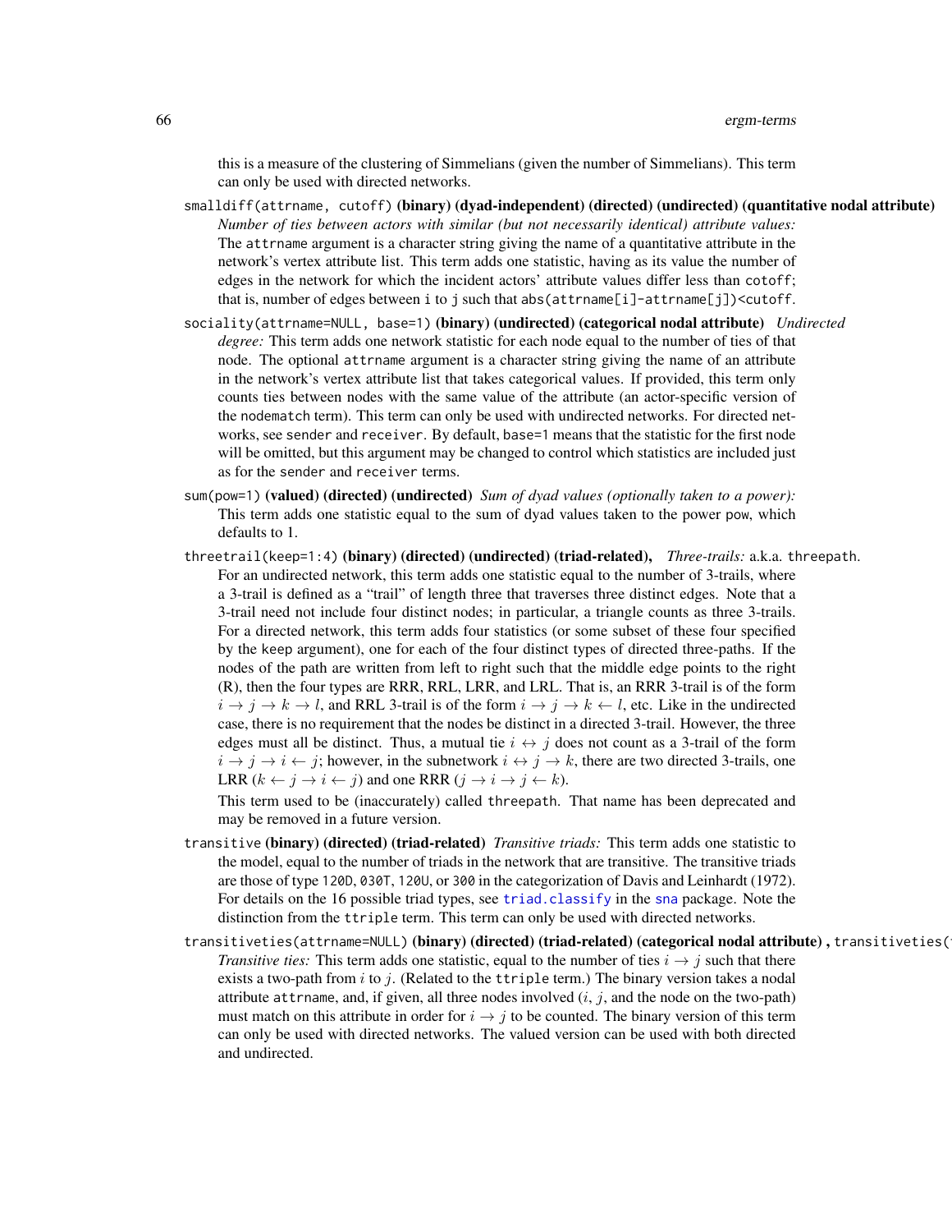this is a measure of the clustering of Simmelians (given the number of Simmelians). This term can only be used with directed networks.

`smalldiff(attrname, cutoff)` **(binary) (dyad-independent) (directed) (undirected) (quantitative nodal attribute)** *Number of ties between actors with similar (but not necessarily identical) attribute values:* The `attrname` argument is a character string giving the name of a quantitative attribute in the network's vertex attribute list. This term adds one statistic, having as its value the number of edges in the network for which the incident actors' attribute values differ less than `cotoff`; that is, number of edges between i to j such that `abs(attrname[i]-attrname[j])<cutoff`.

`sociality(attrname=NULL, base=1)` **(binary) (undirected) (categorical nodal attribute)** *Undirected degree:* This term adds one network statistic for each node equal to the number of ties of that node. The optional `attrname` argument is a character string giving the name of an attribute in the network's vertex attribute list that takes categorical values. If provided, this term only counts ties between nodes with the same value of the attribute (an actor-specific version of the `nodematch` term). This term can only be used with undirected networks. For directed networks, see `sender` and `receiver`. By default, `base=1` means that the statistic for the first node will be omitted, but this argument may be changed to control which statistics are included just as for the `sender` and `receiver` terms.

`sum(pow=1)` **(valued) (directed) (undirected)** *Sum of dyad values (optionally taken to a power):* This term adds one statistic equal to the sum of dyad values taken to the power `pow`, which defaults to 1.

`threetrail(keep=1:4)` **(binary) (directed) (undirected) (triad-related),** *Three-trails:* a.k.a. `threepath`. For an undirected network, this term adds one statistic equal to the number of 3-trails, where a 3-trail is defined as a "trail" of length three that traverses three distinct edges. Note that a 3-trail need not include four distinct nodes; in particular, a triangle counts as three 3-trails. For a directed network, this term adds four statistics (or some subset of these four specified by the `keep` argument), one for each of the four distinct types of directed three-paths. If the nodes of the path are written from left to right such that the middle edge points to the right (R), then the four types are RRR, RRL, LRR, and LRL. That is, an RRR 3-trail is of the form $i \to j \to k \to l$, and RRL 3-trail is of the form $i \to j \to k \leftarrow l$, etc. Like in the undirected case, there is no requirement that the nodes be distinct in a directed 3-trail. However, the three edges must all be distinct. Thus, a mutual tie $i \leftrightarrow j$ does not count as a 3-trail of the form $i \to j \to i \leftarrow j$; however, in the subnetwork $i \leftrightarrow j \to k$, there are two directed 3-trails, one LRR ($k \leftarrow j \to i \leftarrow j$) and one RRR ($j \to i \to j \leftarrow k$).

This term used to be (inaccurately) called `threepath`. That name has been deprecated and may be removed in a future version.

`transitive` **(binary) (directed) (triad-related)** *Transitive triads:* This term adds one statistic to the model, equal to the number of triads in the network that are transitive. The transitive triads are those of type `120D`, `030T`, `120U`, or `300` in the categorization of Davis and Leinhardt (1972). For details on the 16 possible triad types, see `triad.classify` in the `sna` package. Note the distinction from the `ttriple` term. This term can only be used with directed networks.

`transitiveties(attrname=NULL)` **(binary) (directed) (triad-related) (categorical nodal attribute) ,** `transitiveties(`
*Transitive ties:* This term adds one statistic, equal to the number of ties $i \to j$ such that there exists a two-path from $i$ to $j$. (Related to the `ttriple` term.) The binary version takes a nodal attribute `attrname`, and, if given, all three nodes involved ($i$, $j$, and the node on the two-path) must match on this attribute in order for $i \to j$ to be counted. The binary version of this term can only be used with directed networks. The valued version can be used with both directed and undirected.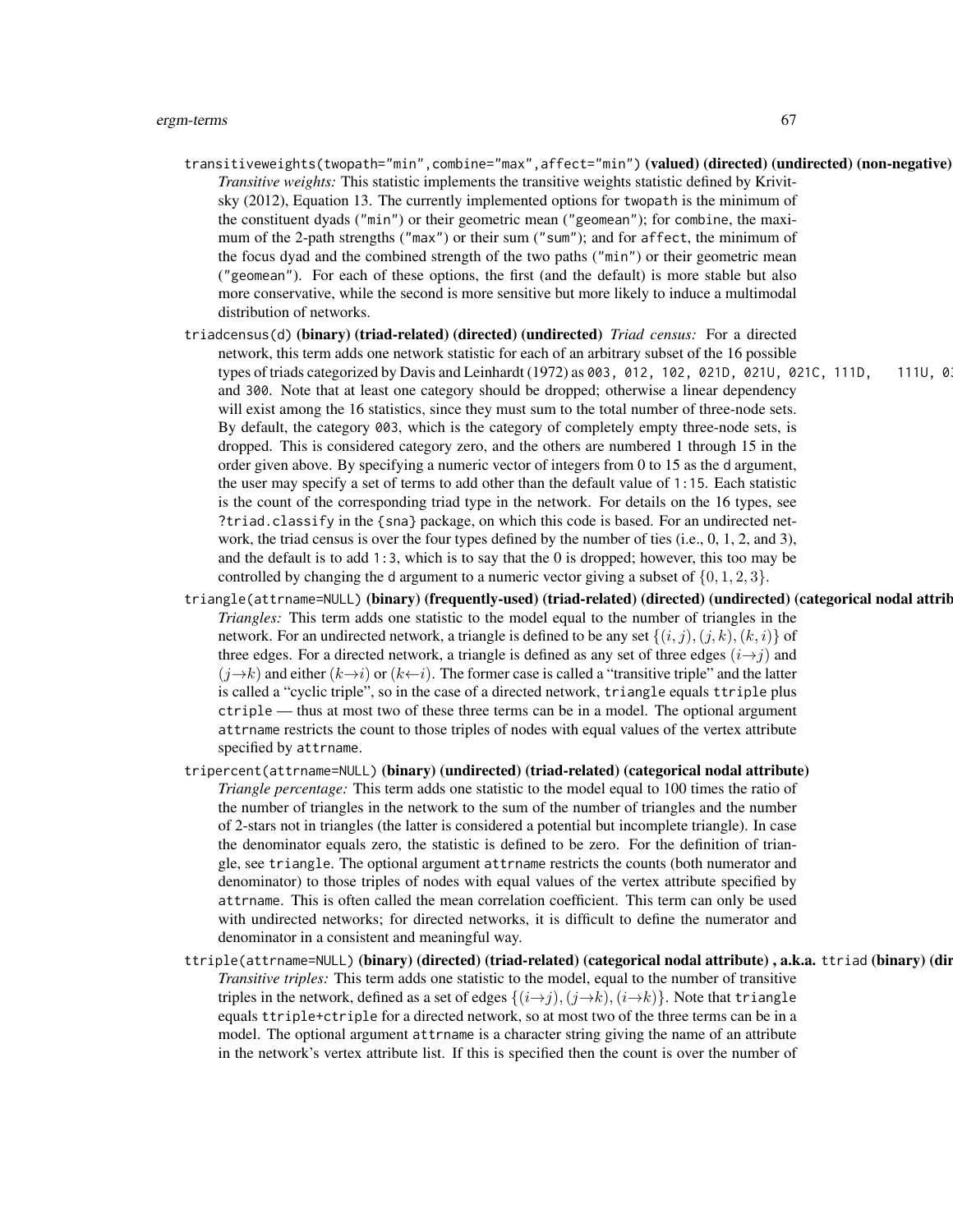`transitiveweights(twopath="min",combine="max",affect="min")` **(valued) (directed) (undirected) (non-negative)**
*Transitive weights:* This statistic implements the transitive weights statistic defined by Krivitsky (2012), Equation 13. The currently implemented options for `twopath` is the minimum of the constituent dyads (`"min"`) or their geometric mean (`"geomean"`); for `combine`, the maximum of the 2-path strengths (`"max"`) or their sum (`"sum"`); and for `affect`, the minimum of the focus dyad and the combined strength of the two paths (`"min"`) or their geometric mean (`"geomean"`). For each of these options, the first (and the default) is more stable but also more conservative, while the second is more sensitive but more likely to induce a multimodal distribution of networks.

`triadcensus(d)` **(binary) (triad-related) (directed) (undirected)** *Triad census:* For a directed network, this term adds one network statistic for each of an arbitrary subset of the 16 possible types of triads categorized by Davis and Leinhardt (1972) as `003, 012, 102, 021D, 021U, 021C, 111D, 111U, 0`... and `300`. Note that at least one category should be dropped; otherwise a linear dependency will exist among the 16 statistics, since they must sum to the total number of three-node sets. By default, the category `003`, which is the category of completely empty three-node sets, is dropped. This is considered category zero, and the others are numbered 1 through 15 in the order given above. By specifying a numeric vector of integers from 0 to 15 as the `d` argument, the user may specify a set of terms to add other than the default value of `1:15`. Each statistic is the count of the corresponding triad type in the network. For details on the 16 types, see `?triad.classify` in the `{sna}` package, on which this code is based. For an undirected network, the triad census is over the four types defined by the number of ties (i.e., 0, 1, 2, and 3), and the default is to add `1:3`, which is to say that the 0 is dropped; however, this too may be controlled by changing the `d` argument to a numeric vector giving a subset of $\{0, 1, 2, 3\}$.

`triangle(attrname=NULL)` **(binary) (frequently-used) (triad-related) (directed) (undirected) (categorical nodal attrib**...
*Triangles:* This term adds one statistic to the model equal to the number of triangles in the network. For an undirected network, a triangle is defined to be any set $\{(i, j), (j, k), (k, i)\}$ of three edges. For a directed network, a triangle is defined as any set of three edges $(i \rightarrow j)$ and $(j \rightarrow k)$ and either $(k \rightarrow i)$ or $(k \leftarrow i)$. The former case is called a "transitive triple" and the latter is called a "cyclic triple", so in the case of a directed network, `triangle` equals `ttriple` plus `ctriple` — thus at most two of these three terms can be in a model. The optional argument `attrname` restricts the count to those triples of nodes with equal values of the vertex attribute specified by `attrname`.

`tripercent(attrname=NULL)` **(binary) (undirected) (triad-related) (categorical nodal attribute)**
*Triangle percentage:* This term adds one statistic to the model equal to 100 times the ratio of the number of triangles in the network to the sum of the number of triangles and the number of 2-stars not in triangles (the latter is considered a potential but incomplete triangle). In case the denominator equals zero, the statistic is defined to be zero. For the definition of triangle, see `triangle`. The optional argument `attrname` restricts the counts (both numerator and denominator) to those triples of nodes with equal values of the vertex attribute specified by `attrname`. This is often called the mean correlation coefficient. This term can only be used with undirected networks; for directed networks, it is difficult to define the numerator and denominator in a consistent and meaningful way.

`ttriple(attrname=NULL)` **(binary) (directed) (triad-related) (categorical nodal attribute) , a.k.a.** `ttriad` **(binary) (dir**...
*Transitive triples:* This term adds one statistic to the model, equal to the number of transitive triples in the network, defined as a set of edges $\{(i \rightarrow j), (j \rightarrow k), (i \rightarrow k)\}$. Note that `triangle` equals `ttriple+ctriple` for a directed network, so at most two of the three terms can be in a model. The optional argument `attrname` is a character string giving the name of an attribute in the network's vertex attribute list. If this is specified then the count is over the number of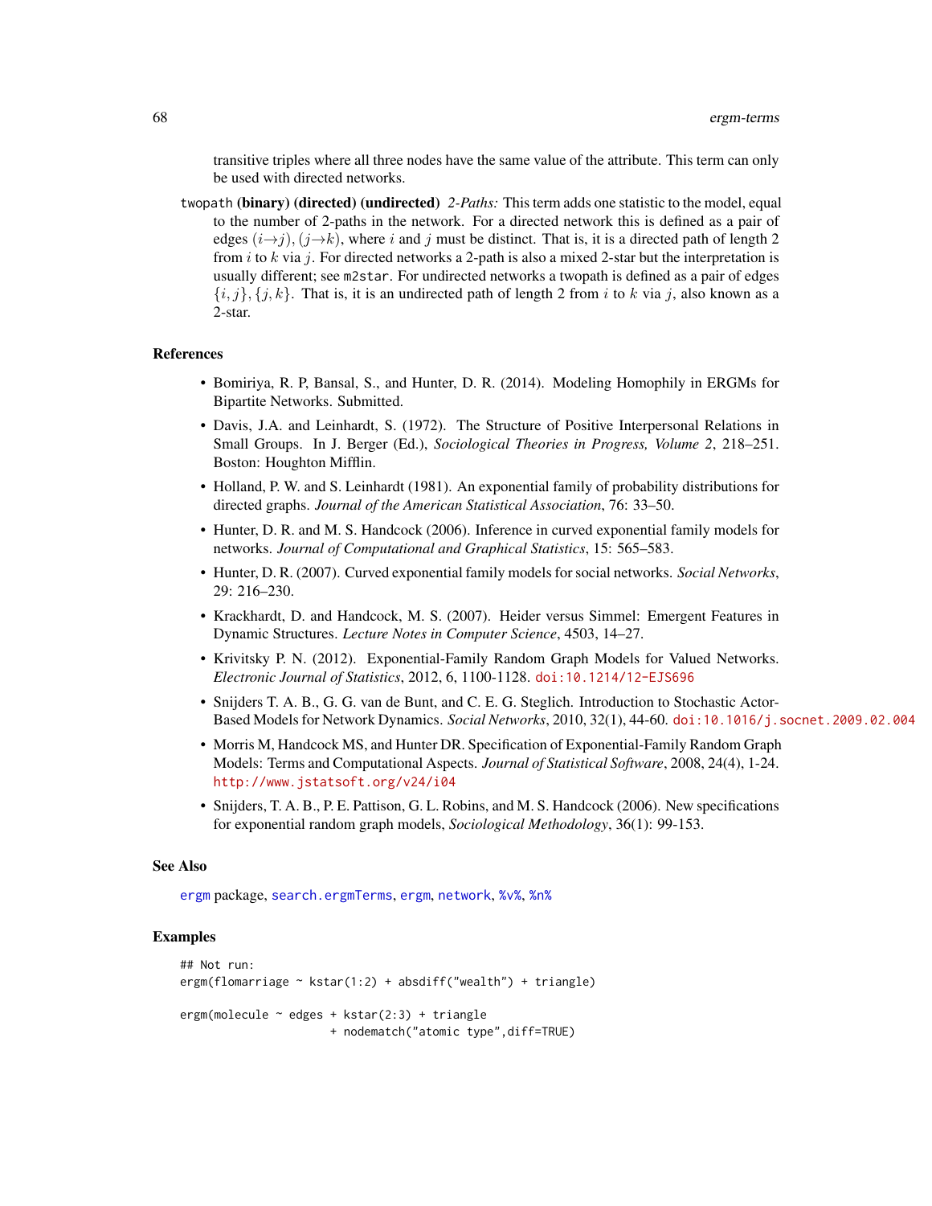transitive triples where all three nodes have the same value of the attribute. This term can only be used with directed networks.

twopath **(binary) (directed) (undirected)** *2-Paths:* This term adds one statistic to the model, equal to the number of 2-paths in the network. For a directed network this is defined as a pair of edges $(i \rightarrow j), (j \rightarrow k)$, where $i$ and $j$ must be distinct. That is, it is a directed path of length 2 from $i$ to $k$ via $j$. For directed networks a 2-path is also a mixed 2-star but the interpretation is usually different; see m2star. For undirected networks a twopath is defined as a pair of edges $\{i, j\}, \{j, k\}$. That is, it is an undirected path of length 2 from $i$ to $k$ via $j$, also known as a 2-star.

### References

- Bomiriya, R. P, Bansal, S., and Hunter, D. R. (2014). Modeling Homophily in ERGMs for Bipartite Networks. Submitted.
- Davis, J.A. and Leinhardt, S. (1972). The Structure of Positive Interpersonal Relations in Small Groups. In J. Berger (Ed.), *Sociological Theories in Progress, Volume 2*, 218–251. Boston: Houghton Mifflin.
- Holland, P. W. and S. Leinhardt (1981). An exponential family of probability distributions for directed graphs. *Journal of the American Statistical Association*, 76: 33–50.
- Hunter, D. R. and M. S. Handcock (2006). Inference in curved exponential family models for networks. *Journal of Computational and Graphical Statistics*, 15: 565–583.
- Hunter, D. R. (2007). Curved exponential family models for social networks. *Social Networks*, 29: 216–230.
- Krackhardt, D. and Handcock, M. S. (2007). Heider versus Simmel: Emergent Features in Dynamic Structures. *Lecture Notes in Computer Science*, 4503, 14–27.
- Krivitsky P. N. (2012). Exponential-Family Random Graph Models for Valued Networks. *Electronic Journal of Statistics*, 2012, 6, 1100-1128. doi:10.1214/12-EJS696
- Snijders T. A. B., G. G. van de Bunt, and C. E. G. Steglich. Introduction to Stochastic Actor-Based Models for Network Dynamics. *Social Networks*, 2010, 32(1), 44-60. doi:10.1016/j.socnet.2009.02.004
- Morris M, Handcock MS, and Hunter DR. Specification of Exponential-Family Random Graph Models: Terms and Computational Aspects. *Journal of Statistical Software*, 2008, 24(4), 1-24. http://www.jstatsoft.org/v24/i04
- Snijders, T. A. B., P. E. Pattison, G. L. Robins, and M. S. Handcock (2006). New specifications for exponential random graph models, *Sociological Methodology*, 36(1): 99-153.

### See Also

ergm package, search.ergmTerms, ergm, network, %v%, %n%

### Examples

```
## Not run:
ergm(flomarriage ~ kstar(1:2) + absdiff("wealth") + triangle)

ergm(molecule ~ edges + kstar(2:3) + triangle
                      + nodematch("atomic type",diff=TRUE)
```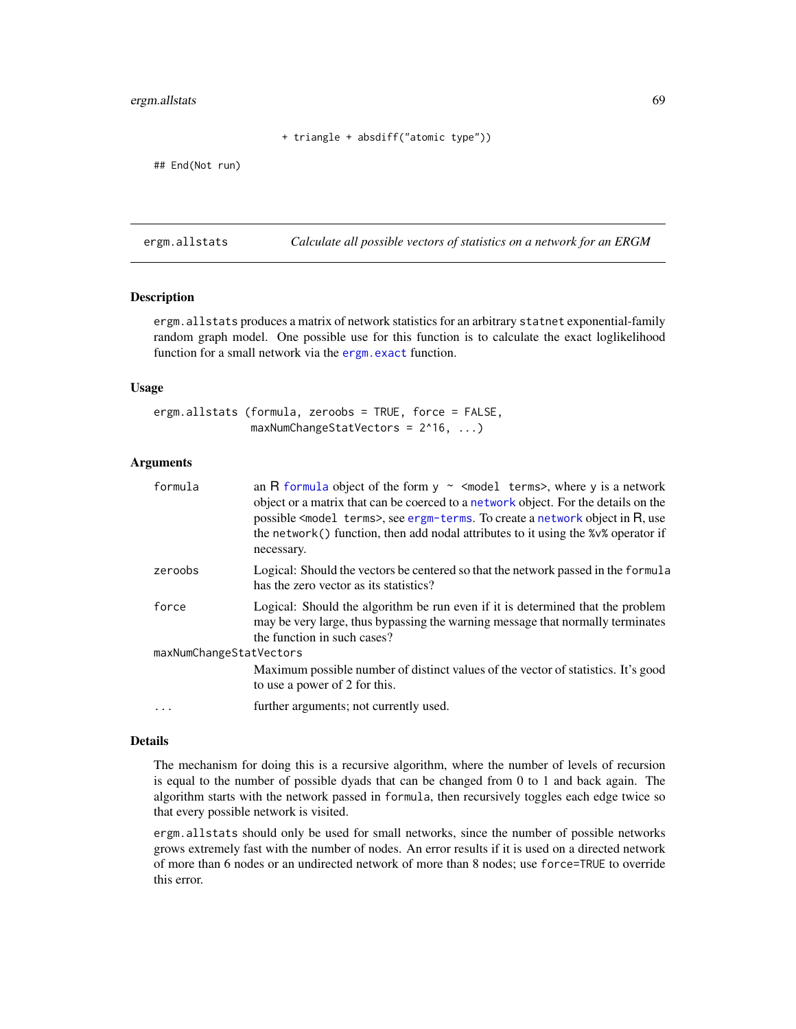```
                    + triangle + absdiff("atomic type"))

## End(Not run)
```

## ergm.allstats — *Calculate all possible vectors of statistics on a network for an ERGM*

### Description

ergm.allstats produces a matrix of network statistics for an arbitrary statnet exponential-family random graph model. One possible use for this function is to calculate the exact loglikelihood function for a small network via the ergm.exact function.

### Usage

```
ergm.allstats (formula, zeroobs = TRUE, force = FALSE,
               maxNumChangeStatVectors = 2^16, ...)
```

### Arguments

| | |
|---|---|
| formula | an R formula object of the form y ~ <model terms>, where y is a network object or a matrix that can be coerced to a network object. For the details on the possible <model terms>, see ergm-terms. To create a network object in R, use the network() function, then add nodal attributes to it using the %v% operator if necessary. |
| zeroobs | Logical: Should the vectors be centered so that the network passed in the formula has the zero vector as its statistics? |
| force | Logical: Should the algorithm be run even if it is determined that the problem may be very large, thus bypassing the warning message that normally terminates the function in such cases? |
| maxNumChangeStatVectors | Maximum possible number of distinct values of the vector of statistics. It's good to use a power of 2 for this. |
| ... | further arguments; not currently used. |

### Details

The mechanism for doing this is a recursive algorithm, where the number of levels of recursion is equal to the number of possible dyads that can be changed from 0 to 1 and back again. The algorithm starts with the network passed in formula, then recursively toggles each edge twice so that every possible network is visited.

ergm.allstats should only be used for small networks, since the number of possible networks grows extremely fast with the number of nodes. An error results if it is used on a directed network of more than 6 nodes or an undirected network of more than 8 nodes; use force=TRUE to override this error.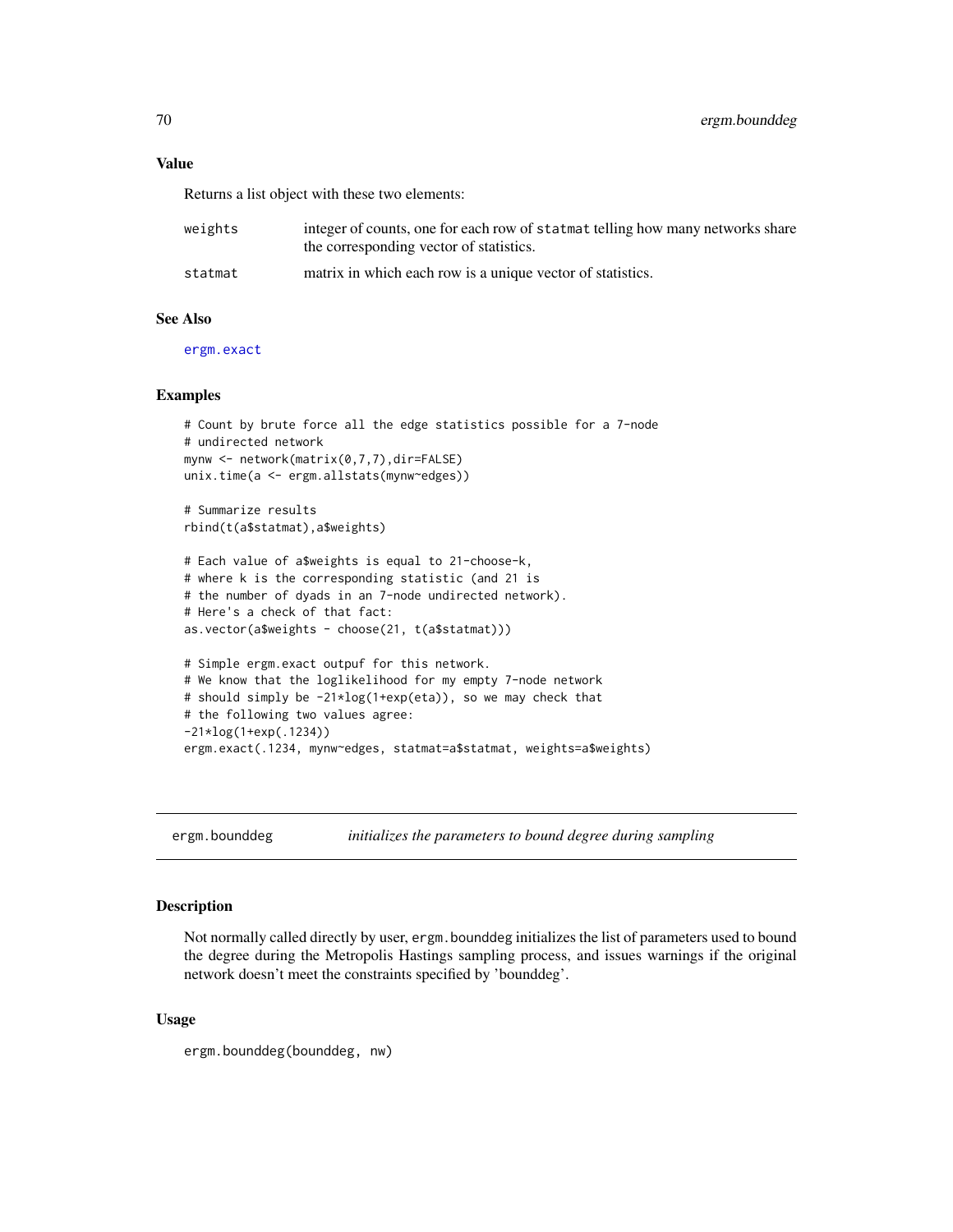## Value

Returns a list object with these two elements:

| | |
|---|---|
| weights | integer of counts, one for each row of statmat telling how many networks share the corresponding vector of statistics. |
| statmat | matrix in which each row is a unique vector of statistics. |

## See Also

ergm.exact

## Examples

```
# Count by brute force all the edge statistics possible for a 7-node
# undirected network
mynw <- network(matrix(0,7,7),dir=FALSE)
unix.time(a <- ergm.allstats(mynw~edges))

# Summarize results
rbind(t(a$statmat),a$weights)

# Each value of a$weights is equal to 21-choose-k,
# where k is the corresponding statistic (and 21 is
# the number of dyads in an 7-node undirected network).
# Here's a check of that fact:
as.vector(a$weights - choose(21, t(a$statmat)))

# Simple ergm.exact outpuf for this network.
# We know that the loglikelihood for my empty 7-node network
# should simply be -21*log(1+exp(eta)), so we may check that
# the following two values agree:
-21*log(1+exp(.1234))
ergm.exact(.1234, mynw~edges, statmat=a$statmat, weights=a$weights)
```

---

# ergm.bounddeg *initializes the parameters to bound degree during sampling*

## Description

Not normally called directly by user, ergm.bounddeg initializes the list of parameters used to bound the degree during the Metropolis Hastings sampling process, and issues warnings if the original network doesn't meet the constraints specified by 'bounddeg'.

## Usage

```
ergm.bounddeg(bounddeg, nw)
```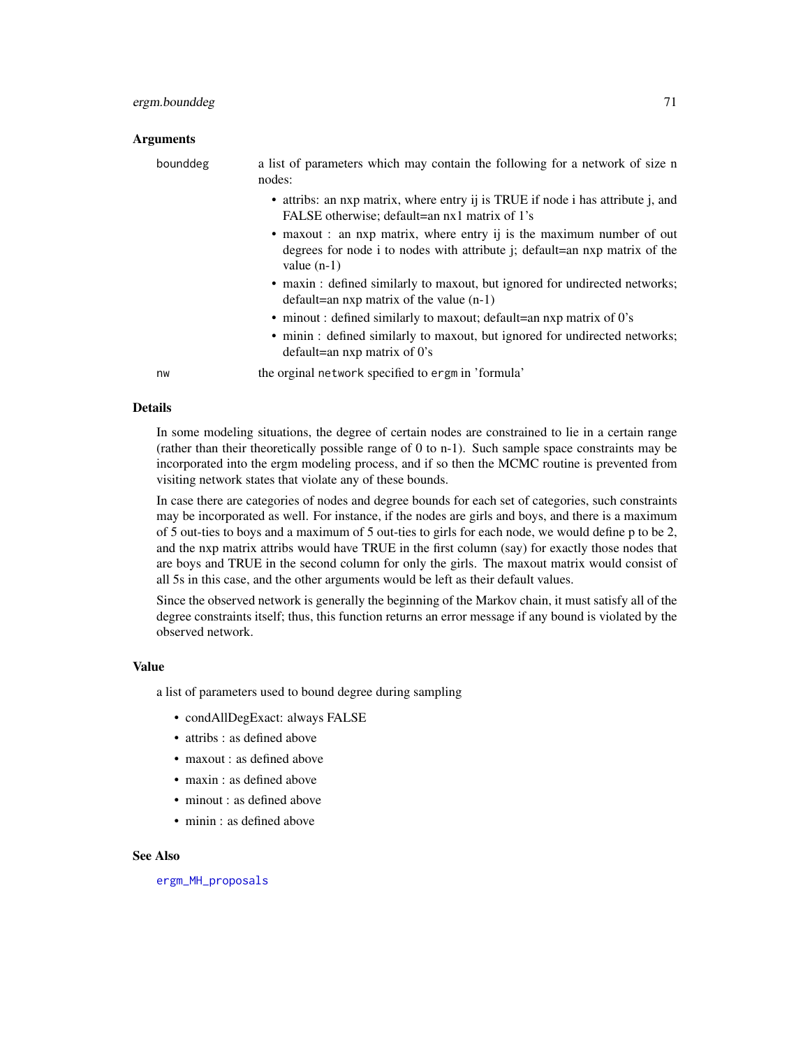## Arguments

| | |
|---|---|
| bounddeg | a list of parameters which may contain the following for a network of size n nodes:<br>• attribs: an nxp matrix, where entry ij is TRUE if node i has attribute j, and FALSE otherwise; default=an nx1 matrix of 1's<br>• maxout : an nxp matrix, where entry ij is the maximum number of out degrees for node i to nodes with attribute j; default=an nxp matrix of the value (n-1)<br>• maxin : defined similarly to maxout, but ignored for undirected networks; default=an nxp matrix of the value (n-1)<br>• minout : defined similarly to maxout; default=an nxp matrix of 0's<br>• minin : defined similarly to maxout, but ignored for undirected networks; default=an nxp matrix of 0's |
| nw | the orginal `network` specified to `ergm` in 'formula' |

## Details

In some modeling situations, the degree of certain nodes are constrained to lie in a certain range (rather than their theoretically possible range of 0 to n-1). Such sample space constraints may be incorporated into the ergm modeling process, and if so then the MCMC routine is prevented from visiting network states that violate any of these bounds.

In case there are categories of nodes and degree bounds for each set of categories, such constraints may be incorporated as well. For instance, if the nodes are girls and boys, and there is a maximum of 5 out-ties to boys and a maximum of 5 out-ties to girls for each node, we would define p to be 2, and the nxp matrix attribs would have TRUE in the first column (say) for exactly those nodes that are boys and TRUE in the second column for only the girls. The maxout matrix would consist of all 5s in this case, and the other arguments would be left as their default values.

Since the observed network is generally the beginning of the Markov chain, it must satisfy all of the degree constraints itself; thus, this function returns an error message if any bound is violated by the observed network.

## Value

a list of parameters used to bound degree during sampling

- condAllDegExact: always FALSE
- attribs : as defined above
- maxout : as defined above
- maxin : as defined above
- minout : as defined above
- minin : as defined above

## See Also

`ergm_MH_proposals`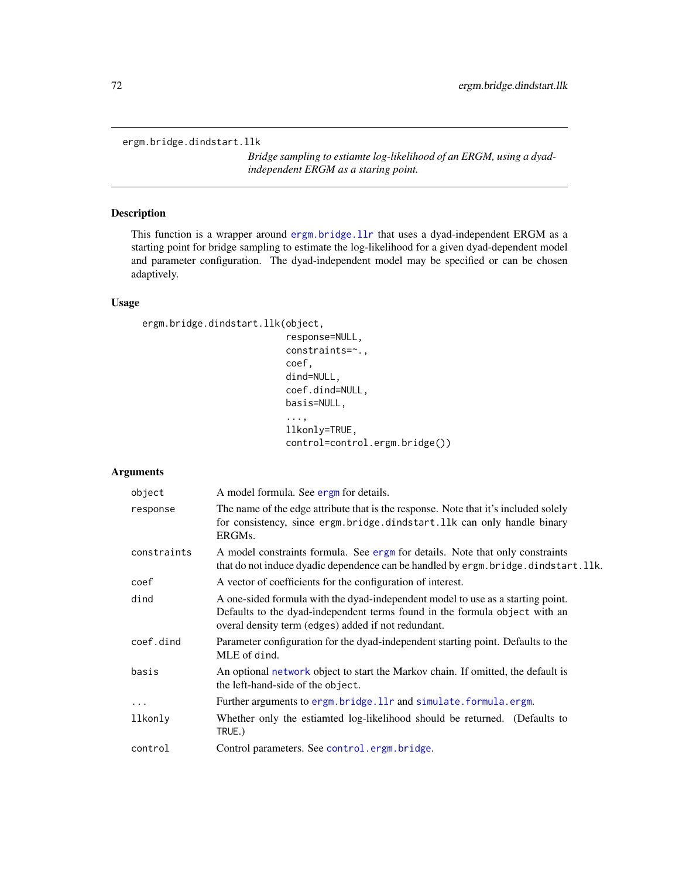ergm.bridge.dindstart.llk

*Bridge sampling to estiamte log-likelihood of an ERGM, using a dyad-independent ERGM as a staring point.*

## Description

This function is a wrapper around `ergm.bridge.llr` that uses a dyad-independent ERGM as a starting point for bridge sampling to estimate the log-likelihood for a given dyad-dependent model and parameter configuration. The dyad-independent model may be specified or can be chosen adaptively.

## Usage

```
ergm.bridge.dindstart.llk(object,
                          response=NULL,
                          constraints=~.,
                          coef,
                          dind=NULL,
                          coef.dind=NULL,
                          basis=NULL,
                          ...,
                          llkonly=TRUE,
                          control=control.ergm.bridge())
```

## Arguments

| | |
|---|---|
| `object` | A model formula. See `ergm` for details. |
| `response` | The name of the edge attribute that is the response. Note that it's included solely for consistency, since `ergm.bridge.dindstart.llk` can only handle binary ERGMs. |
| `constraints` | A model constraints formula. See `ergm` for details. Note that only constraints that do not induce dyadic dependence can be handled by `ergm.bridge.dindstart.llk`. |
| `coef` | A vector of coefficients for the configuration of interest. |
| `dind` | A one-sided formula with the dyad-independent model to use as a starting point. Defaults to the dyad-independent terms found in the formula `object` with an overal density term (`edges`) added if not redundant. |
| `coef.dind` | Parameter configuration for the dyad-independent starting point. Defaults to the MLE of `dind`. |
| `basis` | An optional `network` object to start the Markov chain. If omitted, the default is the left-hand-side of the `object`. |
| `...` | Further arguments to `ergm.bridge.llr` and `simulate.formula.ergm`. |
| `llkonly` | Whether only the estiamted log-likelihood should be returned. (Defaults to `TRUE`.) |
| `control` | Control parameters. See `control.ergm.bridge`. |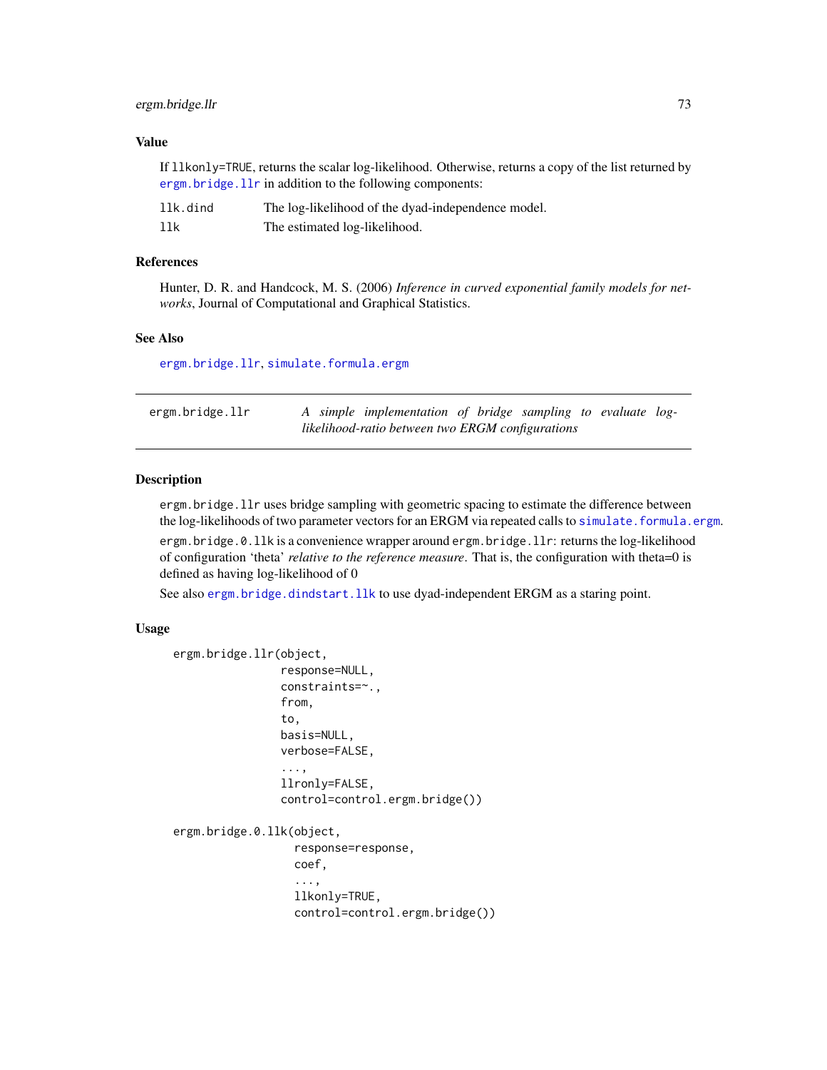### Value

If `llkonly=TRUE`, returns the scalar log-likelihood. Otherwise, returns a copy of the list returned by `ergm.bridge.llr` in addition to the following components:

| | |
|---|---|
| `llk.dind` | The log-likelihood of the dyad-independence model. |
| `llk` | The estimated log-likelihood. |

### References

Hunter, D. R. and Handcock, M. S. (2006) *Inference in curved exponential family models for networks*, Journal of Computational and Graphical Statistics.

### See Also

`ergm.bridge.llr`, `simulate.formula.ergm`

---

## ergm.bridge.llr — *A simple implementation of bridge sampling to evaluate log-likelihood-ratio between two ERGM configurations*

### Description

`ergm.bridge.llr` uses bridge sampling with geometric spacing to estimate the difference between the log-likelihoods of two parameter vectors for an ERGM via repeated calls to `simulate.formula.ergm`.

`ergm.bridge.0.llk` is a convenience wrapper around `ergm.bridge.llr`: returns the log-likelihood of configuration 'theta' *relative to the reference measure*. That is, the configuration with theta=0 is defined as having log-likelihood of 0

See also `ergm.bridge.dindstart.llk` to use dyad-independent ERGM as a staring point.

### Usage

```
ergm.bridge.llr(object,
                response=NULL,
                constraints=~.,
                from,
                to,
                basis=NULL,
                verbose=FALSE,
                ...,
                llronly=FALSE,
                control=control.ergm.bridge())

ergm.bridge.0.llk(object,
                  response=response,
                  coef,
                  ...,
                  llkonly=TRUE,
                  control=control.ergm.bridge())
```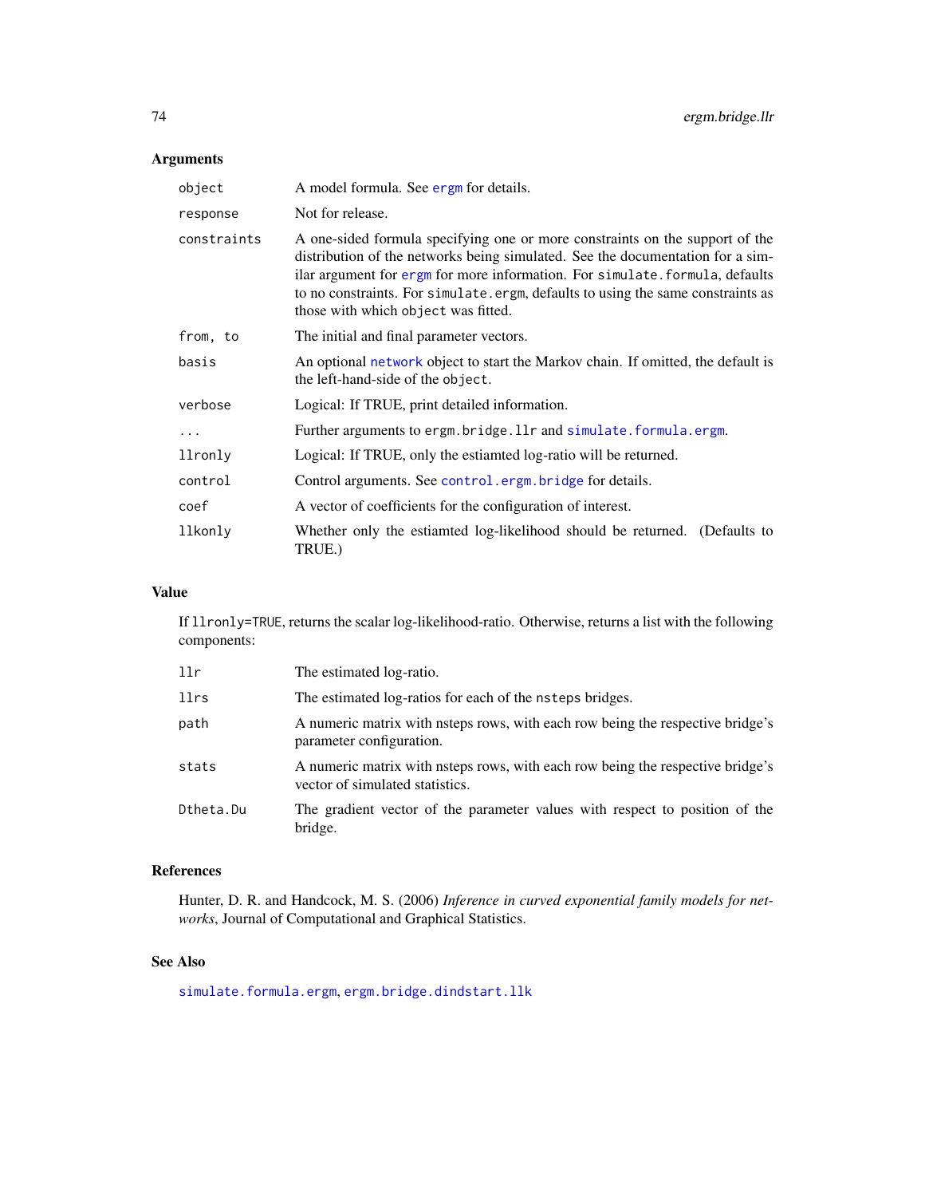## Arguments

| | |
|---|---|
| object | A model formula. See ergm for details. |
| response | Not for release. |
| constraints | A one-sided formula specifying one or more constraints on the support of the distribution of the networks being simulated. See the documentation for a similar argument for ergm for more information. For simulate.formula, defaults to no constraints. For simulate.ergm, defaults to using the same constraints as those with which object was fitted. |
| from, to | The initial and final parameter vectors. |
| basis | An optional network object to start the Markov chain. If omitted, the default is the left-hand-side of the object. |
| verbose | Logical: If TRUE, print detailed information. |
| ... | Further arguments to ergm.bridge.llr and simulate.formula.ergm. |
| llronly | Logical: If TRUE, only the estiamted log-ratio will be returned. |
| control | Control arguments. See control.ergm.bridge for details. |
| coef | A vector of coefficients for the configuration of interest. |
| llkonly | Whether only the estiamted log-likelihood should be returned. (Defaults to TRUE.) |

## Value

If llronly=TRUE, returns the scalar log-likelihood-ratio. Otherwise, returns a list with the following components:

| | |
|---|---|
| llr | The estimated log-ratio. |
| llrs | The estimated log-ratios for each of the nsteps bridges. |
| path | A numeric matrix with nsteps rows, with each row being the respective bridge's parameter configuration. |
| stats | A numeric matrix with nsteps rows, with each row being the respective bridge's vector of simulated statistics. |
| Dtheta.Du | The gradient vector of the parameter values with respect to position of the bridge. |

## References

Hunter, D. R. and Handcock, M. S. (2006) *Inference in curved exponential family models for networks*, Journal of Computational and Graphical Statistics.

## See Also

simulate.formula.ergm, ergm.bridge.dindstart.llk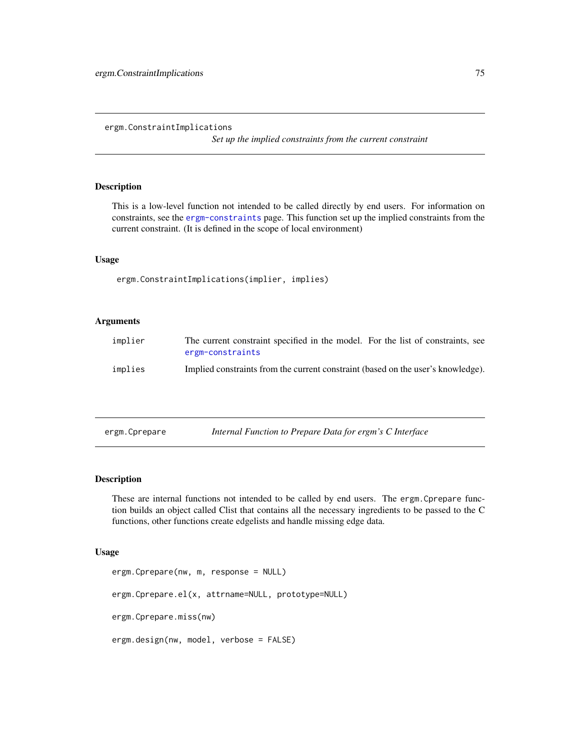## ergm.ConstraintImplications

*Set up the implied constraints from the current constraint*

### Description

This is a low-level function not intended to be called directly by end users. For information on constraints, see the ergm-constraints page. This function set up the implied constraints from the current constraint. (It is defined in the scope of local environment)

### Usage

```
ergm.ConstraintImplications(implier, implies)
```

### Arguments

| | |
|---|---|
| implier | The current constraint specified in the model. For the list of constraints, see ergm-constraints |
| implies | Implied constraints from the current constraint (based on the user's knowledge). |

## ergm.Cprepare

*Internal Function to Prepare Data for ergm's C Interface*

### Description

These are internal functions not intended to be called by end users. The `ergm.Cprepare` function builds an object called Clist that contains all the necessary ingredients to be passed to the C functions, other functions create edgelists and handle missing edge data.

### Usage

```
ergm.Cprepare(nw, m, response = NULL)

ergm.Cprepare.el(x, attrname=NULL, prototype=NULL)

ergm.Cprepare.miss(nw)

ergm.design(nw, model, verbose = FALSE)
```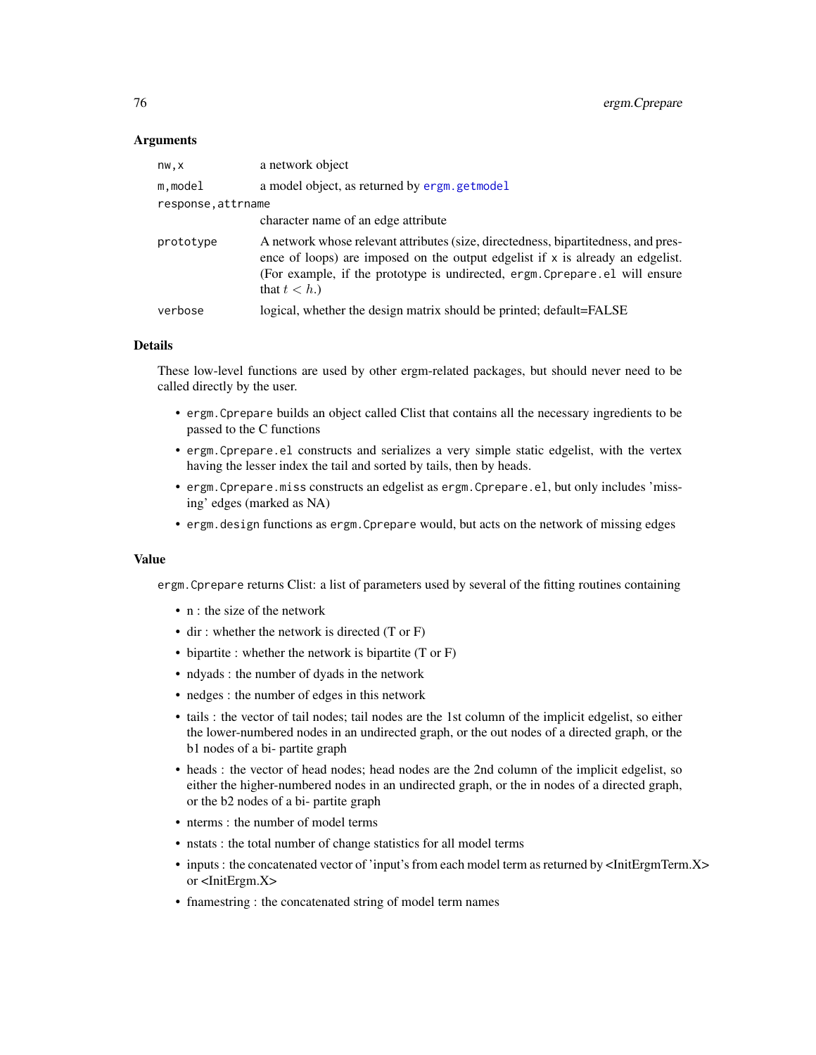## Arguments

| | |
|---|---|
| `nw,x` | a network object |
| `m,model` | a model object, as returned by `ergm.getmodel` |
| `response,attrname` | character name of an edge attribute |
| `prototype` | A network whose relevant attributes (size, directedness, bipartitedness, and presence of loops) are imposed on the output edgelist if `x` is already an edgelist. (For example, if the prototype is undirected, `ergm.Cprepare.el` will ensure that $t < h$.) |
| `verbose` | logical, whether the design matrix should be printed; default=FALSE |

## Details

These low-level functions are used by other ergm-related packages, but should never need to be called directly by the user.

- `ergm.Cprepare` builds an object called Clist that contains all the necessary ingredients to be passed to the C functions
- `ergm.Cprepare.el` constructs and serializes a very simple static edgelist, with the vertex having the lesser index the tail and sorted by tails, then by heads.
- `ergm.Cprepare.miss` constructs an edgelist as `ergm.Cprepare.el`, but only includes 'missing' edges (marked as NA)
- `ergm.design` functions as `ergm.Cprepare` would, but acts on the network of missing edges

## Value

`ergm.Cprepare` returns Clist: a list of parameters used by several of the fitting routines containing

- n : the size of the network
- dir : whether the network is directed (T or F)
- bipartite : whether the network is bipartite (T or F)
- ndyads : the number of dyads in the network
- nedges : the number of edges in this network
- tails : the vector of tail nodes; tail nodes are the 1st column of the implicit edgelist, so either the lower-numbered nodes in an undirected graph, or the out nodes of a directed graph, or the b1 nodes of a bi- partite graph
- heads : the vector of head nodes; head nodes are the 2nd column of the implicit edgelist, so either the higher-numbered nodes in an undirected graph, or the in nodes of a directed graph, or the b2 nodes of a bi- partite graph
- nterms : the number of model terms
- nstats : the total number of change statistics for all model terms
- inputs : the concatenated vector of 'input's from each model term as returned by <InitErgmTerm.X> or <InitErgm.X>
- fnamestring : the concatenated string of model term names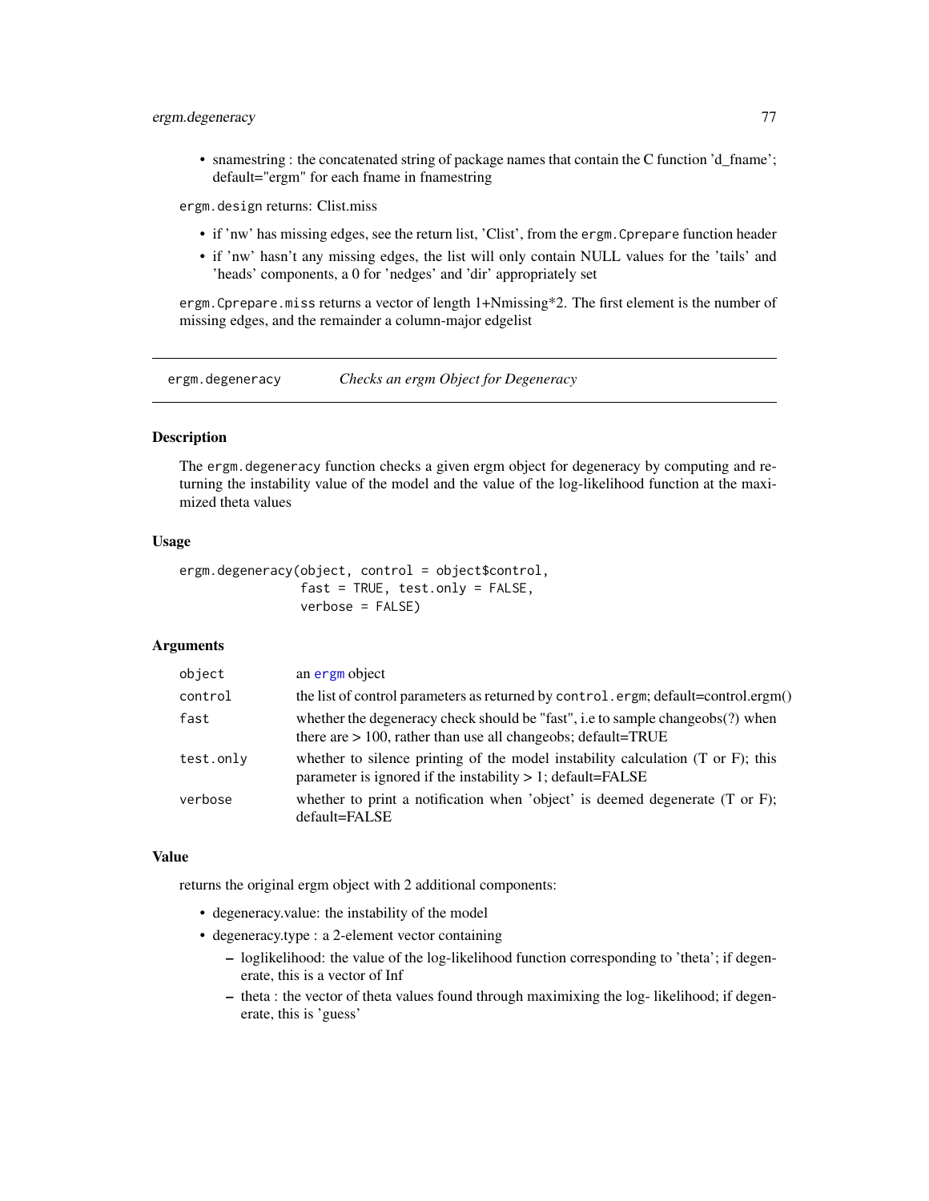- snamestring : the concatenated string of package names that contain the C function 'd_fname'; default="ergm" for each fname in fnamestring

`ergm.design` returns: Clist.miss

- if 'nw' has missing edges, see the return list, 'Clist', from the `ergm.Cprepare` function header
- if 'nw' hasn't any missing edges, the list will only contain NULL values for the 'tails' and 'heads' components, a 0 for 'nedges' and 'dir' appropriately set

`ergm.Cprepare.miss` returns a vector of length 1+Nmissing*2. The first element is the number of missing edges, and the remainder a column-major edgelist

## ergm.degeneracy — *Checks an ergm Object for Degeneracy*

### Description

The `ergm.degeneracy` function checks a given ergm object for degeneracy by computing and returning the instability value of the model and the value of the log-likelihood function at the maximized theta values

### Usage

```
ergm.degeneracy(object, control = object$control,
                fast = TRUE, test.only = FALSE,
                verbose = FALSE)
```

### Arguments

| | |
|---|---|
| `object` | an `ergm` object |
| `control` | the list of control parameters as returned by `control.ergm`; default=control.ergm() |
| `fast` | whether the degeneracy check should be "fast", i.e to sample changeobs(?) when there are > 100, rather than use all changeobs; default=TRUE |
| `test.only` | whether to silence printing of the model instability calculation (T or F); this parameter is ignored if the instability > 1; default=FALSE |
| `verbose` | whether to print a notification when 'object' is deemed degenerate (T or F); default=FALSE |

### Value

returns the original ergm object with 2 additional components:

- degeneracy.value: the instability of the model
- degeneracy.type : a 2-element vector containing
  - loglikelihood: the value of the log-likelihood function corresponding to 'theta'; if degenerate, this is a vector of Inf
  - theta : the vector of theta values found through maximixing the log- likelihood; if degenerate, this is 'guess'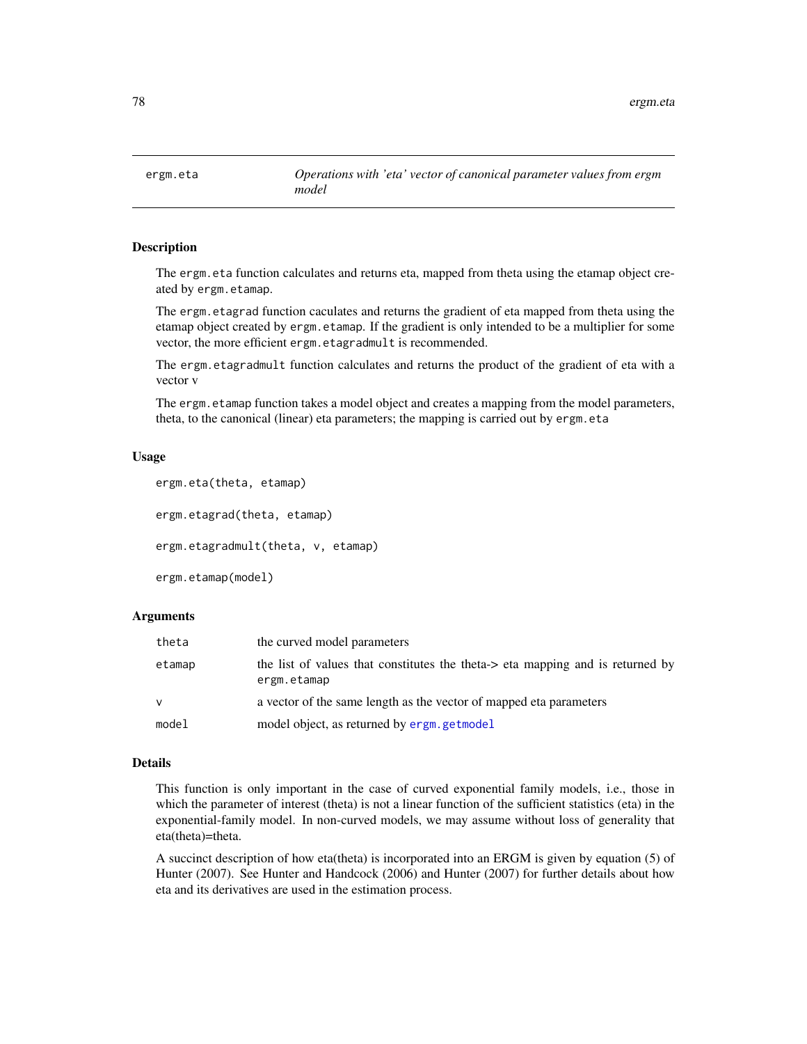# ergm.eta

*Operations with 'eta' vector of canonical parameter values from ergm model*

## Description

The `ergm.eta` function calculates and returns eta, mapped from theta using the etamap object created by `ergm.etamap`.

The `ergm.etagrad` function caculates and returns the gradient of eta mapped from theta using the etamap object created by `ergm.etamap`. If the gradient is only intended to be a multiplier for some vector, the more efficient `ergm.etagradmult` is recommended.

The `ergm.etagradmult` function calculates and returns the product of the gradient of eta with a vector v

The `ergm.etamap` function takes a model object and creates a mapping from the model parameters, theta, to the canonical (linear) eta parameters; the mapping is carried out by `ergm.eta`

## Usage

```
ergm.eta(theta, etamap)

ergm.etagrad(theta, etamap)

ergm.etagradmult(theta, v, etamap)

ergm.etamap(model)
```

## Arguments

| | |
|---|---|
| `theta` | the curved model parameters |
| `etamap` | the list of values that constitutes the theta-> eta mapping and is returned by `ergm.etamap` |
| `v` | a vector of the same length as the vector of mapped eta parameters |
| `model` | model object, as returned by `ergm.getmodel` |

## Details

This function is only important in the case of curved exponential family models, i.e., those in which the parameter of interest (theta) is not a linear function of the sufficient statistics (eta) in the exponential-family model. In non-curved models, we may assume without loss of generality that eta(theta)=theta.

A succinct description of how eta(theta) is incorporated into an ERGM is given by equation (5) of Hunter (2007). See Hunter and Handcock (2006) and Hunter (2007) for further details about how eta and its derivatives are used in the estimation process.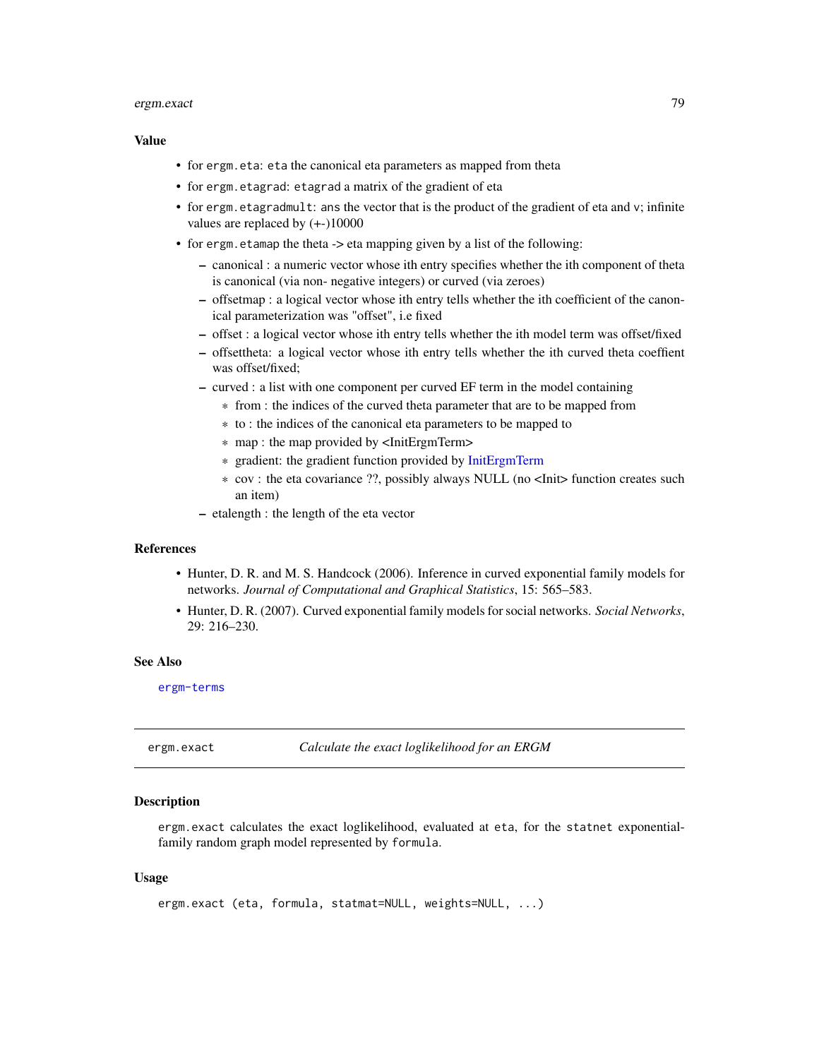### Value

- for `ergm.eta`: `eta` the canonical eta parameters as mapped from theta
- for `ergm.etagrad`: `etagrad` a matrix of the gradient of eta
- for `ergm.etagradmult`: `ans` the vector that is the product of the gradient of eta and `v`; infinite values are replaced by (+-)10000
- for `ergm.etamap` the theta -> eta mapping given by a list of the following:
  - canonical : a numeric vector whose ith entry specifies whether the ith component of theta is canonical (via non- negative integers) or curved (via zeroes)
  - offsetmap : a logical vector whose ith entry tells whether the ith coefficient of the canonical parameterization was "offset", i.e fixed
  - offset : a logical vector whose ith entry tells whether the ith model term was offset/fixed
  - offsettheta: a logical vector whose ith entry tells whether the ith curved theta coeffient was offset/fixed;
  - curved : a list with one component per curved EF term in the model containing
    - from : the indices of the curved theta parameter that are to be mapped from
    - to : the indices of the canonical eta parameters to be mapped to
    - map : the map provided by <InitErgmTerm>
    - gradient: the gradient function provided by InitErgmTerm
    - cov : the eta covariance ??, possibly always NULL (no <Init> function creates such an item)
  - etalength : the length of the eta vector

### References

- Hunter, D. R. and M. S. Handcock (2006). Inference in curved exponential family models for networks. *Journal of Computational and Graphical Statistics*, 15: 565–583.
- Hunter, D. R. (2007). Curved exponential family models for social networks. *Social Networks*, 29: 216–230.

### See Also

`ergm-terms`

---

## ergm.exact — *Calculate the exact loglikelihood for an ERGM*

### Description

`ergm.exact` calculates the exact loglikelihood, evaluated at `eta`, for the `statnet` exponential-family random graph model represented by `formula`.

### Usage

```
ergm.exact (eta, formula, statmat=NULL, weights=NULL, ...)
```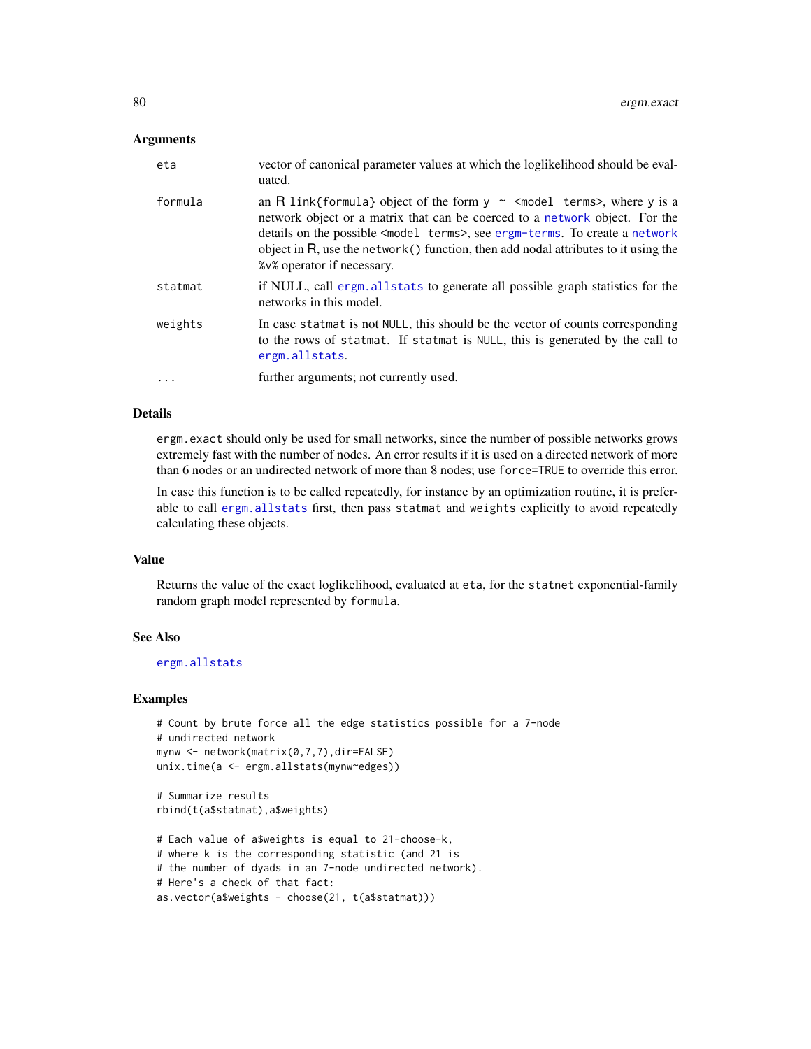### Arguments

| | |
|---|---|
| `eta` | vector of canonical parameter values at which the loglikelihood should be evaluated. |
| `formula` | an R `link{formula}` object of the form `y ~ <model terms>`, where `y` is a network object or a matrix that can be coerced to a `network` object. For the details on the possible `<model terms>`, see `ergm-terms`. To create a `network` object in R, use the `network()` function, then add nodal attributes to it using the `%v%` operator if necessary. |
| `statmat` | if NULL, call `ergm.allstats` to generate all possible graph statistics for the networks in this model. |
| `weights` | In case `statmat` is not `NULL`, this should be the vector of counts corresponding to the rows of `statmat`. If `statmat` is `NULL`, this is generated by the call to `ergm.allstats`. |
| `...` | further arguments; not currently used. |

### Details

`ergm.exact` should only be used for small networks, since the number of possible networks grows extremely fast with the number of nodes. An error results if it is used on a directed network of more than 6 nodes or an undirected network of more than 8 nodes; use `force=TRUE` to override this error.

In case this function is to be called repeatedly, for instance by an optimization routine, it is preferable to call `ergm.allstats` first, then pass `statmat` and `weights` explicitly to avoid repeatedly calculating these objects.

### Value

Returns the value of the exact loglikelihood, evaluated at `eta`, for the `statnet` exponential-family random graph model represented by `formula`.

### See Also

`ergm.allstats`

### Examples

```
# Count by brute force all the edge statistics possible for a 7-node
# undirected network
mynw <- network(matrix(0,7,7),dir=FALSE)
unix.time(a <- ergm.allstats(mynw~edges))

# Summarize results
rbind(t(a$statmat),a$weights)

# Each value of a$weights is equal to 21-choose-k,
# where k is the corresponding statistic (and 21 is
# the number of dyads in an 7-node undirected network).
# Here's a check of that fact:
as.vector(a$weights - choose(21, t(a$statmat)))
```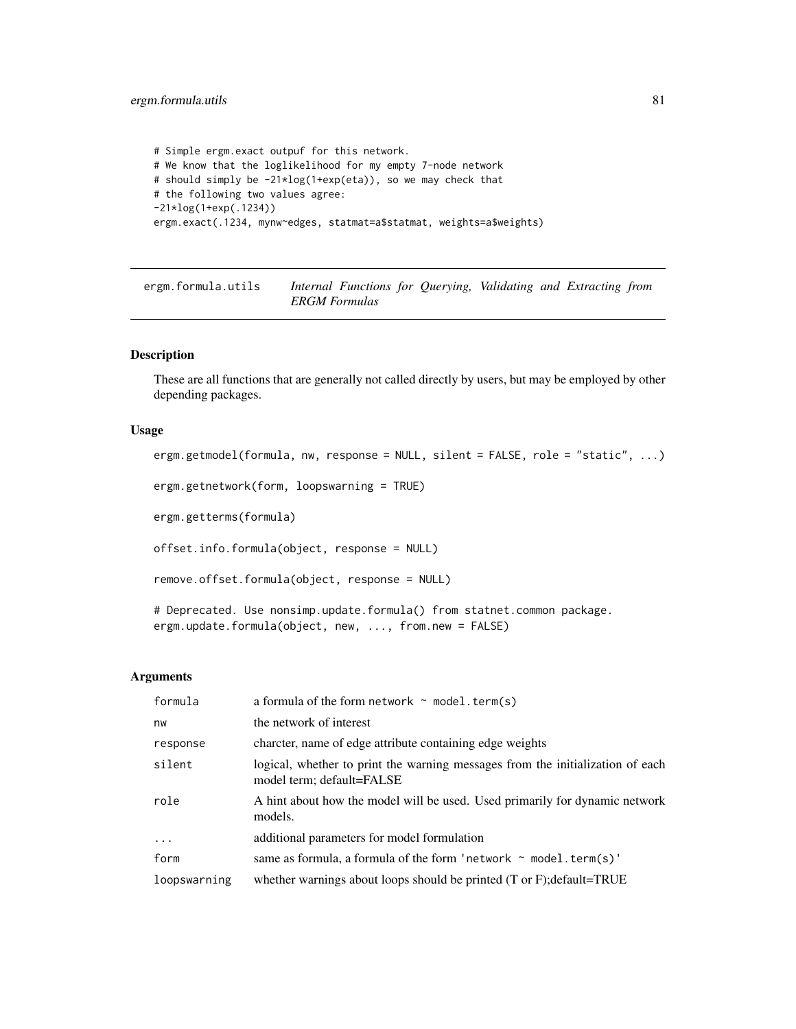```
# Simple ergm.exact outpuf for this network.
# We know that the loglikelihood for my empty 7-node network
# should simply be -21*log(1+exp(eta)), so we may check that
# the following two values agree:
-21*log(1+exp(.1234))
ergm.exact(.1234, mynw~edges, statmat=a$statmat, weights=a$weights)
```

## ergm.formula.utils — *Internal Functions for Querying, Validating and Extracting from ERGM Formulas*

### Description

These are all functions that are generally not called directly by users, but may be employed by other depending packages.

### Usage

```
ergm.getmodel(formula, nw, response = NULL, silent = FALSE, role = "static", ...)

ergm.getnetwork(form, loopswarning = TRUE)

ergm.getterms(formula)

offset.info.formula(object, response = NULL)

remove.offset.formula(object, response = NULL)

# Deprecated. Use nonsimp.update.formula() from statnet.common package.
ergm.update.formula(object, new, ..., from.new = FALSE)
```

### Arguments

| | |
|---|---|
| `formula` | a formula of the form `network ~ model.term(s)` |
| `nw` | the network of interest |
| `response` | charcter, name of edge attribute containing edge weights |
| `silent` | logical, whether to print the warning messages from the initialization of each model term; default=FALSE |
| `role` | A hint about how the model will be used. Used primarily for dynamic network models. |
| `...` | additional parameters for model formulation |
| `form` | same as formula, a formula of the form `'network ~ model.term(s)'` |
| `loopswarning` | whether warnings about loops should be printed (T or F);default=TRUE |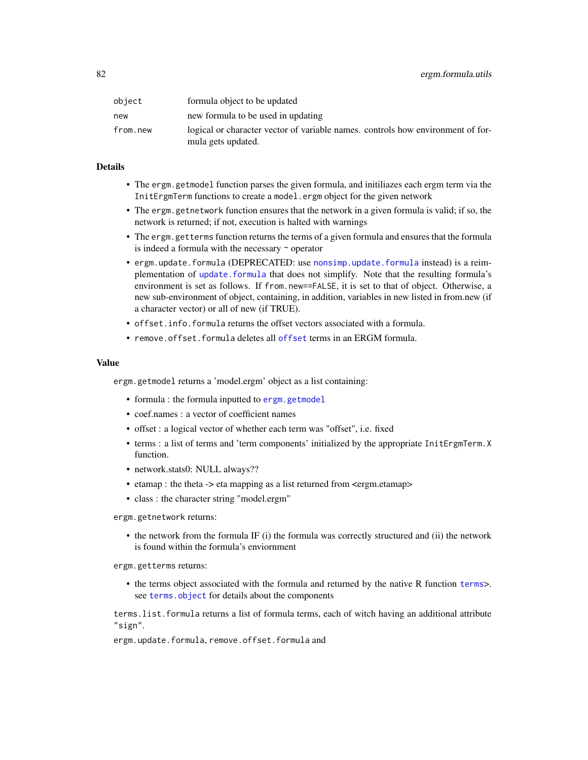| | |
|---|---|
| `object` | formula object to be updated |
| `new` | new formula to be used in updating |
| `from.new` | logical or character vector of variable names. controls how environment of formula gets updated. |

### Details

- The `ergm.getmodel` function parses the given formula, and initiliazes each ergm term via the `InitErgmTerm` functions to create a `model.ergm` object for the given network
- The `ergm.getnetwork` function ensures that the network in a given formula is valid; if so, the network is returned; if not, execution is halted with warnings
- The `ergm.getterms` function returns the terms of a given formula and ensures that the formula is indeed a formula with the necessary ~ operator
- `ergm.update.formula` (DEPRECATED: use `nonsimp.update.formula` instead) is a reimplementation of `update.formula` that does not simplify. Note that the resulting formula's environment is set as follows. If `from.new==FALSE`, it is set to that of object. Otherwise, a new sub-environment of object, containing, in addition, variables in new listed in from.new (if a character vector) or all of new (if TRUE).
- `offset.info.formula` returns the offset vectors associated with a formula.
- `remove.offset.formula` deletes all `offset` terms in an ERGM formula.

### Value

`ergm.getmodel` returns a 'model.ergm' object as a list containing:

- formula : the formula inputted to `ergm.getmodel`
- coef.names : a vector of coefficient names
- offset : a logical vector of whether each term was "offset", i.e. fixed
- terms : a list of terms and 'term components' initialized by the appropriate `InitErgmTerm.X` function.
- network.stats0: NULL always??
- etamap : the theta -> eta mapping as a list returned from <ergm.etamap>
- class : the character string "model.ergm"

`ergm.getnetwork` returns:

- the network from the formula IF (i) the formula was correctly structured and (ii) the network is found within the formula's enviornment

`ergm.getterms` returns:

- the terms object associated with the formula and returned by the native R function `terms`>. see `terms.object` for details about the components

`terms.list.formula` returns a list of formula terms, each of witch having an additional attribute `"sign"`.

`ergm.update.formula`, `remove.offset.formula` and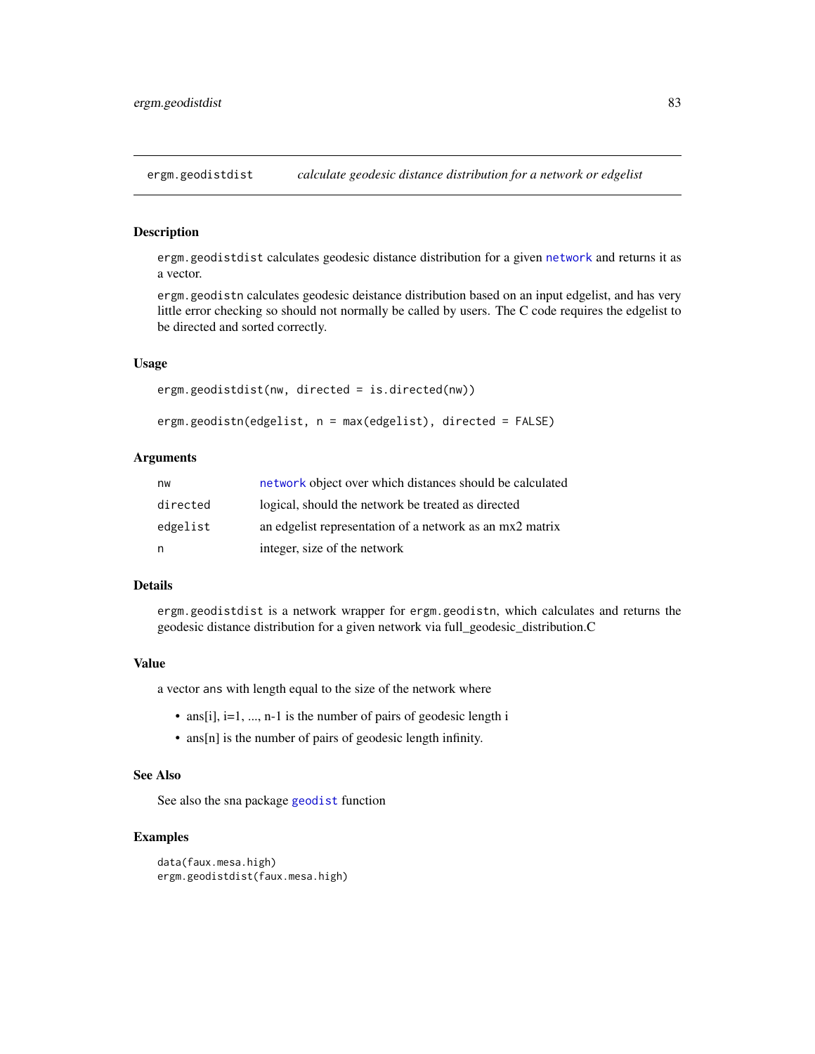## ergm.geodistdist *calculate geodesic distance distribution for a network or edgelist*

### Description

ergm.geodistdist calculates geodesic distance distribution for a given network and returns it as a vector.

ergm.geodistn calculates geodesic deistance distribution based on an input edgelist, and has very little error checking so should not normally be called by users. The C code requires the edgelist to be directed and sorted correctly.

### Usage

```
ergm.geodistdist(nw, directed = is.directed(nw))

ergm.geodistn(edgelist, n = max(edgelist), directed = FALSE)
```

### Arguments

| | |
|---|---|
| nw | network object over which distances should be calculated |
| directed | logical, should the network be treated as directed |
| edgelist | an edgelist representation of a network as an mx2 matrix |
| n | integer, size of the network |

### Details

ergm.geodistdist is a network wrapper for ergm.geodistn, which calculates and returns the geodesic distance distribution for a given network via full_geodesic_distribution.C

### Value

a vector ans with length equal to the size of the network where

- ans[i], i=1, ..., n-1 is the number of pairs of geodesic length i
- ans[n] is the number of pairs of geodesic length infinity.

### See Also

See also the sna package geodist function

### Examples

```
data(faux.mesa.high)
ergm.geodistdist(faux.mesa.high)
```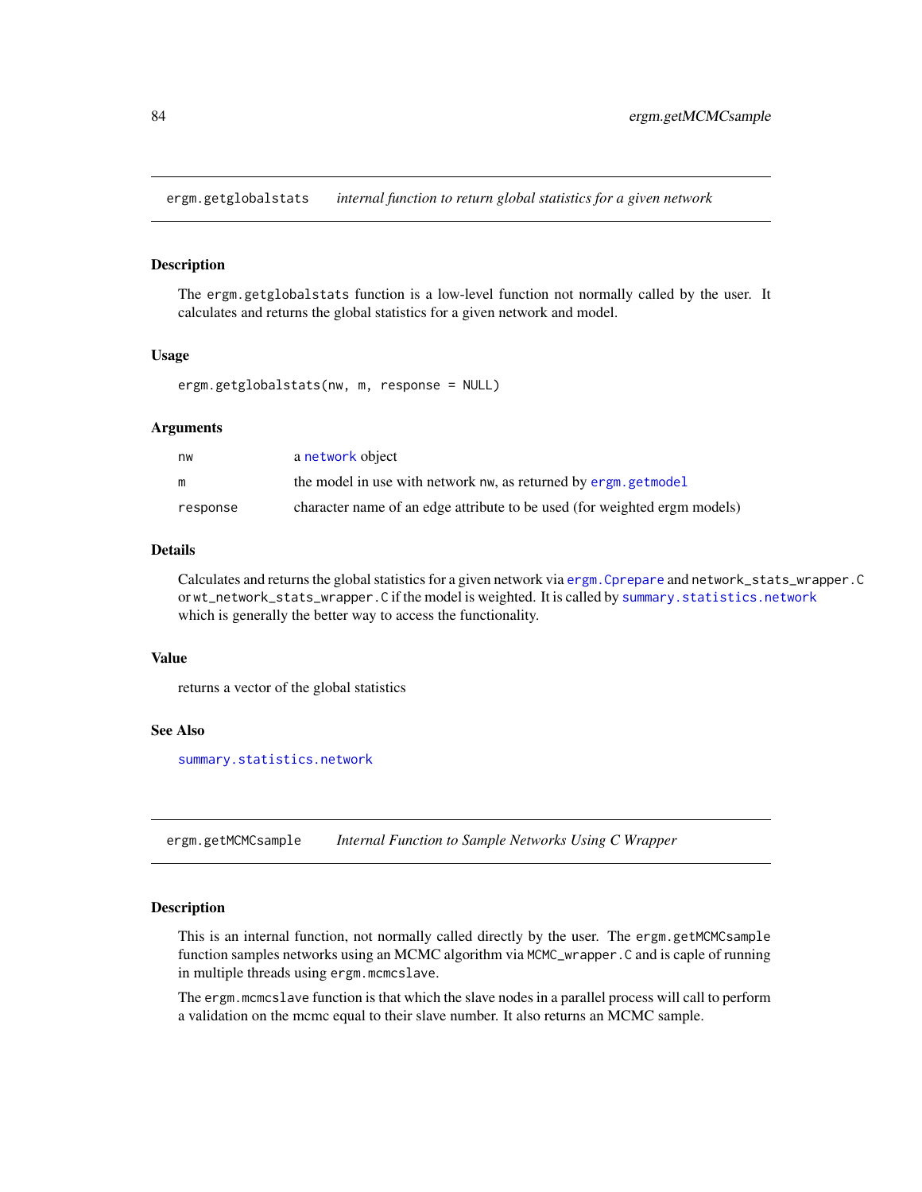## ergm.getglobalstats *internal function to return global statistics for a given network*

### Description

The `ergm.getglobalstats` function is a low-level function not normally called by the user. It calculates and returns the global statistics for a given network and model.

### Usage

```
ergm.getglobalstats(nw, m, response = NULL)
```

### Arguments

| | |
|---|---|
| `nw` | a `network` object |
| `m` | the model in use with network `nw`, as returned by `ergm.getmodel` |
| `response` | character name of an edge attribute to be used (for weighted ergm models) |

### Details

Calculates and returns the global statistics for a given network via `ergm.Cprepare` and `network_stats_wrapper.C` or `wt_network_stats_wrapper.C` if the model is weighted. It is called by `summary.statistics.network` which is generally the better way to access the functionality.

### Value

returns a vector of the global statistics

### See Also

`summary.statistics.network`

## ergm.getMCMCsample *Internal Function to Sample Networks Using C Wrapper*

### Description

This is an internal function, not normally called directly by the user. The `ergm.getMCMCsample` function samples networks using an MCMC algorithm via `MCMC_wrapper.C` and is caple of running in multiple threads using `ergm.mcmcslave`.

The `ergm.mcmcslave` function is that which the slave nodes in a parallel process will call to perform a validation on the mcmc equal to their slave number. It also returns an MCMC sample.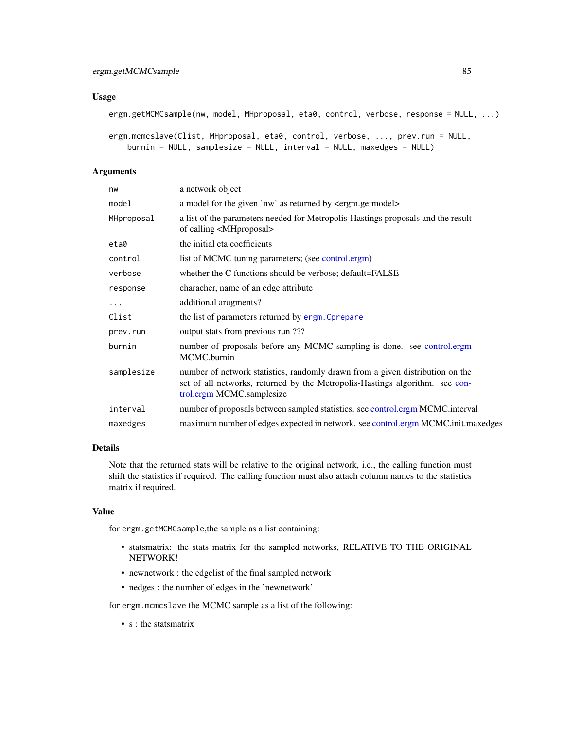## Usage

```
ergm.getMCMCsample(nw, model, MHproposal, eta0, control, verbose, response = NULL, ...)

ergm.mcmcslave(Clist, MHproposal, eta0, control, verbose, ..., prev.run = NULL,
    burnin = NULL, samplesize = NULL, interval = NULL, maxedges = NULL)
```

## Arguments

| | |
|---|---|
| `nw` | a network object |
| `model` | a model for the given 'nw' as returned by <ergm.getmodel> |
| `MHproposal` | a list of the parameters needed for Metropolis-Hastings proposals and the result of calling <MHproposal> |
| `eta0` | the initial eta coefficients |
| `control` | list of MCMC tuning parameters; (see control.ergm) |
| `verbose` | whether the C functions should be verbose; default=FALSE |
| `response` | charachter, name of an edge attribute |
| `...` | additional arugments? |
| `Clist` | the list of parameters returned by `ergm.Cprepare` |
| `prev.run` | output stats from previous run ??? |
| `burnin` | number of proposals before any MCMC sampling is done. see control.ergm MCMC.burnin |
| `samplesize` | number of network statistics, randomly drawn from a given distribution on the set of all networks, returned by the Metropolis-Hastings algorithm. see control.ergm MCMC.samplesize |
| `interval` | number of proposals between sampled statistics. see control.ergm MCMC.interval |
| `maxedges` | maximum number of edges expected in network. see control.ergm MCMC.init.maxedges |

## Details

Note that the returned stats will be relative to the original network, i.e., the calling function must shift the statistics if required. The calling function must also attach column names to the statistics matrix if required.

## Value

for `ergm.getMCMCsample`,the sample as a list containing:

- statsmatrix: the stats matrix for the sampled networks, RELATIVE TO THE ORIGINAL NETWORK!
- newnetwork : the edgelist of the final sampled network
- nedges : the number of edges in the 'newnetwork'

for `ergm.mcmcslave` the MCMC sample as a list of the following:

- s : the statsmatrix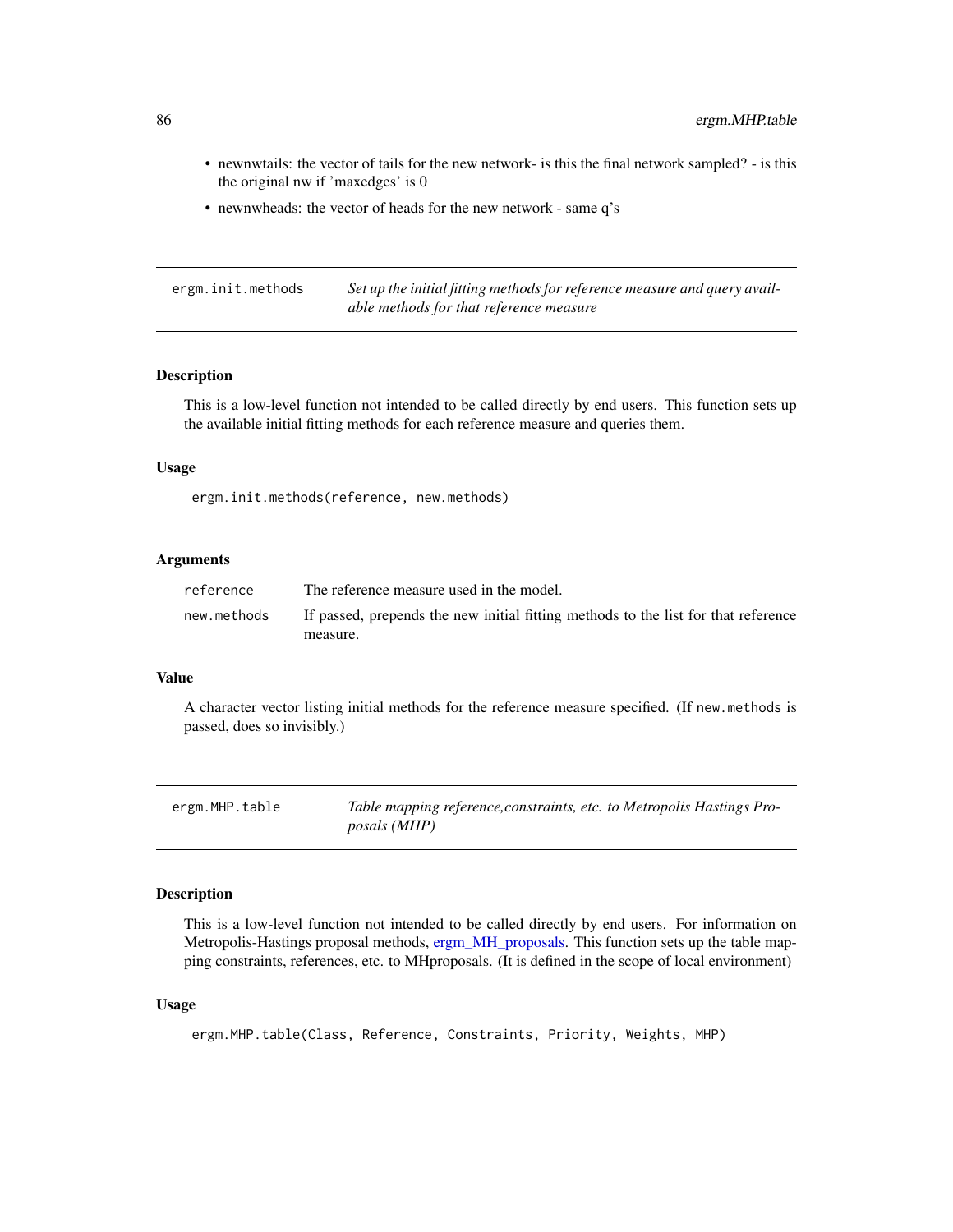- newnwtails: the vector of tails for the new network- is this the final network sampled? - is this the original nw if 'maxedges' is 0
- newnwheads: the vector of heads for the new network - same q's

## ergm.init.methods

*Set up the initial fitting methods for reference measure and query available methods for that reference measure*

### Description

This is a low-level function not intended to be called directly by end users. This function sets up the available initial fitting methods for each reference measure and queries them.

### Usage

```
ergm.init.methods(reference, new.methods)
```

### Arguments

| | |
|---|---|
| reference | The reference measure used in the model. |
| new.methods | If passed, prepends the new initial fitting methods to the list for that reference measure. |

### Value

A character vector listing initial methods for the reference measure specified. (If `new.methods` is passed, does so invisibly.)

## ergm.MHP.table

*Table mapping reference,constraints, etc. to Metropolis Hastings Proposals (MHP)*

### Description

This is a low-level function not intended to be called directly by end users. For information on Metropolis-Hastings proposal methods, ergm_MH_proposals. This function sets up the table mapping constraints, references, etc. to MHproposals. (It is defined in the scope of local environment)

### Usage

```
ergm.MHP.table(Class, Reference, Constraints, Priority, Weights, MHP)
```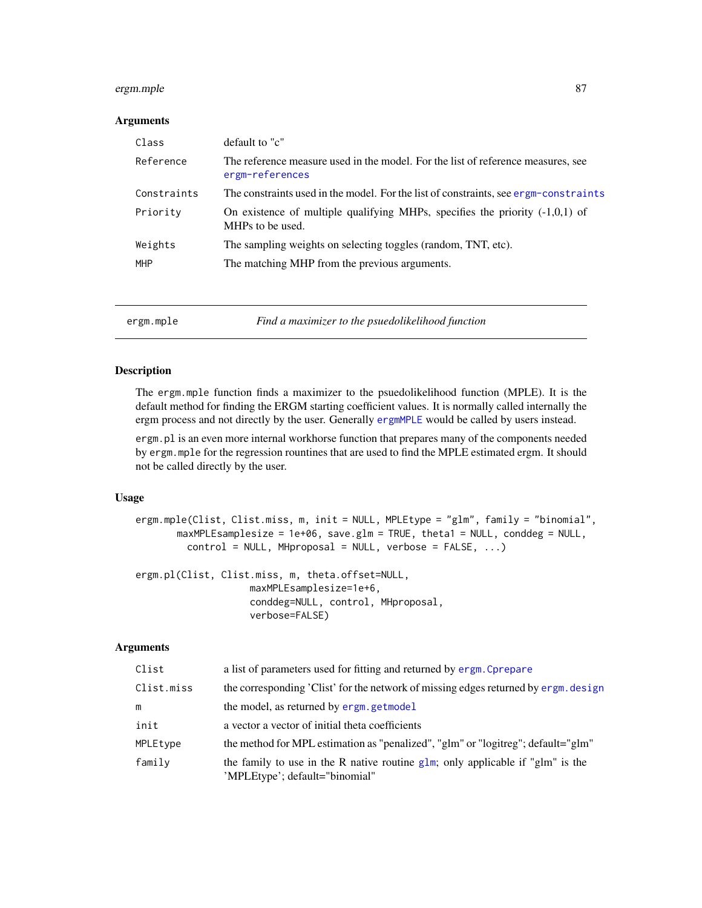### Arguments

| | |
|---|---|
| Class | default to "c" |
| Reference | The reference measure used in the model. For the list of reference measures, see ergm-references |
| Constraints | The constraints used in the model. For the list of constraints, see ergm-constraints |
| Priority | On existence of multiple qualifying MHPs, specifies the priority (-1,0,1) of MHPs to be used. |
| Weights | The sampling weights on selecting toggles (random, TNT, etc). |
| MHP | The matching MHP from the previous arguments. |

---

## ergm.mple — *Find a maximizer to the psuedolikelihood function*

### Description

The ergm.mple function finds a maximizer to the psuedolikelihood function (MPLE). It is the default method for finding the ERGM starting coefficient values. It is normally called internally the ergm process and not directly by the user. Generally ergmMPLE would be called by users instead.

ergm.pl is an even more internal workhorse function that prepares many of the components needed by ergm.mple for the regression rountines that are used to find the MPLE estimated ergm. It should not be called directly by the user.

### Usage

```
ergm.mple(Clist, Clist.miss, m, init = NULL, MPLEtype = "glm", family = "binomial",
        maxMPLEsamplesize = 1e+06, save.glm = TRUE, theta1 = NULL, conddeg = NULL,
          control = NULL, MHproposal = NULL, verbose = FALSE, ...)

ergm.pl(Clist, Clist.miss, m, theta.offset=NULL,
                    maxMPLEsamplesize=1e+6,
                    conddeg=NULL, control, MHproposal,
                    verbose=FALSE)
```

### Arguments

| | |
|---|---|
| Clist | a list of parameters used for fitting and returned by ergm.Cprepare |
| Clist.miss | the corresponding 'Clist' for the network of missing edges returned by ergm.design |
| m | the model, as returned by ergm.getmodel |
| init | a vector a vector of initial theta coefficients |
| MPLEtype | the method for MPL estimation as "penalized", "glm" or "logitreg"; default="glm" |
| family | the family to use in the R native routine glm; only applicable if "glm" is the 'MPLEtype'; default="binomial" |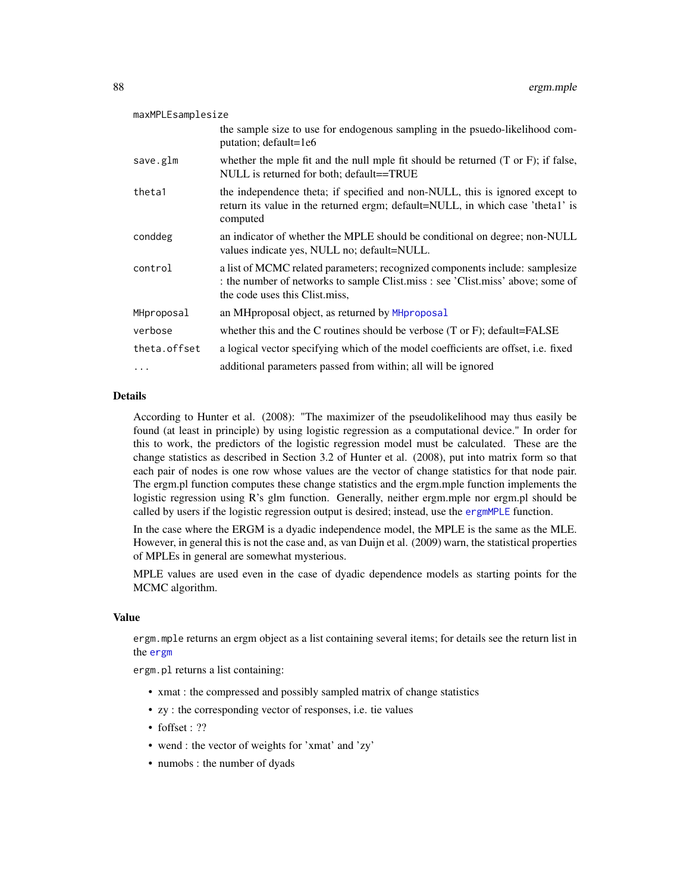| | |
|---|---|
| maxMPLEsamplesize | the sample size to use for endogenous sampling in the psuedo-likelihood computation; default=1e6 |
| save.glm | whether the mple fit and the null mple fit should be returned (T or F); if false, NULL is returned for both; default==TRUE |
| theta1 | the independence theta; if specified and non-NULL, this is ignored except to return its value in the returned ergm; default=NULL, in which case 'theta1' is computed |
| conddeg | an indicator of whether the MPLE should be conditional on degree; non-NULL values indicate yes, NULL no; default=NULL. |
| control | a list of MCMC related parameters; recognized components include: samplesize : the number of networks to sample Clist.miss : see 'Clist.miss' above; some of the code uses this Clist.miss, |
| MHproposal | an MHproposal object, as returned by MHproposal |
| verbose | whether this and the C routines should be verbose (T or F); default=FALSE |
| theta.offset | a logical vector specifying which of the model coefficients are offset, i.e. fixed |
| ... | additional parameters passed from within; all will be ignored |

## Details

According to Hunter et al. (2008): "The maximizer of the pseudolikelihood may thus easily be found (at least in principle) by using logistic regression as a computational device." In order for this to work, the predictors of the logistic regression model must be calculated. These are the change statistics as described in Section 3.2 of Hunter et al. (2008), put into matrix form so that each pair of nodes is one row whose values are the vector of change statistics for that node pair. The ergm.pl function computes these change statistics and the ergm.mple function implements the logistic regression using R's glm function. Generally, neither ergm.mple nor ergm.pl should be called by users if the logistic regression output is desired; instead, use the ergmMPLE function.

In the case where the ERGM is a dyadic independence model, the MPLE is the same as the MLE. However, in general this is not the case and, as van Duijn et al. (2009) warn, the statistical properties of MPLEs in general are somewhat mysterious.

MPLE values are used even in the case of dyadic dependence models as starting points for the MCMC algorithm.

## Value

ergm.mple returns an ergm object as a list containing several items; for details see the return list in the ergm

ergm.pl returns a list containing:

- xmat : the compressed and possibly sampled matrix of change statistics
- zy : the corresponding vector of responses, i.e. tie values
- foffset : ??
- wend : the vector of weights for 'xmat' and 'zy'
- numobs : the number of dyads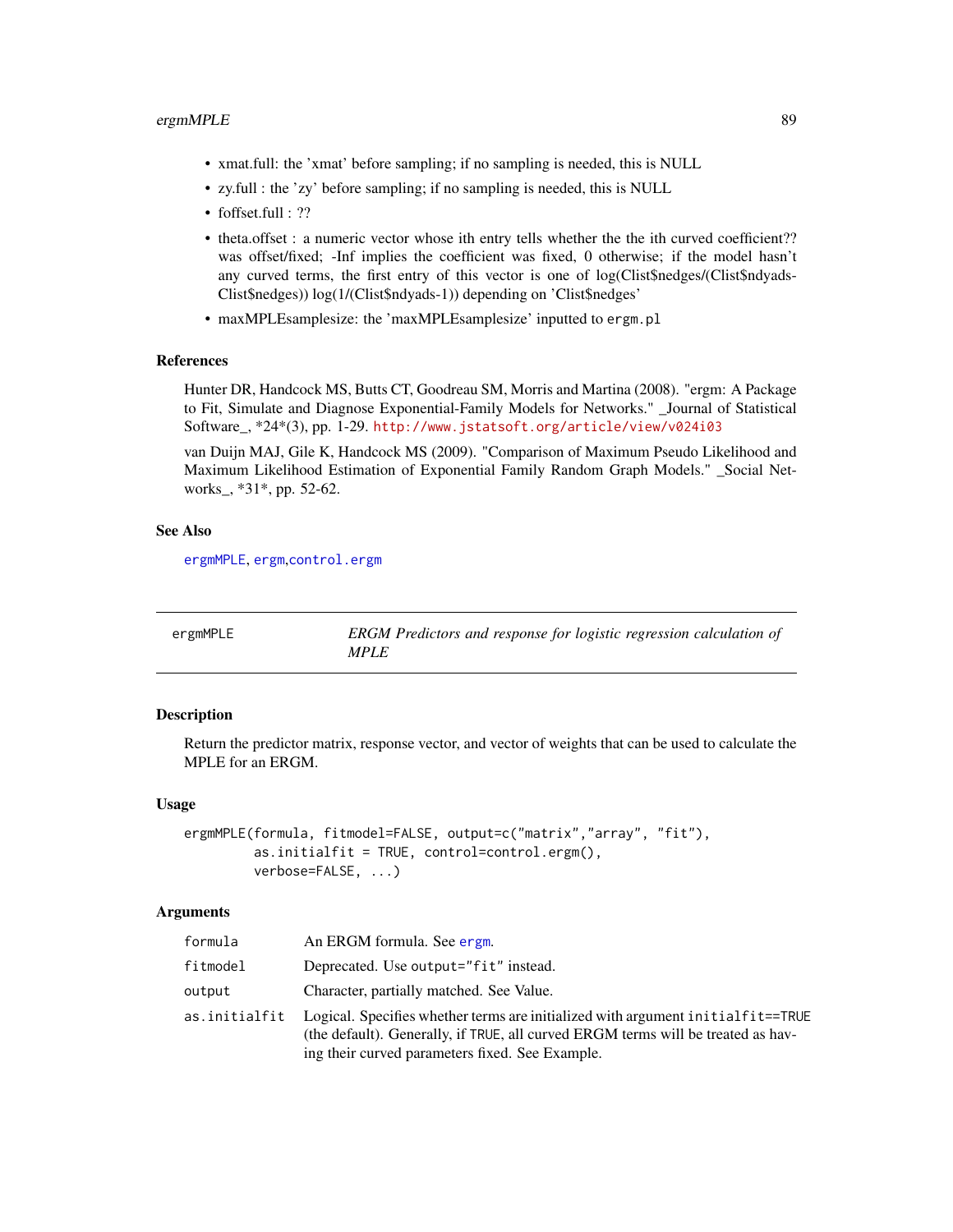- xmat.full: the 'xmat' before sampling; if no sampling is needed, this is NULL
- zy.full : the 'zy' before sampling; if no sampling is needed, this is NULL
- foffset.full : ??
- theta.offset : a numeric vector whose ith entry tells whether the the ith curved coefficient?? was offset/fixed; -Inf implies the coefficient was fixed, 0 otherwise; if the model hasn't any curved terms, the first entry of this vector is one of log(Clist$nedges/(Clist$ndyads-Clist$nedges)) log(1/(Clist$ndyads-1)) depending on 'Clist$nedges'
- maxMPLEsamplesize: the 'maxMPLEsamplesize' inputted to `ergm.pl`

### References

Hunter DR, Handcock MS, Butts CT, Goodreau SM, Morris and Martina (2008). "ergm: A Package to Fit, Simulate and Diagnose Exponential-Family Models for Networks." _Journal of Statistical Software_, *24*(3), pp. 1-29. http://www.jstatsoft.org/article/view/v024i03

van Duijn MAJ, Gile K, Handcock MS (2009). "Comparison of Maximum Pseudo Likelihood and Maximum Likelihood Estimation of Exponential Family Random Graph Models." _Social Networks_, *31*, pp. 52-62.

### See Also

`ergmMPLE`, `ergm`, `control.ergm`

---

## ergmMPLE — *ERGM Predictors and response for logistic regression calculation of MPLE*

### Description

Return the predictor matrix, response vector, and vector of weights that can be used to calculate the MPLE for an ERGM.

### Usage

```
ergmMPLE(formula, fitmodel=FALSE, output=c("matrix","array", "fit"),
         as.initialfit = TRUE, control=control.ergm(),
         verbose=FALSE, ...)
```

### Arguments

| | |
|---|---|
| `formula` | An ERGM formula. See `ergm`. |
| `fitmodel` | Deprecated. Use `output="fit"` instead. |
| `output` | Character, partially matched. See Value. |
| `as.initialfit` | Logical. Specifies whether terms are initialized with argument `initialfit==TRUE` (the default). Generally, if `TRUE`, all curved ERGM terms will be treated as having their curved parameters fixed. See Example. |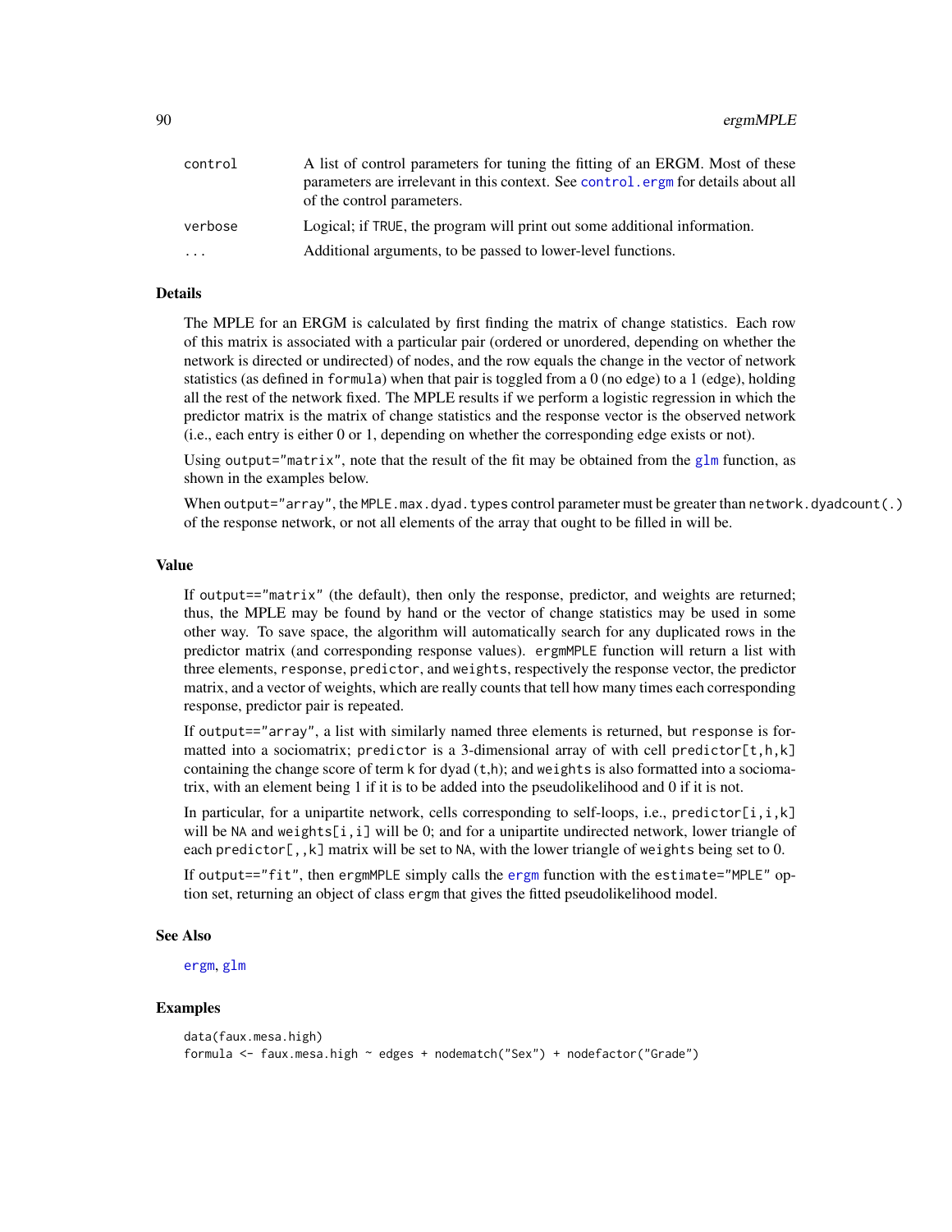| | |
|---|---|
| control | A list of control parameters for tuning the fitting of an ERGM. Most of these parameters are irrelevant in this context. See control.ergm for details about all of the control parameters. |
| verbose | Logical; if TRUE, the program will print out some additional information. |
| ... | Additional arguments, to be passed to lower-level functions. |

## Details

The MPLE for an ERGM is calculated by first finding the matrix of change statistics. Each row of this matrix is associated with a particular pair (ordered or unordered, depending on whether the network is directed or undirected) of nodes, and the row equals the change in the vector of network statistics (as defined in `formula`) when that pair is toggled from a 0 (no edge) to a 1 (edge), holding all the rest of the network fixed. The MPLE results if we perform a logistic regression in which the predictor matrix is the matrix of change statistics and the response vector is the observed network (i.e., each entry is either 0 or 1, depending on whether the corresponding edge exists or not).

Using `output="matrix"`, note that the result of the fit may be obtained from the glm function, as shown in the examples below.

When `output="array"`, the `MPLE.max.dyad.types` control parameter must be greater than `network.dyadcount(.)` of the response network, or not all elements of the array that ought to be filled in will be.

## Value

If `output=="matrix"` (the default), then only the response, predictor, and weights are returned; thus, the MPLE may be found by hand or the vector of change statistics may be used in some other way. To save space, the algorithm will automatically search for any duplicated rows in the predictor matrix (and corresponding response values). `ergmMPLE` function will return a list with three elements, `response`, `predictor`, and `weights`, respectively the response vector, the predictor matrix, and a vector of weights, which are really counts that tell how many times each corresponding response, predictor pair is repeated.

If `output=="array"`, a list with similarly named three elements is returned, but `response` is formatted into a sociomatrix; `predictor` is a 3-dimensional array of with cell `predictor[t,h,k]` containing the change score of term `k` for dyad (`t`,`h`); and `weights` is also formatted into a sociomatrix, with an element being 1 if it is to be added into the pseudolikelihood and 0 if it is not.

In particular, for a unipartite network, cells corresponding to self-loops, i.e., `predictor[i,i,k]` will be `NA` and `weights[i,i]` will be 0; and for a unipartite undirected network, lower triangle of each `predictor[,,k]` matrix will be set to `NA`, with the lower triangle of `weights` being set to 0.

If `output=="fit"`, then `ergmMPLE` simply calls the ergm function with the `estimate="MPLE"` option set, returning an object of class `ergm` that gives the fitted pseudolikelihood model.

## See Also

ergm, glm

## Examples

```
data(faux.mesa.high)
formula <- faux.mesa.high ~ edges + nodematch("Sex") + nodefactor("Grade")
```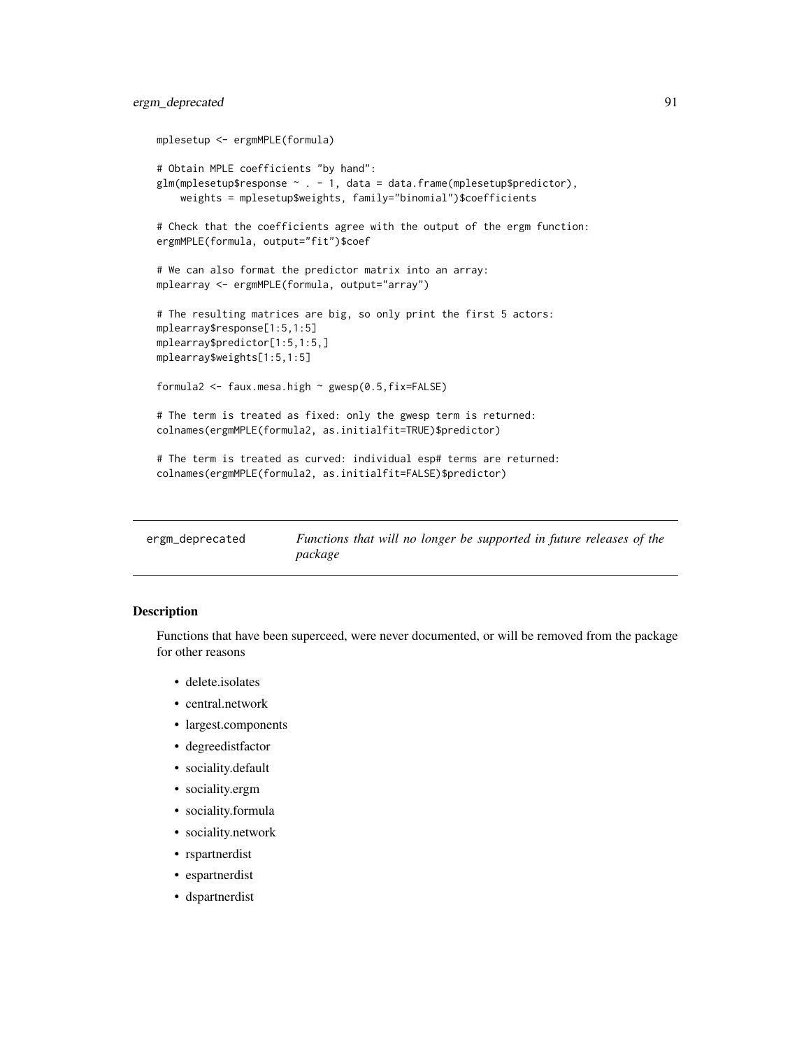```
mplesetup <- ergmMPLE(formula)

# Obtain MPLE coefficients "by hand":
glm(mplesetup$response ~ . - 1, data = data.frame(mplesetup$predictor),
    weights = mplesetup$weights, family="binomial")$coefficients

# Check that the coefficients agree with the output of the ergm function:
ergmMPLE(formula, output="fit")$coef

# We can also format the predictor matrix into an array:
mplearray <- ergmMPLE(formula, output="array")

# The resulting matrices are big, so only print the first 5 actors:
mplearray$response[1:5,1:5]
mplearray$predictor[1:5,1:5,]
mplearray$weights[1:5,1:5]

formula2 <- faux.mesa.high ~ gwesp(0.5,fix=FALSE)

# The term is treated as fixed: only the gwesp term is returned:
colnames(ergmMPLE(formula2, as.initialfit=TRUE)$predictor)

# The term is treated as curved: individual esp# terms are returned:
colnames(ergmMPLE(formula2, as.initialfit=FALSE)$predictor)
```

---

ergm_deprecated — *Functions that will no longer be supported in future releases of the package*

---

### Description

Functions that have been superceed, were never documented, or will be removed from the package for other reasons

- delete.isolates
- central.network
- largest.components
- degreedistfactor
- sociality.default
- sociality.ergm
- sociality.formula
- sociality.network
- rspartnerdist
- espartnerdist
- dspartnerdist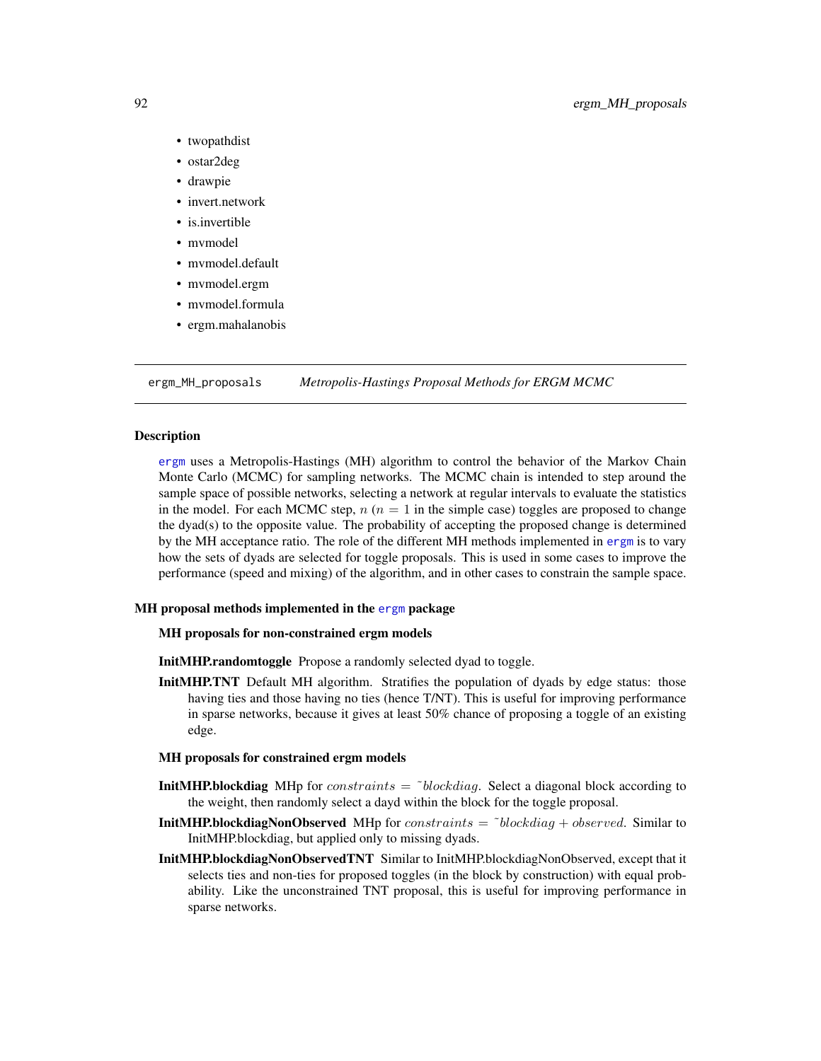- twopathdist
- ostar2deg
- drawpie
- invert.network
- is.invertible
- mvmodel
- mvmodel.default
- mvmodel.ergm
- mvmodel.formula
- ergm.mahalanobis

---

ergm_MH_proposals    *Metropolis-Hastings Proposal Methods for ERGM MCMC*

---

### Description

ergm uses a Metropolis-Hastings (MH) algorithm to control the behavior of the Markov Chain Monte Carlo (MCMC) for sampling networks. The MCMC chain is intended to step around the sample space of possible networks, selecting a network at regular intervals to evaluate the statistics in the model. For each MCMC step, $n$ ($n = 1$ in the simple case) toggles are proposed to change the dyad(s) to the opposite value. The probability of accepting the proposed change is determined by the MH acceptance ratio. The role of the different MH methods implemented in ergm is to vary how the sets of dyads are selected for toggle proposals. This is used in some cases to improve the performance (speed and mixing) of the algorithm, and in other cases to constrain the sample space.

### MH proposal methods implemented in the ergm package

#### MH proposals for non-constrained ergm models

**InitMHP.randomtoggle** Propose a randomly selected dyad to toggle.

**InitMHP.TNT** Default MH algorithm. Stratifies the population of dyads by edge status: those having ties and those having no ties (hence T/NT). This is useful for improving performance in sparse networks, because it gives at least 50% chance of proposing a toggle of an existing edge.

#### MH proposals for constrained ergm models

**InitMHP.blockdiag** MHp for $constraints = \tilde{}blockdiag$. Select a diagonal block according to the weight, then randomly select a dayd within the block for the toggle proposal.

**InitMHP.blockdiagNonObserved** MHp for $constraints = \tilde{}blockdiag + observed$. Similar to InitMHP.blockdiag, but applied only to missing dyads.

**InitMHP.blockdiagNonObservedTNT** Similar to InitMHP.blockdiagNonObserved, except that it selects ties and non-ties for proposed toggles (in the block by construction) with equal probability. Like the unconstrained TNT proposal, this is useful for improving performance in sparse networks.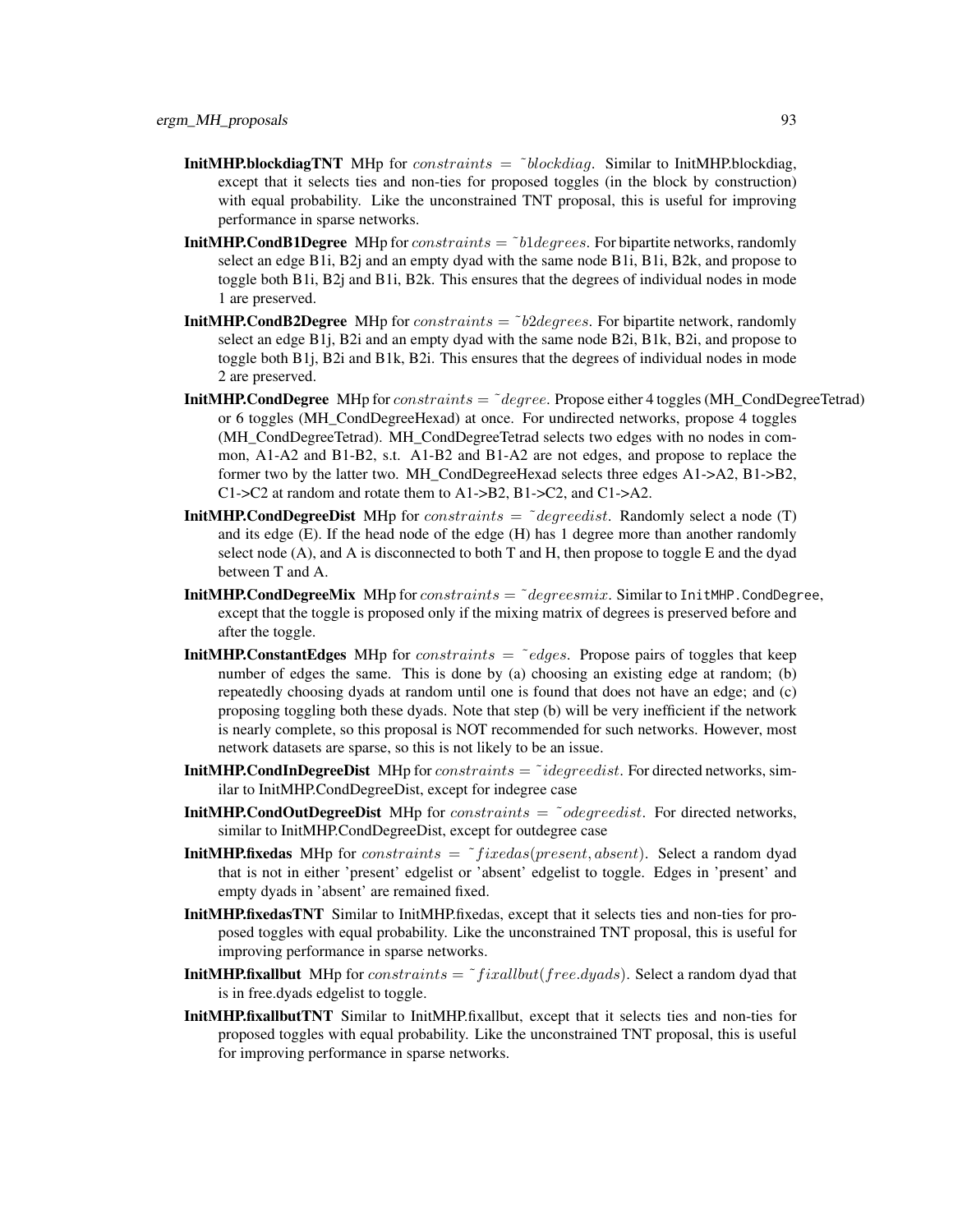**InitMHP.blockdiagTNT** MHp for $constraints = \tilde{}blockdiag$. Similar to InitMHP.blockdiag, except that it selects ties and non-ties for proposed toggles (in the block by construction) with equal probability. Like the unconstrained TNT proposal, this is useful for improving performance in sparse networks.

**InitMHP.CondB1Degree** MHp for $constraints = \tilde{}b1degrees$. For bipartite networks, randomly select an edge B1i, B2j and an empty dyad with the same node B1i, B1i, B2k, and propose to toggle both B1i, B2j and B1i, B2k. This ensures that the degrees of individual nodes in mode 1 are preserved.

**InitMHP.CondB2Degree** MHp for $constraints = \tilde{}b2degrees$. For bipartite network, randomly select an edge B1j, B2i and an empty dyad with the same node B2i, B1k, B2i, and propose to toggle both B1j, B2i and B1k, B2i. This ensures that the degrees of individual nodes in mode 2 are preserved.

**InitMHP.CondDegree** MHp for $constraints = \tilde{}degree$. Propose either 4 toggles (MH_CondDegreeTetrad) or 6 toggles (MH_CondDegreeHexad) at once. For undirected networks, propose 4 toggles (MH_CondDegreeTetrad). MH_CondDegreeTetrad selects two edges with no nodes in common, A1-A2 and B1-B2, s.t. A1-B2 and B1-A2 are not edges, and propose to replace the former two by the latter two. MH_CondDegreeHexad selects three edges A1->A2, B1->B2, C1->C2 at random and rotate them to A1->B2, B1->C2, and C1->A2.

**InitMHP.CondDegreeDist** MHp for $constraints = \tilde{}degreedist$. Randomly select a node (T) and its edge (E). If the head node of the edge (H) has 1 degree more than another randomly select node (A), and A is disconnected to both T and H, then propose to toggle E and the dyad between T and A.

**InitMHP.CondDegreeMix** MHp for $constraints = \tilde{}degreesmix$. Similar to `InitMHP.CondDegree`, except that the toggle is proposed only if the mixing matrix of degrees is preserved before and after the toggle.

**InitMHP.ConstantEdges** MHp for $constraints = \tilde{}edges$. Propose pairs of toggles that keep number of edges the same. This is done by (a) choosing an existing edge at random; (b) repeatedly choosing dyads at random until one is found that does not have an edge; and (c) proposing toggling both these dyads. Note that step (b) will be very inefficient if the network is nearly complete, so this proposal is NOT recommended for such networks. However, most network datasets are sparse, so this is not likely to be an issue.

**InitMHP.CondInDegreeDist** MHp for $constraints = \tilde{}idegreedist$. For directed networks, similar to InitMHP.CondDegreeDist, except for indegree case

**InitMHP.CondOutDegreeDist** MHp for $constraints = \tilde{}odegreedist$. For directed networks, similar to InitMHP.CondDegreeDist, except for outdegree case

**InitMHP.fixedas** MHp for $constraints = \tilde{}fixedas(present, absent)$. Select a random dyad that is not in either 'present' edgelist or 'absent' edgelist to toggle. Edges in 'present' and empty dyads in 'absent' are remained fixed.

**InitMHP.fixedasTNT** Similar to InitMHP.fixedas, except that it selects ties and non-ties for proposed toggles with equal probability. Like the unconstrained TNT proposal, this is useful for improving performance in sparse networks.

**InitMHP.fixallbut** MHp for $constraints = \tilde{}fixallbut(free.dyads)$. Select a random dyad that is in free.dyads edgelist to toggle.

**InitMHP.fixallbutTNT** Similar to InitMHP.fixallbut, except that it selects ties and non-ties for proposed toggles with equal probability. Like the unconstrained TNT proposal, this is useful for improving performance in sparse networks.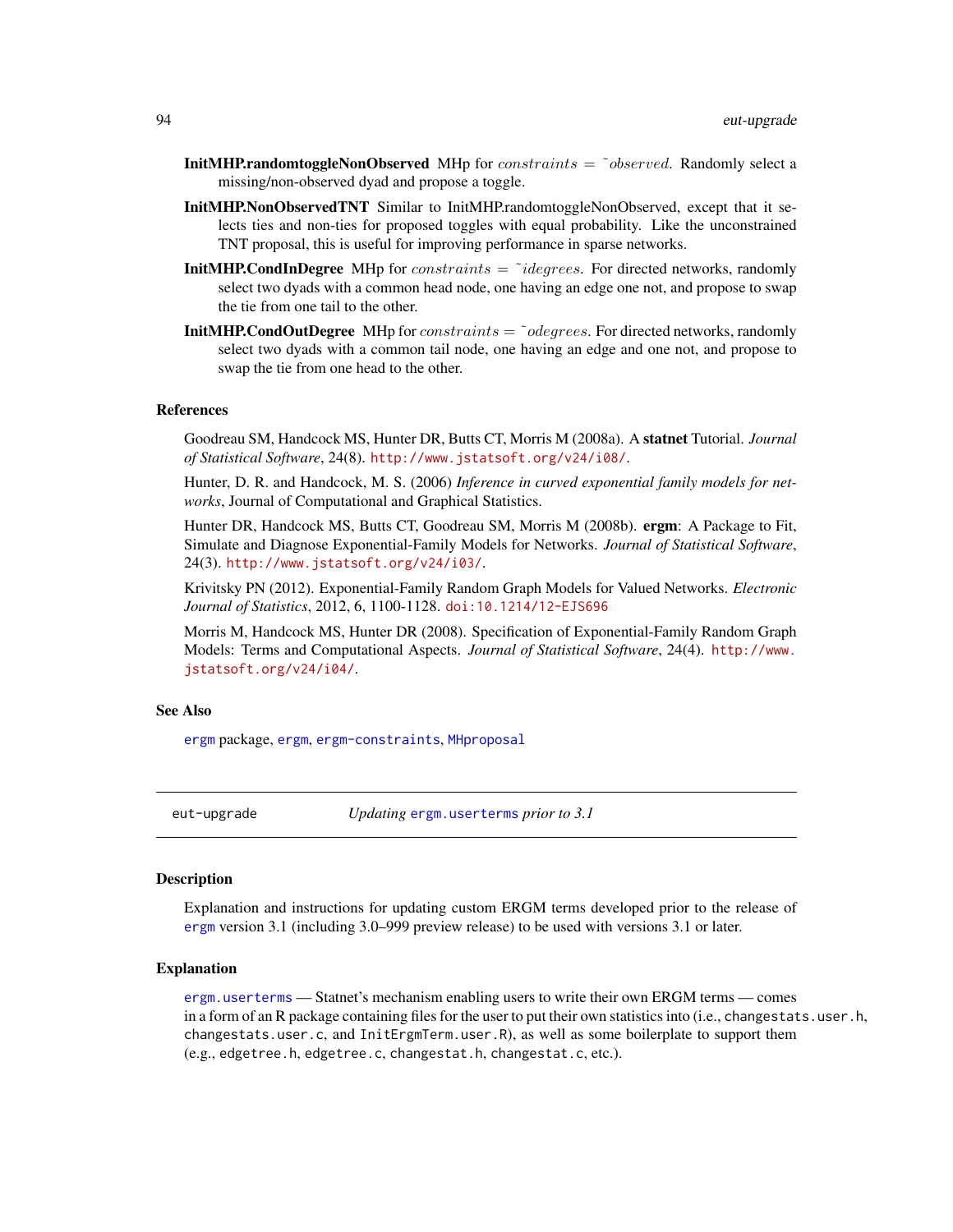**InitMHP.randomtoggleNonObserved** MHp for $constraints = \tilde{}observed$. Randomly select a missing/non-observed dyad and propose a toggle.

**InitMHP.NonObservedTNT** Similar to InitMHP.randomtoggleNonObserved, except that it selects ties and non-ties for proposed toggles with equal probability. Like the unconstrained TNT proposal, this is useful for improving performance in sparse networks.

**InitMHP.CondInDegree** MHp for $constraints = \tilde{}idegrees$. For directed networks, randomly select two dyads with a common head node, one having an edge one not, and propose to swap the tie from one tail to the other.

**InitMHP.CondOutDegree** MHp for $constraints = \tilde{}odegrees$. For directed networks, randomly select two dyads with a common tail node, one having an edge and one not, and propose to swap the tie from one head to the other.

### References

Goodreau SM, Handcock MS, Hunter DR, Butts CT, Morris M (2008a). A **statnet** Tutorial. *Journal of Statistical Software*, 24(8). http://www.jstatsoft.org/v24/i08/.

Hunter, D. R. and Handcock, M. S. (2006) *Inference in curved exponential family models for networks*, Journal of Computational and Graphical Statistics.

Hunter DR, Handcock MS, Butts CT, Goodreau SM, Morris M (2008b). **ergm**: A Package to Fit, Simulate and Diagnose Exponential-Family Models for Networks. *Journal of Statistical Software*, 24(3). http://www.jstatsoft.org/v24/i03/.

Krivitsky PN (2012). Exponential-Family Random Graph Models for Valued Networks. *Electronic Journal of Statistics*, 2012, 6, 1100-1128. doi:10.1214/12-EJS696

Morris M, Handcock MS, Hunter DR (2008). Specification of Exponential-Family Random Graph Models: Terms and Computational Aspects. *Journal of Statistical Software*, 24(4). http://www.jstatsoft.org/v24/i04/.

### See Also

ergm package, ergm, ergm-constraints, MHproposal

---

## eut-upgrade *Updating ergm.userterms prior to 3.1*

### Description

Explanation and instructions for updating custom ERGM terms developed prior to the release of ergm version 3.1 (including 3.0–999 preview release) to be used with versions 3.1 or later.

### Explanation

ergm.userterms — Statnet's mechanism enabling users to write their own ERGM terms — comes in a form of an R package containing files for the user to put their own statistics into (i.e., changestats.user.h, changestats.user.c, and InitErgmTerm.user.R), as well as some boilerplate to support them (e.g., edgetree.h, edgetree.c, changestat.h, changestat.c, etc.).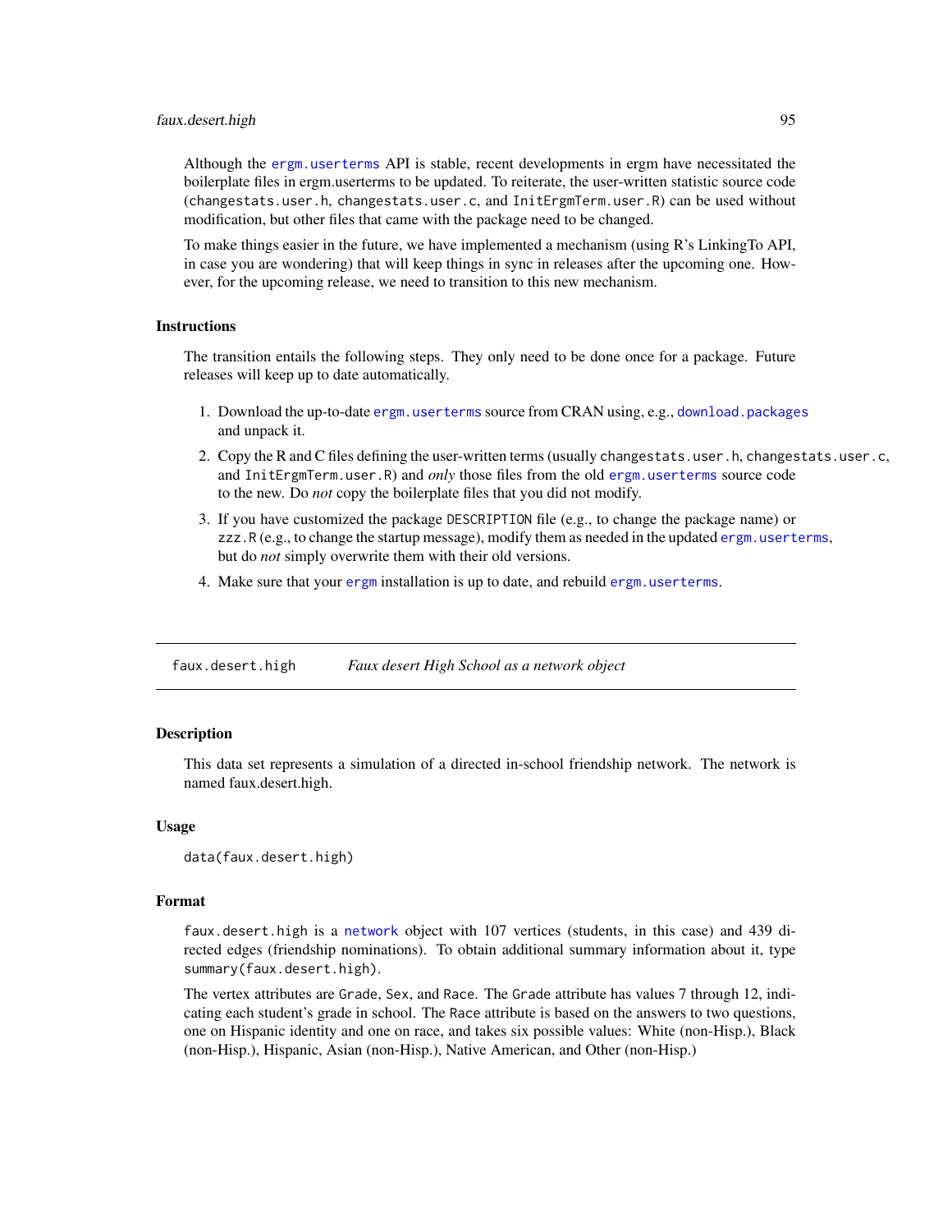Although the `ergm.userterms` API is stable, recent developments in ergm have necessitated the boilerplate files in ergm.userterms to be updated. To reiterate, the user-written statistic source code (`changestats.user.h`, `changestats.user.c`, and `InitErgmTerm.user.R`) can be used without modification, but other files that came with the package need to be changed.

To make things easier in the future, we have implemented a mechanism (using R's LinkingTo API, in case you are wondering) that will keep things in sync in releases after the upcoming one. However, for the upcoming release, we need to transition to this new mechanism.

### Instructions

The transition entails the following steps. They only need to be done once for a package. Future releases will keep up to date automatically.

1. Download the up-to-date `ergm.userterms` source from CRAN using, e.g., `download.packages` and unpack it.
2. Copy the R and C files defining the user-written terms (usually `changestats.user.h`, `changestats.user.c`, and `InitErgmTerm.user.R`) and *only* those files from the old `ergm.userterms` source code to the new. Do *not* copy the boilerplate files that you did not modify.
3. If you have customized the package `DESCRIPTION` file (e.g., to change the package name) or `zzz.R` (e.g., to change the startup message), modify them as needed in the updated `ergm.userterms`, but do *not* simply overwrite them with their old versions.
4. Make sure that your `ergm` installation is up to date, and rebuild `ergm.userterms`.

---

## faux.desert.high — *Faux desert High School as a network object*

---

### Description

This data set represents a simulation of a directed in-school friendship network. The network is named faux.desert.high.

### Usage

```
data(faux.desert.high)
```

### Format

`faux.desert.high` is a `network` object with 107 vertices (students, in this case) and 439 directed edges (friendship nominations). To obtain additional summary information about it, type `summary(faux.desert.high)`.

The vertex attributes are `Grade`, `Sex`, and `Race`. The `Grade` attribute has values 7 through 12, indicating each student's grade in school. The `Race` attribute is based on the answers to two questions, one on Hispanic identity and one on race, and takes six possible values: White (non-Hisp.), Black (non-Hisp.), Hispanic, Asian (non-Hisp.), Native American, and Other (non-Hisp.)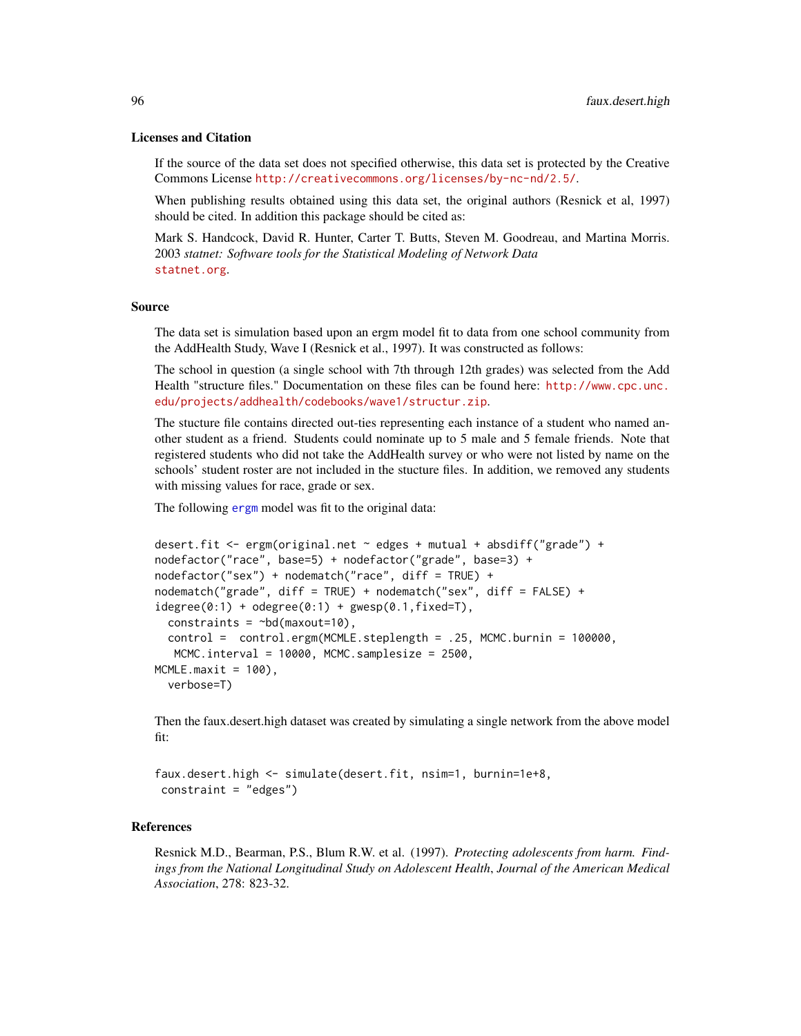### Licenses and Citation

If the source of the data set does not specified otherwise, this data set is protected by the Creative Commons License http://creativecommons.org/licenses/by-nc-nd/2.5/.

When publishing results obtained using this data set, the original authors (Resnick et al, 1997) should be cited. In addition this package should be cited as:

Mark S. Handcock, David R. Hunter, Carter T. Butts, Steven M. Goodreau, and Martina Morris. 2003 *statnet: Software tools for the Statistical Modeling of Network Data* statnet.org.

### Source

The data set is simulation based upon an ergm model fit to data from one school community from the AddHealth Study, Wave I (Resnick et al., 1997). It was constructed as follows:

The school in question (a single school with 7th through 12th grades) was selected from the Add Health "structure files." Documentation on these files can be found here: http://www.cpc.unc.edu/projects/addhealth/codebooks/wave1/structur.zip.

The stucture file contains directed out-ties representing each instance of a student who named another student as a friend. Students could nominate up to 5 male and 5 female friends. Note that registered students who did not take the AddHealth survey or who were not listed by name on the schools' student roster are not included in the stucture files. In addition, we removed any students with missing values for race, grade or sex.

The following ergm model was fit to the original data:

```
desert.fit <- ergm(original.net ~ edges + mutual + absdiff("grade") +
nodefactor("race", base=5) + nodefactor("grade", base=3) +
nodefactor("sex") + nodematch("race", diff = TRUE) +
nodematch("grade", diff = TRUE) + nodematch("sex", diff = FALSE) +
idegree(0:1) + odegree(0:1) + gwesp(0.1,fixed=T),
  constraints = ~bd(maxout=10),
  control =  control.ergm(MCMLE.steplength = .25, MCMC.burnin = 100000,
   MCMC.interval = 10000, MCMC.samplesize = 2500,
MCMLE.maxit = 100),
  verbose=T)
```

Then the faux.desert.high dataset was created by simulating a single network from the above model fit:

```
faux.desert.high <- simulate(desert.fit, nsim=1, burnin=1e+8,
 constraint = "edges")
```

### References

Resnick M.D., Bearman, P.S., Blum R.W. et al. (1997). *Protecting adolescents from harm. Findings from the National Longitudinal Study on Adolescent Health*, *Journal of the American Medical Association*, 278: 823-32.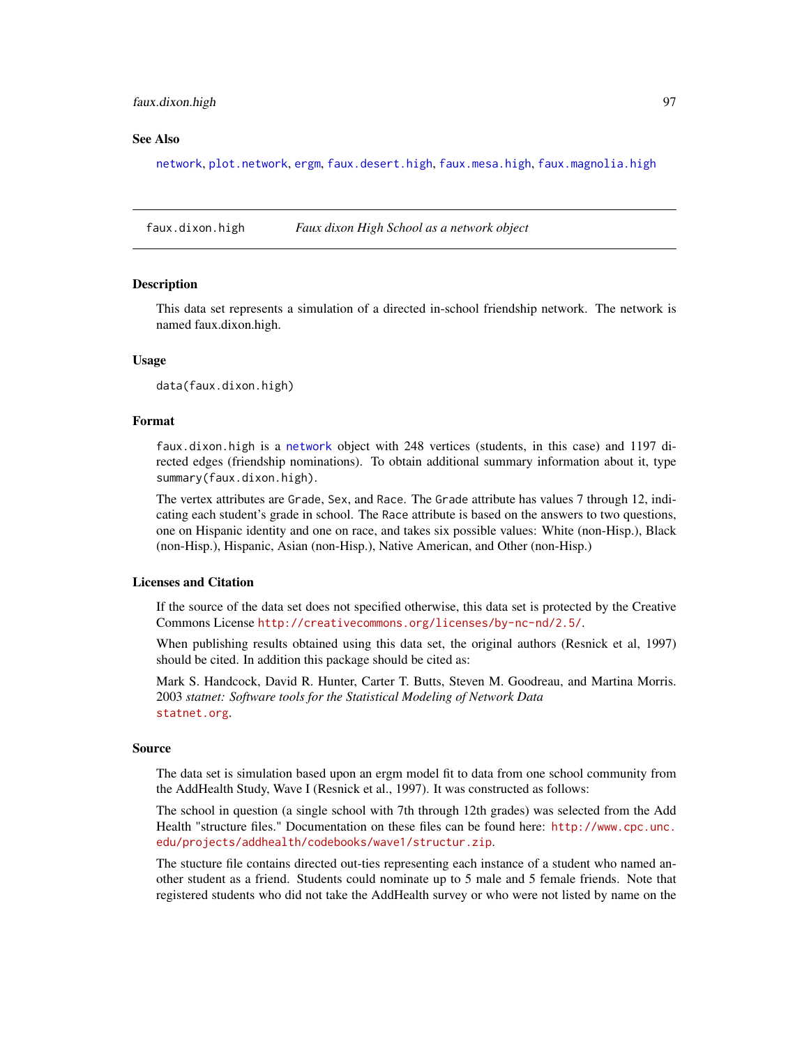### See Also

network, plot.network, ergm, faux.desert.high, faux.mesa.high, faux.magnolia.high

---

## faux.dixon.high *Faux dixon High School as a network object*

### Description

This data set represents a simulation of a directed in-school friendship network. The network is named faux.dixon.high.

### Usage

```
data(faux.dixon.high)
```

### Format

faux.dixon.high is a network object with 248 vertices (students, in this case) and 1197 directed edges (friendship nominations). To obtain additional summary information about it, type summary(faux.dixon.high).

The vertex attributes are Grade, Sex, and Race. The Grade attribute has values 7 through 12, indicating each student's grade in school. The Race attribute is based on the answers to two questions, one on Hispanic identity and one on race, and takes six possible values: White (non-Hisp.), Black (non-Hisp.), Hispanic, Asian (non-Hisp.), Native American, and Other (non-Hisp.)

### Licenses and Citation

If the source of the data set does not specified otherwise, this data set is protected by the Creative Commons License http://creativecommons.org/licenses/by-nc-nd/2.5/.

When publishing results obtained using this data set, the original authors (Resnick et al, 1997) should be cited. In addition this package should be cited as:

Mark S. Handcock, David R. Hunter, Carter T. Butts, Steven M. Goodreau, and Martina Morris. 2003 *statnet: Software tools for the Statistical Modeling of Network Data* statnet.org.

### Source

The data set is simulation based upon an ergm model fit to data from one school community from the AddHealth Study, Wave I (Resnick et al., 1997). It was constructed as follows:

The school in question (a single school with 7th through 12th grades) was selected from the Add Health "structure files." Documentation on these files can be found here: http://www.cpc.unc.edu/projects/addhealth/codebooks/wave1/structur.zip.

The stucture file contains directed out-ties representing each instance of a student who named another student as a friend. Students could nominate up to 5 male and 5 female friends. Note that registered students who did not take the AddHealth survey or who were not listed by name on the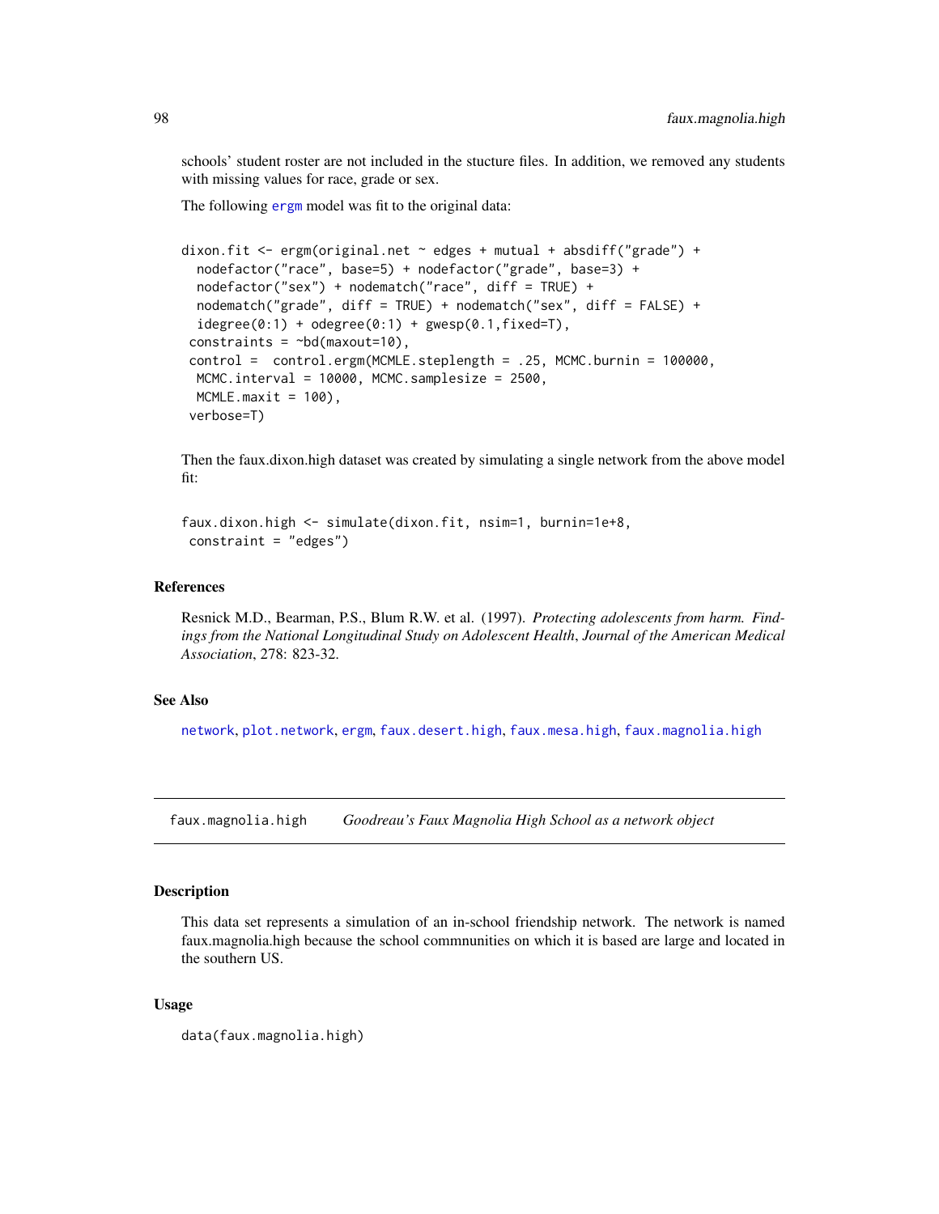schools' student roster are not included in the stucture files. In addition, we removed any students with missing values for race, grade or sex.

The following ergm model was fit to the original data:

```
dixon.fit <- ergm(original.net ~ edges + mutual + absdiff("grade") +
  nodefactor("race", base=5) + nodefactor("grade", base=3) +
  nodefactor("sex") + nodematch("race", diff = TRUE) +
  nodematch("grade", diff = TRUE) + nodematch("sex", diff = FALSE) +
  idegree(0:1) + odegree(0:1) + gwesp(0.1,fixed=T),
 constraints = ~bd(maxout=10),
 control =  control.ergm(MCMLE.steplength = .25, MCMC.burnin = 100000,
  MCMC.interval = 10000, MCMC.samplesize = 2500,
  MCMLE.maxit = 100),
 verbose=T)
```

Then the faux.dixon.high dataset was created by simulating a single network from the above model fit:

```
faux.dixon.high <- simulate(dixon.fit, nsim=1, burnin=1e+8,
 constraint = "edges")
```

### References

Resnick M.D., Bearman, P.S., Blum R.W. et al. (1997). *Protecting adolescents from harm. Findings from the National Longitudinal Study on Adolescent Health*, *Journal of the American Medical Association*, 278: 823-32.

### See Also

network, plot.network, ergm, faux.desert.high, faux.mesa.high, faux.magnolia.high

---

## faux.magnolia.high — *Goodreau's Faux Magnolia High School as a network object*

### Description

This data set represents a simulation of an in-school friendship network. The network is named faux.magnolia.high because the school commnunities on which it is based are large and located in the southern US.

### Usage

```
data(faux.magnolia.high)
```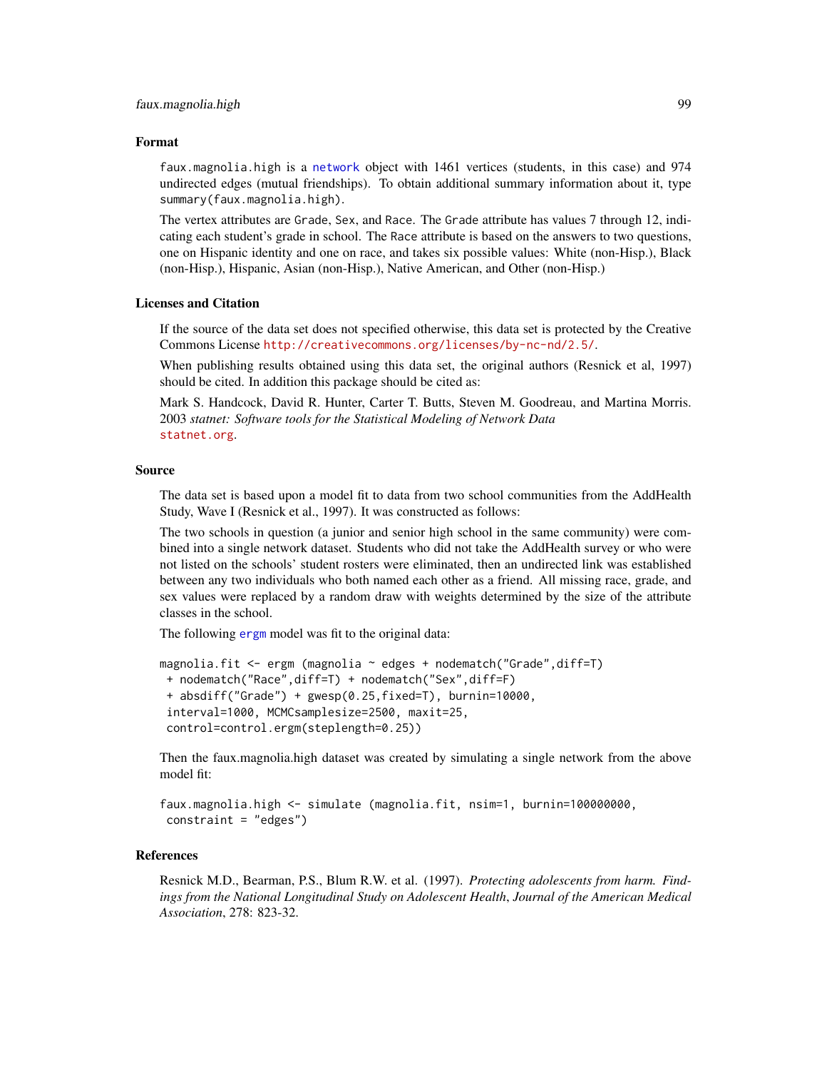### Format

`faux.magnolia.high` is a network object with 1461 vertices (students, in this case) and 974 undirected edges (mutual friendships). To obtain additional summary information about it, type `summary(faux.magnolia.high)`.

The vertex attributes are `Grade`, `Sex`, and `Race`. The `Grade` attribute has values 7 through 12, indicating each student's grade in school. The `Race` attribute is based on the answers to two questions, one on Hispanic identity and one on race, and takes six possible values: White (non-Hisp.), Black (non-Hisp.), Hispanic, Asian (non-Hisp.), Native American, and Other (non-Hisp.)

### Licenses and Citation

If the source of the data set does not specified otherwise, this data set is protected by the Creative Commons License http://creativecommons.org/licenses/by-nc-nd/2.5/.

When publishing results obtained using this data set, the original authors (Resnick et al, 1997) should be cited. In addition this package should be cited as:

Mark S. Handcock, David R. Hunter, Carter T. Butts, Steven M. Goodreau, and Martina Morris. 2003 *statnet: Software tools for the Statistical Modeling of Network Data* statnet.org.

### Source

The data set is based upon a model fit to data from two school communities from the AddHealth Study, Wave I (Resnick et al., 1997). It was constructed as follows:

The two schools in question (a junior and senior high school in the same community) were combined into a single network dataset. Students who did not take the AddHealth survey or who were not listed on the schools' student rosters were eliminated, then an undirected link was established between any two individuals who both named each other as a friend. All missing race, grade, and sex values were replaced by a random draw with weights determined by the size of the attribute classes in the school.

The following ergm model was fit to the original data:

```
magnolia.fit <- ergm (magnolia ~ edges + nodematch("Grade",diff=T)
 + nodematch("Race",diff=T) + nodematch("Sex",diff=F)
 + absdiff("Grade") + gwesp(0.25,fixed=T), burnin=10000,
 interval=1000, MCMCsamplesize=2500, maxit=25,
 control=control.ergm(steplength=0.25))
```

Then the faux.magnolia.high dataset was created by simulating a single network from the above model fit:

```
faux.magnolia.high <- simulate (magnolia.fit, nsim=1, burnin=100000000,
 constraint = "edges")
```

### References

Resnick M.D., Bearman, P.S., Blum R.W. et al. (1997). *Protecting adolescents from harm. Findings from the National Longitudinal Study on Adolescent Health*, *Journal of the American Medical Association*, 278: 823-32.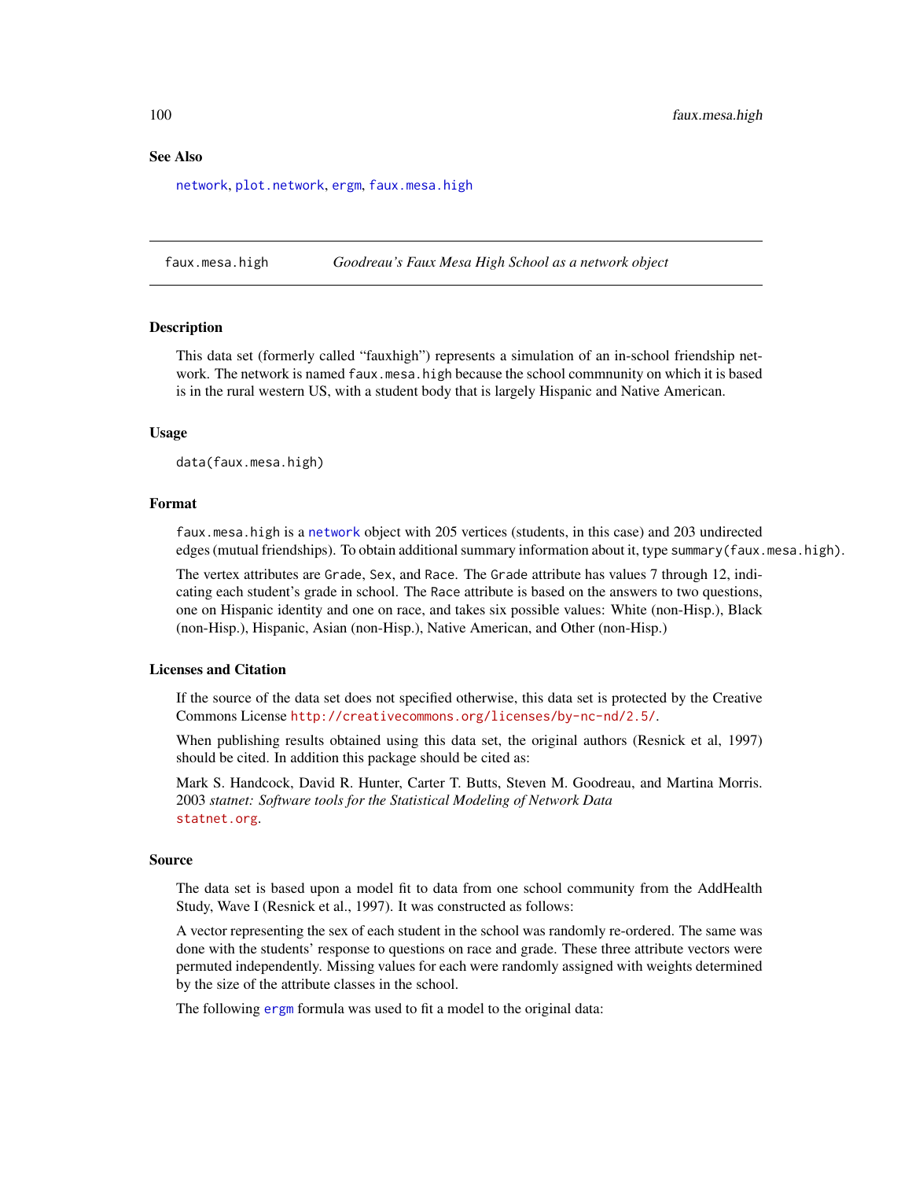### See Also

network, plot.network, ergm, faux.mesa.high

---

## faux.mesa.high — *Goodreau's Faux Mesa High School as a network object*

### Description

This data set (formerly called "fauxhigh") represents a simulation of an in-school friendship network. The network is named `faux.mesa.high` because the school commnunity on which it is based is in the rural western US, with a student body that is largely Hispanic and Native American.

### Usage

```
data(faux.mesa.high)
```

### Format

`faux.mesa.high` is a network object with 205 vertices (students, in this case) and 203 undirected edges (mutual friendships). To obtain additional summary information about it, type `summary(faux.mesa.high)`.

The vertex attributes are `Grade`, `Sex`, and `Race`. The `Grade` attribute has values 7 through 12, indicating each student's grade in school. The `Race` attribute is based on the answers to two questions, one on Hispanic identity and one on race, and takes six possible values: White (non-Hisp.), Black (non-Hisp.), Hispanic, Asian (non-Hisp.), Native American, and Other (non-Hisp.)

### Licenses and Citation

If the source of the data set does not specified otherwise, this data set is protected by the Creative Commons License http://creativecommons.org/licenses/by-nc-nd/2.5/.

When publishing results obtained using this data set, the original authors (Resnick et al, 1997) should be cited. In addition this package should be cited as:

Mark S. Handcock, David R. Hunter, Carter T. Butts, Steven M. Goodreau, and Martina Morris. 2003 *statnet: Software tools for the Statistical Modeling of Network Data* statnet.org.

### Source

The data set is based upon a model fit to data from one school community from the AddHealth Study, Wave I (Resnick et al., 1997). It was constructed as follows:

A vector representing the sex of each student in the school was randomly re-ordered. The same was done with the students' response to questions on race and grade. These three attribute vectors were permuted independently. Missing values for each were randomly assigned with weights determined by the size of the attribute classes in the school.

The following ergm formula was used to fit a model to the original data: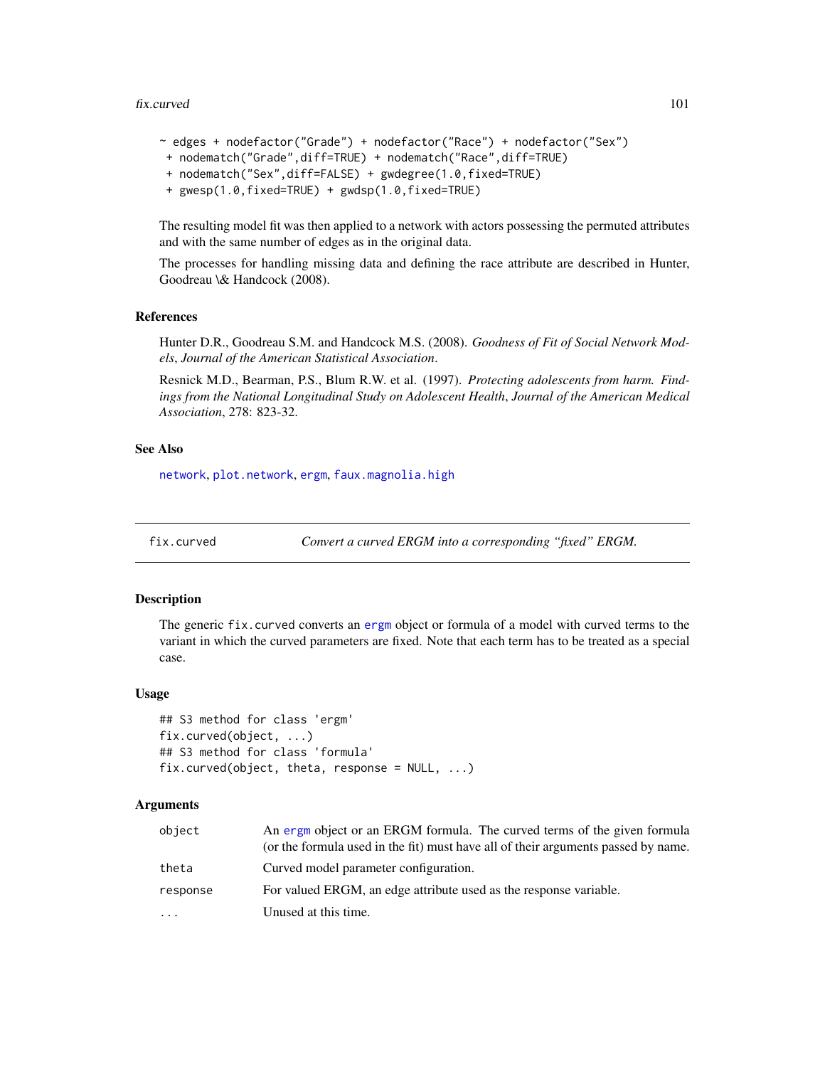```
~ edges + nodefactor("Grade") + nodefactor("Race") + nodefactor("Sex")
 + nodematch("Grade",diff=TRUE) + nodematch("Race",diff=TRUE)
 + nodematch("Sex",diff=FALSE) + gwdegree(1.0,fixed=TRUE)
 + gwesp(1.0,fixed=TRUE) + gwdsp(1.0,fixed=TRUE)
```

The resulting model fit was then applied to a network with actors possessing the permuted attributes and with the same number of edges as in the original data.

The processes for handling missing data and defining the race attribute are described in Hunter, Goodreau \& Handcock (2008).

### References

Hunter D.R., Goodreau S.M. and Handcock M.S. (2008). *Goodness of Fit of Social Network Models*, *Journal of the American Statistical Association*.

Resnick M.D., Bearman, P.S., Blum R.W. et al. (1997). *Protecting adolescents from harm. Findings from the National Longitudinal Study on Adolescent Health*, *Journal of the American Medical Association*, 278: 823-32.

### See Also

network, plot.network, ergm, faux.magnolia.high

---

## fix.curved — *Convert a curved ERGM into a corresponding "fixed" ERGM.*

### Description

The generic `fix.curved` converts an ergm object or formula of a model with curved terms to the variant in which the curved parameters are fixed. Note that each term has to be treated as a special case.

### Usage

```
## S3 method for class 'ergm'
fix.curved(object, ...)
## S3 method for class 'formula'
fix.curved(object, theta, response = NULL, ...)
```

### Arguments

| | |
|---|---|
| object | An ergm object or an ERGM formula. The curved terms of the given formula (or the formula used in the fit) must have all of their arguments passed by name. |
| theta | Curved model parameter configuration. |
| response | For valued ERGM, an edge attribute used as the response variable. |
| ... | Unused at this time. |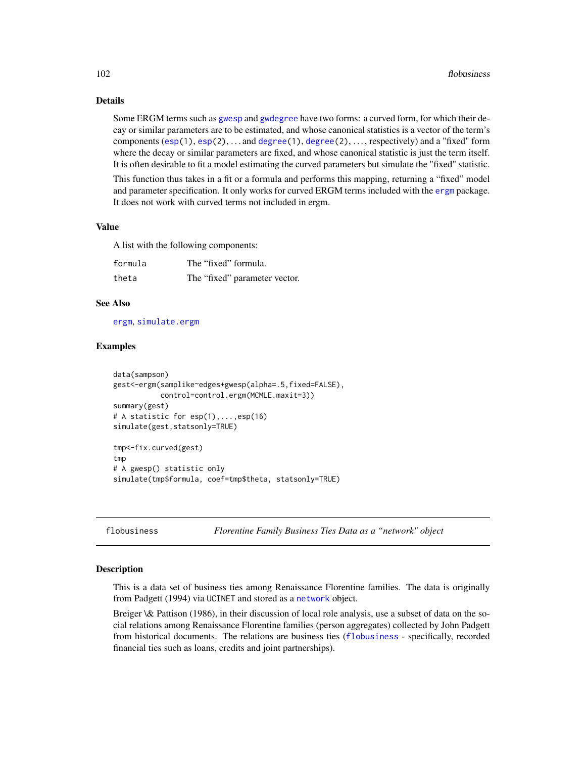## Details

Some ERGM terms such as gwesp and gwdegree have two forms: a curved form, for which their decay or similar parameters are to be estimated, and whose canonical statistics is a vector of the term's components (esp(1), esp(2), ... and degree(1), degree(2), ..., respectively) and a "fixed" form where the decay or similar parameters are fixed, and whose canonical statistic is just the term itself. It is often desirable to fit a model estimating the curved parameters but simulate the "fixed" statistic.

This function thus takes in a fit or a formula and performs this mapping, returning a "fixed" model and parameter specification. It only works for curved ERGM terms included with the ergm package. It does not work with curved terms not included in ergm.

## Value

A list with the following components:

| | |
|---|---|
| formula | The "fixed" formula. |
| theta | The "fixed" parameter vector. |

## See Also

ergm, simulate.ergm

## Examples

```
data(sampson)
gest<-ergm(samplike~edges+gwesp(alpha=.5,fixed=FALSE),
           control=control.ergm(MCMLE.maxit=3))
summary(gest)
# A statistic for esp(1),...,esp(16)
simulate(gest,statsonly=TRUE)

tmp<-fix.curved(gest)
tmp
# A gwesp() statistic only
simulate(tmp$formula, coef=tmp$theta, statsonly=TRUE)
```

---

# flobusiness *Florentine Family Business Ties Data as a "network" object*

## Description

This is a data set of business ties among Renaissance Florentine families. The data is originally from Padgett (1994) via UCINET and stored as a network object.

Breiger \& Pattison (1986), in their discussion of local role analysis, use a subset of data on the social relations among Renaissance Florentine families (person aggregates) collected by John Padgett from historical documents. The relations are business ties (flobusiness - specifically, recorded financial ties such as loans, credits and joint partnerships).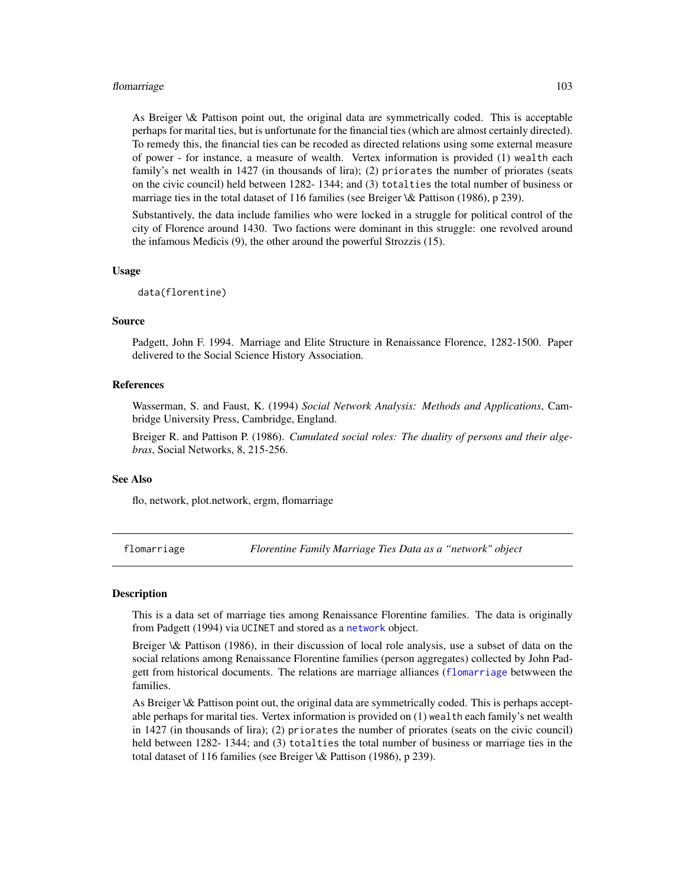As Breiger \& Pattison point out, the original data are symmetrically coded. This is acceptable perhaps for marital ties, but is unfortunate for the financial ties (which are almost certainly directed). To remedy this, the financial ties can be recoded as directed relations using some external measure of power - for instance, a measure of wealth. Vertex information is provided (1) `wealth` each family's net wealth in 1427 (in thousands of lira); (2) `priorates` the number of priorates (seats on the civic council) held between 1282- 1344; and (3) `totalties` the total number of business or marriage ties in the total dataset of 116 families (see Breiger \& Pattison (1986), p 239).

Substantively, the data include families who were locked in a struggle for political control of the city of Florence around 1430. Two factions were dominant in this struggle: one revolved around the infamous Medicis (9), the other around the powerful Strozzis (15).

### Usage

```
data(florentine)
```

### Source

Padgett, John F. 1994. Marriage and Elite Structure in Renaissance Florence, 1282-1500. Paper delivered to the Social Science History Association.

### References

Wasserman, S. and Faust, K. (1994) *Social Network Analysis: Methods and Applications*, Cambridge University Press, Cambridge, England.

Breiger R. and Pattison P. (1986). *Cumulated social roles: The duality of persons and their algebras*, Social Networks, 8, 215-256.

### See Also

flo, network, plot.network, ergm, flomarriage

---

## flomarriage — *Florentine Family Marriage Ties Data as a "network" object*

### Description

This is a data set of marriage ties among Renaissance Florentine families. The data is originally from Padgett (1994) via UCINET and stored as a `network` object.

Breiger \& Pattison (1986), in their discussion of local role analysis, use a subset of data on the social relations among Renaissance Florentine families (person aggregates) collected by John Padgett from historical documents. The relations are marriage alliances (`flomarriage` betwween the families.

As Breiger \& Pattison point out, the original data are symmetrically coded. This is perhaps acceptable perhaps for marital ties. Vertex information is provided on (1) `wealth` each family's net wealth in 1427 (in thousands of lira); (2) `priorates` the number of priorates (seats on the civic council) held between 1282- 1344; and (3) `totalties` the total number of business or marriage ties in the total dataset of 116 families (see Breiger \& Pattison (1986), p 239).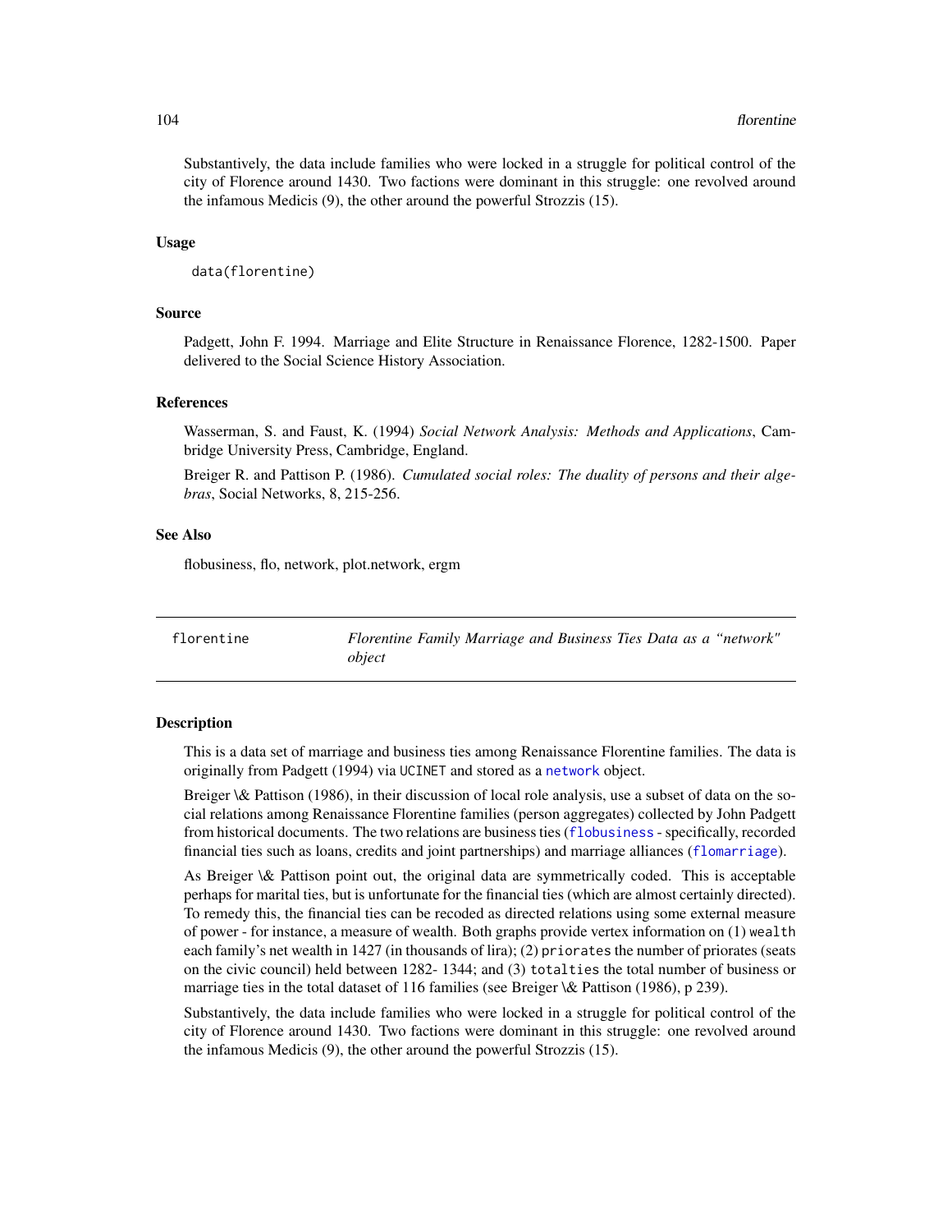Substantively, the data include families who were locked in a struggle for political control of the city of Florence around 1430. Two factions were dominant in this struggle: one revolved around the infamous Medicis (9), the other around the powerful Strozzis (15).

### Usage

```
data(florentine)
```

### Source

Padgett, John F. 1994. Marriage and Elite Structure in Renaissance Florence, 1282-1500. Paper delivered to the Social Science History Association.

### References

Wasserman, S. and Faust, K. (1994) *Social Network Analysis: Methods and Applications*, Cambridge University Press, Cambridge, England.

Breiger R. and Pattison P. (1986). *Cumulated social roles: The duality of persons and their algebras*, Social Networks, 8, 215-256.

### See Also

flobusiness, flo, network, plot.network, ergm

---

## florentine — *Florentine Family Marriage and Business Ties Data as a "network" object*

---

### Description

This is a data set of marriage and business ties among Renaissance Florentine families. The data is originally from Padgett (1994) via UCINET and stored as a `network` object.

Breiger \& Pattison (1986), in their discussion of local role analysis, use a subset of data on the social relations among Renaissance Florentine families (person aggregates) collected by John Padgett from historical documents. The two relations are business ties (`flobusiness` - specifically, recorded financial ties such as loans, credits and joint partnerships) and marriage alliances (`flomarriage`).

As Breiger \& Pattison point out, the original data are symmetrically coded. This is acceptable perhaps for marital ties, but is unfortunate for the financial ties (which are almost certainly directed). To remedy this, the financial ties can be recoded as directed relations using some external measure of power - for instance, a measure of wealth. Both graphs provide vertex information on (1) `wealth` each family's net wealth in 1427 (in thousands of lira); (2) `priorates` the number of priorates (seats on the civic council) held between 1282- 1344; and (3) `totalties` the total number of business or marriage ties in the total dataset of 116 families (see Breiger \& Pattison (1986), p 239).

Substantively, the data include families who were locked in a struggle for political control of the city of Florence around 1430. Two factions were dominant in this struggle: one revolved around the infamous Medicis (9), the other around the powerful Strozzis (15).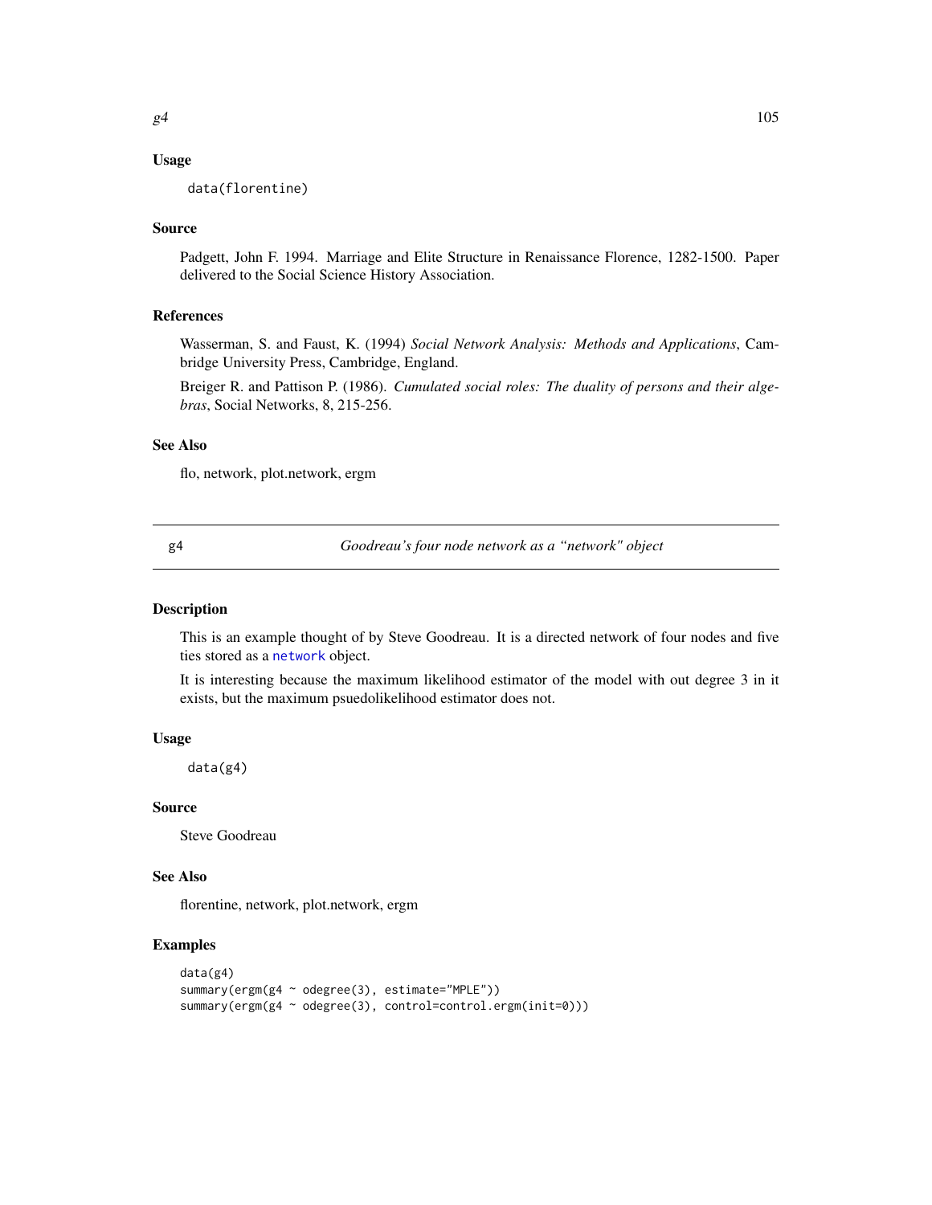## Usage

```
data(florentine)
```

## Source

Padgett, John F. 1994. Marriage and Elite Structure in Renaissance Florence, 1282-1500. Paper delivered to the Social Science History Association.

## References

Wasserman, S. and Faust, K. (1994) *Social Network Analysis: Methods and Applications*, Cambridge University Press, Cambridge, England.

Breiger R. and Pattison P. (1986). *Cumulated social roles: The duality of persons and their algebras*, Social Networks, 8, 215-256.

## See Also

flo, network, plot.network, ergm

---

# g4 — *Goodreau's four node network as a "network" object*

## Description

This is an example thought of by Steve Goodreau. It is a directed network of four nodes and five ties stored as a network object.

It is interesting because the maximum likelihood estimator of the model with out degree 3 in it exists, but the maximum psuedolikelihood estimator does not.

## Usage

```
data(g4)
```

## Source

Steve Goodreau

## See Also

florentine, network, plot.network, ergm

## Examples

```
data(g4)
summary(ergm(g4 ~ odegree(3), estimate="MPLE"))
summary(ergm(g4 ~ odegree(3), control=control.ergm(init=0)))
```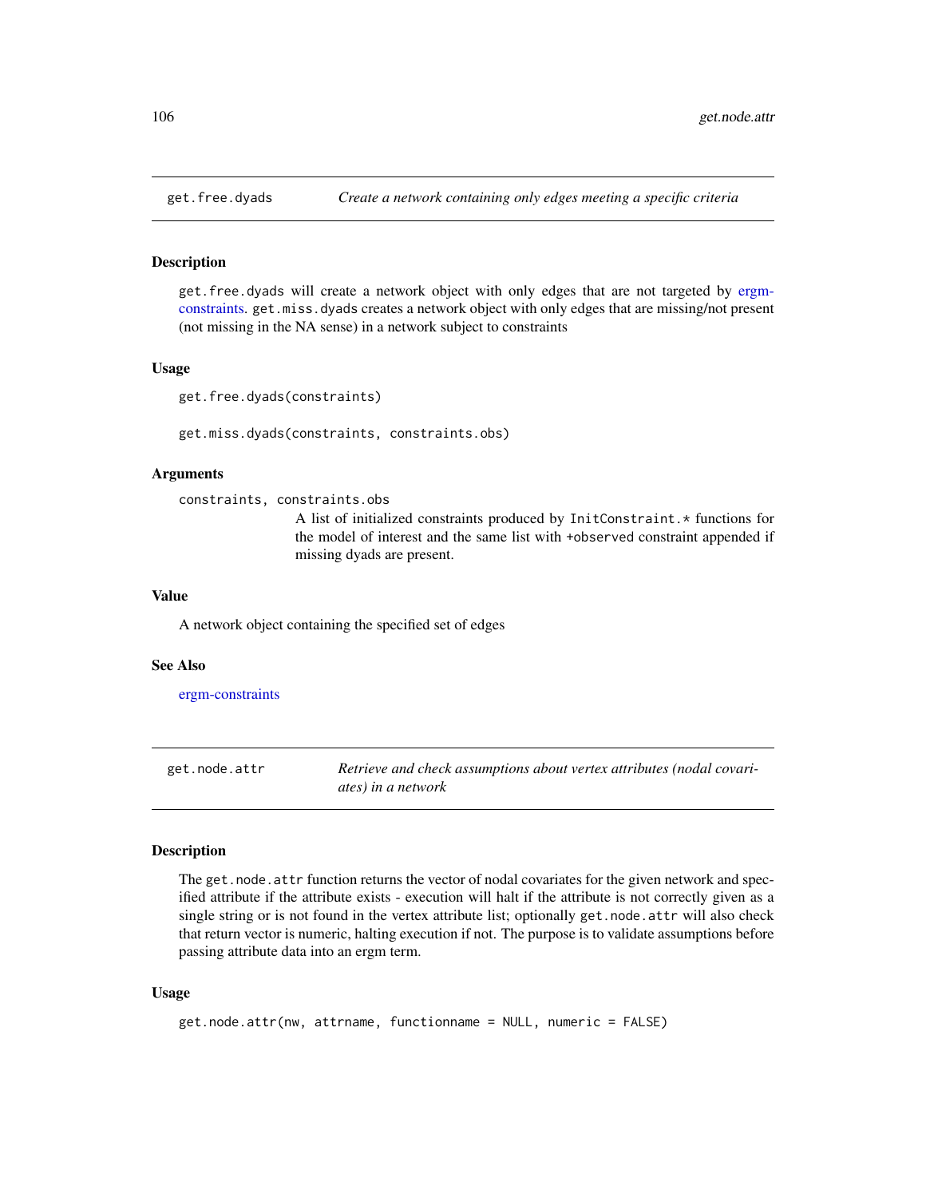## get.free.dyads — *Create a network containing only edges meeting a specific criteria*

### Description

get.free.dyads will create a network object with only edges that are not targeted by ergm-constraints. get.miss.dyads creates a network object with only edges that are missing/not present (not missing in the NA sense) in a network subject to constraints

### Usage

```
get.free.dyads(constraints)

get.miss.dyads(constraints, constraints.obs)
```

### Arguments

`constraints, constraints.obs`
: A list of initialized constraints produced by `InitConstraint.*` functions for the model of interest and the same list with `+observed` constraint appended if missing dyads are present.

### Value

A network object containing the specified set of edges

### See Also

ergm-constraints

## get.node.attr — *Retrieve and check assumptions about vertex attributes (nodal covariates) in a network*

### Description

The get.node.attr function returns the vector of nodal covariates for the given network and specified attribute if the attribute exists - execution will halt if the attribute is not correctly given as a single string or is not found in the vertex attribute list; optionally get.node.attr will also check that return vector is numeric, halting execution if not. The purpose is to validate assumptions before passing attribute data into an ergm term.

### Usage

```
get.node.attr(nw, attrname, functionname = NULL, numeric = FALSE)
```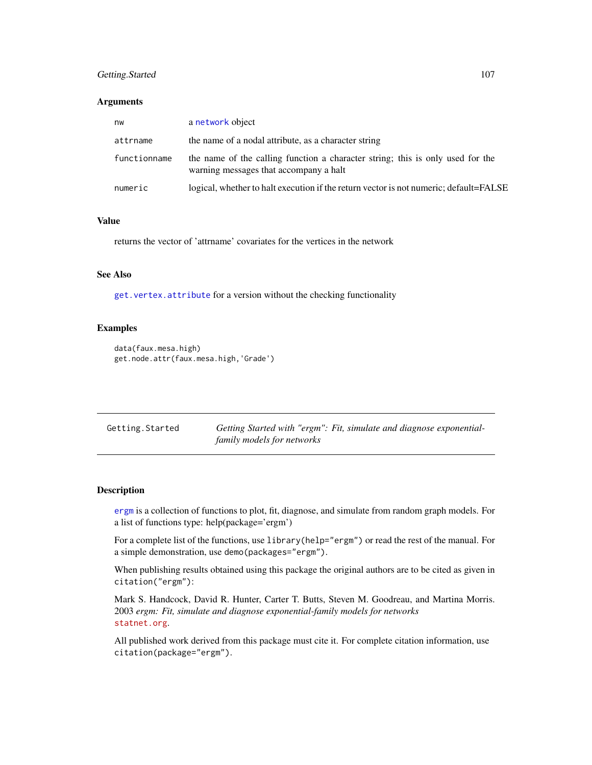### Arguments

| | |
|---|---|
| nw | a network object |
| attrname | the name of a nodal attribute, as a character string |
| functionname | the name of the calling function a character string; this is only used for the warning messages that accompany a halt |
| numeric | logical, whether to halt execution if the return vector is not numeric; default=FALSE |

### Value

returns the vector of 'attrname' covariates for the vertices in the network

### See Also

get.vertex.attribute for a version without the checking functionality

### Examples

```
data(faux.mesa.high)
get.node.attr(faux.mesa.high,'Grade')
```

---

## Getting.Started — *Getting Started with "ergm": Fit, simulate and diagnose exponential-family models for networks*

---

### Description

ergm is a collection of functions to plot, fit, diagnose, and simulate from random graph models. For a list of functions type: help(package='ergm')

For a complete list of the functions, use `library(help="ergm")` or read the rest of the manual. For a simple demonstration, use `demo(packages="ergm")`.

When publishing results obtained using this package the original authors are to be cited as given in `citation("ergm")`:

Mark S. Handcock, David R. Hunter, Carter T. Butts, Steven M. Goodreau, and Martina Morris. 2003 *ergm: Fit, simulate and diagnose exponential-family models for networks* statnet.org.

All published work derived from this package must cite it. For complete citation information, use `citation(package="ergm")`.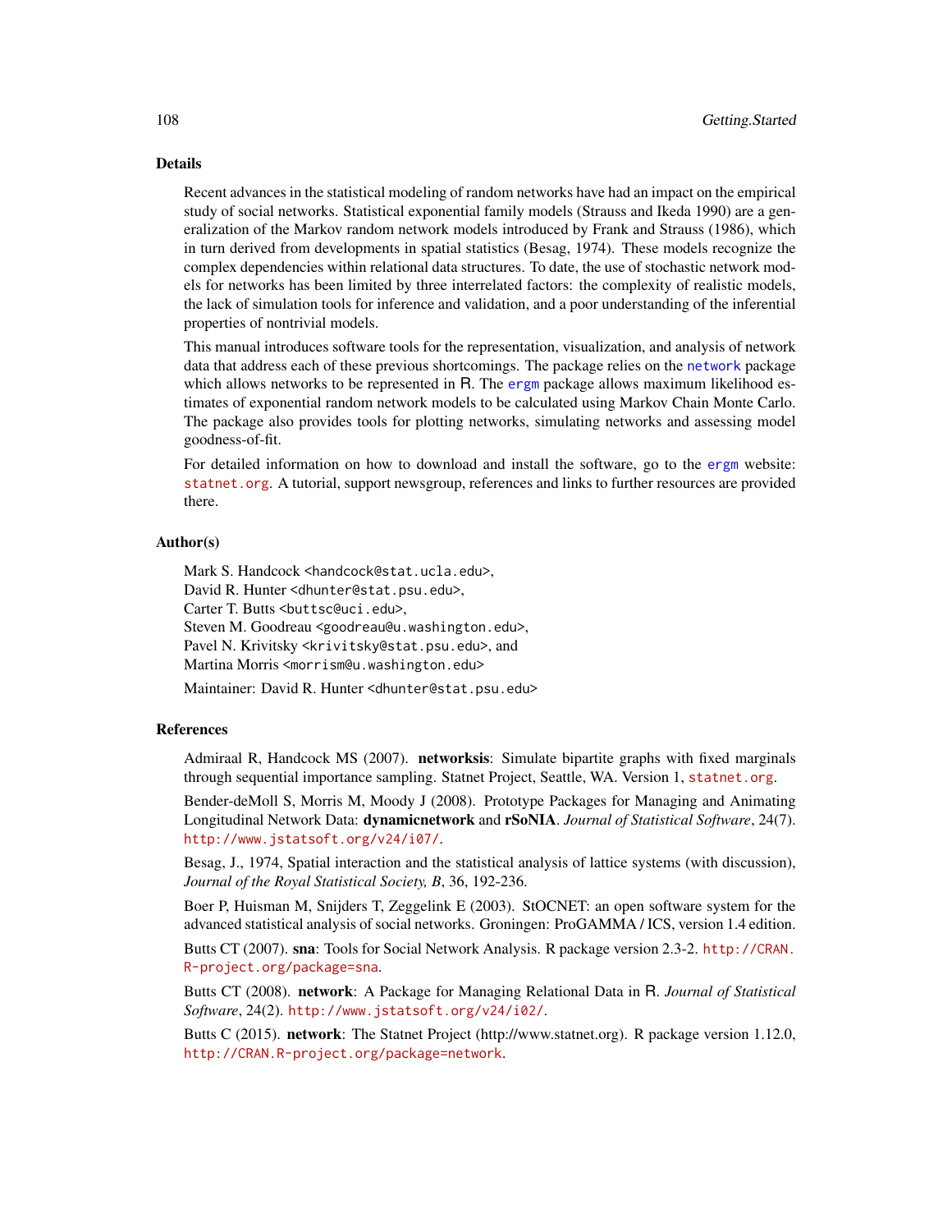## Details

Recent advances in the statistical modeling of random networks have had an impact on the empirical study of social networks. Statistical exponential family models (Strauss and Ikeda 1990) are a generalization of the Markov random network models introduced by Frank and Strauss (1986), which in turn derived from developments in spatial statistics (Besag, 1974). These models recognize the complex dependencies within relational data structures. To date, the use of stochastic network models for networks has been limited by three interrelated factors: the complexity of realistic models, the lack of simulation tools for inference and validation, and a poor understanding of the inferential properties of nontrivial models.

This manual introduces software tools for the representation, visualization, and analysis of network data that address each of these previous shortcomings. The package relies on the `network` package which allows networks to be represented in R. The `ergm` package allows maximum likelihood estimates of exponential random network models to be calculated using Markov Chain Monte Carlo. The package also provides tools for plotting networks, simulating networks and assessing model goodness-of-fit.

For detailed information on how to download and install the software, go to the `ergm` website: `statnet.org`. A tutorial, support newsgroup, references and links to further resources are provided there.

## Author(s)

Mark S. Handcock <handcock@stat.ucla.edu>,
David R. Hunter <dhunter@stat.psu.edu>,
Carter T. Butts <buttsc@uci.edu>,
Steven M. Goodreau <goodreau@u.washington.edu>,
Pavel N. Krivitsky <krivitsky@stat.psu.edu>, and
Martina Morris <morrism@u.washington.edu>

Maintainer: David R. Hunter <dhunter@stat.psu.edu>

## References

Admiraal R, Handcock MS (2007). **networksis**: Simulate bipartite graphs with fixed marginals through sequential importance sampling. Statnet Project, Seattle, WA. Version 1, `statnet.org`.

Bender-deMoll S, Morris M, Moody J (2008). Prototype Packages for Managing and Animating Longitudinal Network Data: **dynamicnetwork** and **rSoNIA**. *Journal of Statistical Software*, 24(7). `http://www.jstatsoft.org/v24/i07/`.

Besag, J., 1974, Spatial interaction and the statistical analysis of lattice systems (with discussion), *Journal of the Royal Statistical Society, B*, 36, 192-236.

Boer P, Huisman M, Snijders T, Zeggelink E (2003). StOCNET: an open software system for the advanced statistical analysis of social networks. Groningen: ProGAMMA / ICS, version 1.4 edition.

Butts CT (2007). **sna**: Tools for Social Network Analysis. R package version 2.3-2. `http://CRAN.R-project.org/package=sna`.

Butts CT (2008). **network**: A Package for Managing Relational Data in R. *Journal of Statistical Software*, 24(2). `http://www.jstatsoft.org/v24/i02/`.

Butts C (2015). **network**: The Statnet Project (http://www.statnet.org). R package version 1.12.0, `http://CRAN.R-project.org/package=network`.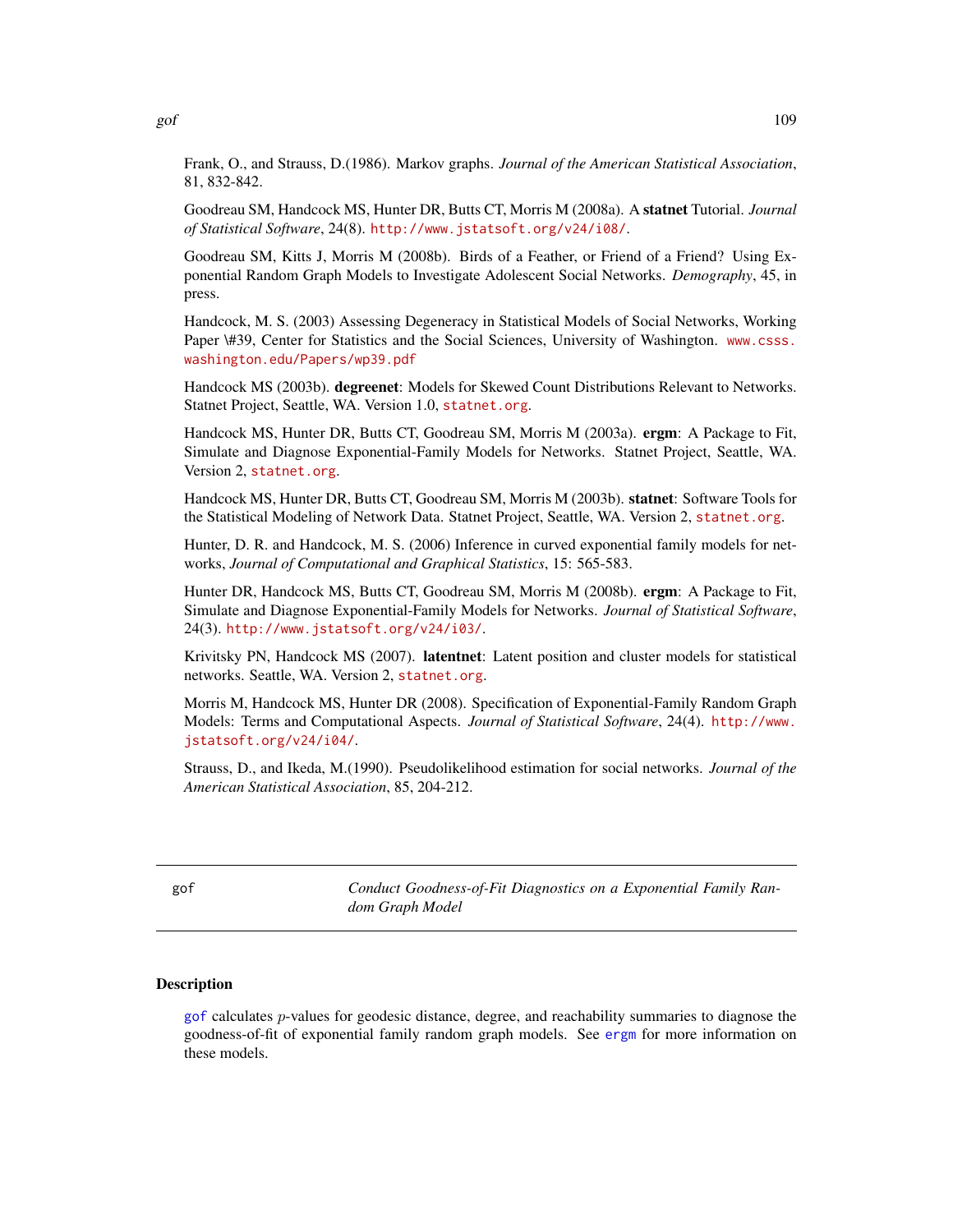Frank, O., and Strauss, D.(1986). Markov graphs. *Journal of the American Statistical Association*, 81, 832-842.

Goodreau SM, Handcock MS, Hunter DR, Butts CT, Morris M (2008a). A **statnet** Tutorial. *Journal of Statistical Software*, 24(8). http://www.jstatsoft.org/v24/i08/.

Goodreau SM, Kitts J, Morris M (2008b). Birds of a Feather, or Friend of a Friend? Using Exponential Random Graph Models to Investigate Adolescent Social Networks. *Demography*, 45, in press.

Handcock, M. S. (2003) Assessing Degeneracy in Statistical Models of Social Networks, Working Paper \#39, Center for Statistics and the Social Sciences, University of Washington. www.csss.washington.edu/Papers/wp39.pdf

Handcock MS (2003b). **degreenet**: Models for Skewed Count Distributions Relevant to Networks. Statnet Project, Seattle, WA. Version 1.0, statnet.org.

Handcock MS, Hunter DR, Butts CT, Goodreau SM, Morris M (2003a). **ergm**: A Package to Fit, Simulate and Diagnose Exponential-Family Models for Networks. Statnet Project, Seattle, WA. Version 2, statnet.org.

Handcock MS, Hunter DR, Butts CT, Goodreau SM, Morris M (2003b). **statnet**: Software Tools for the Statistical Modeling of Network Data. Statnet Project, Seattle, WA. Version 2, statnet.org.

Hunter, D. R. and Handcock, M. S. (2006) Inference in curved exponential family models for networks, *Journal of Computational and Graphical Statistics*, 15: 565-583.

Hunter DR, Handcock MS, Butts CT, Goodreau SM, Morris M (2008b). **ergm**: A Package to Fit, Simulate and Diagnose Exponential-Family Models for Networks. *Journal of Statistical Software*, 24(3). http://www.jstatsoft.org/v24/i03/.

Krivitsky PN, Handcock MS (2007). **latentnet**: Latent position and cluster models for statistical networks. Seattle, WA. Version 2, statnet.org.

Morris M, Handcock MS, Hunter DR (2008). Specification of Exponential-Family Random Graph Models: Terms and Computational Aspects. *Journal of Statistical Software*, 24(4). http://www.jstatsoft.org/v24/i04/.

Strauss, D., and Ikeda, M.(1990). Pseudolikelihood estimation for social networks. *Journal of the American Statistical Association*, 85, 204-212.

---

gof — *Conduct Goodness-of-Fit Diagnostics on a Exponential Family Random Graph Model*

---

## Description

gof calculates $p$-values for geodesic distance, degree, and reachability summaries to diagnose the goodness-of-fit of exponential family random graph models. See ergm for more information on these models.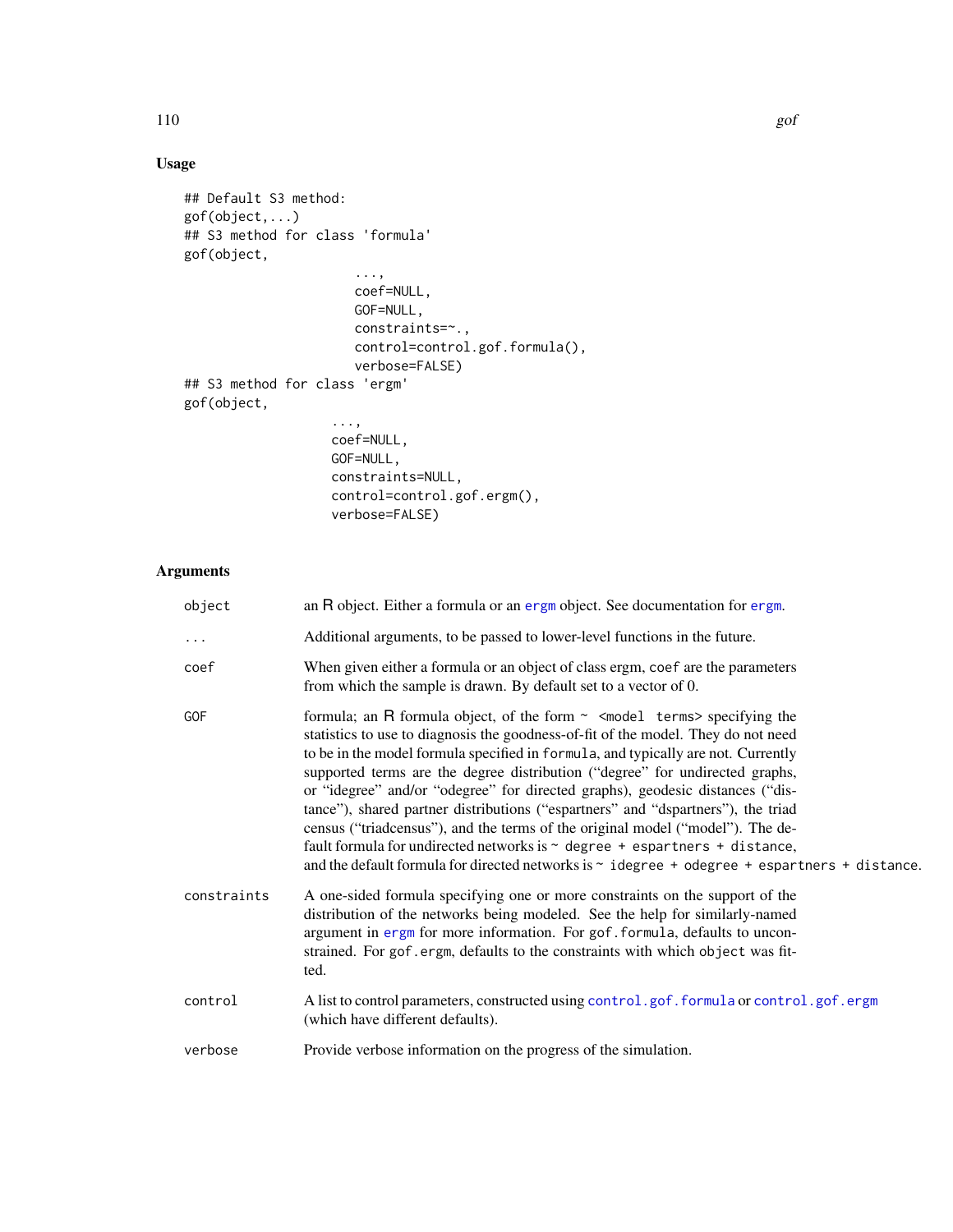## Usage

```
## Default S3 method:
gof(object,...)
## S3 method for class 'formula'
gof(object,
                    ...,
                    coef=NULL,
                    GOF=NULL,
                    constraints=~.,
                    control=control.gof.formula(),
                    verbose=FALSE)
## S3 method for class 'ergm'
gof(object,
                  ...,
                  coef=NULL,
                  GOF=NULL,
                  constraints=NULL,
                  control=control.gof.ergm(),
                  verbose=FALSE)
```

## Arguments

| | |
|---|---|
| `object` | an R object. Either a formula or an ergm object. See documentation for ergm. |
| `...` | Additional arguments, to be passed to lower-level functions in the future. |
| `coef` | When given either a formula or an object of class ergm, `coef` are the parameters from which the sample is drawn. By default set to a vector of 0. |
| `GOF` | formula; an R formula object, of the form `~ <model terms>` specifying the statistics to use to diagnosis the goodness-of-fit of the model. They do not need to be in the model formula specified in `formula`, and typically are not. Currently supported terms are the degree distribution ("degree" for undirected graphs, or "idegree" and/or "odegree" for directed graphs), geodesic distances ("distance"), shared partner distributions ("espartners" and "dspartners"), the triad census ("triadcensus"), and the terms of the original model ("model"). The default formula for undirected networks is `~ degree + espartners + distance`, and the default formula for directed networks is `~ idegree + odegree + espartners + distance`. |
| `constraints` | A one-sided formula specifying one or more constraints on the support of the distribution of the networks being modeled. See the help for similarly-named argument in ergm for more information. For `gof.formula`, defaults to unconstrained. For `gof.ergm`, defaults to the constraints with which `object` was fitted. |
| `control` | A list to control parameters, constructed using `control.gof.formula` or `control.gof.ergm` (which have different defaults). |
| `verbose` | Provide verbose information on the progress of the simulation. |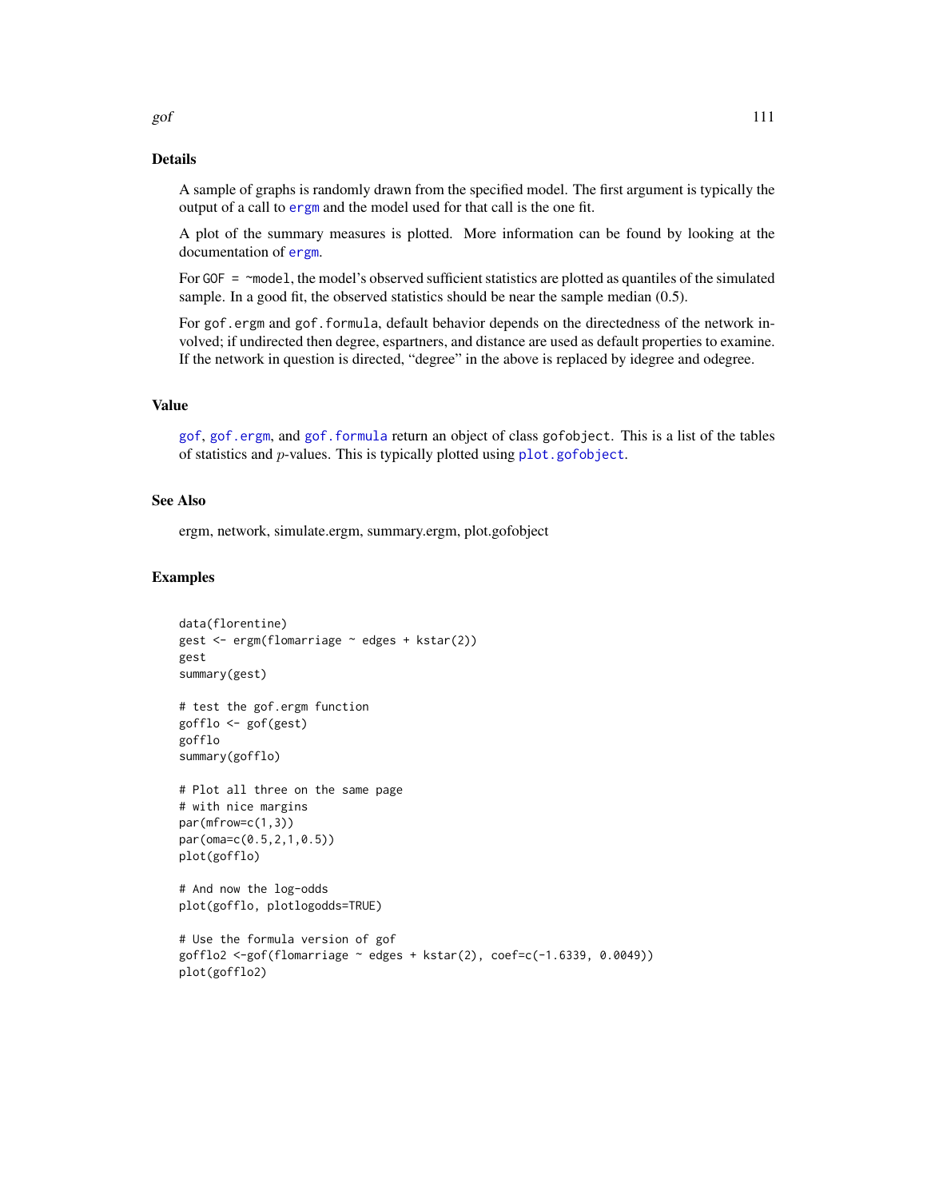## Details

A sample of graphs is randomly drawn from the specified model. The first argument is typically the output of a call to `ergm` and the model used for that call is the one fit.

A plot of the summary measures is plotted. More information can be found by looking at the documentation of `ergm`.

For `GOF = ~model`, the model's observed sufficient statistics are plotted as quantiles of the simulated sample. In a good fit, the observed statistics should be near the sample median (0.5).

For `gof.ergm` and `gof.formula`, default behavior depends on the directedness of the network involved; if undirected then degree, espartners, and distance are used as default properties to examine. If the network in question is directed, "degree" in the above is replaced by idegree and odegree.

## Value

`gof`, `gof.ergm`, and `gof.formula` return an object of class `gofobject`. This is a list of the tables of statistics and $p$-values. This is typically plotted using `plot.gofobject`.

## See Also

ergm, network, simulate.ergm, summary.ergm, plot.gofobject

## Examples

```
data(florentine)
gest <- ergm(flomarriage ~ edges + kstar(2))
gest
summary(gest)

# test the gof.ergm function
gofflo <- gof(gest)
gofflo
summary(gofflo)

# Plot all three on the same page
# with nice margins
par(mfrow=c(1,3))
par(oma=c(0.5,2,1,0.5))
plot(gofflo)

# And now the log-odds
plot(gofflo, plotlogodds=TRUE)

# Use the formula version of gof
gofflo2 <-gof(flomarriage ~ edges + kstar(2), coef=c(-1.6339, 0.0049))
plot(gofflo2)
```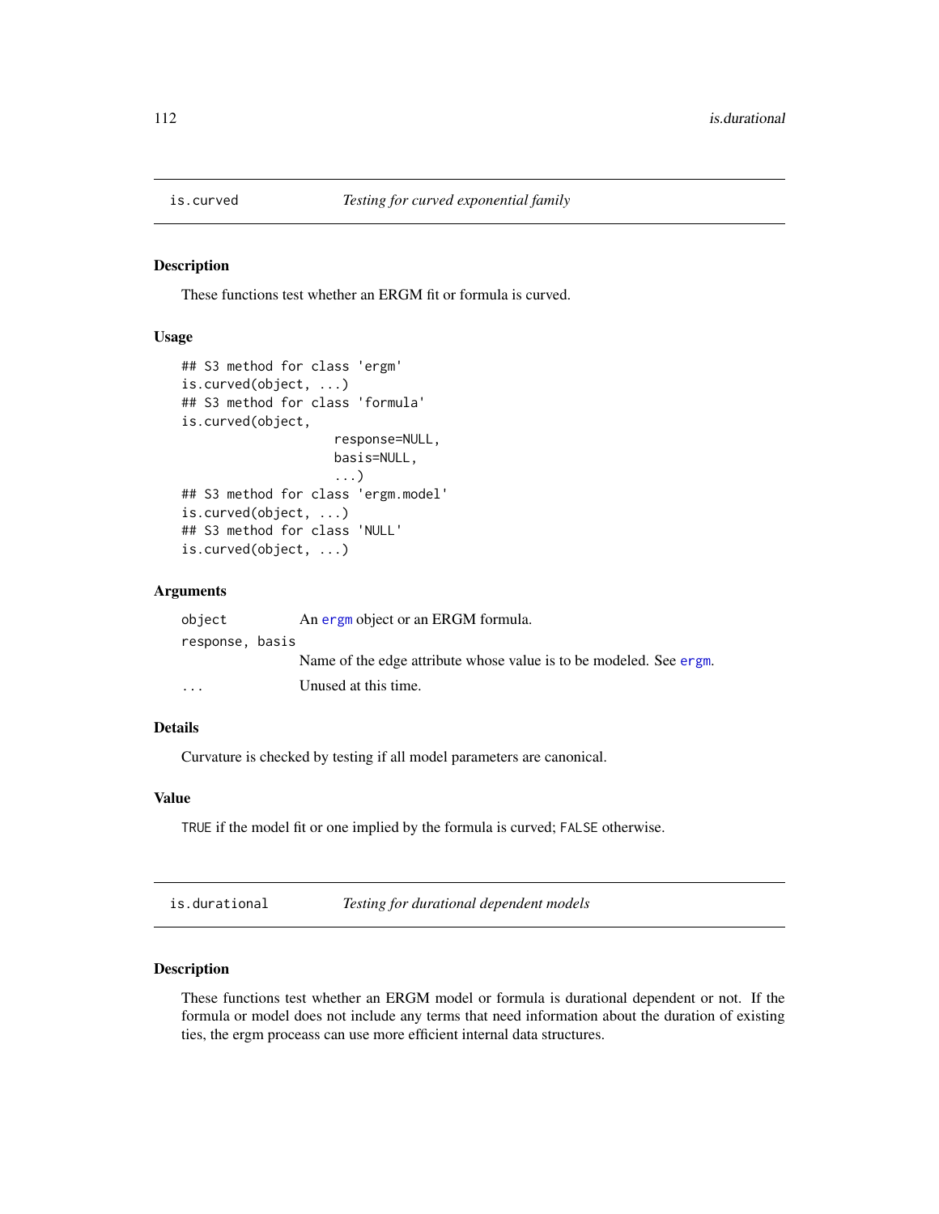## is.curved — *Testing for curved exponential family*

### Description

These functions test whether an ERGM fit or formula is curved.

### Usage

```
## S3 method for class 'ergm'
is.curved(object, ...)
## S3 method for class 'formula'
is.curved(object,
                    response=NULL,
                    basis=NULL,
                    ...)
## S3 method for class 'ergm.model'
is.curved(object, ...)
## S3 method for class 'NULL'
is.curved(object, ...)
```

### Arguments

| | |
|---|---|
| `object` | An ergm object or an ERGM formula. |
| `response, basis` | Name of the edge attribute whose value is to be modeled. See ergm. |
| `...` | Unused at this time. |

### Details

Curvature is checked by testing if all model parameters are canonical.

### Value

`TRUE` if the model fit or one implied by the formula is curved; `FALSE` otherwise.

## is.durational — *Testing for durational dependent models*

### Description

These functions test whether an ERGM model or formula is durational dependent or not. If the formula or model does not include any terms that need information about the duration of existing ties, the ergm proceass can use more efficient internal data structures.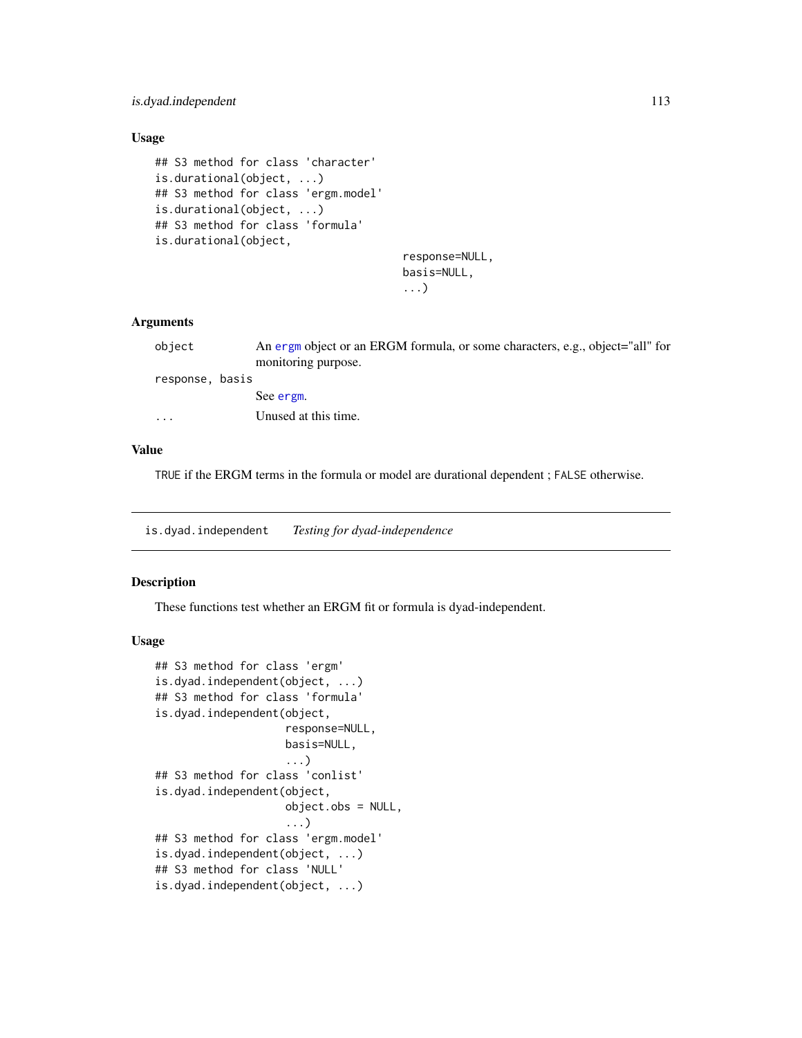## Usage

```
## S3 method for class 'character'
is.durational(object, ...)
## S3 method for class 'ergm.model'
is.durational(object, ...)
## S3 method for class 'formula'
is.durational(object,
                                    response=NULL,
                                    basis=NULL,
                                    ...)
```

## Arguments

| | |
|---|---|
| `object` | An ergm object or an ERGM formula, or some characters, e.g., object="all" for monitoring purpose. |
| `response, basis` | See ergm. |
| `...` | Unused at this time. |

## Value

TRUE if the ERGM terms in the formula or model are durational dependent ; FALSE otherwise.

---

# is.dyad.independent *Testing for dyad-independence*

## Description

These functions test whether an ERGM fit or formula is dyad-independent.

## Usage

```
## S3 method for class 'ergm'
is.dyad.independent(object, ...)
## S3 method for class 'formula'
is.dyad.independent(object,
                    response=NULL,
                    basis=NULL,
                    ...)
## S3 method for class 'conlist'
is.dyad.independent(object,
                    object.obs = NULL,
                    ...)
## S3 method for class 'ergm.model'
is.dyad.independent(object, ...)
## S3 method for class 'NULL'
is.dyad.independent(object, ...)
```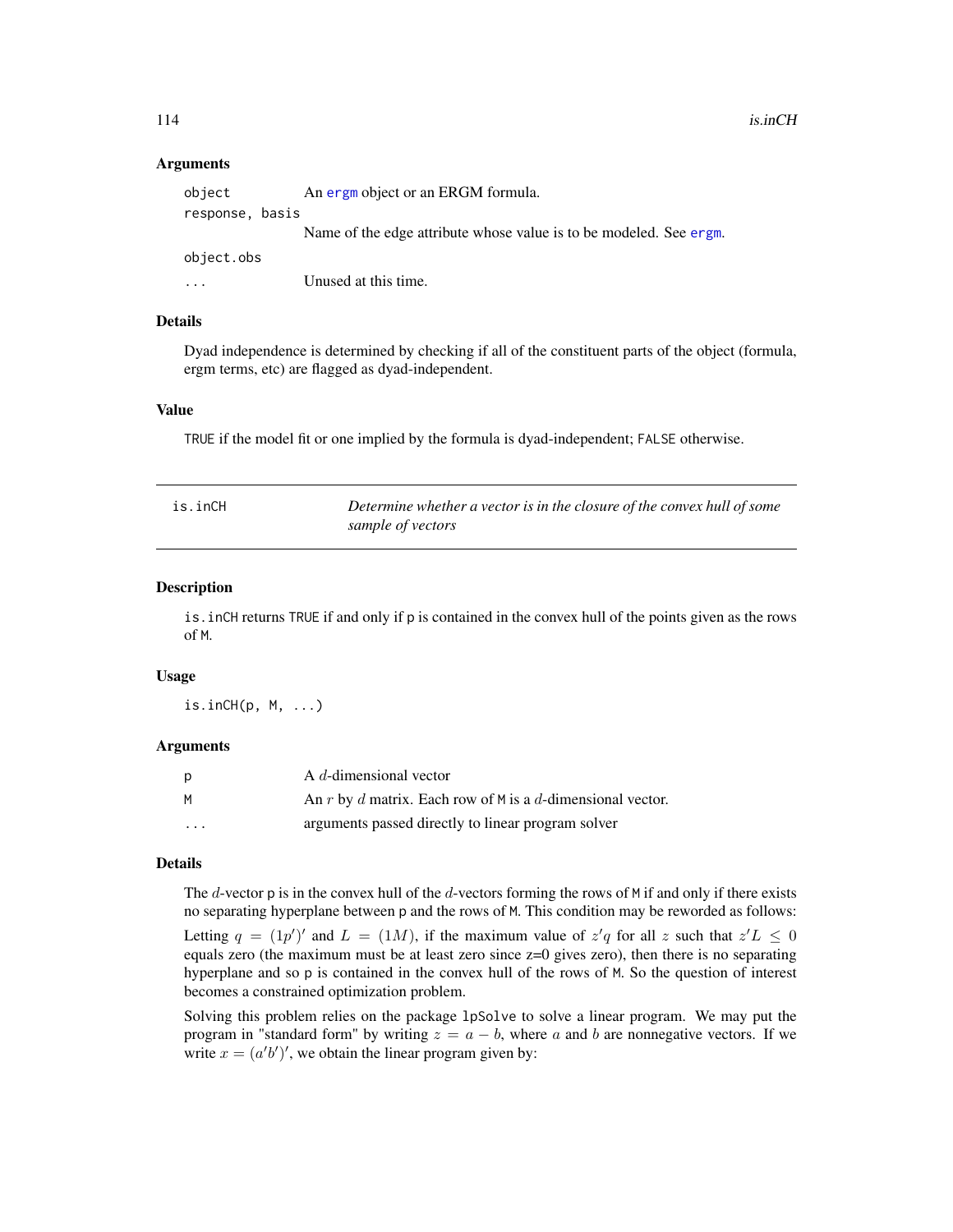### Arguments

| | |
|---|---|
| `object` | An ergm object or an ERGM formula. |
| `response, basis` | Name of the edge attribute whose value is to be modeled. See ergm. |
| `object.obs` | |
| `...` | Unused at this time. |

### Details

Dyad independence is determined by checking if all of the constituent parts of the object (formula, ergm terms, etc) are flagged as dyad-independent.

### Value

`TRUE` if the model fit or one implied by the formula is dyad-independent; `FALSE` otherwise.

---

## is.inCH — *Determine whether a vector is in the closure of the convex hull of some sample of vectors*

---

### Description

`is.inCH` returns `TRUE` if and only if `p` is contained in the convex hull of the points given as the rows of `M`.

### Usage

```
is.inCH(p, M, ...)
```

### Arguments

| | |
|---|---|
| `p` | A $d$-dimensional vector |
| `M` | An $r$ by $d$ matrix. Each row of `M` is a $d$-dimensional vector. |
| `...` | arguments passed directly to linear program solver |

### Details

The $d$-vector `p` is in the convex hull of the $d$-vectors forming the rows of `M` if and only if there exists no separating hyperplane between `p` and the rows of `M`. This condition may be reworded as follows:

Letting $q = (1p')'$ and $L = (1M)$, if the maximum value of $z'q$ for all $z$ such that $z'L \leq 0$ equals zero (the maximum must be at least zero since z=0 gives zero), then there is no separating hyperplane and so `p` is contained in the convex hull of the rows of `M`. So the question of interest becomes a constrained optimization problem.

Solving this problem relies on the package `lpSolve` to solve a linear program. We may put the program in "standard form" by writing $z = a - b$, where $a$ and $b$ are nonnegative vectors. If we write $x = (a'b')'$, we obtain the linear program given by: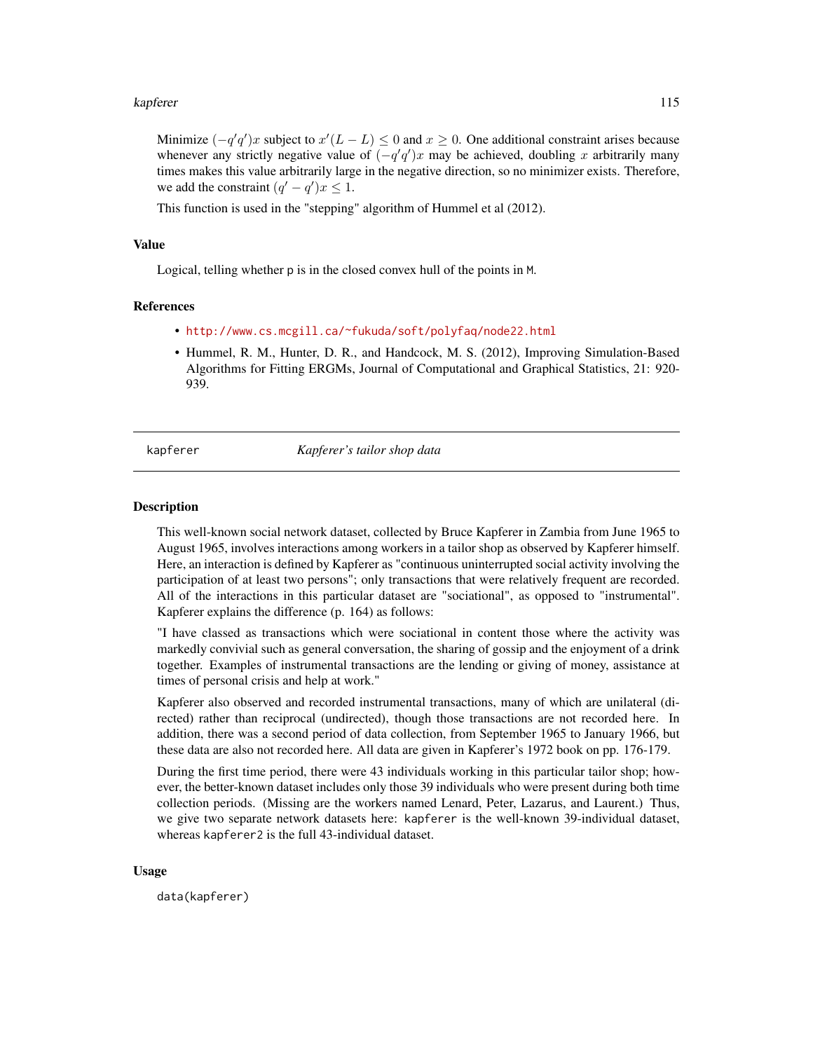Minimize $(-q'q')x$ subject to $x'(L-L) \leq 0$ and $x \geq 0$. One additional constraint arises because whenever any strictly negative value of $(-q'q')x$ may be achieved, doubling $x$ arbitrarily many times makes this value arbitrarily large in the negative direction, so no minimizer exists. Therefore, we add the constraint $(q' - q')x \leq 1$.

This function is used in the "stepping" algorithm of Hummel et al (2012).

### Value

Logical, telling whether p is in the closed convex hull of the points in M.

### References

- http://www.cs.mcgill.ca/~fukuda/soft/polyfaq/node22.html
- Hummel, R. M., Hunter, D. R., and Handcock, M. S. (2012), Improving Simulation-Based Algorithms for Fitting ERGMs, Journal of Computational and Graphical Statistics, 21: 920-939.

---

## kapferer — *Kapferer's tailor shop data*

### Description

This well-known social network dataset, collected by Bruce Kapferer in Zambia from June 1965 to August 1965, involves interactions among workers in a tailor shop as observed by Kapferer himself. Here, an interaction is defined by Kapferer as "continuous uninterrupted social activity involving the participation of at least two persons"; only transactions that were relatively frequent are recorded. All of the interactions in this particular dataset are "sociational", as opposed to "instrumental". Kapferer explains the difference (p. 164) as follows:

"I have classed as transactions which were sociational in content those where the activity was markedly convivial such as general conversation, the sharing of gossip and the enjoyment of a drink together. Examples of instrumental transactions are the lending or giving of money, assistance at times of personal crisis and help at work."

Kapferer also observed and recorded instrumental transactions, many of which are unilateral (directed) rather than reciprocal (undirected), though those transactions are not recorded here. In addition, there was a second period of data collection, from September 1965 to January 1966, but these data are also not recorded here. All data are given in Kapferer's 1972 book on pp. 176-179.

During the first time period, there were 43 individuals working in this particular tailor shop; however, the better-known dataset includes only those 39 individuals who were present during both time collection periods. (Missing are the workers named Lenard, Peter, Lazarus, and Laurent.) Thus, we give two separate network datasets here: kapferer is the well-known 39-individual dataset, whereas kapferer2 is the full 43-individual dataset.

### Usage

```
data(kapferer)
```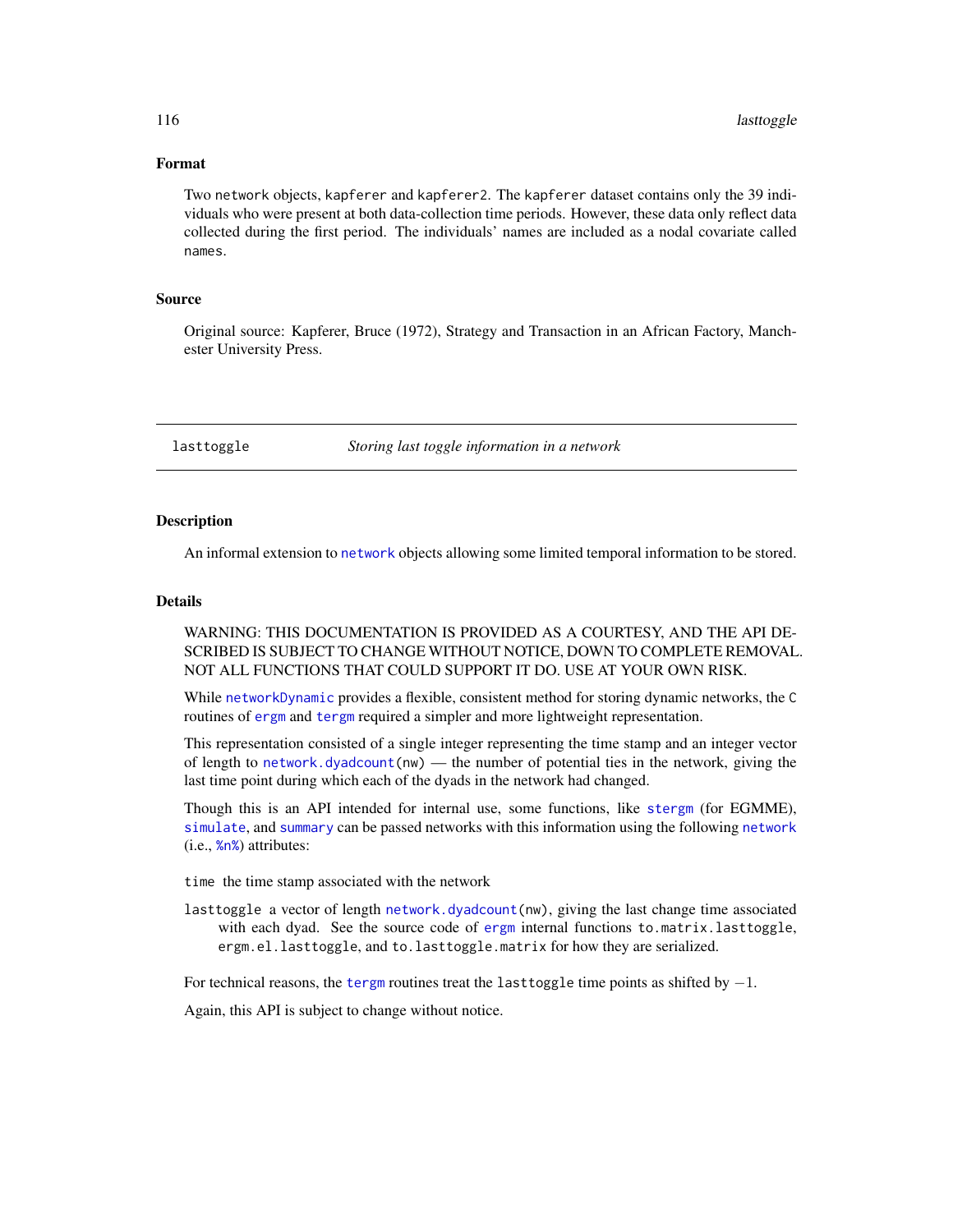### Format

Two `network` objects, `kapferer` and `kapferer2`. The `kapferer` dataset contains only the 39 individuals who were present at both data-collection time periods. However, these data only reflect data collected during the first period. The individuals' names are included as a nodal covariate called `names`.

### Source

Original source: Kapferer, Bruce (1972), Strategy and Transaction in an African Factory, Manchester University Press.

---

## lasttoggle — *Storing last toggle information in a network*

---

### Description

An informal extension to `network` objects allowing some limited temporal information to be stored.

### Details

WARNING: THIS DOCUMENTATION IS PROVIDED AS A COURTESY, AND THE API DESCRIBED IS SUBJECT TO CHANGE WITHOUT NOTICE, DOWN TO COMPLETE REMOVAL. NOT ALL FUNCTIONS THAT COULD SUPPORT IT DO. USE AT YOUR OWN RISK.

While `networkDynamic` provides a flexible, consistent method for storing dynamic networks, the `C` routines of `ergm` and `tergm` required a simpler and more lightweight representation.

This representation consisted of a single integer representing the time stamp and an integer vector of length to `network.dyadcount(nw)` — the number of potential ties in the network, giving the last time point during which each of the dyads in the network had changed.

Though this is an API intended for internal use, some functions, like `stergm` (for EGMME), `simulate`, and `summary` can be passed networks with this information using the following `network` (i.e., `%n%`) attributes:

`time` the time stamp associated with the network

`lasttoggle` a vector of length `network.dyadcount(nw)`, giving the last change time associated with each dyad. See the source code of `ergm` internal functions `to.matrix.lasttoggle`, `ergm.el.lasttoggle`, and `to.lasttoggle.matrix` for how they are serialized.

For technical reasons, the `tergm` routines treat the `lasttoggle` time points as shifted by $-1$.

Again, this API is subject to change without notice.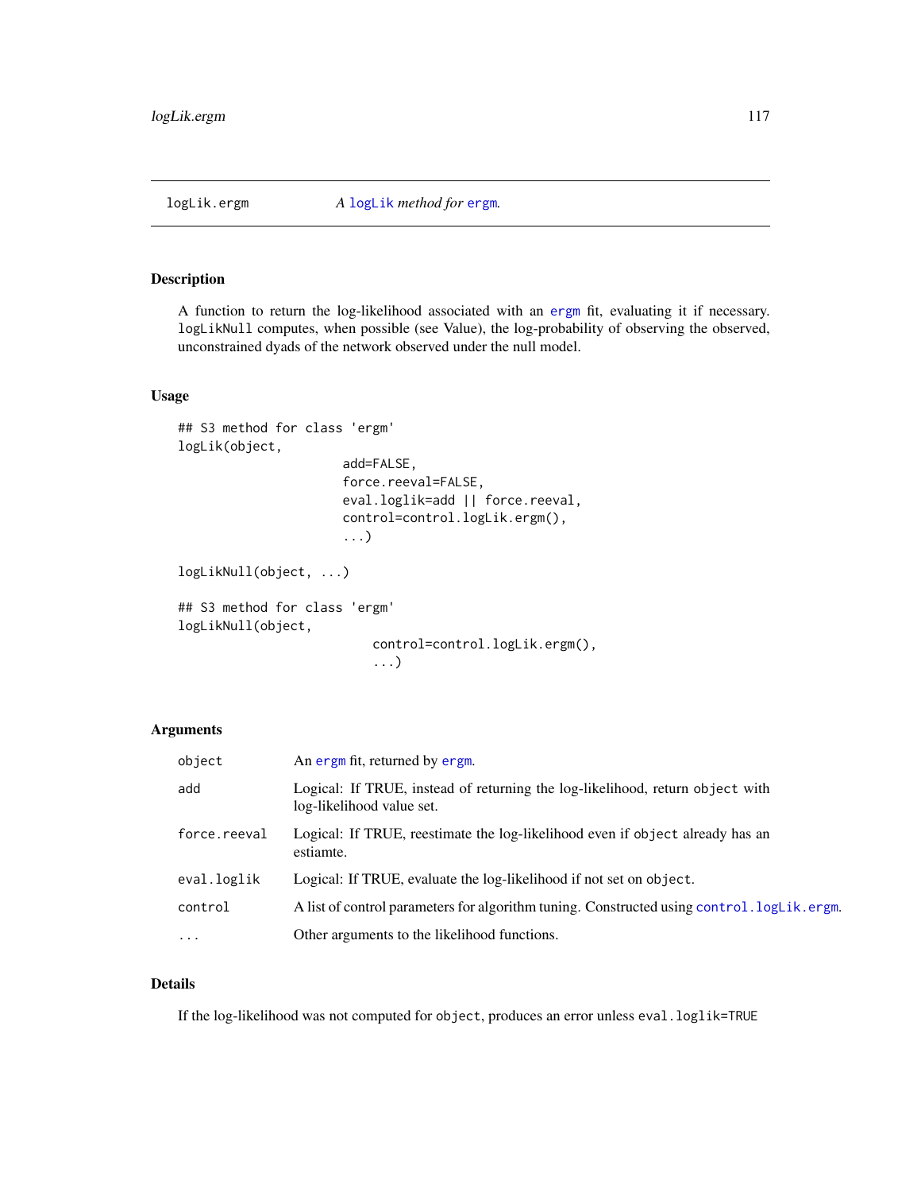logLik.ergm *A* logLik *method for* ergm.

## Description

A function to return the log-likelihood associated with an ergm fit, evaluating it if necessary. logLikNull computes, when possible (see Value), the log-probability of observing the observed, unconstrained dyads of the network observed under the null model.

## Usage

```
## S3 method for class 'ergm'
logLik(object,
                     add=FALSE,
                     force.reeval=FALSE,
                     eval.loglik=add || force.reeval,
                     control=control.logLik.ergm(),
                     ...)

logLikNull(object, ...)

## S3 method for class 'ergm'
logLikNull(object,
                         control=control.logLik.ergm(),
                         ...)
```

## Arguments

| | |
|---|---|
| object | An ergm fit, returned by ergm. |
| add | Logical: If TRUE, instead of returning the log-likelihood, return object with log-likelihood value set. |
| force.reeval | Logical: If TRUE, reestimate the log-likelihood even if object already has an estiamte. |
| eval.loglik | Logical: If TRUE, evaluate the log-likelihood if not set on object. |
| control | A list of control parameters for algorithm tuning. Constructed using control.logLik.ergm. |
| ... | Other arguments to the likelihood functions. |

## Details

If the log-likelihood was not computed for object, produces an error unless eval.loglik=TRUE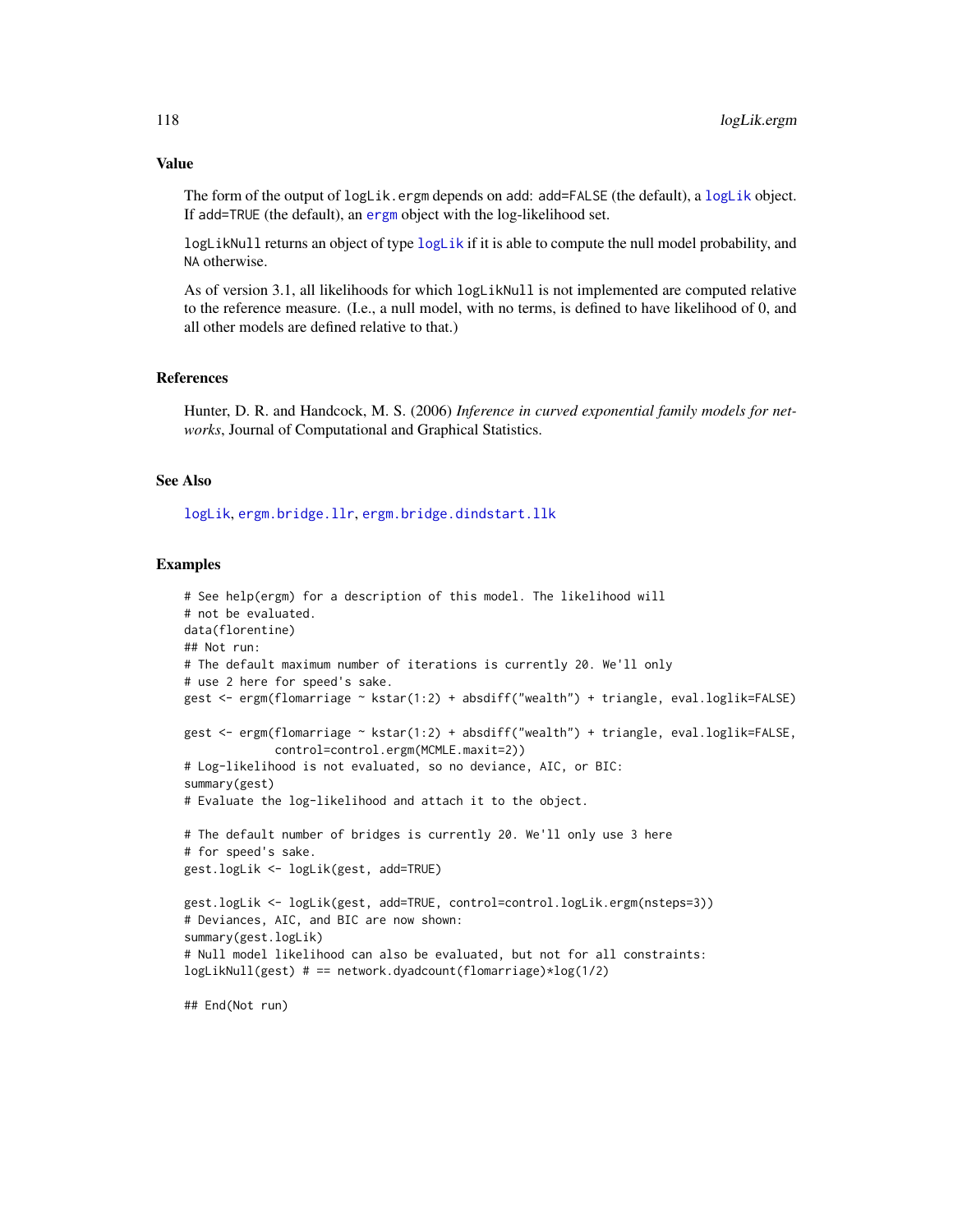## Value

The form of the output of `logLik.ergm` depends on `add`: `add=FALSE` (the default), a `logLik` object. If `add=TRUE` (the default), an `ergm` object with the log-likelihood set.

`logLikNull` returns an object of type `logLik` if it is able to compute the null model probability, and `NA` otherwise.

As of version 3.1, all likelihoods for which `logLikNull` is not implemented are computed relative to the reference measure. (I.e., a null model, with no terms, is defined to have likelihood of 0, and all other models are defined relative to that.)

## References

Hunter, D. R. and Handcock, M. S. (2006) *Inference in curved exponential family models for networks*, Journal of Computational and Graphical Statistics.

## See Also

`logLik`, `ergm.bridge.llr`, `ergm.bridge.dindstart.llk`

## Examples

```
# See help(ergm) for a description of this model. The likelihood will
# not be evaluated.
data(florentine)
## Not run:
# The default maximum number of iterations is currently 20. We'll only
# use 2 here for speed's sake.
gest <- ergm(flomarriage ~ kstar(1:2) + absdiff("wealth") + triangle, eval.loglik=FALSE)

gest <- ergm(flomarriage ~ kstar(1:2) + absdiff("wealth") + triangle, eval.loglik=FALSE,
             control=control.ergm(MCMLE.maxit=2))
# Log-likelihood is not evaluated, so no deviance, AIC, or BIC:
summary(gest)
# Evaluate the log-likelihood and attach it to the object.

# The default number of bridges is currently 20. We'll only use 3 here
# for speed's sake.
gest.logLik <- logLik(gest, add=TRUE)

gest.logLik <- logLik(gest, add=TRUE, control=control.logLik.ergm(nsteps=3))
# Deviances, AIC, and BIC are now shown:
summary(gest.logLik)
# Null model likelihood can also be evaluated, but not for all constraints:
logLikNull(gest) # == network.dyadcount(flomarriage)*log(1/2)

## End(Not run)
```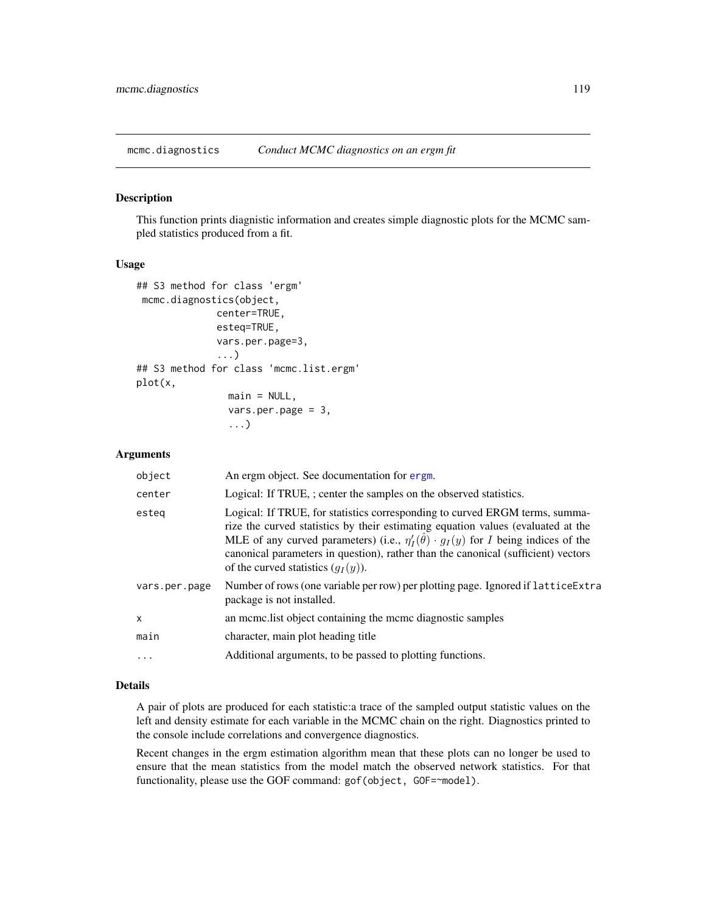# mcmc.diagnostics — *Conduct MCMC diagnostics on an ergm fit*

## Description

This function prints diagistic information and creates simple diagnostic plots for the MCMC sampled statistics produced from a fit.

## Usage

```
## S3 method for class 'ergm'
 mcmc.diagnostics(object,
              center=TRUE,
              esteq=TRUE,
              vars.per.page=3,
              ...)
## S3 method for class 'mcmc.list.ergm'
plot(x,
                main = NULL,
                vars.per.page = 3,
                ...)
```

## Arguments

| | |
|---|---|
| `object` | An ergm object. See documentation for `ergm`. |
| `center` | Logical: If TRUE, ; center the samples on the observed statistics. |
| `esteq` | Logical: If TRUE, for statistics corresponding to curved ERGM terms, summarize the curved statistics by their estimating equation values (evaluated at the MLE of any curved parameters) (i.e., $\eta'_I(\hat{\theta}) \cdot g_I(y)$ for $I$ being indices of the canonical parameters in question), rather than the canonical (sufficient) vectors of the curved statistics ($g_I(y)$). |
| `vars.per.page` | Number of rows (one variable per row) per plotting page. Ignored if `latticeExtra` package is not installed. |
| `x` | an mcmc.list object containing the mcmc diagnostic samples |
| `main` | character, main plot heading title |
| `...` | Additional arguments, to be passed to plotting functions. |

## Details

A pair of plots are produced for each statistic:a trace of the sampled output statistic values on the left and density estimate for each variable in the MCMC chain on the right. Diagnostics printed to the console include correlations and convergence diagnostics.

Recent changes in the ergm estimation algorithm mean that these plots can no longer be used to ensure that the mean statistics from the model match the observed network statistics. For that functionality, please use the GOF command: `gof(object, GOF=~model)`.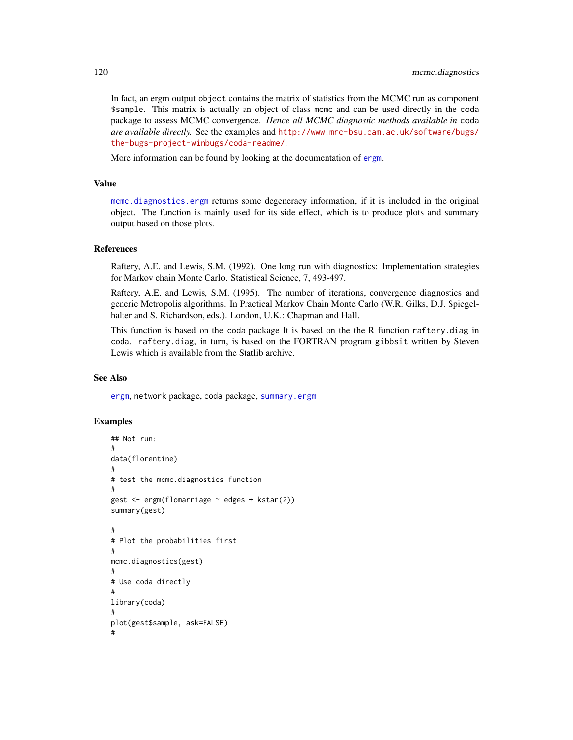In fact, an ergm output `object` contains the matrix of statistics from the MCMC run as component `$sample`. This matrix is actually an object of class `mcmc` and can be used directly in the `coda` package to assess MCMC convergence. *Hence all MCMC diagnostic methods available in* `coda` *are available directly.* See the examples and http://www.mrc-bsu.cam.ac.uk/software/bugs/the-bugs-project-winbugs/coda-readme/.

More information can be found by looking at the documentation of ergm.

## Value

mcmc.diagnostics.ergm returns some degeneracy information, if it is included in the original object. The function is mainly used for its side effect, which is to produce plots and summary output based on those plots.

## References

Raftery, A.E. and Lewis, S.M. (1992). One long run with diagnostics: Implementation strategies for Markov chain Monte Carlo. Statistical Science, 7, 493-497.

Raftery, A.E. and Lewis, S.M. (1995). The number of iterations, convergence diagnostics and generic Metropolis algorithms. In Practical Markov Chain Monte Carlo (W.R. Gilks, D.J. Spiegelhalter and S. Richardson, eds.). London, U.K.: Chapman and Hall.

This function is based on the `coda` package It is based on the the R function `raftery.diag` in `coda`. `raftery.diag`, in turn, is based on the FORTRAN program `gibbsit` written by Steven Lewis which is available from the Statlib archive.

## See Also

ergm, `network` package, `coda` package, summary.ergm

## Examples

```
## Not run:
#
data(florentine)
#
# test the mcmc.diagnostics function
#
gest <- ergm(flomarriage ~ edges + kstar(2))
summary(gest)

#
# Plot the probabilities first
#
mcmc.diagnostics(gest)
#
# Use coda directly
#
library(coda)
#
plot(gest$sample, ask=FALSE)
#
```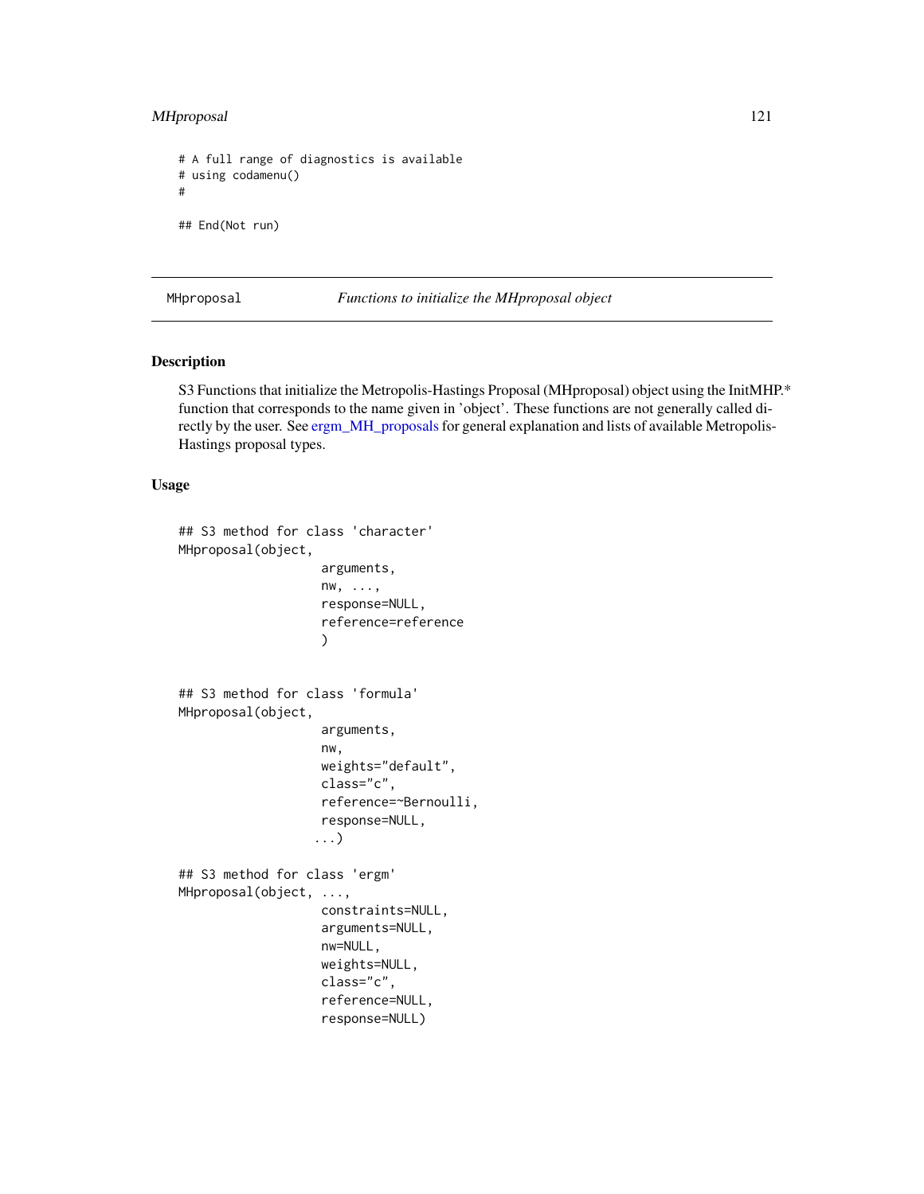```
# A full range of diagnostics is available
# using codamenu()
#

## End(Not run)
```

---

MHproposal *Functions to initialize the MHproposal object*

---

## Description

S3 Functions that initialize the Metropolis-Hastings Proposal (MHproposal) object using the InitMHP.* function that corresponds to the name given in 'object'. These functions are not generally called directly by the user. See ergm_MH_proposals for general explanation and lists of available Metropolis-Hastings proposal types.

## Usage

```
## S3 method for class 'character'
MHproposal(object,
                    arguments,
                    nw, ...,
                    response=NULL,
                    reference=reference
                    )


## S3 method for class 'formula'
MHproposal(object,
                    arguments,
                    nw,
                    weights="default",
                    class="c",
                    reference=~Bernoulli,
                    response=NULL,
                   ...)

## S3 method for class 'ergm'
MHproposal(object, ...,
                    constraints=NULL,
                    arguments=NULL,
                    nw=NULL,
                    weights=NULL,
                    class="c",
                    reference=NULL,
                    response=NULL)
```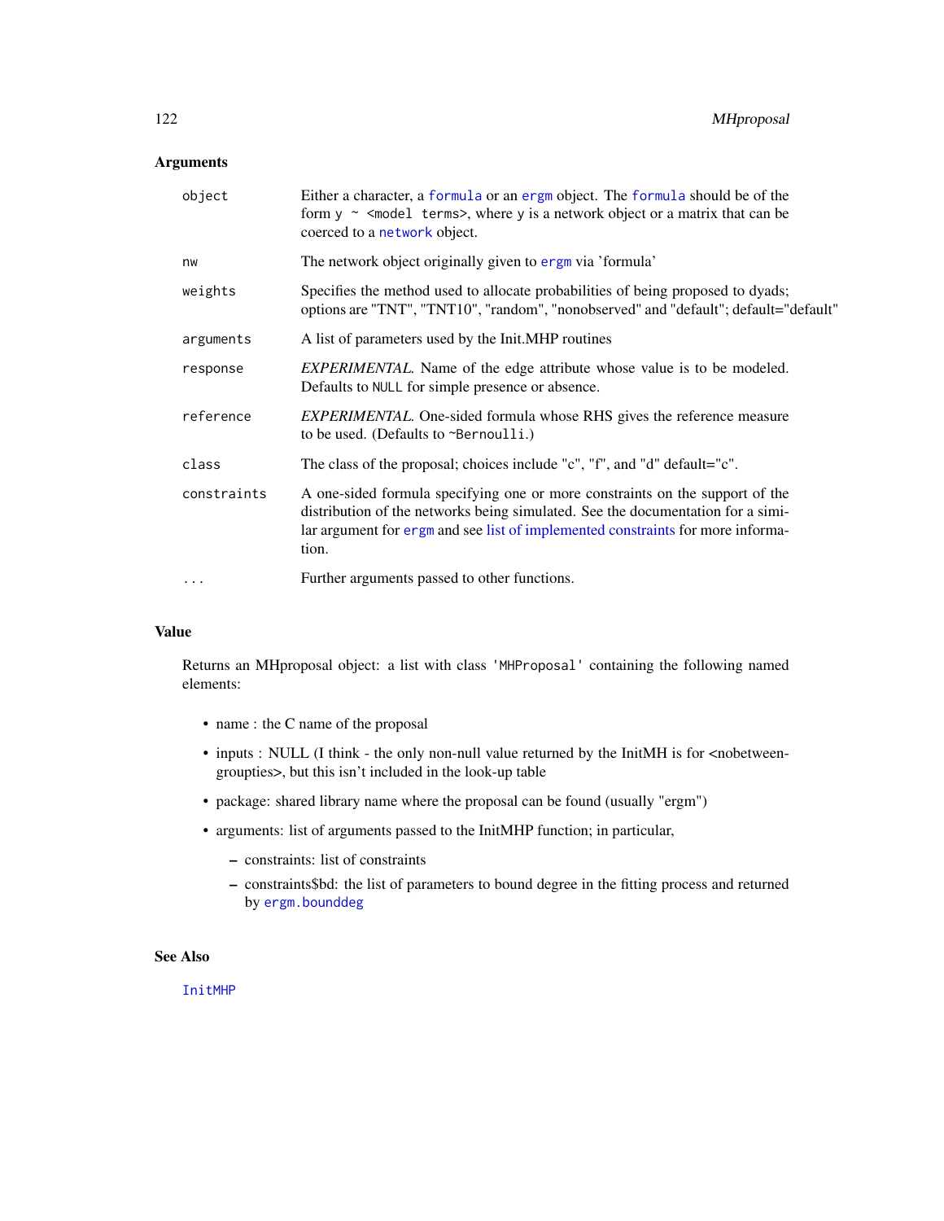## Arguments

| | |
|---|---|
| `object` | Either a character, a `formula` or an `ergm` object. The `formula` should be of the form `y ~ <model terms>`, where `y` is a network object or a matrix that can be coerced to a `network` object. |
| `nw` | The network object originally given to `ergm` via 'formula' |
| `weights` | Specifies the method used to allocate probabilities of being proposed to dyads; options are "TNT", "TNT10", "random", "nonobserved" and "default"; default="default" |
| `arguments` | A list of parameters used by the Init.MHP routines |
| `response` | *EXPERIMENTAL.* Name of the edge attribute whose value is to be modeled. Defaults to `NULL` for simple presence or absence. |
| `reference` | *EXPERIMENTAL.* One-sided formula whose RHS gives the reference measure to be used. (Defaults to `~Bernoulli`.) |
| `class` | The class of the proposal; choices include "c", "f", and "d" default="c". |
| `constraints` | A one-sided formula specifying one or more constraints on the support of the distribution of the networks being simulated. See the documentation for a similar argument for `ergm` and see list of implemented constraints for more information. |
| `...` | Further arguments passed to other functions. |

## Value

Returns an MHproposal object: a list with class `'MHProposal'` containing the following named elements:

- name : the C name of the proposal
- inputs : NULL (I think - the only non-null value returned by the InitMH is for <nobetweengroupties>, but this isn't included in the look-up table
- package: shared library name where the proposal can be found (usually "ergm")
- arguments: list of arguments passed to the InitMHP function; in particular,
  - constraints: list of constraints
  - constraints$bd: the list of parameters to bound degree in the fitting process and returned by `ergm.bounddeg`

## See Also

`InitMHP`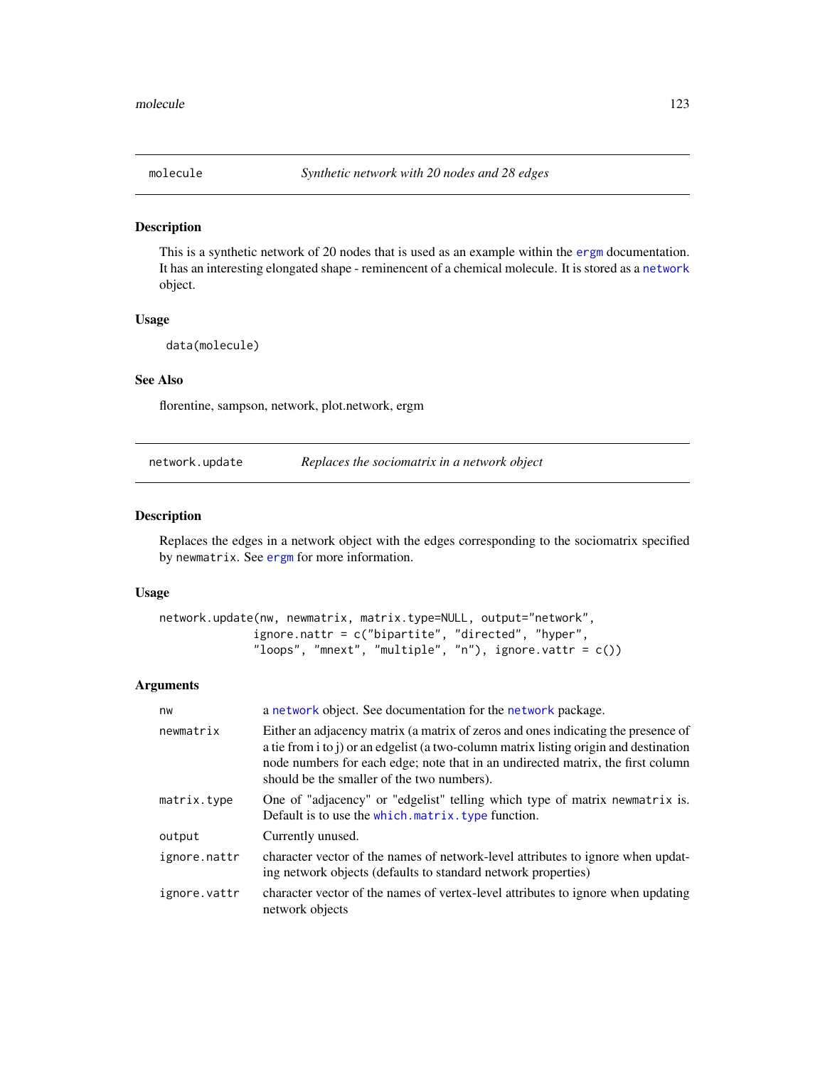## molecule — *Synthetic network with 20 nodes and 28 edges*

### Description

This is a synthetic network of 20 nodes that is used as an example within the ergm documentation. It has an interesting elongated shape - reminencent of a chemical molecule. It is stored as a network object.

### Usage

```
data(molecule)
```

### See Also

florentine, sampson, network, plot.network, ergm

## network.update — *Replaces the sociomatrix in a network object*

### Description

Replaces the edges in a network object with the edges corresponding to the sociomatrix specified by `newmatrix`. See ergm for more information.

### Usage

```
network.update(nw, newmatrix, matrix.type=NULL, output="network",
              ignore.nattr = c("bipartite", "directed", "hyper",
              "loops", "mnext", "multiple", "n"), ignore.vattr = c())
```

### Arguments

| | |
|---|---|
| `nw` | a network object. See documentation for the network package. |
| `newmatrix` | Either an adjacency matrix (a matrix of zeros and ones indicating the presence of a tie from i to j) or an edgelist (a two-column matrix listing origin and destination node numbers for each edge; note that in an undirected matrix, the first column should be the smaller of the two numbers). |
| `matrix.type` | One of "adjacency" or "edgelist" telling which type of matrix `newmatrix` is. Default is to use the `which.matrix.type` function. |
| `output` | Currently unused. |
| `ignore.nattr` | character vector of the names of network-level attributes to ignore when updating network objects (defaults to standard network properties) |
| `ignore.vattr` | character vector of the names of vertex-level attributes to ignore when updating network objects |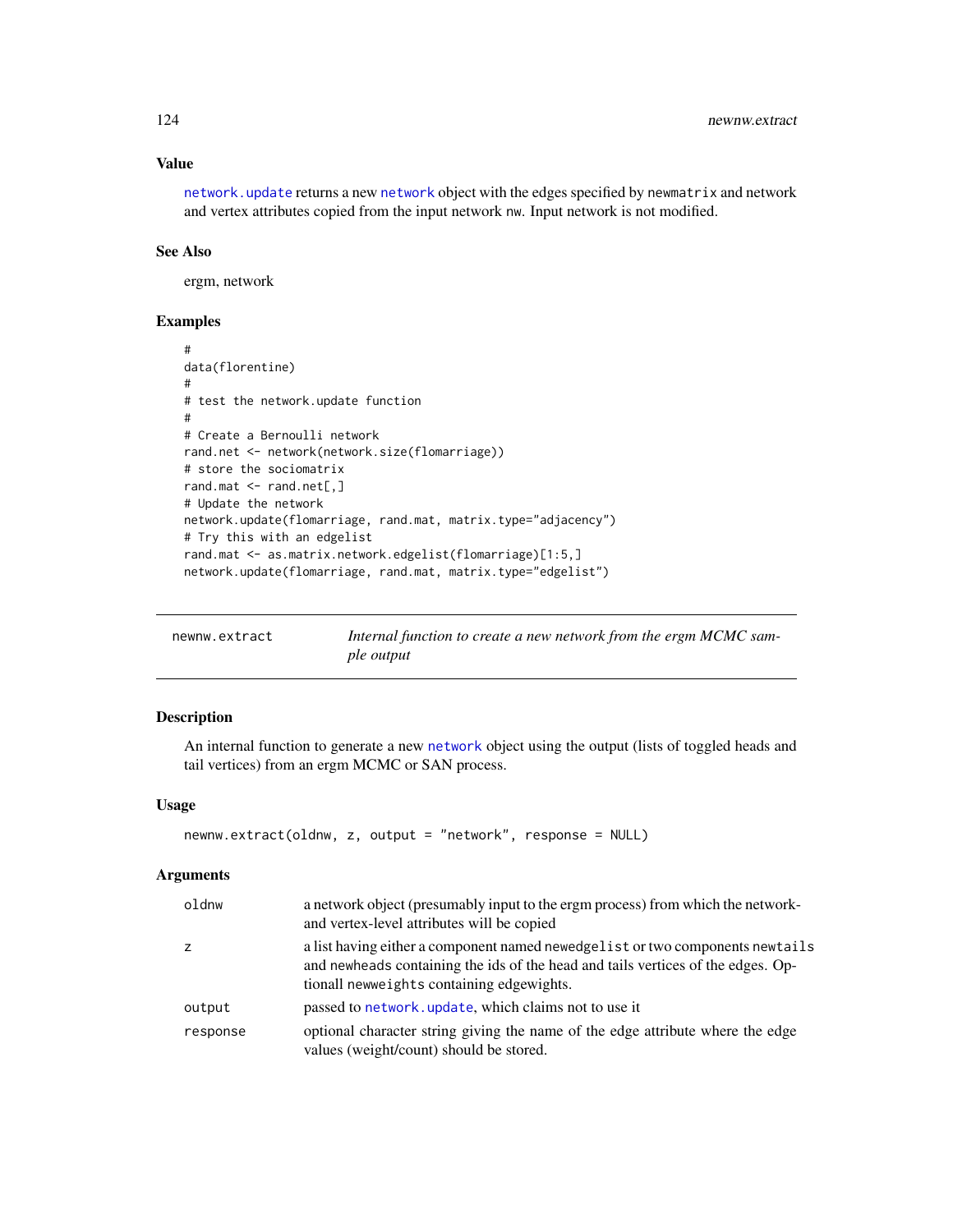## Value

network.update returns a new network object with the edges specified by newmatrix and network and vertex attributes copied from the input network nw. Input network is not modified.

## See Also

ergm, network

## Examples

```
#
data(florentine)
#
# test the network.update function
#
# Create a Bernoulli network
rand.net <- network(network.size(flomarriage))
# store the sociomatrix
rand.mat <- rand.net[,]
# Update the network
network.update(flomarriage, rand.mat, matrix.type="adjacency")
# Try this with an edgelist
rand.mat <- as.matrix.network.edgelist(flomarriage)[1:5,]
network.update(flomarriage, rand.mat, matrix.type="edgelist")
```

---

# newnw.extract — *Internal function to create a new network from the ergm MCMC sample output*

---

## Description

An internal function to generate a new network object using the output (lists of toggled heads and tail vertices) from an ergm MCMC or SAN process.

## Usage

```
newnw.extract(oldnw, z, output = "network", response = NULL)
```

## Arguments

| | |
|---|---|
| oldnw | a network object (presumably input to the ergm process) from which the network- and vertex-level attributes will be copied |
| z | a list having either a component named newedgelist or two components newtails and newheads containing the ids of the head and tails vertices of the edges. Optionall newweights containing edgewights. |
| output | passed to network.update, which claims not to use it |
| response | optional character string giving the name of the edge attribute where the edge values (weight/count) should be stored. |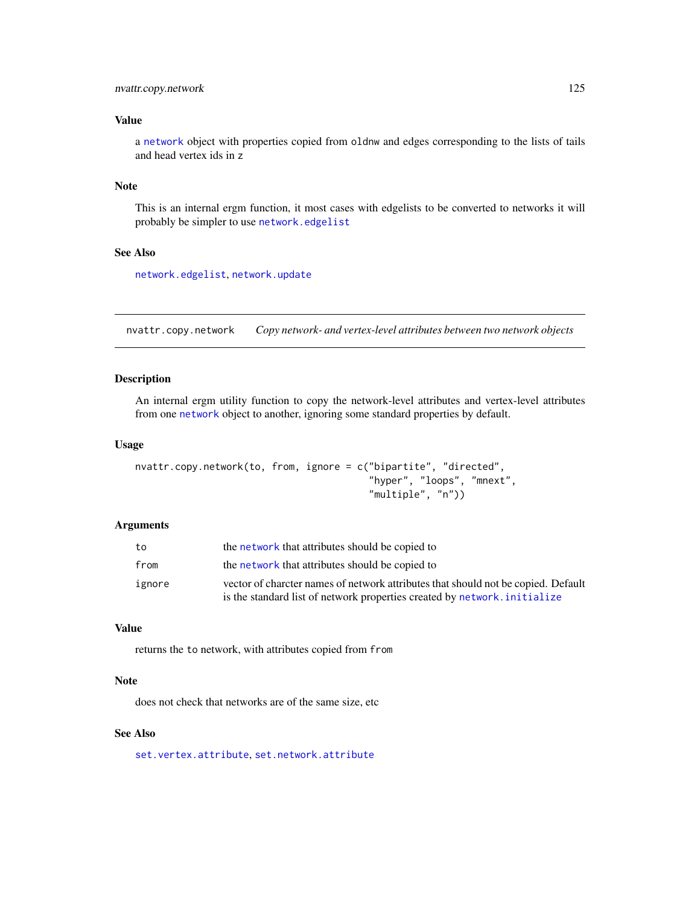## Value

a network object with properties copied from `oldnw` and edges corresponding to the lists of tails and head vertex ids in `z`

## Note

This is an internal ergm function, it most cases with edgelists to be converted to networks it will probably be simpler to use `network.edgelist`

## See Also

`network.edgelist`, `network.update`

---

# nvattr.copy.network — *Copy network- and vertex-level attributes between two network objects*

## Description

An internal ergm utility function to copy the network-level attributes and vertex-level attributes from one network object to another, ignoring some standard properties by default.

## Usage

```
nvattr.copy.network(to, from, ignore = c("bipartite", "directed",
                                          "hyper", "loops", "mnext",
                                          "multiple", "n"))
```

## Arguments

| | |
|---|---|
| `to` | the network that attributes should be copied to |
| `from` | the network that attributes should be copied to |
| `ignore` | vector of charcter names of network attributes that should not be copied. Default is the standard list of network properties created by `network.initialize` |

## Value

returns the `to` network, with attributes copied from `from`

## Note

does not check that networks are of the same size, etc

## See Also

`set.vertex.attribute`, `set.network.attribute`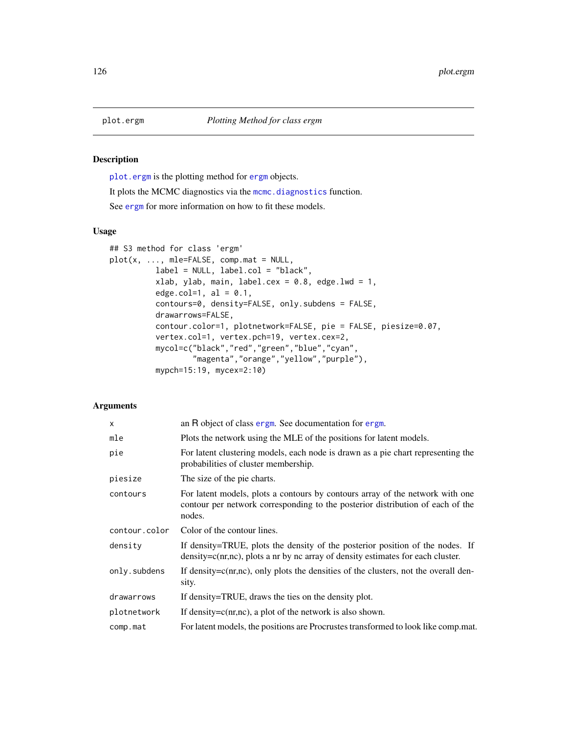plot.ergm *Plotting Method for class ergm*

## Description

plot.ergm is the plotting method for ergm objects.

It plots the MCMC diagnostics via the mcmc.diagnostics function.

See ergm for more information on how to fit these models.

## Usage

```
## S3 method for class 'ergm'
plot(x, ..., mle=FALSE, comp.mat = NULL,
          label = NULL, label.col = "black",
          xlab, ylab, main, label.cex = 0.8, edge.lwd = 1,
          edge.col=1, al = 0.1,
          contours=0, density=FALSE, only.subdens = FALSE,
          drawarrows=FALSE,
          contour.color=1, plotnetwork=FALSE, pie = FALSE, piesize=0.07,
          vertex.col=1, vertex.pch=19, vertex.cex=2,
          mycol=c("black","red","green","blue","cyan",
                  "magenta","orange","yellow","purple"),
          mypch=15:19, mycex=2:10)
```

## Arguments

| | |
|---|---|
| x | an R object of class ergm. See documentation for ergm. |
| mle | Plots the network using the MLE of the positions for latent models. |
| pie | For latent clustering models, each node is drawn as a pie chart representing the probabilities of cluster membership. |
| piesize | The size of the pie charts. |
| contours | For latent models, plots a contours by contours array of the network with one contour per network corresponding to the posterior distribution of each of the nodes. |
| contour.color | Color of the contour lines. |
| density | If density=TRUE, plots the density of the posterior position of the nodes. If density=c(nr,nc), plots a nr by nc array of density estimates for each cluster. |
| only.subdens | If density=c(nr,nc), only plots the densities of the clusters, not the overall density. |
| drawarrows | If density=TRUE, draws the ties on the density plot. |
| plotnetwork | If density=c(nr,nc), a plot of the network is also shown. |
| comp.mat | For latent models, the positions are Procrustes transformed to look like comp.mat. |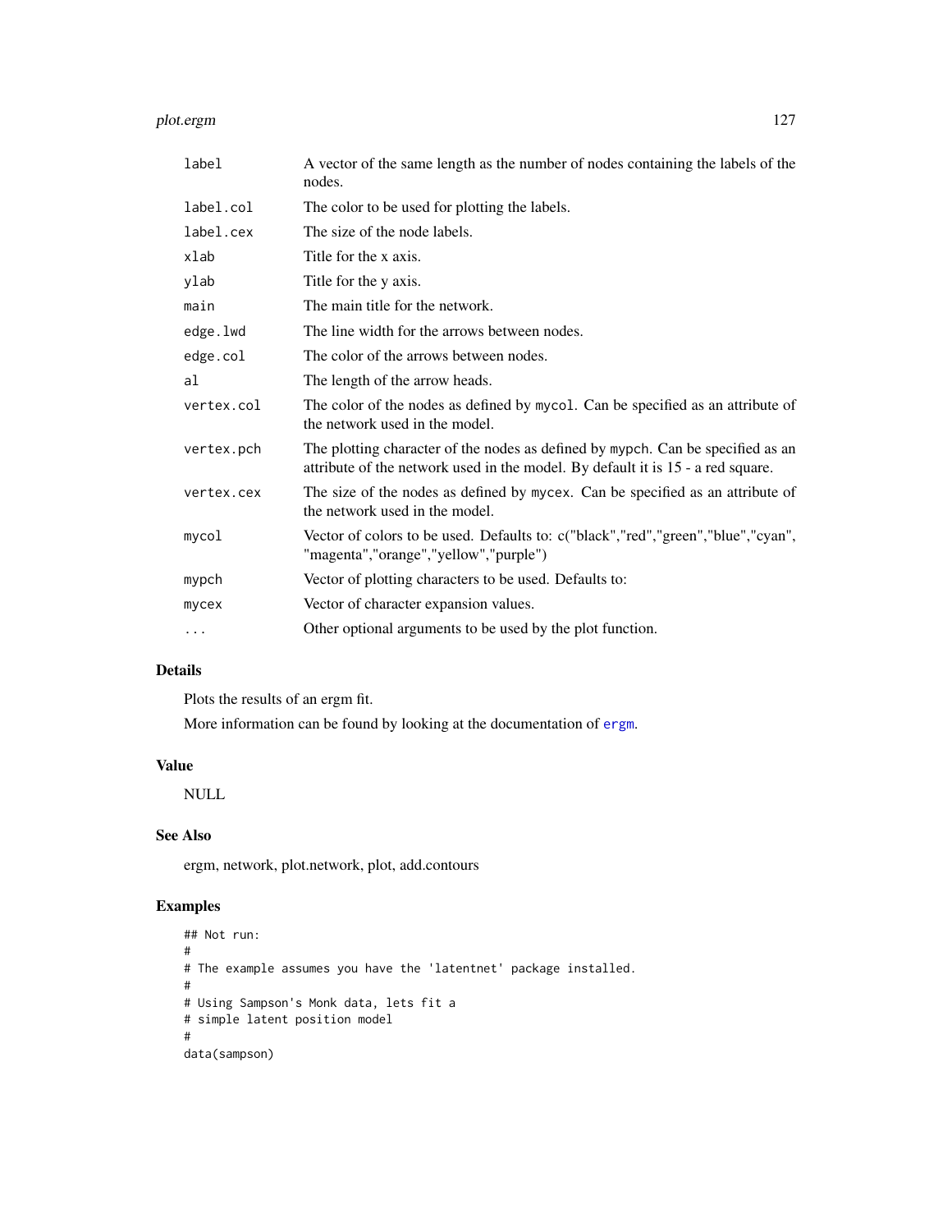| | |
|---|---|
| label | A vector of the same length as the number of nodes containing the labels of the nodes. |
| label.col | The color to be used for plotting the labels. |
| label.cex | The size of the node labels. |
| xlab | Title for the x axis. |
| ylab | Title for the y axis. |
| main | The main title for the network. |
| edge.lwd | The line width for the arrows between nodes. |
| edge.col | The color of the arrows between nodes. |
| al | The length of the arrow heads. |
| vertex.col | The color of the nodes as defined by mycol. Can be specified as an attribute of the network used in the model. |
| vertex.pch | The plotting character of the nodes as defined by mypch. Can be specified as an attribute of the network used in the model. By default it is 15 - a red square. |
| vertex.cex | The size of the nodes as defined by mycex. Can be specified as an attribute of the network used in the model. |
| mycol | Vector of colors to be used. Defaults to: c("black","red","green","blue","cyan", "magenta","orange","yellow","purple") |
| mypch | Vector of plotting characters to be used. Defaults to: |
| mycex | Vector of character expansion values. |
| ... | Other optional arguments to be used by the plot function. |

## Details

Plots the results of an ergm fit.

More information can be found by looking at the documentation of ergm.

## Value

NULL

## See Also

ergm, network, plot.network, plot, add.contours

## Examples

```
## Not run:
#
# The example assumes you have the 'latentnet' package installed.
#
# Using Sampson's Monk data, lets fit a
# simple latent position model
#
data(sampson)
```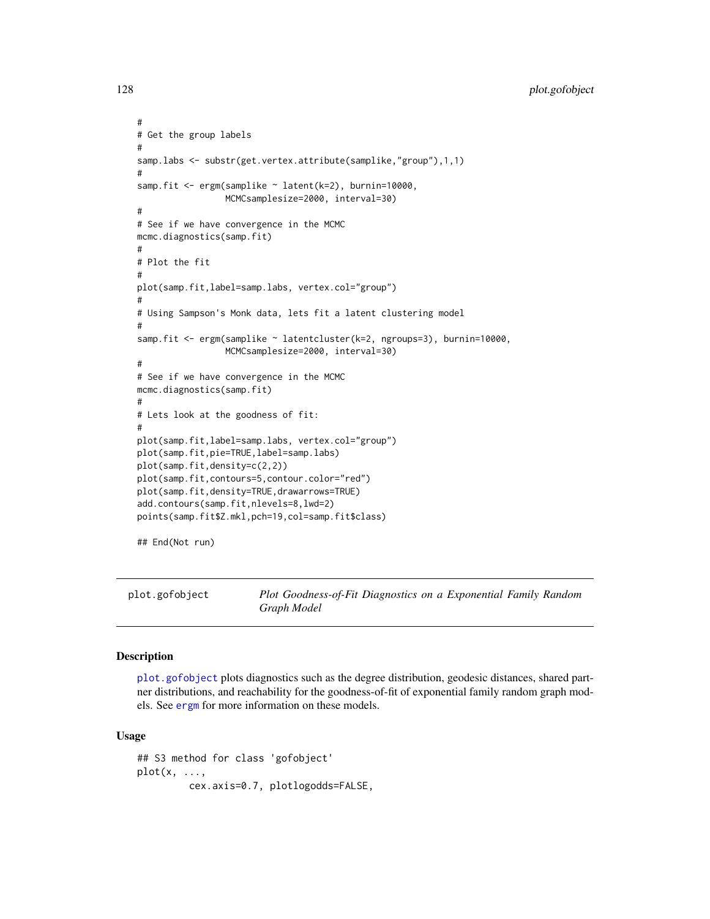```
#
# Get the group labels
#
samp.labs <- substr(get.vertex.attribute(samplike,"group"),1,1)
#
samp.fit <- ergm(samplike ~ latent(k=2), burnin=10000,
                 MCMCsamplesize=2000, interval=30)
#
# See if we have convergence in the MCMC
mcmc.diagnostics(samp.fit)
#
# Plot the fit
#
plot(samp.fit,label=samp.labs, vertex.col="group")
#
# Using Sampson's Monk data, lets fit a latent clustering model
#
samp.fit <- ergm(samplike ~ latentcluster(k=2, ngroups=3), burnin=10000,
                 MCMCsamplesize=2000, interval=30)
#
# See if we have convergence in the MCMC
mcmc.diagnostics(samp.fit)
#
# Lets look at the goodness of fit:
#
plot(samp.fit,label=samp.labs, vertex.col="group")
plot(samp.fit,pie=TRUE,label=samp.labs)
plot(samp.fit,density=c(2,2))
plot(samp.fit,contours=5,contour.color="red")
plot(samp.fit,density=TRUE,drawarrows=TRUE)
add.contours(samp.fit,nlevels=8,lwd=2)
points(samp.fit$Z.mkl,pch=19,col=samp.fit$class)

## End(Not run)
```

---

## plot.gofobject — *Plot Goodness-of-Fit Diagnostics on a Exponential Family Random Graph Model*

### Description

plot.gofobject plots diagnostics such as the degree distribution, geodesic distances, shared partner distributions, and reachability for the goodness-of-fit of exponential family random graph models. See ergm for more information on these models.

### Usage

```
## S3 method for class 'gofobject'
plot(x, ...,
         cex.axis=0.7, plotlogodds=FALSE,
```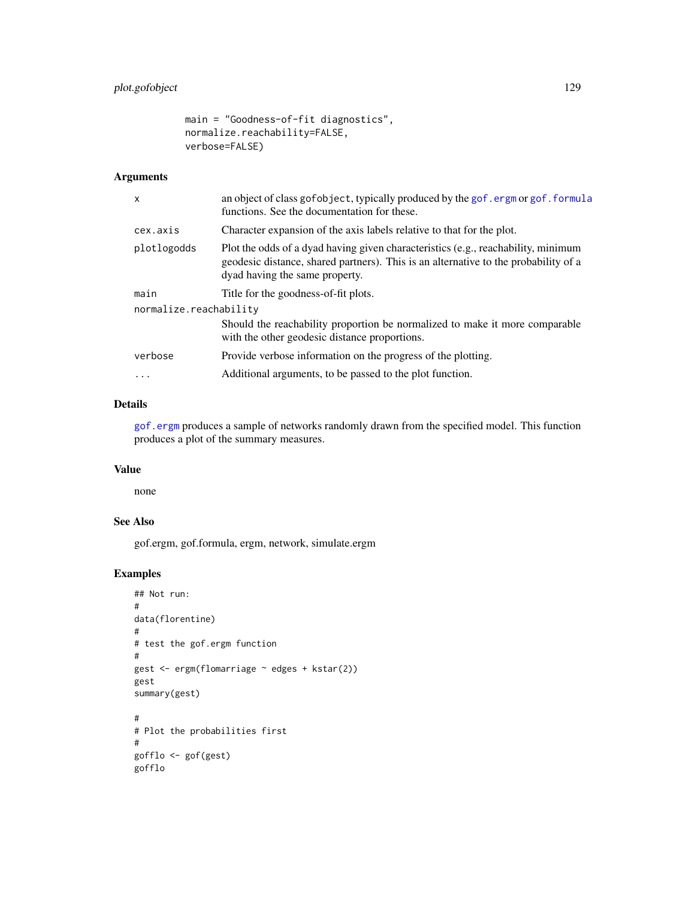```
main = "Goodness-of-fit diagnostics",
normalize.reachability=FALSE,
verbose=FALSE)
```

## Arguments

| | |
|---|---|
| x | an object of class gofobject, typically produced by the gof.ergm or gof.formula functions. See the documentation for these. |
| cex.axis | Character expansion of the axis labels relative to that for the plot. |
| plotlogodds | Plot the odds of a dyad having given characteristics (e.g., reachability, minimum geodesic distance, shared partners). This is an alternative to the probability of a dyad having the same property. |
| main | Title for the goodness-of-fit plots. |
| normalize.reachability | Should the reachability proportion be normalized to make it more comparable with the other geodesic distance proportions. |
| verbose | Provide verbose information on the progress of the plotting. |
| ... | Additional arguments, to be passed to the plot function. |

## Details

gof.ergm produces a sample of networks randomly drawn from the specified model. This function produces a plot of the summary measures.

## Value

none

## See Also

gof.ergm, gof.formula, ergm, network, simulate.ergm

## Examples

```
## Not run:
#
data(florentine)
#
# test the gof.ergm function
#
gest <- ergm(flomarriage ~ edges + kstar(2))
gest
summary(gest)

#
# Plot the probabilities first
#
gofflo <- gof(gest)
gofflo
```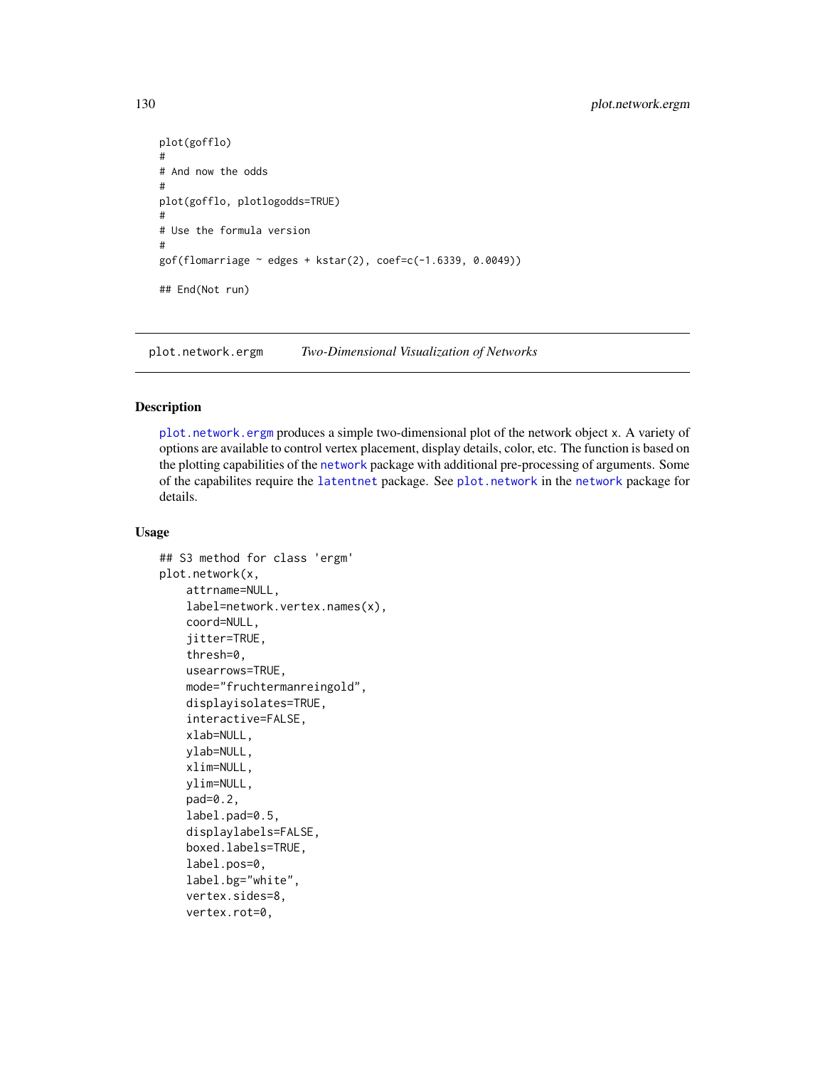```
plot(gofflo)
#
# And now the odds
#
plot(gofflo, plotlogodds=TRUE)
#
# Use the formula version
#
gof(flomarriage ~ edges + kstar(2), coef=c(-1.6339, 0.0049))

## End(Not run)
```

---

## plot.network.ergm — *Two-Dimensional Visualization of Networks*

---

### Description

plot.network.ergm produces a simple two-dimensional plot of the network object x. A variety of options are available to control vertex placement, display details, color, etc. The function is based on the plotting capabilities of the network package with additional pre-processing of arguments. Some of the capabilites require the latentnet package. See plot.network in the network package for details.

### Usage

```
## S3 method for class 'ergm'
plot.network(x,
    attrname=NULL,
    label=network.vertex.names(x),
    coord=NULL,
    jitter=TRUE,
    thresh=0,
    usearrows=TRUE,
    mode="fruchtermanreingold",
    displayisolates=TRUE,
    interactive=FALSE,
    xlab=NULL,
    ylab=NULL,
    xlim=NULL,
    ylim=NULL,
    pad=0.2,
    label.pad=0.5,
    displaylabels=FALSE,
    boxed.labels=TRUE,
    label.pos=0,
    label.bg="white",
    vertex.sides=8,
    vertex.rot=0,
```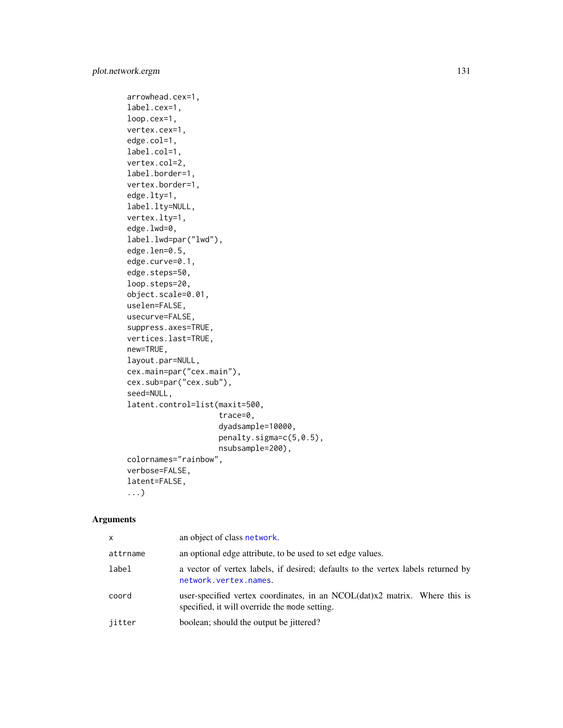```
arrowhead.cex=1,
label.cex=1,
loop.cex=1,
vertex.cex=1,
edge.col=1,
label.col=1,
vertex.col=2,
label.border=1,
vertex.border=1,
edge.lty=1,
label.lty=NULL,
vertex.lty=1,
edge.lwd=0,
label.lwd=par("lwd"),
edge.len=0.5,
edge.curve=0.1,
edge.steps=50,
loop.steps=20,
object.scale=0.01,
uselen=FALSE,
usecurve=FALSE,
suppress.axes=TRUE,
vertices.last=TRUE,
new=TRUE,
layout.par=NULL,
cex.main=par("cex.main"),
cex.sub=par("cex.sub"),
seed=NULL,
latent.control=list(maxit=500,
                    trace=0,
                    dyadsample=10000,
                    penalty.sigma=c(5,0.5),
                    nsubsample=200),
colornames="rainbow",
verbose=FALSE,
latent=FALSE,
...)
```

### Arguments

| | |
|---|---|
| `x` | an object of class `network`. |
| `attrname` | an optional edge attribute, to be used to set edge values. |
| `label` | a vector of vertex labels, if desired; defaults to the vertex labels returned by `network.vertex.names`. |
| `coord` | user-specified vertex coordinates, in an NCOL(dat)x2 matrix. Where this is specified, it will override the `mode` setting. |
| `jitter` | boolean; should the output be jittered? |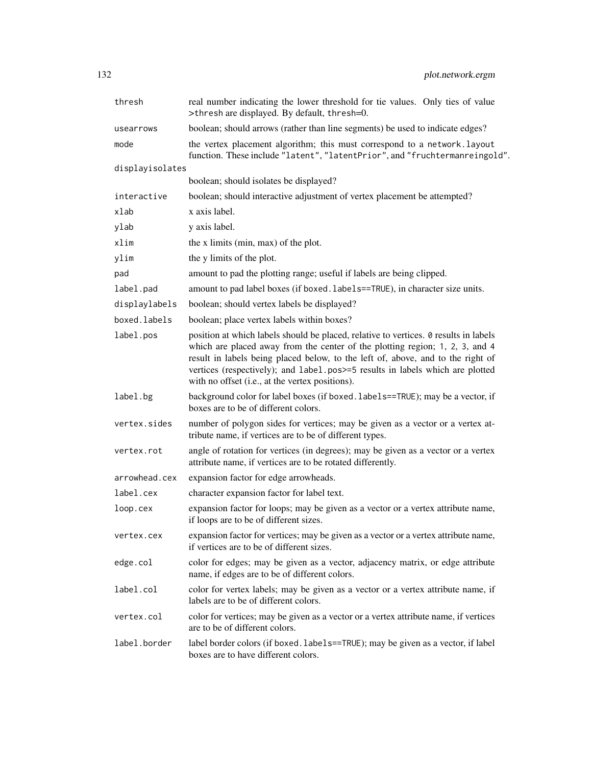| | |
|---|---|
| `thresh` | real number indicating the lower threshold for tie values. Only ties of value >`thresh` are displayed. By default, `thresh`=0. |
| `usearrows` | boolean; should arrows (rather than line segments) be used to indicate edges? |
| `mode` | the vertex placement algorithm; this must correspond to a `network.layout` function. These include `"latent"`, `"latentPrior"`, and `"fruchtermanreingold"`. |
| `displayisolates` | boolean; should isolates be displayed? |
| `interactive` | boolean; should interactive adjustment of vertex placement be attempted? |
| `xlab` | x axis label. |
| `ylab` | y axis label. |
| `xlim` | the x limits (min, max) of the plot. |
| `ylim` | the y limits of the plot. |
| `pad` | amount to pad the plotting range; useful if labels are being clipped. |
| `label.pad` | amount to pad label boxes (if `boxed.labels==TRUE`), in character size units. |
| `displaylabels` | boolean; should vertex labels be displayed? |
| `boxed.labels` | boolean; place vertex labels within boxes? |
| `label.pos` | position at which labels should be placed, relative to vertices. `0` results in labels which are placed away from the center of the plotting region; `1`, `2`, `3`, and `4` result in labels being placed below, to the left of, above, and to the right of vertices (respectively); and `label.pos>=5` results in labels which are plotted with no offset (i.e., at the vertex positions). |
| `label.bg` | background color for label boxes (if `boxed.labels==TRUE`); may be a vector, if boxes are to be of different colors. |
| `vertex.sides` | number of polygon sides for vertices; may be given as a vector or a vertex attribute name, if vertices are to be of different types. |
| `vertex.rot` | angle of rotation for vertices (in degrees); may be given as a vector or a vertex attribute name, if vertices are to be rotated differently. |
| `arrowhead.cex` | expansion factor for edge arrowheads. |
| `label.cex` | character expansion factor for label text. |
| `loop.cex` | expansion factor for loops; may be given as a vector or a vertex attribute name, if loops are to be of different sizes. |
| `vertex.cex` | expansion factor for vertices; may be given as a vector or a vertex attribute name, if vertices are to be of different sizes. |
| `edge.col` | color for edges; may be given as a vector, adjacency matrix, or edge attribute name, if edges are to be of different colors. |
| `label.col` | color for vertex labels; may be given as a vector or a vertex attribute name, if labels are to be of different colors. |
| `vertex.col` | color for vertices; may be given as a vector or a vertex attribute name, if vertices are to be of different colors. |
| `label.border` | label border colors (if `boxed.labels==TRUE`); may be given as a vector, if label boxes are to have different colors. |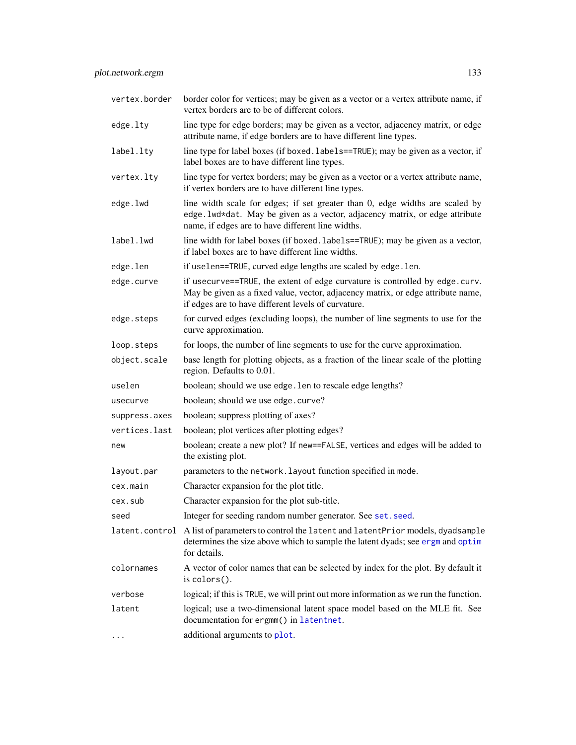| | |
|---|---|
| `vertex.border` | border color for vertices; may be given as a vector or a vertex attribute name, if vertex borders are to be of different colors. |
| `edge.lty` | line type for edge borders; may be given as a vector, adjacency matrix, or edge attribute name, if edge borders are to have different line types. |
| `label.lty` | line type for label boxes (if `boxed.labels==TRUE`); may be given as a vector, if label boxes are to have different line types. |
| `vertex.lty` | line type for vertex borders; may be given as a vector or a vertex attribute name, if vertex borders are to have different line types. |
| `edge.lwd` | line width scale for edges; if set greater than 0, edge widths are scaled by `edge.lwd*dat`. May be given as a vector, adjacency matrix, or edge attribute name, if edges are to have different line widths. |
| `label.lwd` | line width for label boxes (if `boxed.labels==TRUE`); may be given as a vector, if label boxes are to have different line widths. |
| `edge.len` | if `uselen==TRUE`, curved edge lengths are scaled by `edge.len`. |
| `edge.curve` | if `usecurve==TRUE`, the extent of edge curvature is controlled by `edge.curv`. May be given as a fixed value, vector, adjacency matrix, or edge attribute name, if edges are to have different levels of curvature. |
| `edge.steps` | for curved edges (excluding loops), the number of line segments to use for the curve approximation. |
| `loop.steps` | for loops, the number of line segments to use for the curve approximation. |
| `object.scale` | base length for plotting objects, as a fraction of the linear scale of the plotting region. Defaults to 0.01. |
| `uselen` | boolean; should we use `edge.len` to rescale edge lengths? |
| `usecurve` | boolean; should we use `edge.curve`? |
| `suppress.axes` | boolean; suppress plotting of axes? |
| `vertices.last` | boolean; plot vertices after plotting edges? |
| `new` | boolean; create a new plot? If `new==FALSE`, vertices and edges will be added to the existing plot. |
| `layout.par` | parameters to the `network.layout` function specified in `mode`. |
| `cex.main` | Character expansion for the plot title. |
| `cex.sub` | Character expansion for the plot sub-title. |
| `seed` | Integer for seeding random number generator. See `set.seed`. |
| `latent.control` | A list of parameters to control the `latent` and `latentPrior` models, `dyadsample` determines the size above which to sample the latent dyads; see `ergm` and `optim` for details. |
| `colornames` | A vector of color names that can be selected by index for the plot. By default it is `colors()`. |
| `verbose` | logical; if this is `TRUE`, we will print out more information as we run the function. |
| `latent` | logical; use a two-dimensional latent space model based on the MLE fit. See documentation for `ergmm()` in `latentnet`. |
| `...` | additional arguments to `plot`. |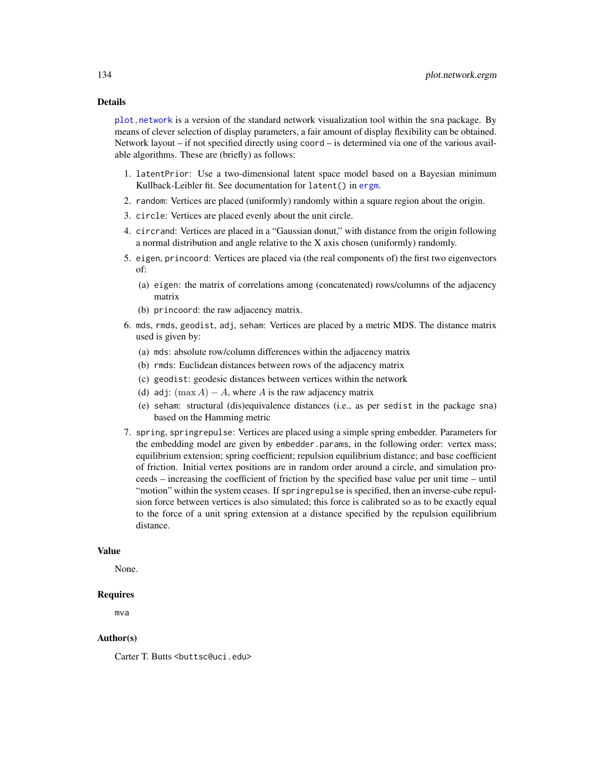## Details

`plot.network` is a version of the standard network visualization tool within the `sna` package. By means of clever selection of display parameters, a fair amount of display flexibility can be obtained. Network layout – if not specified directly using `coord` – is determined via one of the various available algorithms. These are (briefly) as follows:

1. `latentPrior`: Use a two-dimensional latent space model based on a Bayesian minimum Kullback-Leibler fit. See documentation for `latent()` in `ergm`.
2. `random`: Vertices are placed (uniformly) randomly within a square region about the origin.
3. `circle`: Vertices are placed evenly about the unit circle.
4. `circrand`: Vertices are placed in a "Gaussian donut," with distance from the origin following a normal distribution and angle relative to the X axis chosen (uniformly) randomly.
5. `eigen`, `princoord`: Vertices are placed via (the real components of) the first two eigenvectors of:
   (a) `eigen`: the matrix of correlations among (concatenated) rows/columns of the adjacency matrix
   (b) `princoord`: the raw adjacency matrix.
6. `mds`, `rmds`, `geodist`, `adj`, `seham`: Vertices are placed by a metric MDS. The distance matrix used is given by:
   (a) `mds`: absolute row/column differences within the adjacency matrix
   (b) `rmds`: Euclidean distances between rows of the adjacency matrix
   (c) `geodist`: geodesic distances between vertices within the network
   (d) `adj`: $(\max A) - A$, where $A$ is the raw adjacency matrix
   (e) `seham`: structural (dis)equivalence distances (i.e., as per `sedist` in the package `sna`) based on the Hamming metric
7. `spring`, `springrepulse`: Vertices are placed using a simple spring embedder. Parameters for the embedding model are given by `embedder.params`, in the following order: vertex mass; equilibrium extension; spring coefficient; repulsion equilibrium distance; and base coefficient of friction. Initial vertex positions are in random order around a circle, and simulation proceeds – increasing the coefficient of friction by the specified base value per unit time – until "motion" within the system ceases. If `springrepulse` is specified, then an inverse-cube repulsion force between vertices is also simulated; this force is calibrated so as to be exactly equal to the force of a unit spring extension at a distance specified by the repulsion equilibrium distance.

## Value

None.

## Requires

`mva`

## Author(s)

Carter T. Butts <`buttsc@uci.edu`>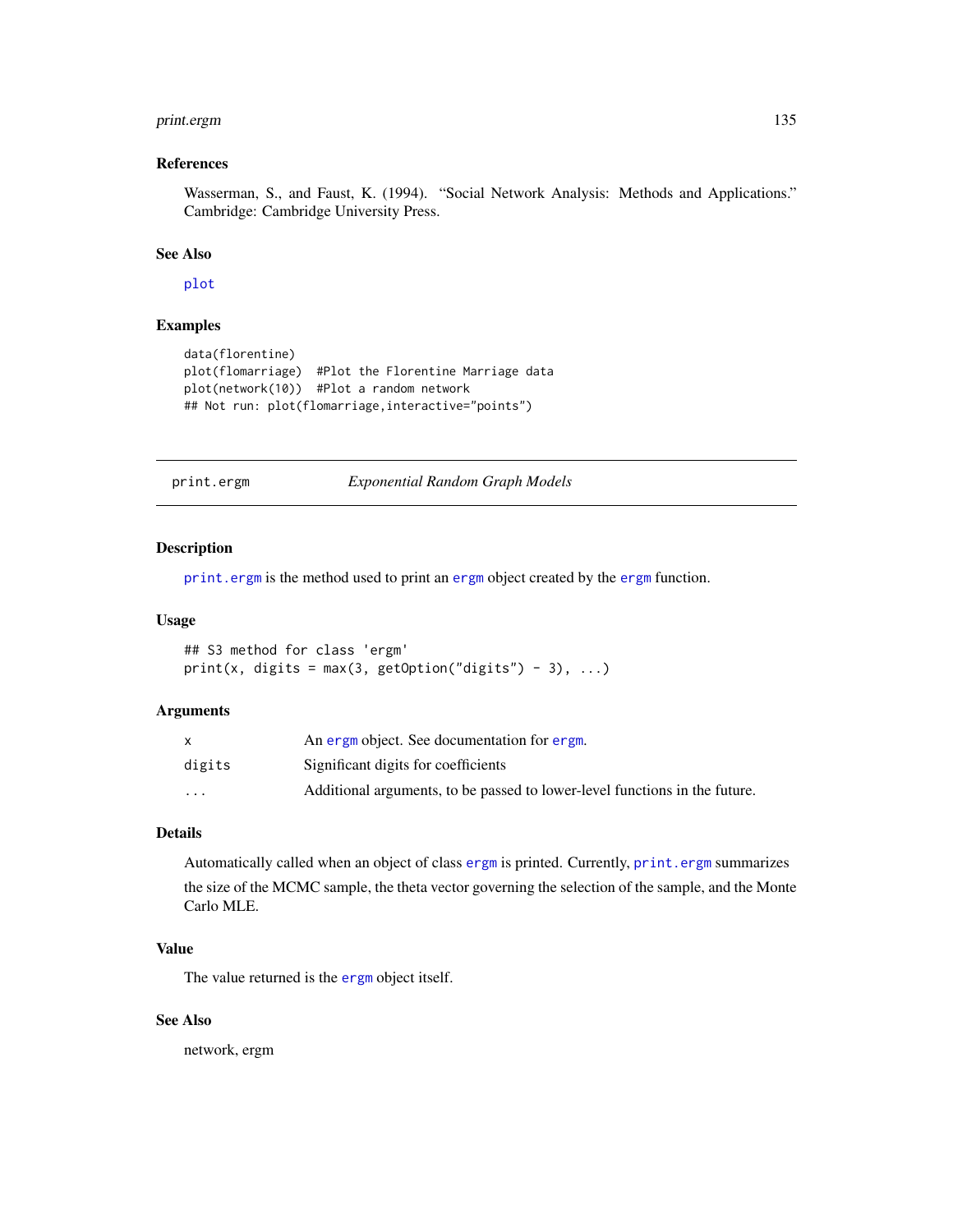### References

Wasserman, S., and Faust, K. (1994). "Social Network Analysis: Methods and Applications." Cambridge: Cambridge University Press.

### See Also

plot

### Examples

```
data(florentine)
plot(flomarriage)  #Plot the Florentine Marriage data
plot(network(10))  #Plot a random network
## Not run: plot(flomarriage,interactive="points")
```

---

## print.ergm — *Exponential Random Graph Models*

---

### Description

print.ergm is the method used to print an ergm object created by the ergm function.

### Usage

```
## S3 method for class 'ergm'
print(x, digits = max(3, getOption("digits") - 3), ...)
```

### Arguments

| | |
|---|---|
| x | An ergm object. See documentation for ergm. |
| digits | Significant digits for coefficients |
| ... | Additional arguments, to be passed to lower-level functions in the future. |

### Details

Automatically called when an object of class ergm is printed. Currently, print.ergm summarizes the size of the MCMC sample, the theta vector governing the selection of the sample, and the Monte Carlo MLE.

### Value

The value returned is the ergm object itself.

### See Also

network, ergm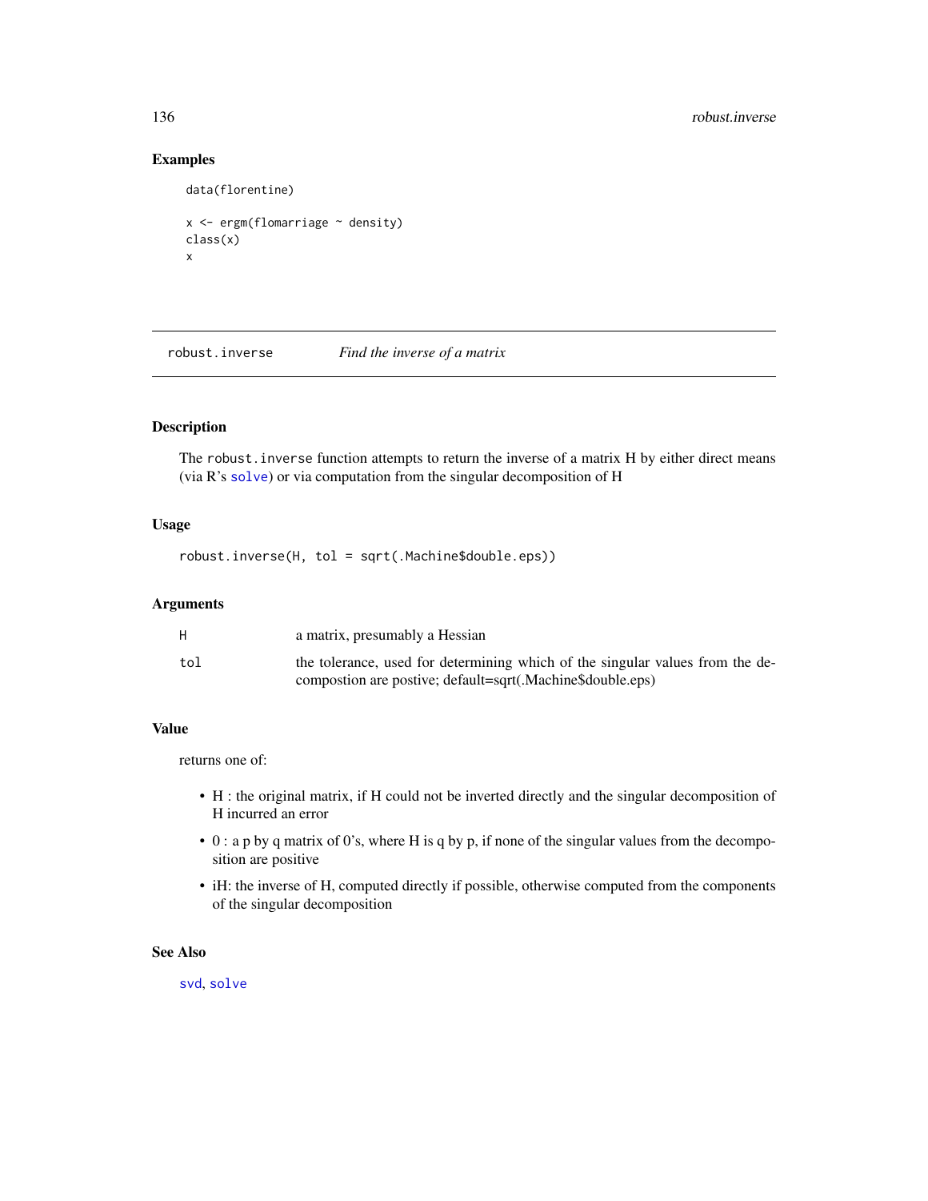## Examples

```
data(florentine)

x <- ergm(flomarriage ~ density)
class(x)
x
```

---

# robust.inverse    *Find the inverse of a matrix*

---

## Description

The `robust.inverse` function attempts to return the inverse of a matrix H by either direct means (via R's `solve`) or via computation from the singular decomposition of H

## Usage

```
robust.inverse(H, tol = sqrt(.Machine$double.eps))
```

## Arguments

| | |
|---|---|
| `H` | a matrix, presumably a Hessian |
| `tol` | the tolerance, used for determining which of the singular values from the decompostion are postive; default=sqrt(.Machine$double.eps) |

## Value

returns one of:

- H : the original matrix, if H could not be inverted directly and the singular decomposition of H incurred an error
- 0 : a p by q matrix of 0's, where H is q by p, if none of the singular values from the decomposition are positive
- iH: the inverse of H, computed directly if possible, otherwise computed from the components of the singular decomposition

## See Also

`svd`, `solve`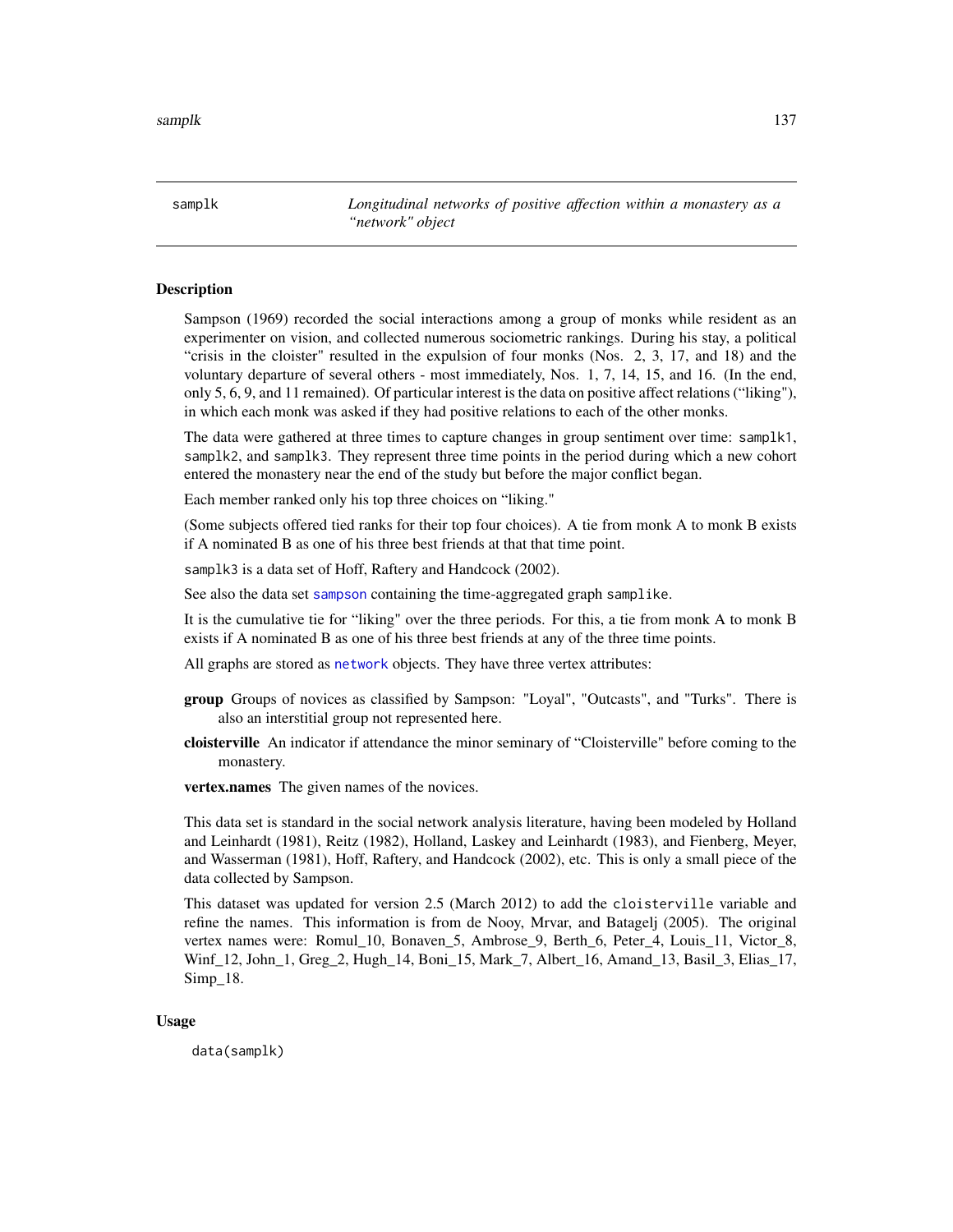samplk — *Longitudinal networks of positive affection within a monastery as a "network" object*

## Description

Sampson (1969) recorded the social interactions among a group of monks while resident as an experimenter on vision, and collected numerous sociometric rankings. During his stay, a political "crisis in the cloister" resulted in the expulsion of four monks (Nos. 2, 3, 17, and 18) and the voluntary departure of several others - most immediately, Nos. 1, 7, 14, 15, and 16. (In the end, only 5, 6, 9, and 11 remained). Of particular interest is the data on positive affect relations ("liking"), in which each monk was asked if they had positive relations to each of the other monks.

The data were gathered at three times to capture changes in group sentiment over time: `samplk1`, `samplk2`, and `samplk3`. They represent three time points in the period during which a new cohort entered the monastery near the end of the study but before the major conflict began.

Each member ranked only his top three choices on "liking."

(Some subjects offered tied ranks for their top four choices). A tie from monk A to monk B exists if A nominated B as one of his three best friends at that that time point.

`samplk3` is a data set of Hoff, Raftery and Handcock (2002).

See also the data set `sampson` containing the time-aggregated graph `samplike`.

It is the cumulative tie for "liking" over the three periods. For this, a tie from monk A to monk B exists if A nominated B as one of his three best friends at any of the three time points.

All graphs are stored as `network` objects. They have three vertex attributes:

**group** Groups of novices as classified by Sampson: "Loyal", "Outcasts", and "Turks". There is also an interstitial group not represented here.

**cloisterville** An indicator if attendance the minor seminary of "Cloisterville" before coming to the monastery.

**vertex.names** The given names of the novices.

This data set is standard in the social network analysis literature, having been modeled by Holland and Leinhardt (1981), Reitz (1982), Holland, Laskey and Leinhardt (1983), and Fienberg, Meyer, and Wasserman (1981), Hoff, Raftery, and Handcock (2002), etc. This is only a small piece of the data collected by Sampson.

This dataset was updated for version 2.5 (March 2012) to add the `cloisterville` variable and refine the names. This information is from de Nooy, Mrvar, and Batagelj (2005). The original vertex names were: Romul_10, Bonaven_5, Ambrose_9, Berth_6, Peter_4, Louis_11, Victor_8, Winf_12, John_1, Greg_2, Hugh_14, Boni_15, Mark_7, Albert_16, Amand_13, Basil_3, Elias_17, Simp_18.

## Usage

```
data(samplk)
```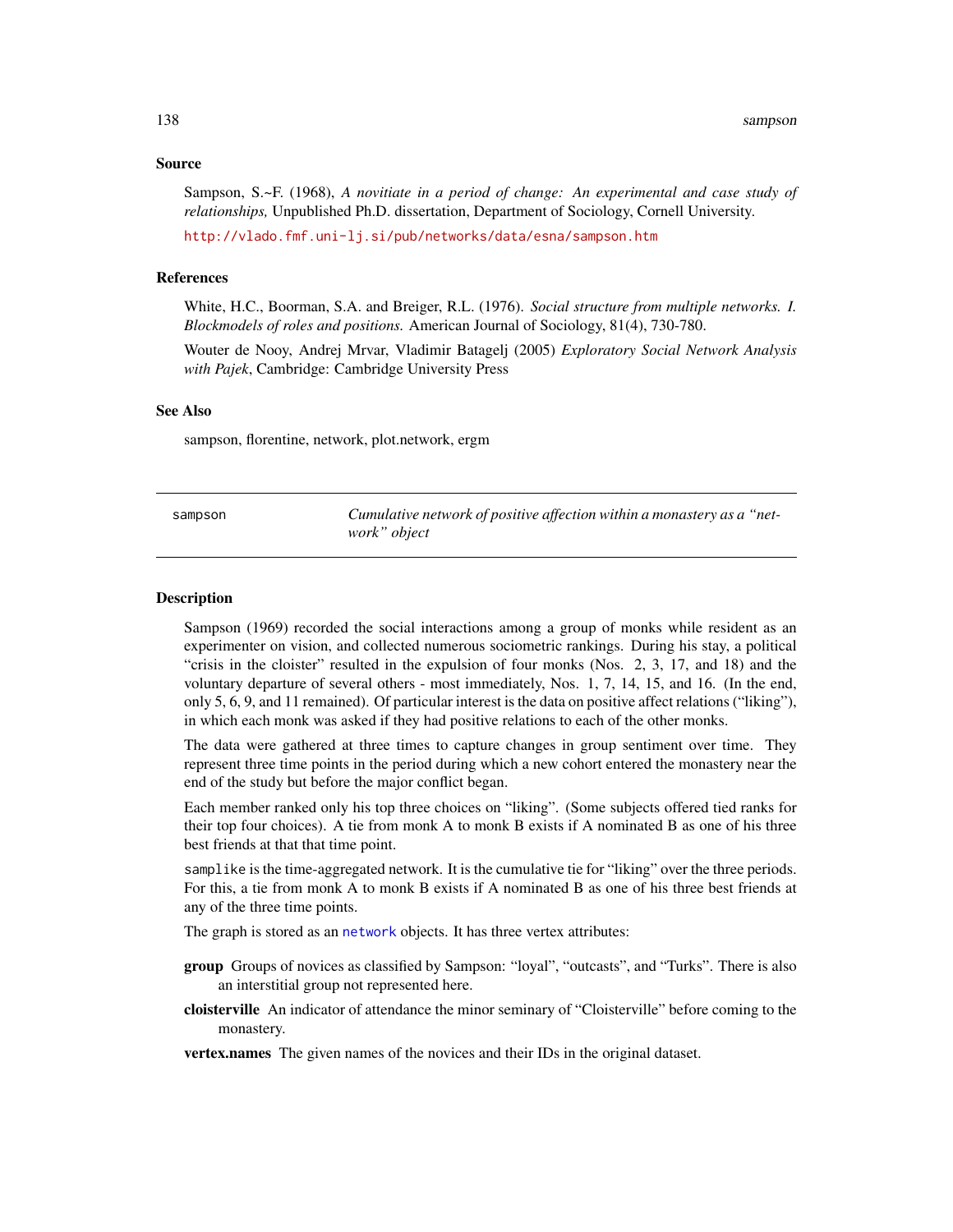## Source

Sampson, S.~F. (1968), *A novitiate in a period of change: An experimental and case study of relationships,* Unpublished Ph.D. dissertation, Department of Sociology, Cornell University.

http://vlado.fmf.uni-lj.si/pub/networks/data/esna/sampson.htm

## References

White, H.C., Boorman, S.A. and Breiger, R.L. (1976). *Social structure from multiple networks. I. Blockmodels of roles and positions.* American Journal of Sociology, 81(4), 730-780.

Wouter de Nooy, Andrej Mrvar, Vladimir Batagelj (2005) *Exploratory Social Network Analysis with Pajek*, Cambridge: Cambridge University Press

## See Also

sampson, florentine, network, plot.network, ergm

---

`sampson` — *Cumulative network of positive affection within a monastery as a "network" object*

---

## Description

Sampson (1969) recorded the social interactions among a group of monks while resident as an experimenter on vision, and collected numerous sociometric rankings. During his stay, a political "crisis in the cloister" resulted in the expulsion of four monks (Nos. 2, 3, 17, and 18) and the voluntary departure of several others - most immediately, Nos. 1, 7, 14, 15, and 16. (In the end, only 5, 6, 9, and 11 remained). Of particular interest is the data on positive affect relations ("liking"), in which each monk was asked if they had positive relations to each of the other monks.

The data were gathered at three times to capture changes in group sentiment over time. They represent three time points in the period during which a new cohort entered the monastery near the end of the study but before the major conflict began.

Each member ranked only his top three choices on "liking". (Some subjects offered tied ranks for their top four choices). A tie from monk A to monk B exists if A nominated B as one of his three best friends at that that time point.

`samplike` is the time-aggregated network. It is the cumulative tie for "liking" over the three periods. For this, a tie from monk A to monk B exists if A nominated B as one of his three best friends at any of the three time points.

The graph is stored as an `network` objects. It has three vertex attributes:

**group** Groups of novices as classified by Sampson: "loyal", "outcasts", and "Turks". There is also an interstitial group not represented here.

**cloisterville** An indicator of attendance the minor seminary of "Cloisterville" before coming to the monastery.

**vertex.names** The given names of the novices and their IDs in the original dataset.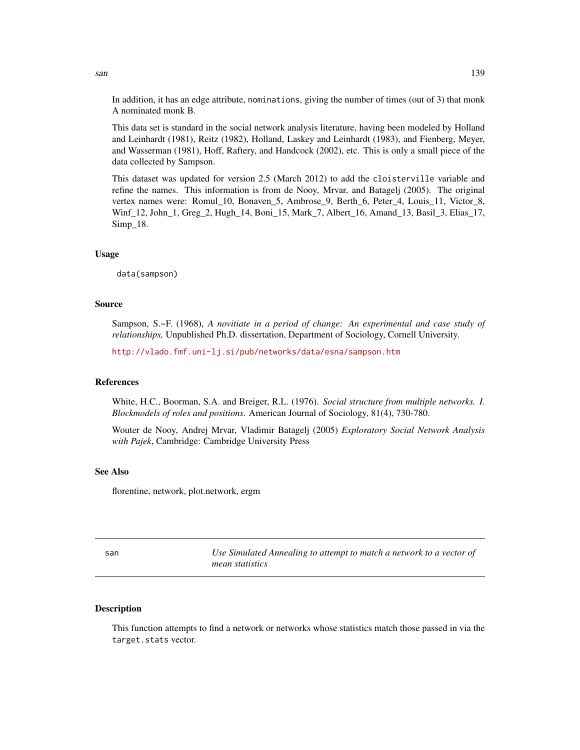In addition, it has an edge attribute, `nominations`, giving the number of times (out of 3) that monk A nominated monk B.

This data set is standard in the social network analysis literature, having been modeled by Holland and Leinhardt (1981), Reitz (1982), Holland, Laskey and Leinhardt (1983), and Fienberg, Meyer, and Wasserman (1981), Hoff, Raftery, and Handcock (2002), etc. This is only a small piece of the data collected by Sampson.

This dataset was updated for version 2.5 (March 2012) to add the `cloisterville` variable and refine the names. This information is from de Nooy, Mrvar, and Batagelj (2005). The original vertex names were: Romul_10, Bonaven_5, Ambrose_9, Berth_6, Peter_4, Louis_11, Victor_8, Winf_12, John_1, Greg_2, Hugh_14, Boni_15, Mark_7, Albert_16, Amand_13, Basil_3, Elias_17, Simp_18.

### Usage

```
data(sampson)
```

### Source

Sampson, S.~F. (1968), *A novitiate in a period of change: An experimental and case study of relationships,* Unpublished Ph.D. dissertation, Department of Sociology, Cornell University.

http://vlado.fmf.uni-lj.si/pub/networks/data/esna/sampson.htm

### References

White, H.C., Boorman, S.A. and Breiger, R.L. (1976). *Social structure from multiple networks. I. Blockmodels of roles and positions.* American Journal of Sociology, 81(4), 730-780.

Wouter de Nooy, Andrej Mrvar, Vladimir Batagelj (2005) *Exploratory Social Network Analysis with Pajek*, Cambridge: Cambridge University Press

### See Also

florentine, network, plot.network, ergm

---

## san — *Use Simulated Annealing to attempt to match a network to a vector of mean statistics*

---

### Description

This function attempts to find a network or networks whose statistics match those passed in via the `target.stats` vector.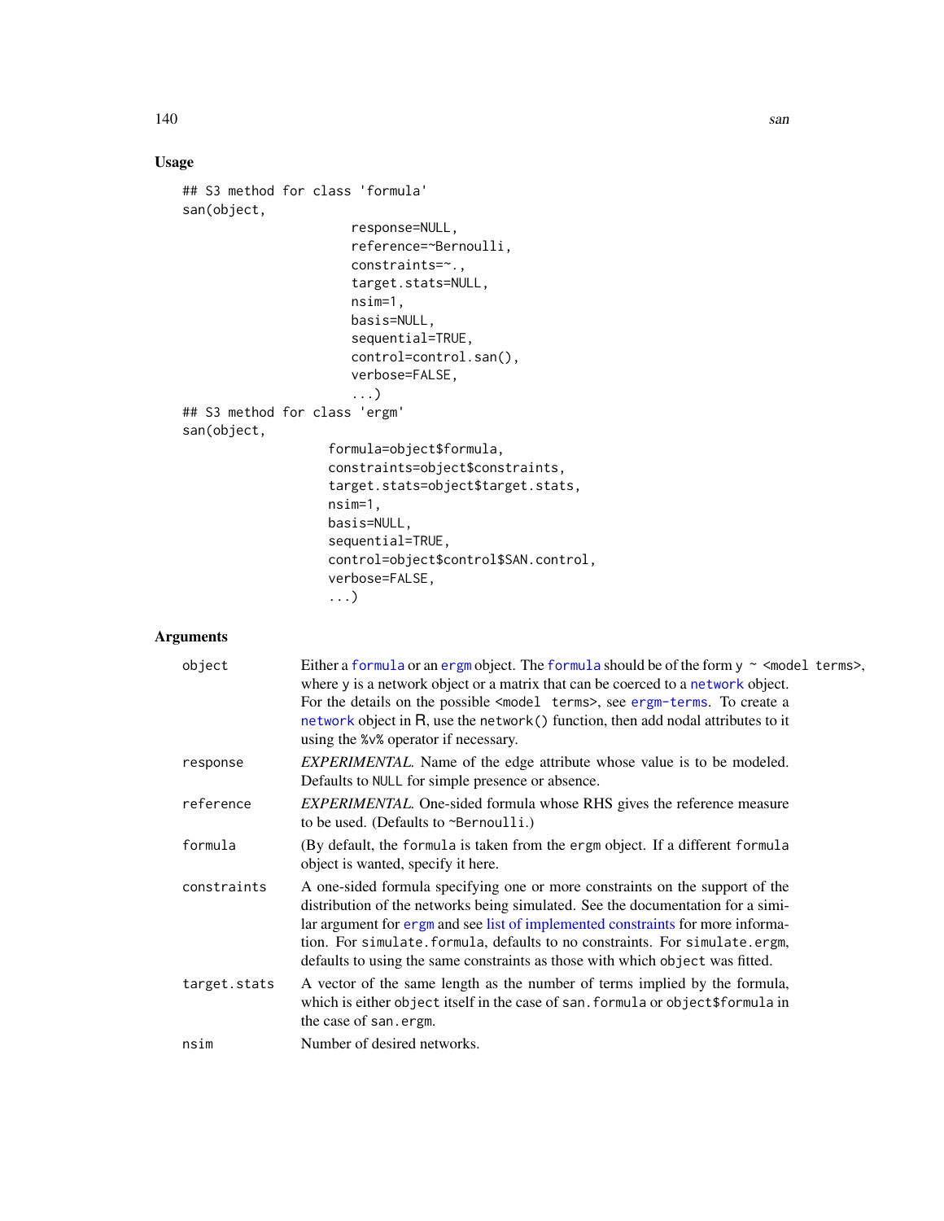## Usage

```
## S3 method for class 'formula'
san(object,
                     response=NULL,
                     reference=~Bernoulli,
                     constraints=~.,
                     target.stats=NULL,
                     nsim=1,
                     basis=NULL,
                     sequential=TRUE,
                     control=control.san(),
                     verbose=FALSE,
                     ...)
## S3 method for class 'ergm'
san(object,
                   formula=object$formula,
                   constraints=object$constraints,
                   target.stats=object$target.stats,
                   nsim=1,
                   basis=NULL,
                   sequential=TRUE,
                   control=object$control$SAN.control,
                   verbose=FALSE,
                   ...)
```

## Arguments

| | |
|---|---|
| `object` | Either a `formula` or an `ergm` object. The `formula` should be of the form `y ~ <model terms>`, where `y` is a network object or a matrix that can be coerced to a `network` object. For the details on the possible `<model terms>`, see `ergm-terms`. To create a `network` object in R, use the `network()` function, then add nodal attributes to it using the `%v%` operator if necessary. |
| `response` | *EXPERIMENTAL.* Name of the edge attribute whose value is to be modeled. Defaults to `NULL` for simple presence or absence. |
| `reference` | *EXPERIMENTAL.* One-sided formula whose RHS gives the reference measure to be used. (Defaults to `~Bernoulli`.) |
| `formula` | (By default, the `formula` is taken from the `ergm` object. If a different `formula` object is wanted, specify it here. |
| `constraints` | A one-sided formula specifying one or more constraints on the support of the distribution of the networks being simulated. See the documentation for a similar argument for `ergm` and see list of implemented constraints for more information. For `simulate.formula`, defaults to no constraints. For `simulate.ergm`, defaults to using the same constraints as those with which `object` was fitted. |
| `target.stats` | A vector of the same length as the number of terms implied by the formula, which is either `object` itself in the case of `san.formula` or `object$formula` in the case of `san.ergm`. |
| `nsim` | Number of desired networks. |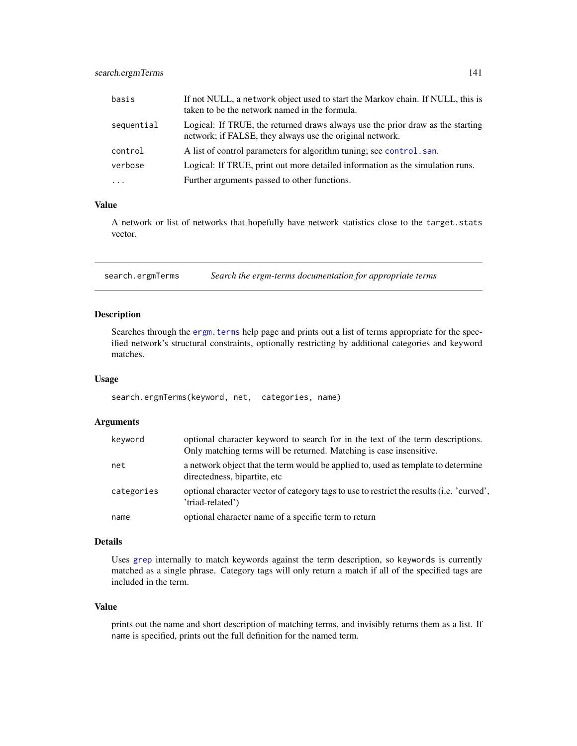| | |
|---|---|
| basis | If not NULL, a network object used to start the Markov chain. If NULL, this is taken to be the network named in the formula. |
| sequential | Logical: If TRUE, the returned draws always use the prior draw as the starting network; if FALSE, they always use the original network. |
| control | A list of control parameters for algorithm tuning; see control.san. |
| verbose | Logical: If TRUE, print out more detailed information as the simulation runs. |
| ... | Further arguments passed to other functions. |

### Value

A network or list of networks that hopefully have network statistics close to the target.stats vector.

---

## search.ergmTerms *Search the ergm-terms documentation for appropriate terms*

---

### Description

Searches through the ergm.terms help page and prints out a list of terms appropriate for the specified network's structural constraints, optionally restricting by additional categories and keyword matches.

### Usage

```
search.ergmTerms(keyword, net,  categories, name)
```

### Arguments

| | |
|---|---|
| keyword | optional character keyword to search for in the text of the term descriptions. Only matching terms will be returned. Matching is case insensitive. |
| net | a network object that the term would be applied to, used as template to determine directedness, bipartite, etc |
| categories | optional character vector of category tags to use to restrict the results (i.e. 'curved', 'triad-related') |
| name | optional character name of a specific term to return |

### Details

Uses grep internally to match keywords against the term description, so keywords is currently matched as a single phrase. Category tags will only return a match if all of the specified tags are included in the term.

### Value

prints out the name and short description of matching terms, and invisibly returns them as a list. If name is specified, prints out the full definition for the named term.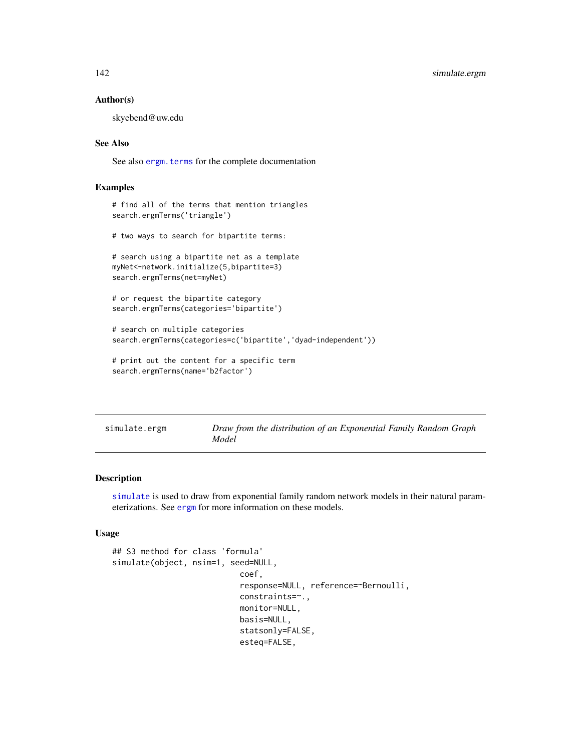### Author(s)

skyebend@uw.edu

### See Also

See also ergm.terms for the complete documentation

### Examples

```
# find all of the terms that mention triangles
search.ergmTerms('triangle')

# two ways to search for bipartite terms:

# search using a bipartite net as a template
myNet<-network.initialize(5,bipartite=3)
search.ergmTerms(net=myNet)

# or request the bipartite category
search.ergmTerms(categories='bipartite')

# search on multiple categories
search.ergmTerms(categories=c('bipartite','dyad-independent'))

# print out the content for a specific term
search.ergmTerms(name='b2factor')
```

---

## simulate.ergm — *Draw from the distribution of an Exponential Family Random Graph Model*

---

### Description

simulate is used to draw from exponential family random network models in their natural parameterizations. See ergm for more information on these models.

### Usage

```
## S3 method for class 'formula'
simulate(object, nsim=1, seed=NULL,
                           coef,
                           response=NULL, reference=~Bernoulli,
                           constraints=~.,
                           monitor=NULL,
                           basis=NULL,
                           statsonly=FALSE,
                           esteq=FALSE,
```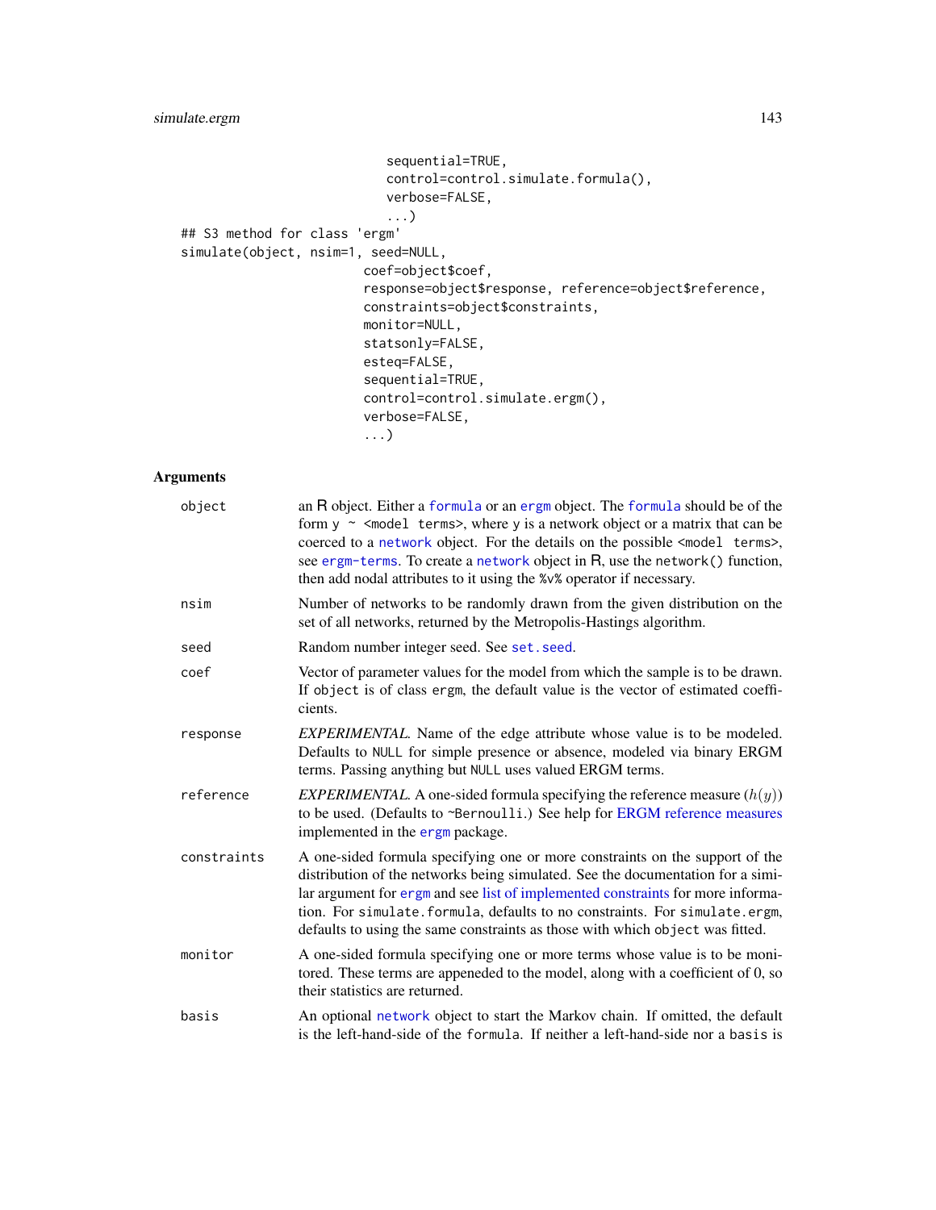```
                         sequential=TRUE,
                         control=control.simulate.formula(),
                         verbose=FALSE,
                         ...)
## S3 method for class 'ergm'
simulate(object, nsim=1, seed=NULL,
                       coef=object$coef,
                       response=object$response, reference=object$reference,
                       constraints=object$constraints,
                       monitor=NULL,
                       statsonly=FALSE,
                       esteq=FALSE,
                       sequential=TRUE,
                       control=control.simulate.ergm(),
                       verbose=FALSE,
                       ...)
```

## Arguments

| | |
|---|---|
| `object` | an R object. Either a `formula` or an `ergm` object. The `formula` should be of the form `y ~ <model terms>`, where `y` is a network object or a matrix that can be coerced to a `network` object. For the details on the possible `<model terms>`, see `ergm-terms`. To create a `network` object in R, use the `network()` function, then add nodal attributes to it using the `%v%` operator if necessary. |
| `nsim` | Number of networks to be randomly drawn from the given distribution on the set of all networks, returned by the Metropolis-Hastings algorithm. |
| `seed` | Random number integer seed. See `set.seed`. |
| `coef` | Vector of parameter values for the model from which the sample is to be drawn. If `object` is of class `ergm`, the default value is the vector of estimated coefficients. |
| `response` | *EXPERIMENTAL.* Name of the edge attribute whose value is to be modeled. Defaults to `NULL` for simple presence or absence, modeled via binary ERGM terms. Passing anything but `NULL` uses valued ERGM terms. |
| `reference` | *EXPERIMENTAL.* A one-sided formula specifying the reference measure ($h(y)$) to be used. (Defaults to `~Bernoulli`.) See help for ERGM reference measures implemented in the `ergm` package. |
| `constraints` | A one-sided formula specifying one or more constraints on the support of the distribution of the networks being simulated. See the documentation for a similar argument for `ergm` and see list of implemented constraints for more information. For `simulate.formula`, defaults to no constraints. For `simulate.ergm`, defaults to using the same constraints as those with which `object` was fitted. |
| `monitor` | A one-sided formula specifying one or more terms whose value is to be monitored. These terms are appeneded to the model, along with a coefficient of 0, so their statistics are returned. |
| `basis` | An optional `network` object to start the Markov chain. If omitted, the default is the left-hand-side of the `formula`. If neither a left-hand-side nor a `basis` is |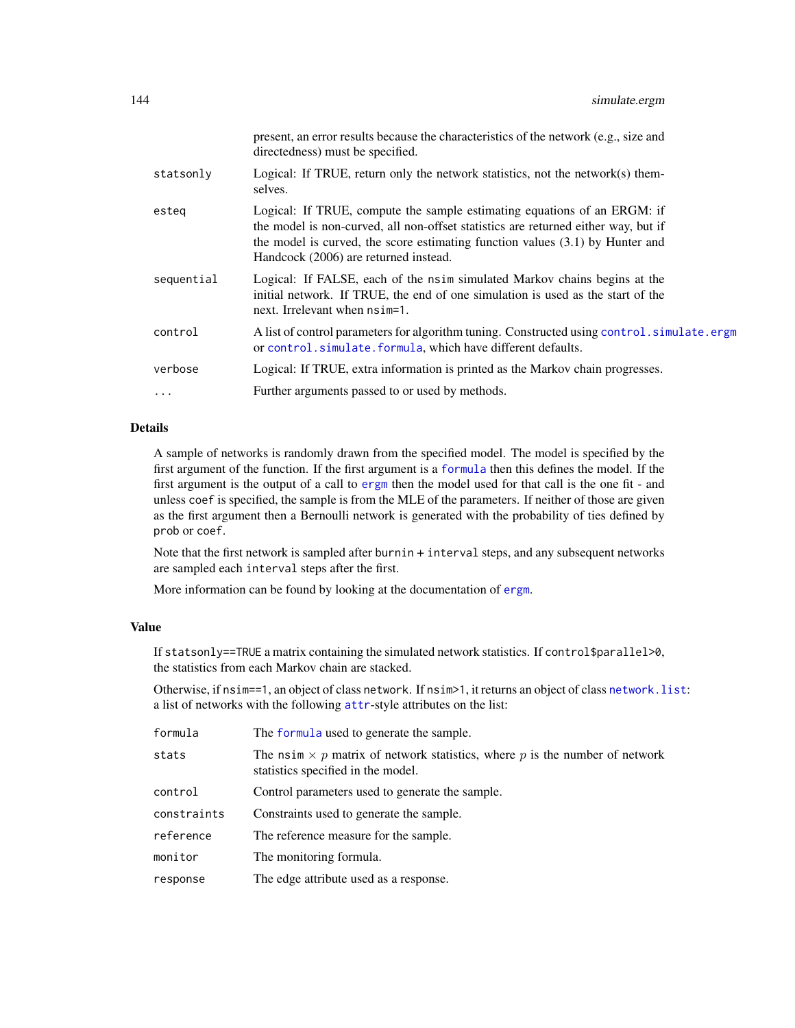| | |
|---|---|
| | present, an error results because the characteristics of the network (e.g., size and directedness) must be specified. |
| statsonly | Logical: If TRUE, return only the network statistics, not the network(s) themselves. |
| esteq | Logical: If TRUE, compute the sample estimating equations of an ERGM: if the model is non-curved, all non-offset statistics are returned either way, but if the model is curved, the score estimating function values (3.1) by Hunter and Handcock (2006) are returned instead. |
| sequential | Logical: If FALSE, each of the `nsim` simulated Markov chains begins at the initial network. If TRUE, the end of one simulation is used as the start of the next. Irrelevant when `nsim=1`. |
| control | A list of control parameters for algorithm tuning. Constructed using `control.simulate.ergm` or `control.simulate.formula`, which have different defaults. |
| verbose | Logical: If TRUE, extra information is printed as the Markov chain progresses. |
| ... | Further arguments passed to or used by methods. |

## Details

A sample of networks is randomly drawn from the specified model. The model is specified by the first argument of the function. If the first argument is a `formula` then this defines the model. If the first argument is the output of a call to `ergm` then the model used for that call is the one fit - and unless `coef` is specified, the sample is from the MLE of the parameters. If neither of those are given as the first argument then a Bernoulli network is generated with the probability of ties defined by `prob` or `coef`.

Note that the first network is sampled after `burnin` + `interval` steps, and any subsequent networks are sampled each `interval` steps after the first.

More information can be found by looking at the documentation of `ergm`.

## Value

If `statsonly==TRUE` a matrix containing the simulated network statistics. If `control$parallel>0`, the statistics from each Markov chain are stacked.

Otherwise, if `nsim==1`, an object of class `network`. If `nsim>1`, it returns an object of class `network.list`: a list of networks with the following `attr`-style attributes on the list:

| | |
|---|---|
| formula | The `formula` used to generate the sample. |
| stats | The `nsim` $\times$ $p$ matrix of network statistics, where $p$ is the number of network statistics specified in the model. |
| control | Control parameters used to generate the sample. |
| constraints | Constraints used to generate the sample. |
| reference | The reference measure for the sample. |
| monitor | The monitoring formula. |
| response | The edge attribute used as a response. |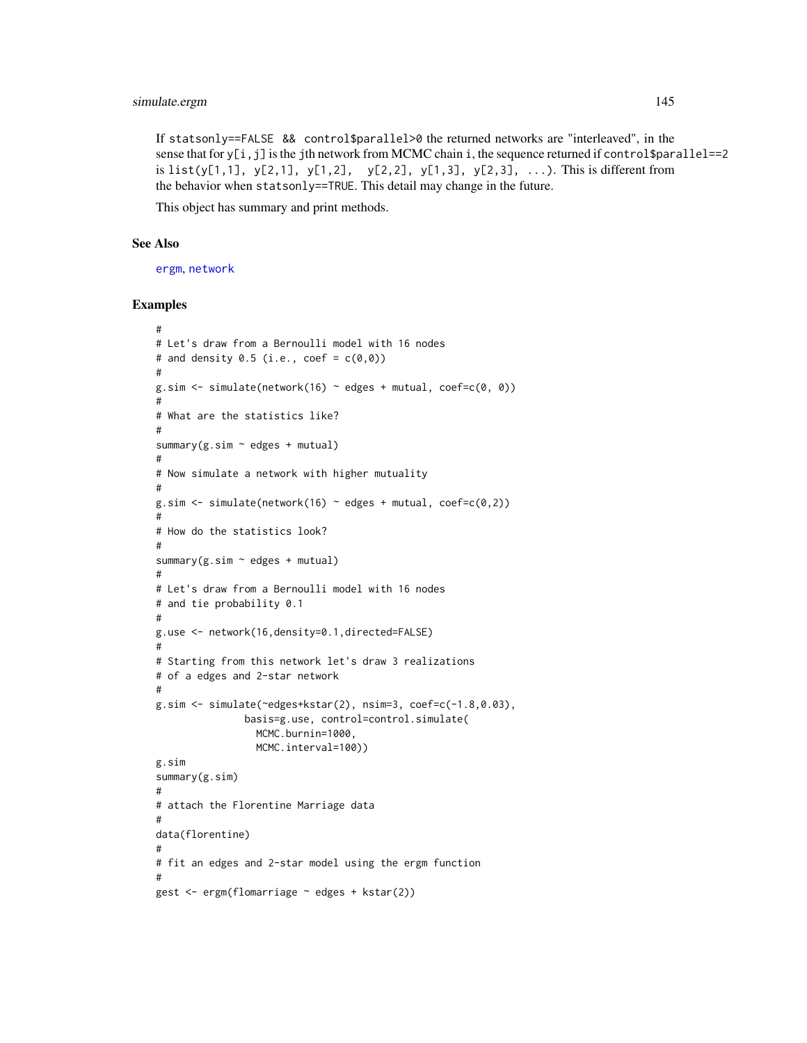If `statsonly==FALSE && control$parallel>0` the returned networks are "interleaved", in the sense that for `y[i,j]` is the `j`th network from MCMC chain `i`, the sequence returned if `control$parallel==2` is `list(y[1,1], y[2,1], y[1,2], y[2,2], y[1,3], y[2,3], ...)`. This is different from the behavior when `statsonly==TRUE`. This detail may change in the future.

This object has summary and print methods.

## See Also

ergm, network

## Examples

```
#
# Let's draw from a Bernoulli model with 16 nodes
# and density 0.5 (i.e., coef = c(0,0))
#
g.sim <- simulate(network(16) ~ edges + mutual, coef=c(0, 0))
#
# What are the statistics like?
#
summary(g.sim ~ edges + mutual)
#
# Now simulate a network with higher mutuality
#
g.sim <- simulate(network(16) ~ edges + mutual, coef=c(0,2))
#
# How do the statistics look?
#
summary(g.sim ~ edges + mutual)
#
# Let's draw from a Bernoulli model with 16 nodes
# and tie probability 0.1
#
g.use <- network(16,density=0.1,directed=FALSE)
#
# Starting from this network let's draw 3 realizations
# of a edges and 2-star network
#
g.sim <- simulate(~edges+kstar(2), nsim=3, coef=c(-1.8,0.03),
               basis=g.use, control=control.simulate(
                 MCMC.burnin=1000,
                 MCMC.interval=100))
g.sim
summary(g.sim)
#
# attach the Florentine Marriage data
#
data(florentine)
#
# fit an edges and 2-star model using the ergm function
#
gest <- ergm(flomarriage ~ edges + kstar(2))
```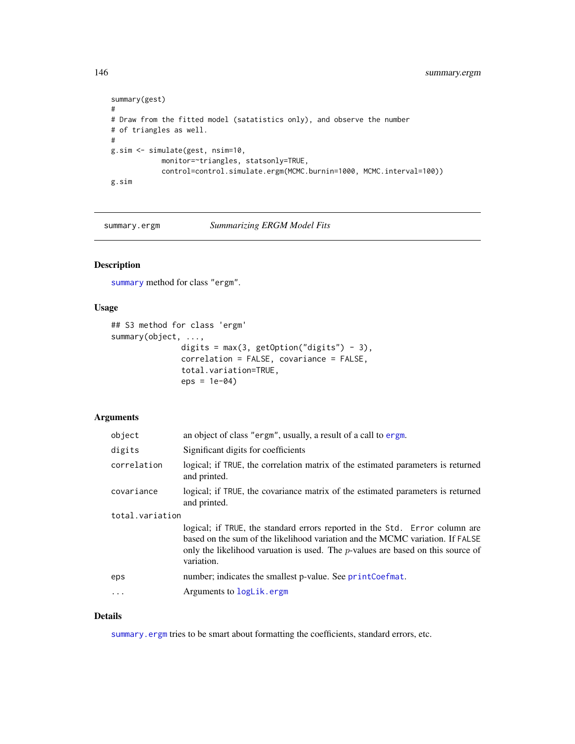```
summary(gest)
#
# Draw from the fitted model (satatistics only), and observe the number
# of triangles as well.
#
g.sim <- simulate(gest, nsim=10,
            monitor=~triangles, statsonly=TRUE,
            control=control.simulate.ergm(MCMC.burnin=1000, MCMC.interval=100))
g.sim
```

---

`summary.ergm` *Summarizing ERGM Model Fits*

---

## Description

`summary` method for class "ergm".

## Usage

```
## S3 method for class 'ergm'
summary(object, ...,
                digits = max(3, getOption("digits") - 3),
                correlation = FALSE, covariance = FALSE,
                total.variation=TRUE,
                eps = 1e-04)
```

## Arguments

| | |
|---|---|
| `object` | an object of class "ergm", usually, a result of a call to `ergm`. |
| `digits` | Significant digits for coefficients |
| `correlation` | logical; if `TRUE`, the correlation matrix of the estimated parameters is returned and printed. |
| `covariance` | logical; if `TRUE`, the covariance matrix of the estimated parameters is returned and printed. |
| `total.variation` | logical; if `TRUE`, the standard errors reported in the `Std. Error` column are based on the sum of the likelihood variation and the MCMC variation. If `FALSE` only the likelihood varuation is used. The $p$-values are based on this source of variation. |
| `eps` | number; indicates the smallest p-value. See `printCoefmat`. |
| `...` | Arguments to `logLik.ergm` |

## Details

`summary.ergm` tries to be smart about formatting the coefficients, standard errors, etc.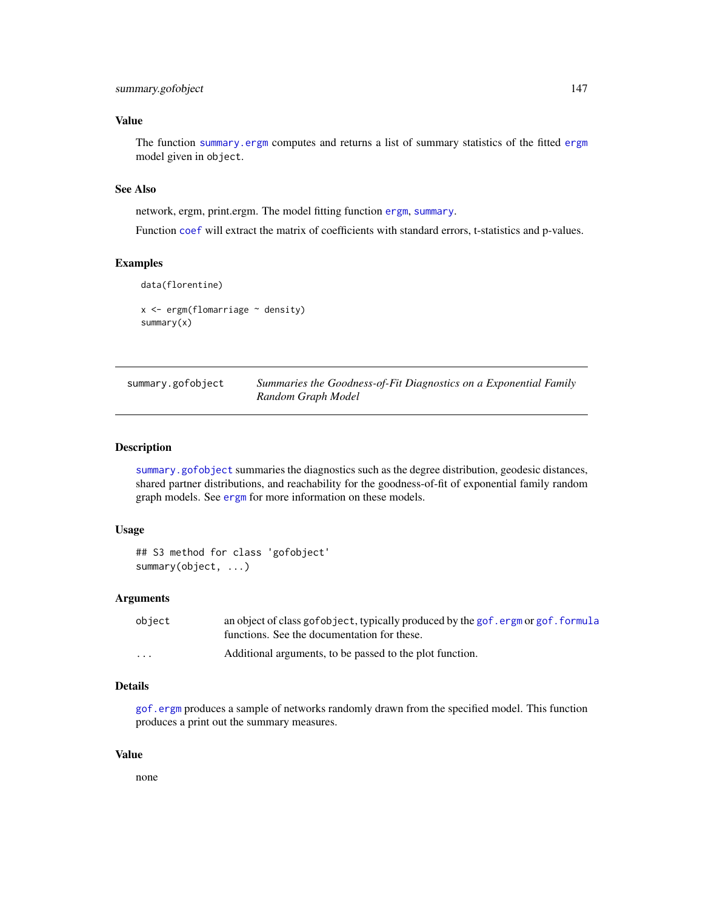### Value

The function summary.ergm computes and returns a list of summary statistics of the fitted ergm model given in object.

### See Also

network, ergm, print.ergm. The model fitting function ergm, summary.

Function coef will extract the matrix of coefficients with standard errors, t-statistics and p-values.

### Examples

```
data(florentine)

x <- ergm(flomarriage ~ density)
summary(x)
```

---

## summary.gofobject — *Summaries the Goodness-of-Fit Diagnostics on a Exponential Family Random Graph Model*

---

### Description

summary.gofobject summaries the diagnostics such as the degree distribution, geodesic distances, shared partner distributions, and reachability for the goodness-of-fit of exponential family random graph models. See ergm for more information on these models.

### Usage

```
## S3 method for class 'gofobject'
summary(object, ...)
```

### Arguments

| | |
|---|---|
| object | an object of class gofobject, typically produced by the gof.ergm or gof.formula functions. See the documentation for these. |
| ... | Additional arguments, to be passed to the plot function. |

### Details

gof.ergm produces a sample of networks randomly drawn from the specified model. This function produces a print out the summary measures.

### Value

none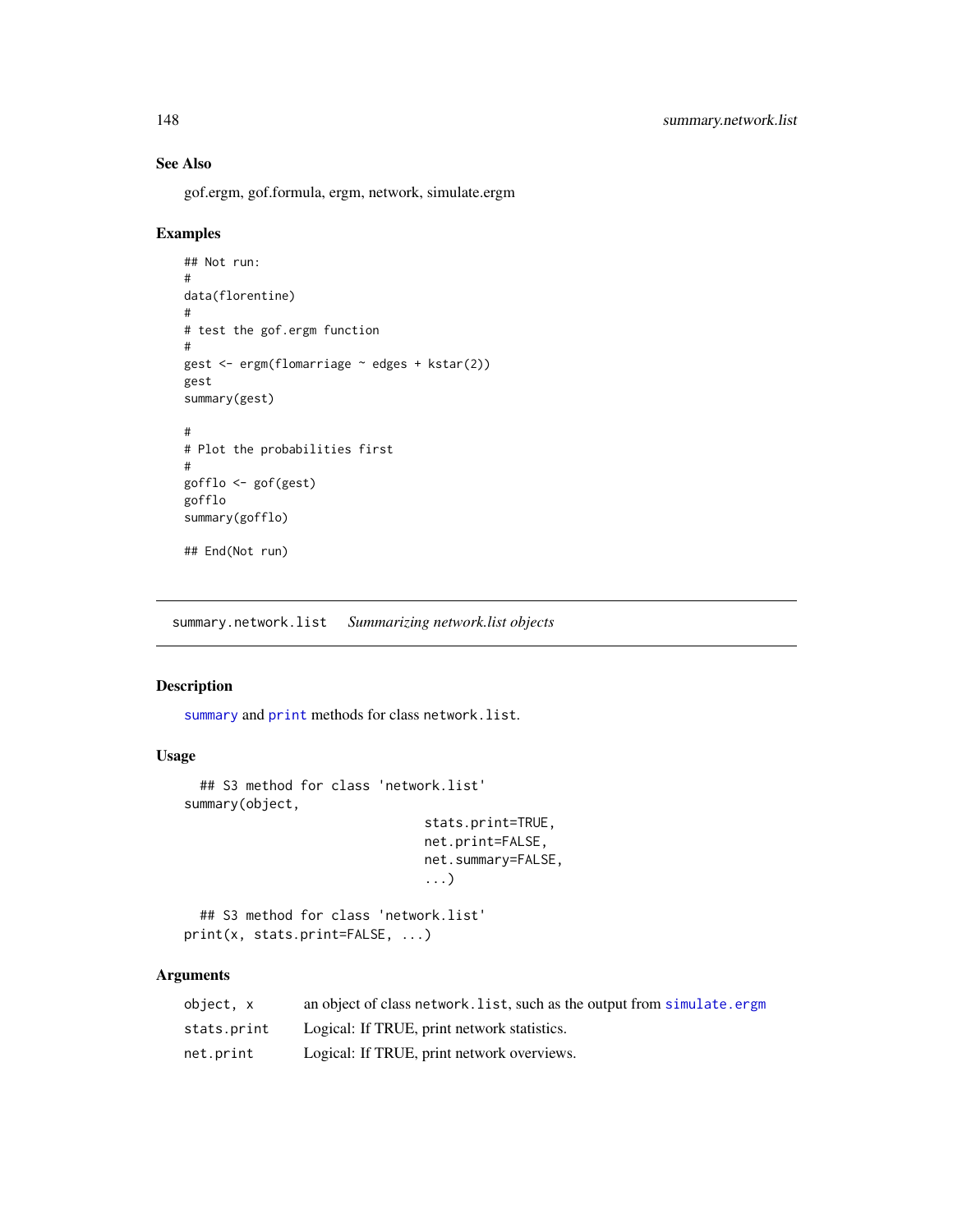## See Also

gof.ergm, gof.formula, ergm, network, simulate.ergm

## Examples

```
## Not run:
#
data(florentine)
#
# test the gof.ergm function
#
gest <- ergm(flomarriage ~ edges + kstar(2))
gest
summary(gest)

#
# Plot the probabilities first
#
gofflo <- gof(gest)
gofflo
summary(gofflo)

## End(Not run)
```

---

# summary.network.list *Summarizing network.list objects*

## Description

summary and print methods for class `network.list`.

## Usage

```
  ## S3 method for class 'network.list'
summary(object,
                              stats.print=TRUE,
                              net.print=FALSE,
                              net.summary=FALSE,
                              ...)

  ## S3 method for class 'network.list'
print(x, stats.print=FALSE, ...)
```

## Arguments

| | |
|---|---|
| `object, x` | an object of class `network.list`, such as the output from `simulate.ergm` |
| `stats.print` | Logical: If TRUE, print network statistics. |
| `net.print` | Logical: If TRUE, print network overviews. |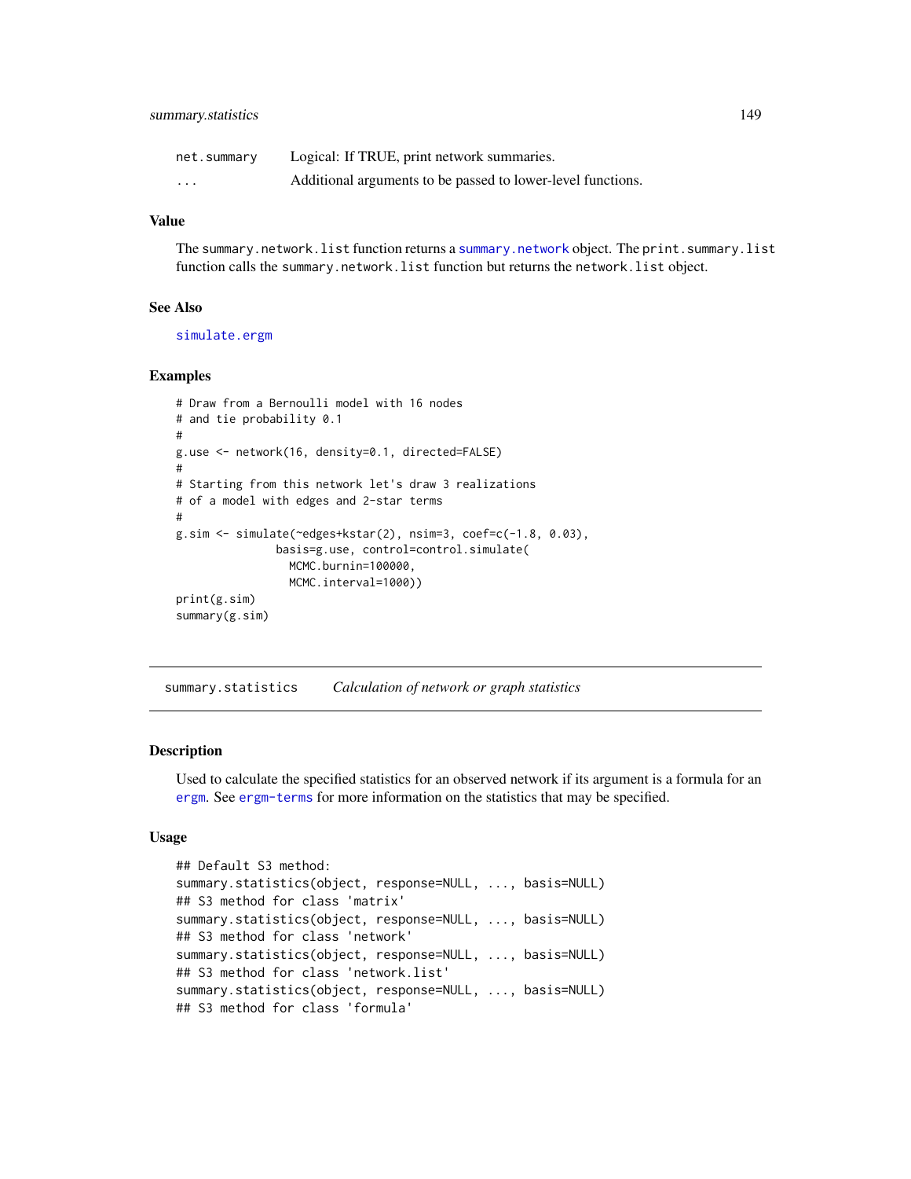| | |
|---|---|
| net.summary | Logical: If TRUE, print network summaries. |
| ... | Additional arguments to be passed to lower-level functions. |

### Value

The summary.network.list function returns a summary.network object. The print.summary.list function calls the summary.network.list function but returns the network.list object.

### See Also

simulate.ergm

### Examples

```
# Draw from a Bernoulli model with 16 nodes
# and tie probability 0.1
#
g.use <- network(16, density=0.1, directed=FALSE)
#
# Starting from this network let's draw 3 realizations
# of a model with edges and 2-star terms
#
g.sim <- simulate(~edges+kstar(2), nsim=3, coef=c(-1.8, 0.03),
               basis=g.use, control=control.simulate(
                 MCMC.burnin=100000,
                 MCMC.interval=1000))
print(g.sim)
summary(g.sim)
```

---

## summary.statistics    *Calculation of network or graph statistics*

### Description

Used to calculate the specified statistics for an observed network if its argument is a formula for an ergm. See ergm-terms for more information on the statistics that may be specified.

### Usage

```
## Default S3 method:
summary.statistics(object, response=NULL, ..., basis=NULL)
## S3 method for class 'matrix'
summary.statistics(object, response=NULL, ..., basis=NULL)
## S3 method for class 'network'
summary.statistics(object, response=NULL, ..., basis=NULL)
## S3 method for class 'network.list'
summary.statistics(object, response=NULL, ..., basis=NULL)
## S3 method for class 'formula'
```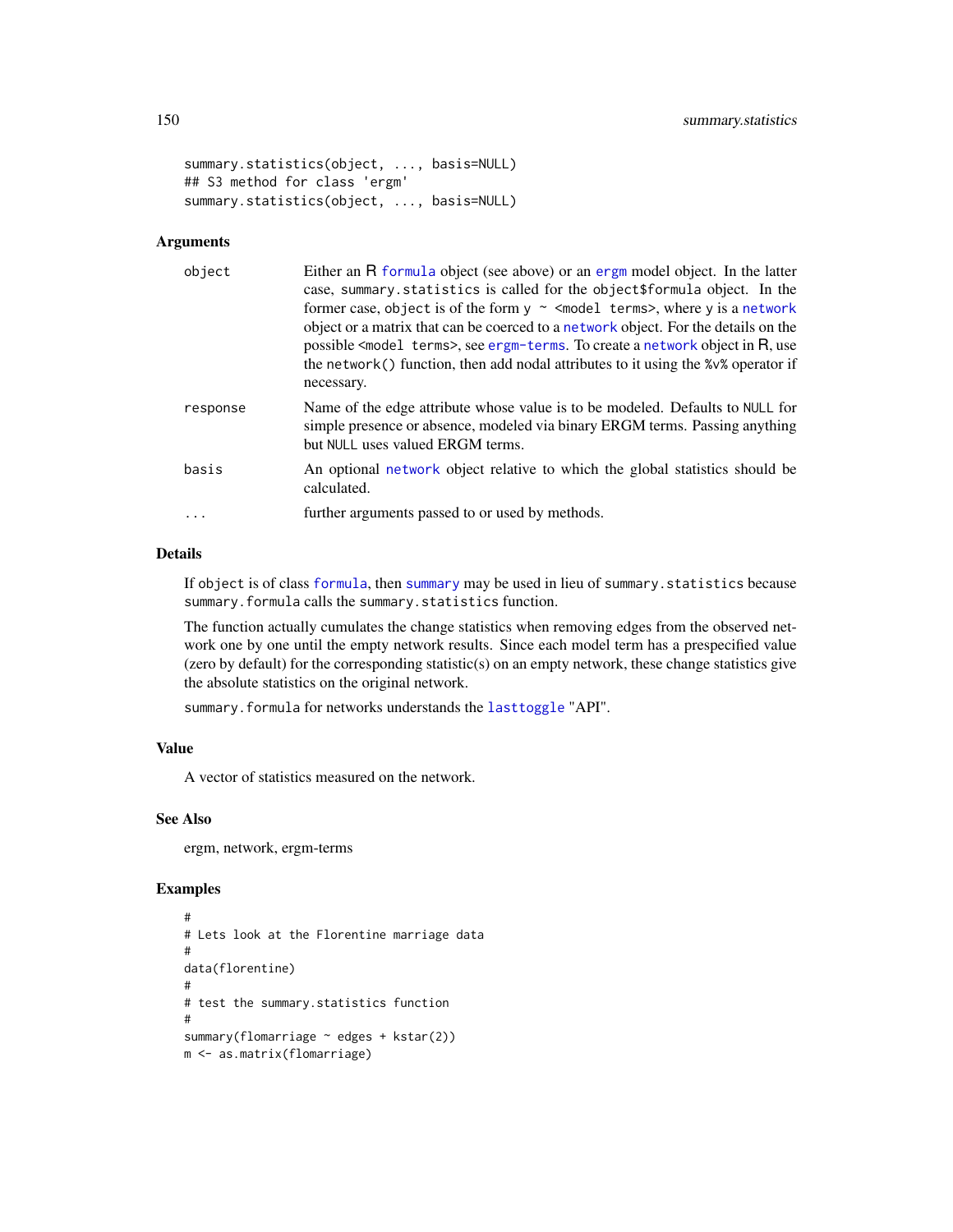```
summary.statistics(object, ..., basis=NULL)
## S3 method for class 'ergm'
summary.statistics(object, ..., basis=NULL)
```

## Arguments

| | |
|---|---|
| `object` | Either an R `formula` object (see above) or an `ergm` model object. In the latter case, `summary.statistics` is called for the `object$formula` object. In the former case, `object` is of the form `y ~ <model terms>`, where `y` is a `network` object or a matrix that can be coerced to a `network` object. For the details on the possible `<model terms>`, see `ergm-terms`. To create a `network` object in R, use the `network()` function, then add nodal attributes to it using the `%v%` operator if necessary. |
| `response` | Name of the edge attribute whose value is to be modeled. Defaults to `NULL` for simple presence or absence, modeled via binary ERGM terms. Passing anything but `NULL` uses valued ERGM terms. |
| `basis` | An optional `network` object relative to which the global statistics should be calculated. |
| `...` | further arguments passed to or used by methods. |

## Details

If `object` is of class `formula`, then `summary` may be used in lieu of `summary.statistics` because `summary.formula` calls the `summary.statistics` function.

The function actually cumulates the change statistics when removing edges from the observed network one by one until the empty network results. Since each model term has a prespecified value (zero by default) for the corresponding statistic(s) on an empty network, these change statistics give the absolute statistics on the original network.

`summary.formula` for networks understands the `lasttoggle` "API".

## Value

A vector of statistics measured on the network.

## See Also

ergm, network, ergm-terms

## Examples

```
#
# Lets look at the Florentine marriage data
#
data(florentine)
#
# test the summary.statistics function
#
summary(flomarriage ~ edges + kstar(2))
m <- as.matrix(flomarriage)
```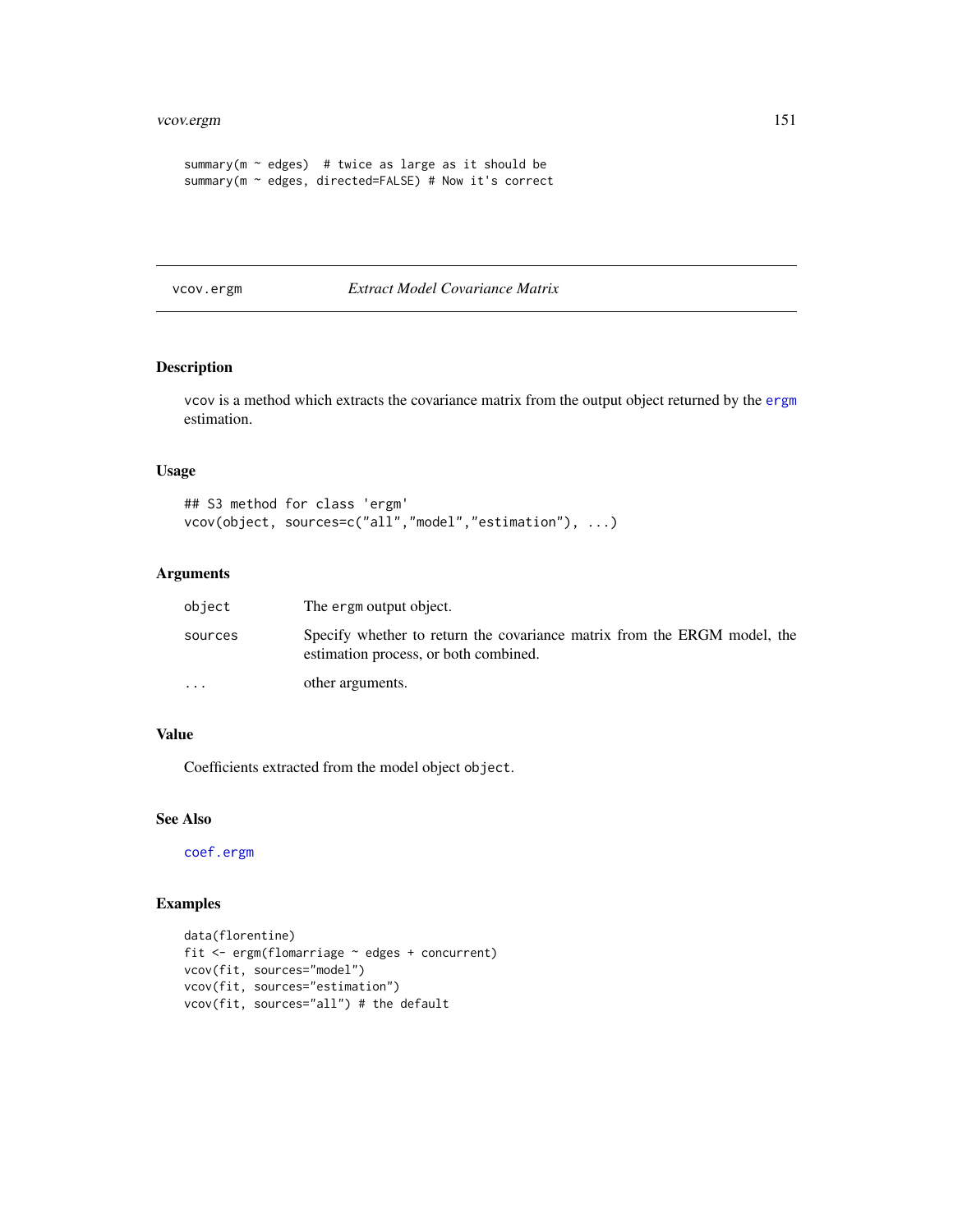```
summary(m ~ edges)  # twice as large as it should be
summary(m ~ edges, directed=FALSE) # Now it's correct
```

---

`vcov.ergm` *Extract Model Covariance Matrix*

---

### Description

vcov is a method which extracts the covariance matrix from the output object returned by the ergm estimation.

### Usage

```
## S3 method for class 'ergm'
vcov(object, sources=c("all","model","estimation"), ...)
```

### Arguments

| | |
|---|---|
| `object` | The ergm output object. |
| `sources` | Specify whether to return the covariance matrix from the ERGM model, the estimation process, or both combined. |
| `...` | other arguments. |

### Value

Coefficients extracted from the model object `object`.

### See Also

`coef.ergm`

### Examples

```
data(florentine)
fit <- ergm(flomarriage ~ edges + concurrent)
vcov(fit, sources="model")
vcov(fit, sources="estimation")
vcov(fit, sources="all") # the default
```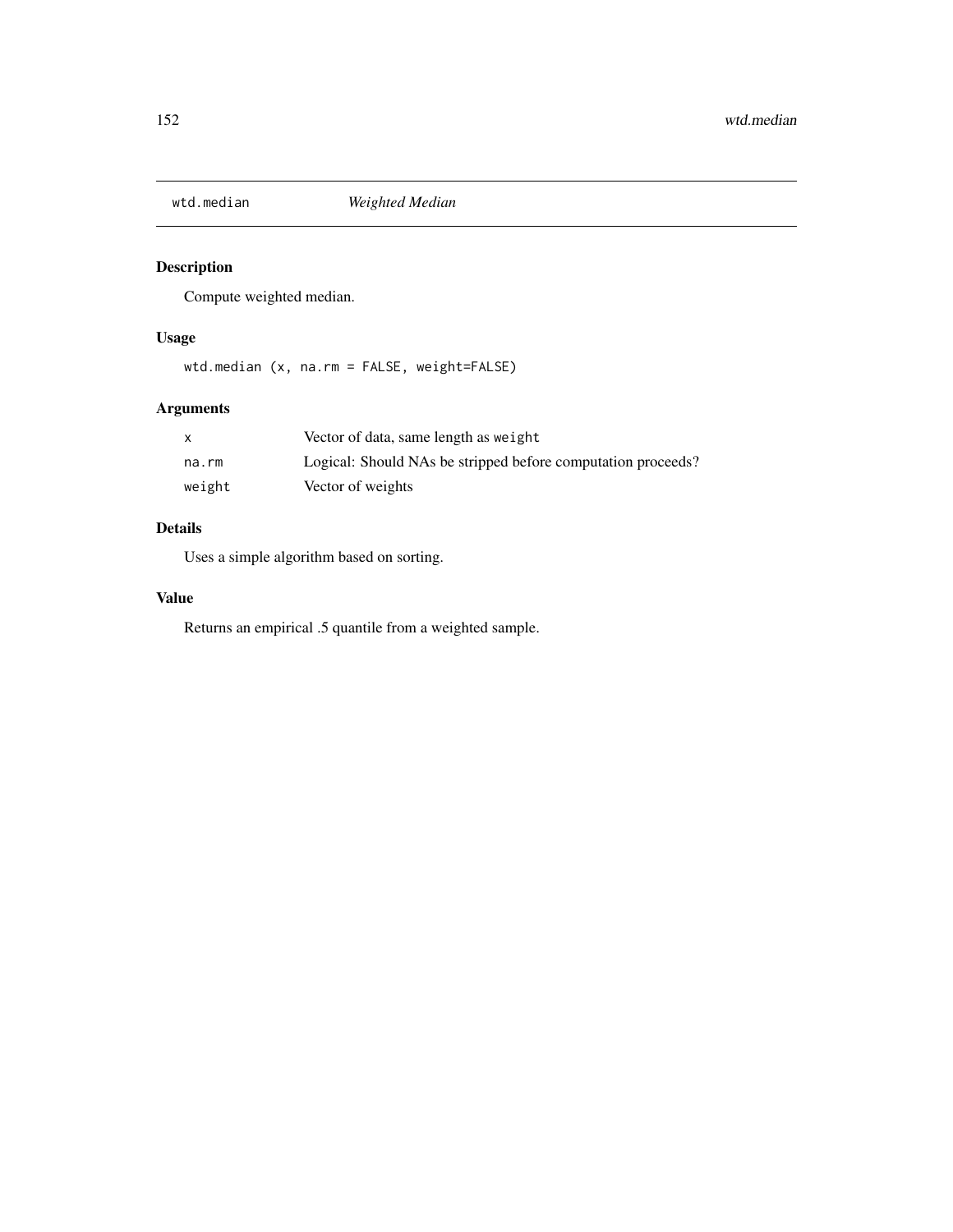## wtd.median    *Weighted Median*

### Description

Compute weighted median.

### Usage

```
wtd.median (x, na.rm = FALSE, weight=FALSE)
```

### Arguments

| | |
|---|---|
| `x` | Vector of data, same length as `weight` |
| `na.rm` | Logical: Should NAs be stripped before computation proceeds? |
| `weight` | Vector of weights |

### Details

Uses a simple algorithm based on sorting.

### Value

Returns an empirical .5 quantile from a weighted sample.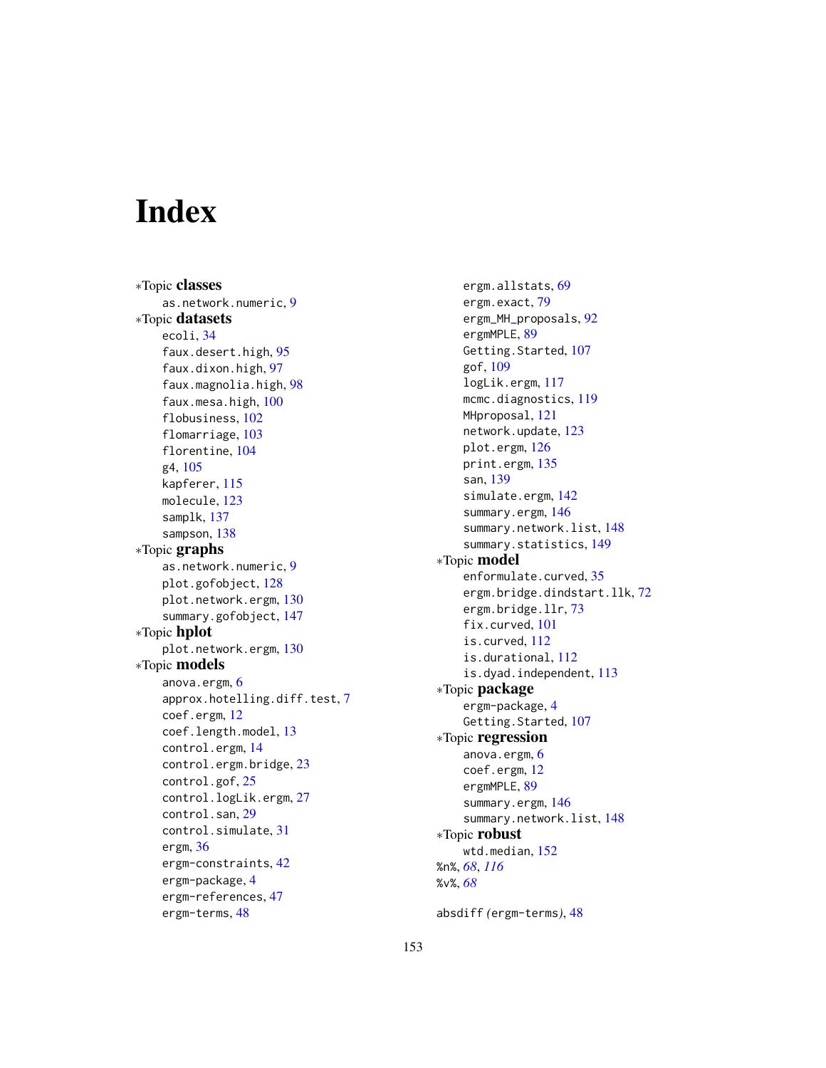# Index

*Topic **classes**
- as.network.numeric, 9

*Topic **datasets**
- ecoli, 34
- faux.desert.high, 95
- faux.dixon.high, 97
- faux.magnolia.high, 98
- faux.mesa.high, 100
- flobusiness, 102
- flomarriage, 103
- florentine, 104
- g4, 105
- kapferer, 115
- molecule, 123
- samplk, 137
- sampson, 138

*Topic **graphs**
- as.network.numeric, 9
- plot.gofobject, 128
- plot.network.ergm, 130
- summary.gofobject, 147

*Topic **hplot**
- plot.network.ergm, 130

*Topic **models**
- anova.ergm, 6
- approx.hotelling.diff.test, 7
- coef.ergm, 12
- coef.length.model, 13
- control.ergm, 14
- control.ergm.bridge, 23
- control.gof, 25
- control.logLik.ergm, 27
- control.san, 29
- control.simulate, 31
- ergm, 36
- ergm-constraints, 42
- ergm-package, 4
- ergm-references, 47
- ergm-terms, 48
- ergm.allstats, 69
- ergm.exact, 79
- ergm_MH_proposals, 92
- ergmMPLE, 89
- Getting.Started, 107
- gof, 109
- logLik.ergm, 117
- mcmc.diagnostics, 119
- MHproposal, 121
- network.update, 123
- plot.ergm, 126
- print.ergm, 135
- san, 139
- simulate.ergm, 142
- summary.ergm, 146
- summary.network.list, 148
- summary.statistics, 149

*Topic **model**
- enformulate.curved, 35
- ergm.bridge.dindstart.llk, 72
- ergm.bridge.llr, 73
- fix.curved, 101
- is.curved, 112
- is.durational, 112
- is.dyad.independent, 113

*Topic **package**
- ergm-package, 4
- Getting.Started, 107

*Topic **regression**
- anova.ergm, 6
- coef.ergm, 12
- ergmMPLE, 89
- summary.ergm, 146
- summary.network.list, 148

*Topic **robust**
- wtd.median, 152

%n%, *68*, *116*
%v%, *68*

absdiff *(ergm-terms)*, 48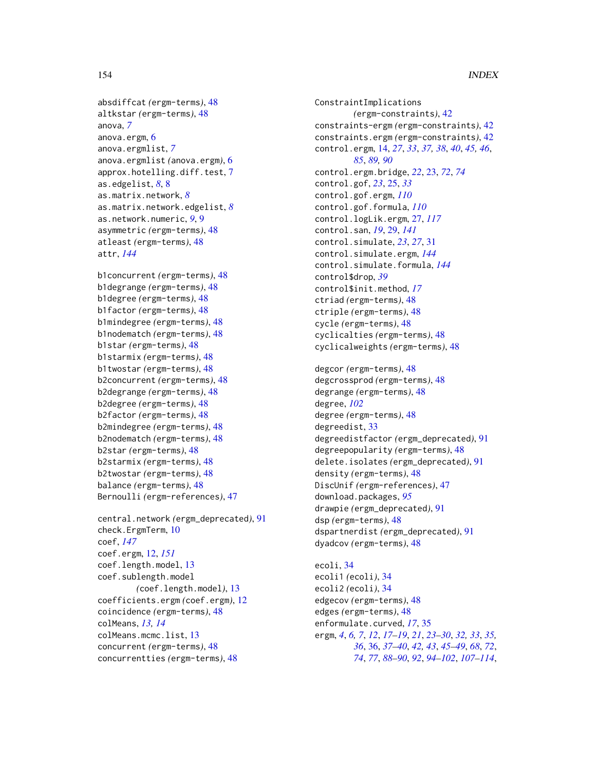absdiffcat *(ergm-terms)*, 48
altkstar *(ergm-terms)*, 48
anova, *7*
anova.ergm, 6
anova.ergmlist, *7*
anova.ergmlist *(anova.ergm)*, 6
approx.hotelling.diff.test, 7
as.edgelist, *8*, 8
as.matrix.network, *8*
as.matrix.network.edgelist, *8*
as.network.numeric, *9*, 9
asymmetric *(ergm-terms)*, 48
atleast *(ergm-terms)*, 48
attr, *144*

b1concurrent *(ergm-terms)*, 48
b1degrange *(ergm-terms)*, 48
b1degree *(ergm-terms)*, 48
b1factor *(ergm-terms)*, 48
b1mindegree *(ergm-terms)*, 48
b1nodematch *(ergm-terms)*, 48
b1star *(ergm-terms)*, 48
b1starmix *(ergm-terms)*, 48
b1twostar *(ergm-terms)*, 48
b2concurrent *(ergm-terms)*, 48
b2degrange *(ergm-terms)*, 48
b2degree *(ergm-terms)*, 48
b2factor *(ergm-terms)*, 48
b2mindegree *(ergm-terms)*, 48
b2nodematch *(ergm-terms)*, 48
b2star *(ergm-terms)*, 48
b2starmix *(ergm-terms)*, 48
b2twostar *(ergm-terms)*, 48
balance *(ergm-terms)*, 48
Bernoulli *(ergm-references)*, 47

central.network *(ergm_deprecated)*, 91
check.ErgmTerm, 10
coef, *147*
coef.ergm, 12, *151*
coef.length.model, 13
coef.sublength.model *(coef.length.model)*, 13
coefficients.ergm *(coef.ergm)*, 12
coincidence *(ergm-terms)*, 48
colMeans, *13, 14*
colMeans.mcmc.list, 13
concurrent *(ergm-terms)*, 48
concurrentties *(ergm-terms)*, 48

ConstraintImplications *(ergm-constraints)*, 42
constraints-ergm *(ergm-constraints)*, 42
constraints.ergm *(ergm-constraints)*, 42
control.ergm, 14, *27*, *33*, *37, 38*, *40*, *45, 46*, *85*, *89, 90*
control.ergm.bridge, *22*, 23, *72*, *74*
control.gof, *23*, 25, *33*
control.gof.ergm, *110*
control.gof.formula, *110*
control.logLik.ergm, 27, *117*
control.san, *19*, 29, *141*
control.simulate, *23*, *27*, 31
control.simulate.ergm, *144*
control.simulate.formula, *144*
control$drop, *39*
control$init.method, *17*
ctriad *(ergm-terms)*, 48
ctriple *(ergm-terms)*, 48
cycle *(ergm-terms)*, 48
cyclicalties *(ergm-terms)*, 48
cyclicalweights *(ergm-terms)*, 48

degcor *(ergm-terms)*, 48
degcrossprod *(ergm-terms)*, 48
degrange *(ergm-terms)*, 48
degree, *102*
degree *(ergm-terms)*, 48
degreedist, 33
degreedistfactor *(ergm_deprecated)*, 91
degreepopularity *(ergm-terms)*, 48
delete.isolates *(ergm_deprecated)*, 91
density *(ergm-terms)*, 48
DiscUnif *(ergm-references)*, 47
download.packages, *95*
drawpie *(ergm_deprecated)*, 91
dsp *(ergm-terms)*, 48
dspartnerdist *(ergm_deprecated)*, 91
dyadcov *(ergm-terms)*, 48

ecoli, 34
ecoli1 *(ecoli)*, 34
ecoli2 *(ecoli)*, 34
edgecov *(ergm-terms)*, 48
edges *(ergm-terms)*, 48
enformulate.curved, *17*, 35
ergm, *4*, *6, 7*, *12*, *17–19*, *21*, *23–30*, *32, 33*, *35, 36*, 36, *37–40*, *42, 43*, *45–49*, *68*, *72*, *74*, *77*, *88–90*, *92*, *94–102*, *107–114*,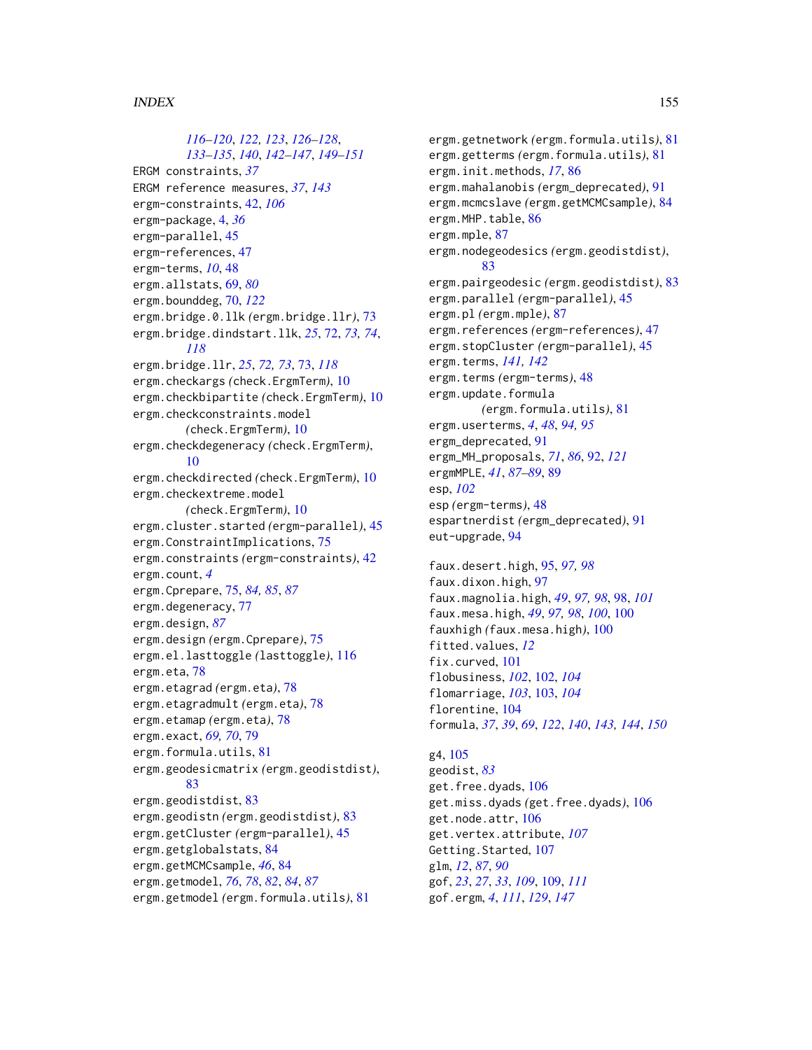*116–120*, *122*, *123*, *126–128*, *133–135*, *140*, *142–147*, *149–151*

ERGM constraints, *37*
ERGM reference measures, *37*, *143*
ergm-constraints, 42, *106*
ergm-package, 4, *36*
ergm-parallel, 45
ergm-references, 47
ergm-terms, *10*, 48
ergm.allstats, 69, *80*
ergm.bounddeg, 70, *122*
ergm.bridge.0.llk *(*ergm.bridge.llr*)*, 73
ergm.bridge.dindstart.llk, *25*, 72, *73, 74*, *118*
ergm.bridge.llr, *25*, *72, 73*, 73, *118*
ergm.checkargs *(*check.ErgmTerm*)*, 10
ergm.checkbipartite *(*check.ErgmTerm*)*, 10
ergm.checkconstraints.model *(*check.ErgmTerm*)*, 10
ergm.checkdegeneracy *(*check.ErgmTerm*)*, 10
ergm.checkdirected *(*check.ErgmTerm*)*, 10
ergm.checkextreme.model *(*check.ErgmTerm*)*, 10
ergm.cluster.started *(*ergm-parallel*)*, 45
ergm.ConstraintImplications, 75
ergm.constraints *(*ergm-constraints*)*, 42
ergm.count, *4*
ergm.Cprepare, 75, *84, 85*, *87*
ergm.degeneracy, 77
ergm.design, *87*
ergm.design *(*ergm.Cprepare*)*, 75
ergm.el.lasttoggle *(*lasttoggle*)*, 116
ergm.eta, 78
ergm.etagrad *(*ergm.eta*)*, 78
ergm.etagradmult *(*ergm.eta*)*, 78
ergm.etamap *(*ergm.eta*)*, 78
ergm.exact, *69, 70*, 79
ergm.formula.utils, 81
ergm.geodesicmatrix *(*ergm.geodistdist*)*, 83
ergm.geodistdist, 83
ergm.geodistn *(*ergm.geodistdist*)*, 83
ergm.getCluster *(*ergm-parallel*)*, 45
ergm.getglobalstats, 84
ergm.getMCMCsample, *46*, 84
ergm.getmodel, *76*, *78*, *82*, *84*, *87*
ergm.getmodel *(*ergm.formula.utils*)*, 81
ergm.getnetwork *(*ergm.formula.utils*)*, 81
ergm.getterms *(*ergm.formula.utils*)*, 81
ergm.init.methods, *17*, 86
ergm.mahalanobis *(*ergm_deprecated*)*, 91
ergm.mcmcslave *(*ergm.getMCMCsample*)*, 84
ergm.MHP.table, 86
ergm.mple, 87
ergm.nodegeodesics *(*ergm.geodistdist*)*, 83
ergm.pairgeodesic *(*ergm.geodistdist*)*, 83
ergm.parallel *(*ergm-parallel*)*, 45
ergm.pl *(*ergm.mple*)*, 87
ergm.references *(*ergm-references*)*, 47
ergm.stopCluster *(*ergm-parallel*)*, 45
ergm.terms, *141, 142*
ergm.terms *(*ergm-terms*)*, 48
ergm.update.formula *(*ergm.formula.utils*)*, 81
ergm.userterms, *4*, *48*, *94, 95*
ergm_deprecated, 91
ergm_MH_proposals, *71*, *86*, 92, *121*
ergmMPLE, *41*, *87–89*, 89
esp, *102*
esp *(*ergm-terms*)*, 48
espartnerdist *(*ergm_deprecated*)*, 91
eut-upgrade, 94

faux.desert.high, 95, *97, 98*
faux.dixon.high, 97
faux.magnolia.high, *49*, *97, 98*, 98, *101*
faux.mesa.high, *49*, *97, 98*, *100*, 100
fauxhigh *(*faux.mesa.high*)*, 100
fitted.values, *12*
fix.curved, 101
flobusiness, *102*, 102, *104*
flomarriage, *103*, 103, *104*
florentine, 104
formula, *37*, *39*, *69*, *122*, *140*, *143, 144*, *150*

g4, 105
geodist, *83*
get.free.dyads, 106
get.miss.dyads *(*get.free.dyads*)*, 106
get.node.attr, 106
get.vertex.attribute, *107*
Getting.Started, 107
glm, *12*, *87*, *90*
gof, *23*, *27*, *33*, *109*, 109, *111*
gof.ergm, *4*, *111*, *129*, *147*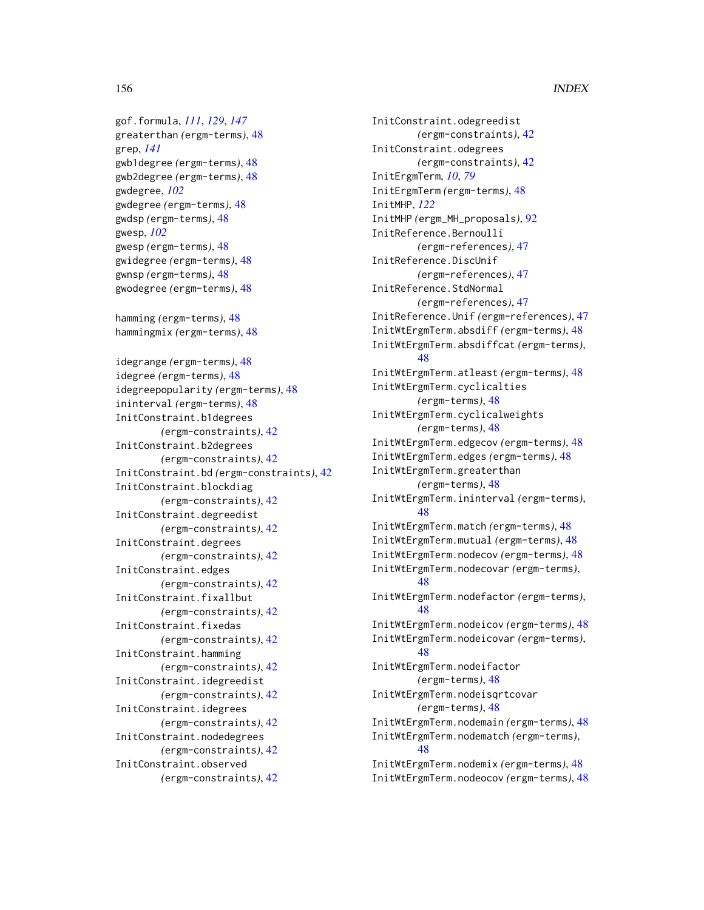gof.formula, *111*, *129*, *147*
greaterthan *(ergm-terms)*, 48
grep, *141*
gwb1degree *(ergm-terms)*, 48
gwb2degree *(ergm-terms)*, 48
gwdegree, *102*
gwdegree *(ergm-terms)*, 48
gwdsp *(ergm-terms)*, 48
gwesp, *102*
gwesp *(ergm-terms)*, 48
gwidegree *(ergm-terms)*, 48
gwnsp *(ergm-terms)*, 48
gwodegree *(ergm-terms)*, 48

hamming *(ergm-terms)*, 48
hammingmix *(ergm-terms)*, 48

idegrange *(ergm-terms)*, 48
idegree *(ergm-terms)*, 48
idegreepopularity *(ergm-terms)*, 48
ininterval *(ergm-terms)*, 48
InitConstraint.b1degrees *(ergm-constraints)*, 42
InitConstraint.b2degrees *(ergm-constraints)*, 42
InitConstraint.bd *(ergm-constraints)*, 42
InitConstraint.blockdiag *(ergm-constraints)*, 42
InitConstraint.degreedist *(ergm-constraints)*, 42
InitConstraint.degrees *(ergm-constraints)*, 42
InitConstraint.edges *(ergm-constraints)*, 42
InitConstraint.fixallbut *(ergm-constraints)*, 42
InitConstraint.fixedas *(ergm-constraints)*, 42
InitConstraint.hamming *(ergm-constraints)*, 42
InitConstraint.idegreedist *(ergm-constraints)*, 42
InitConstraint.idegrees *(ergm-constraints)*, 42
InitConstraint.nodedegrees *(ergm-constraints)*, 42
InitConstraint.observed *(ergm-constraints)*, 42
InitConstraint.odegreedist *(ergm-constraints)*, 42
InitConstraint.odegrees *(ergm-constraints)*, 42
InitErgmTerm, *10*, *79*
InitErgmTerm *(ergm-terms)*, 48
InitMHP, *122*
InitMHP *(ergm_MH_proposals)*, 92
InitReference.Bernoulli *(ergm-references)*, 47
InitReference.DiscUnif *(ergm-references)*, 47
InitReference.StdNormal *(ergm-references)*, 47
InitReference.Unif *(ergm-references)*, 47
InitWtErgmTerm.absdiff *(ergm-terms)*, 48
InitWtErgmTerm.absdiffcat *(ergm-terms)*, 48
InitWtErgmTerm.atleast *(ergm-terms)*, 48
InitWtErgmTerm.cyclicalties *(ergm-terms)*, 48
InitWtErgmTerm.cyclicalweights *(ergm-terms)*, 48
InitWtErgmTerm.edgecov *(ergm-terms)*, 48
InitWtErgmTerm.edges *(ergm-terms)*, 48
InitWtErgmTerm.greaterthan *(ergm-terms)*, 48
InitWtErgmTerm.ininterval *(ergm-terms)*, 48
InitWtErgmTerm.match *(ergm-terms)*, 48
InitWtErgmTerm.mutual *(ergm-terms)*, 48
InitWtErgmTerm.nodecov *(ergm-terms)*, 48
InitWtErgmTerm.nodecovar *(ergm-terms)*, 48
InitWtErgmTerm.nodefactor *(ergm-terms)*, 48
InitWtErgmTerm.nodeicov *(ergm-terms)*, 48
InitWtErgmTerm.nodeicovar *(ergm-terms)*, 48
InitWtErgmTerm.nodeifactor *(ergm-terms)*, 48
InitWtErgmTerm.nodeisqrtcovar *(ergm-terms)*, 48
InitWtErgmTerm.nodemain *(ergm-terms)*, 48
InitWtErgmTerm.nodematch *(ergm-terms)*, 48
InitWtErgmTerm.nodemix *(ergm-terms)*, 48
InitWtErgmTerm.nodeocov *(ergm-terms)*, 48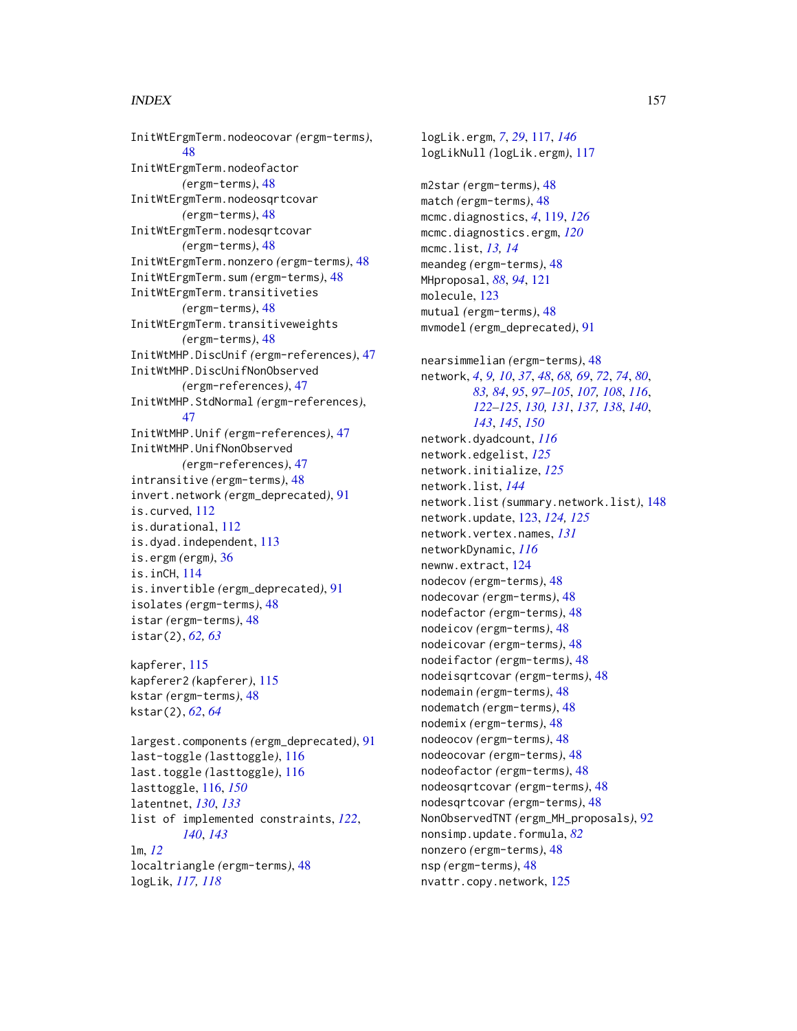InitWtErgmTerm.nodeocovar *(ergm-terms)*, 48
InitWtErgmTerm.nodeofactor *(ergm-terms)*, 48
InitWtErgmTerm.nodeosqrtcovar *(ergm-terms)*, 48
InitWtErgmTerm.nodesqrtcovar *(ergm-terms)*, 48
InitWtErgmTerm.nonzero *(ergm-terms)*, 48
InitWtErgmTerm.sum *(ergm-terms)*, 48
InitWtErgmTerm.transitiveties *(ergm-terms)*, 48
InitWtErgmTerm.transitiveweights *(ergm-terms)*, 48
InitWtMHP.DiscUnif *(ergm-references)*, 47
InitWtMHP.DiscUnifNonObserved *(ergm-references)*, 47
InitWtMHP.StdNormal *(ergm-references)*, 47
InitWtMHP.Unif *(ergm-references)*, 47
InitWtMHP.UnifNonObserved *(ergm-references)*, 47
intransitive *(ergm-terms)*, 48
invert.network *(ergm_deprecated)*, 91
is.curved, 112
is.durational, 112
is.dyad.independent, 113
is.ergm *(ergm)*, 36
is.inCH, 114
is.invertible *(ergm_deprecated)*, 91
isolates *(ergm-terms)*, 48
istar *(ergm-terms)*, 48
istar(2), *62, 63*

kapferer, 115
kapferer2 *(kapferer)*, 115
kstar *(ergm-terms)*, 48
kstar(2), *62*, *64*

largest.components *(ergm_deprecated)*, 91
last-toggle *(lasttoggle)*, 116
last.toggle *(lasttoggle)*, 116
lasttoggle, 116, *150*
latentnet, *130*, *133*
list of implemented constraints, *122*, *140*, *143*
lm, *12*
localtriangle *(ergm-terms)*, 48
logLik, *117, 118*
logLik.ergm, *7*, *29*, 117, *146*
logLikNull *(logLik.ergm)*, 117

m2star *(ergm-terms)*, 48
match *(ergm-terms)*, 48
mcmc.diagnostics, *4*, 119, *126*
mcmc.diagnostics.ergm, *120*
mcmc.list, *13, 14*
meandeg *(ergm-terms)*, 48
MHproposal, *88*, *94*, 121
molecule, 123
mutual *(ergm-terms)*, 48
mvmodel *(ergm_deprecated)*, 91

nearsimmelian *(ergm-terms)*, 48
network, *4*, *9, 10*, *37*, *48*, *68, 69*, *72*, *74*, *80*, *83, 84*, *95*, *97–105*, *107, 108*, *116*, *122–125*, *130, 131*, *137, 138*, *140*, *143*, *145*, *150*
network.dyadcount, *116*
network.edgelist, *125*
network.initialize, *125*
network.list, *144*
network.list *(summary.network.list)*, 148
network.update, 123, *124, 125*
network.vertex.names, *131*
networkDynamic, *116*
newnw.extract, 124
nodecov *(ergm-terms)*, 48
nodecovar *(ergm-terms)*, 48
nodefactor *(ergm-terms)*, 48
nodeicov *(ergm-terms)*, 48
nodeicovar *(ergm-terms)*, 48
nodeifactor *(ergm-terms)*, 48
nodeisqrtcovar *(ergm-terms)*, 48
nodemain *(ergm-terms)*, 48
nodematch *(ergm-terms)*, 48
nodemix *(ergm-terms)*, 48
nodeocov *(ergm-terms)*, 48
nodeocovar *(ergm-terms)*, 48
nodeofactor *(ergm-terms)*, 48
nodeosqrtcovar *(ergm-terms)*, 48
nodesqrtcovar *(ergm-terms)*, 48
NonObservedTNT *(ergm_MH_proposals)*, 92
nonsimp.update.formula, *82*
nonzero *(ergm-terms)*, 48
nsp *(ergm-terms)*, 48
nvattr.copy.network, 125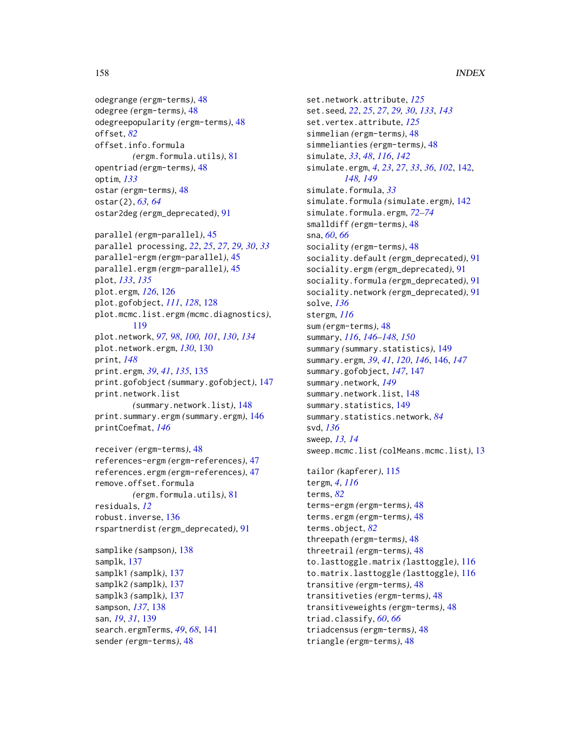odegrange *(*ergm-terms*)*, 48
odegree *(*ergm-terms*)*, 48
odegreepopularity *(*ergm-terms*)*, 48
offset, *82*
offset.info.formula
  *(*ergm.formula.utils*)*, 81
opentriad *(*ergm-terms*)*, 48
optim, *133*
ostar *(*ergm-terms*)*, 48
ostar(2), *63, 64*
ostar2deg *(*ergm_deprecated*)*, 91

parallel *(*ergm-parallel*)*, 45
parallel processing, *22*, *25*, *27*, *29, 30*, *33*
parallel-ergm *(*ergm-parallel*)*, 45
parallel.ergm *(*ergm-parallel*)*, 45
plot, *133*, *135*
plot.ergm, *126*, 126
plot.gofobject, *111*, *128*, 128
plot.mcmc.list.ergm *(*mcmc.diagnostics*)*,
  119
plot.network, *97, 98*, *100, 101*, *130*, *134*
plot.network.ergm, *130*, 130
print, *148*
print.ergm, *39*, *41*, *135*, 135
print.gofobject *(*summary.gofobject*)*, 147
print.network.list
  *(*summary.network.list*)*, 148
print.summary.ergm *(*summary.ergm*)*, 146
printCoefmat, *146*

receiver *(*ergm-terms*)*, 48
references-ergm *(*ergm-references*)*, 47
references.ergm *(*ergm-references*)*, 47
remove.offset.formula
  *(*ergm.formula.utils*)*, 81
residuals, *12*
robust.inverse, 136
rspartnerdist *(*ergm_deprecated*)*, 91

samplike *(*sampson*)*, 138
samplk, 137
samplk1 *(*samplk*)*, 137
samplk2 *(*samplk*)*, 137
samplk3 *(*samplk*)*, 137
sampson, *137*, 138
san, *19*, *31*, 139
search.ergmTerms, *49*, *68*, 141
sender *(*ergm-terms*)*, 48
set.network.attribute, *125*
set.seed, *22*, *25*, *27*, *29*, *30*, *133*, *143*
set.vertex.attribute, *125*
simmelian *(*ergm-terms*)*, 48
simmelianties *(*ergm-terms*)*, 48
simulate, *33*, *48*, *116*, *142*
simulate.ergm, *4*, *23*, *27*, *33*, *36*, *102*, 142,
  *148, 149*
simulate.formula, *33*
simulate.formula *(*simulate.ergm*)*, 142
simulate.formula.ergm, *72–74*
smalldiff *(*ergm-terms*)*, 48
sna, *60*, *66*
sociality *(*ergm-terms*)*, 48
sociality.default *(*ergm_deprecated*)*, 91
sociality.ergm *(*ergm_deprecated*)*, 91
sociality.formula *(*ergm_deprecated*)*, 91
sociality.network *(*ergm_deprecated*)*, 91
solve, *136*
stergm, *116*
sum *(*ergm-terms*)*, 48
summary, *116*, *146–148*, *150*
summary *(*summary.statistics*)*, 149
summary.ergm, *39*, *41*, *120*, *146*, 146, *147*
summary.gofobject, *147*, 147
summary.network, *149*
summary.network.list, 148
summary.statistics, 149
summary.statistics.network, *84*
svd, *136*
sweep, *13, 14*
sweep.mcmc.list *(*colMeans.mcmc.list*)*, 13

tailor *(*kapferer*)*, 115
tergm, *4*, *116*
terms, *82*
terms-ergm *(*ergm-terms*)*, 48
terms.ergm *(*ergm-terms*)*, 48
terms.object, *82*
threepath *(*ergm-terms*)*, 48
threetrail *(*ergm-terms*)*, 48
to.lasttoggle.matrix *(*lasttoggle*)*, 116
to.matrix.lasttoggle *(*lasttoggle*)*, 116
transitive *(*ergm-terms*)*, 48
transitiveties *(*ergm-terms*)*, 48
transitiveweights *(*ergm-terms*)*, 48
triad.classify, *60*, *66*
triadcensus *(*ergm-terms*)*, 48
triangle *(*ergm-terms*)*, 48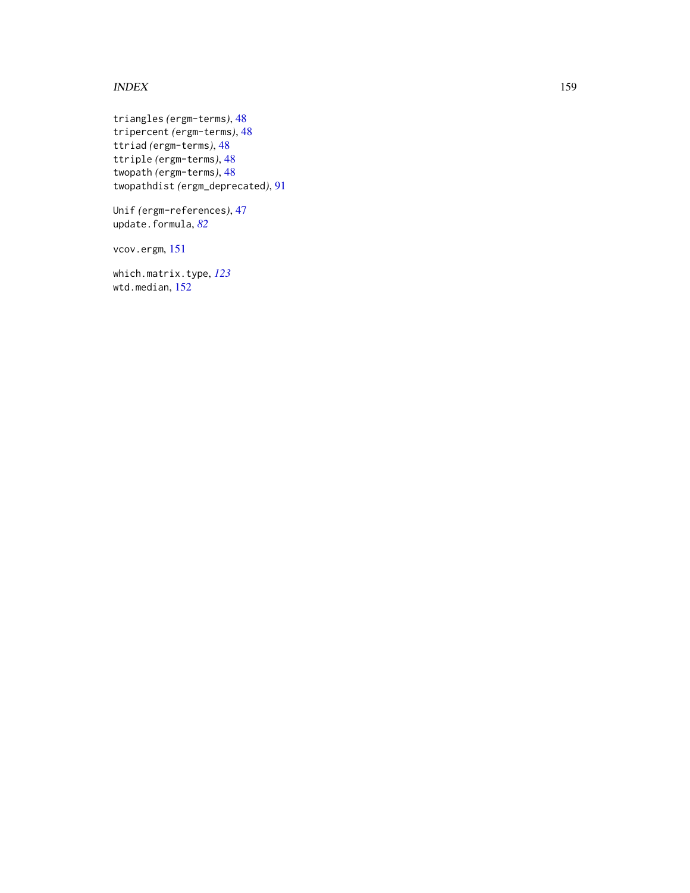triangles *(*ergm-terms*)*, 48
tripercent *(*ergm-terms*)*, 48
ttriad *(*ergm-terms*)*, 48
ttriple *(*ergm-terms*)*, 48
twopath *(*ergm-terms*)*, 48
twopathdist *(*ergm_deprecated*)*, 91

Unif *(*ergm-references*)*, 47
update.formula, *82*

vcov.ergm, 151

which.matrix.type, *123*
wtd.median, 152